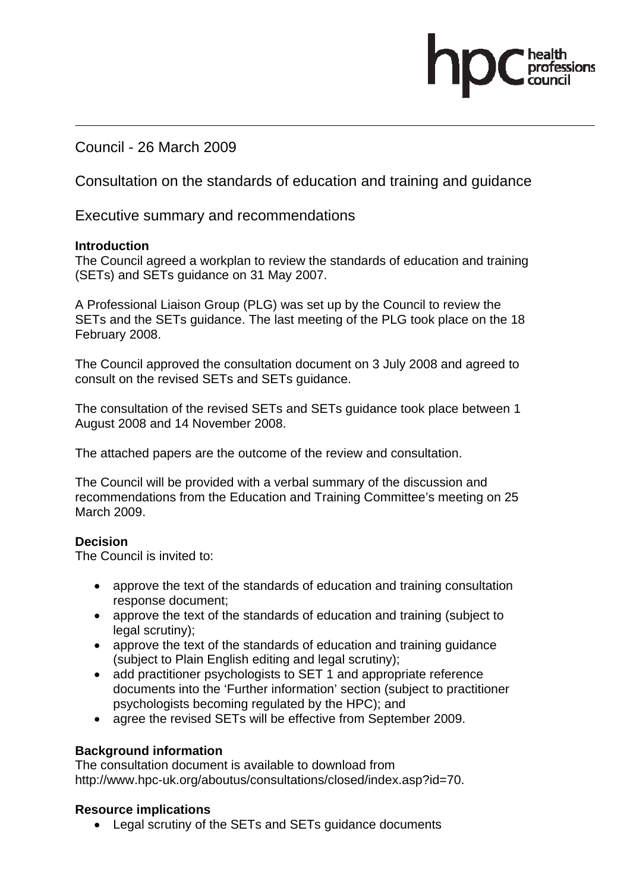Council - 26 March 2009

# Consultation on the standards of education and training and guidance

## Executive summary and recommendations

**Introduction**

The Council agreed a workplan to review the standards of education and training (SETs) and SETs guidance on 31 May 2007.

A Professional Liaison Group (PLG) was set up by the Council to review the SETs and the SETs guidance. The last meeting of the PLG took place on the 18 February 2008.

The Council approved the consultation document on 3 July 2008 and agreed to consult on the revised SETs and SETs guidance.

The consultation of the revised SETs and SETs guidance took place between 1 August 2008 and 14 November 2008.

The attached papers are the outcome of the review and consultation.

The Council will be provided with a verbal summary of the discussion and recommendations from the Education and Training Committee's meeting on 25 March 2009.

**Decision**

The Council is invited to:

- approve the text of the standards of education and training consultation response document;
- approve the text of the standards of education and training (subject to legal scrutiny);
- approve the text of the standards of education and training guidance (subject to Plain English editing and legal scrutiny);
- add practitioner psychologists to SET 1 and appropriate reference documents into the 'Further information' section (subject to practitioner psychologists becoming regulated by the HPC); and
- agree the revised SETs will be effective from September 2009.

**Background information**

The consultation document is available to download from http://www.hpc-uk.org/aboutus/consultations/closed/index.asp?id=70.

**Resource implications**

- Legal scrutiny of the SETs and SETs guidance documents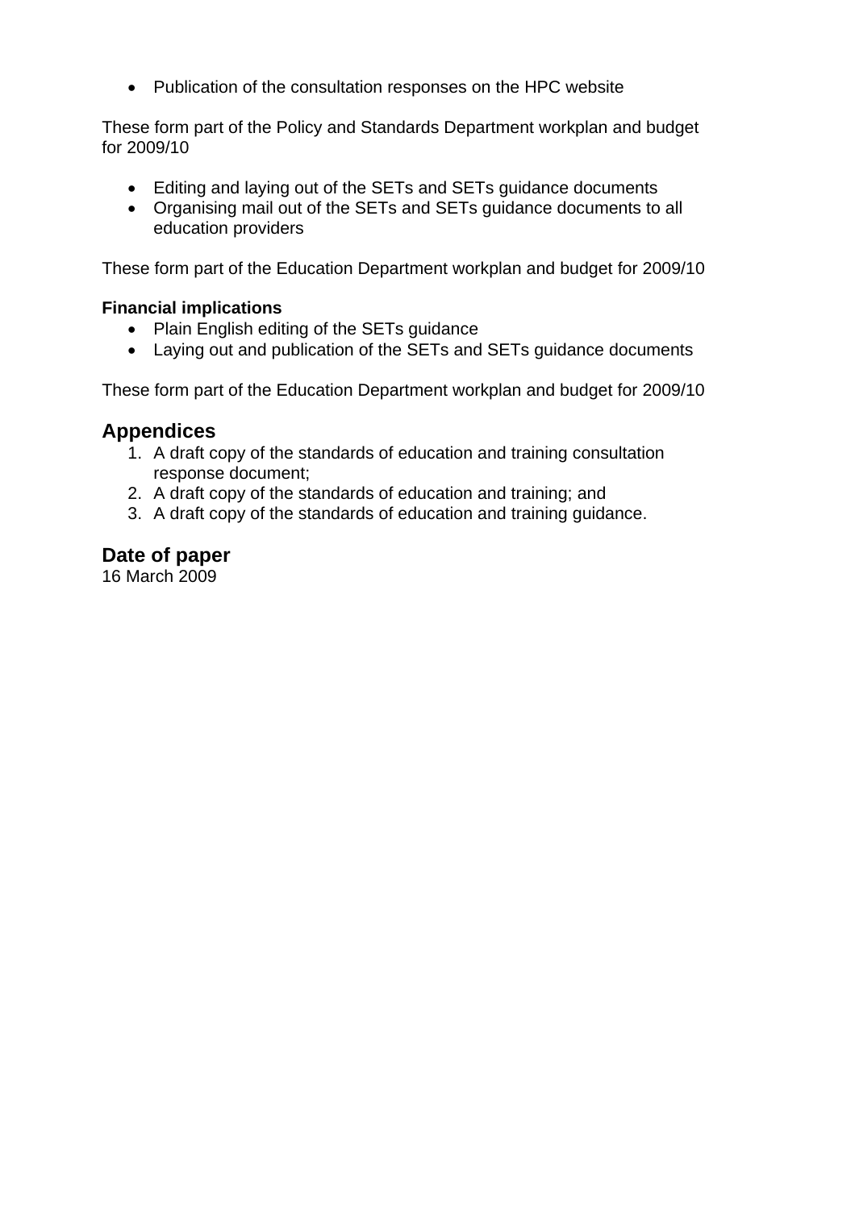- Publication of the consultation responses on the HPC website

These form part of the Policy and Standards Department workplan and budget for 2009/10

- Editing and laying out of the SETs and SETs guidance documents
- Organising mail out of the SETs and SETs guidance documents to all education providers

These form part of the Education Department workplan and budget for 2009/10

**Financial implications**

- Plain English editing of the SETs guidance
- Laying out and publication of the SETs and SETs guidance documents

These form part of the Education Department workplan and budget for 2009/10

## Appendices

1. A draft copy of the standards of education and training consultation response document;
2. A draft copy of the standards of education and training; and
3. A draft copy of the standards of education and training guidance.

## Date of paper

16 March 2009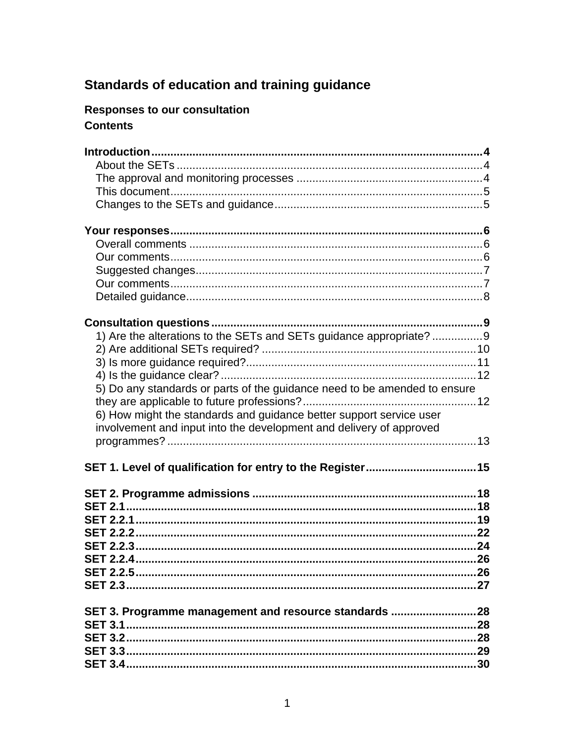# Standards of education and training guidance

## Responses to our consultation

### Contents

**Introduction** .......... 4
- About the SETs .......... 4
- The approval and monitoring processes .......... 4
- This document .......... 5
- Changes to the SETs and guidance .......... 5

**Your responses** .......... 6
- Overall comments .......... 6
- Our comments .......... 6
- Suggested changes .......... 7
- Our comments .......... 7
- Detailed guidance .......... 8

**Consultation questions** .......... 9
- 1) Are the alterations to the SETs and SETs guidance appropriate? .......... 9
- 2) Are additional SETs required? .......... 10
- 3) Is more guidance required? .......... 11
- 4) Is the guidance clear? .......... 12
- 5) Do any standards or parts of the guidance need to be amended to ensure they are applicable to future professions? .......... 12
- 6) How might the standards and guidance better support service user involvement and input into the development and delivery of approved programmes? .......... 13

**SET 1. Level of qualification for entry to the Register** .......... 15

**SET 2. Programme admissions** .......... 18
**SET 2.1** .......... 18
**SET 2.2.1** .......... 19
**SET 2.2.2** .......... 22
**SET 2.2.3** .......... 24
**SET 2.2.4** .......... 26
**SET 2.2.5** .......... 26
**SET 2.3** .......... 27

**SET 3. Programme management and resource standards** .......... 28
**SET 3.1** .......... 28
**SET 3.2** .......... 28
**SET 3.3** .......... 29
**SET 3.4** .......... 30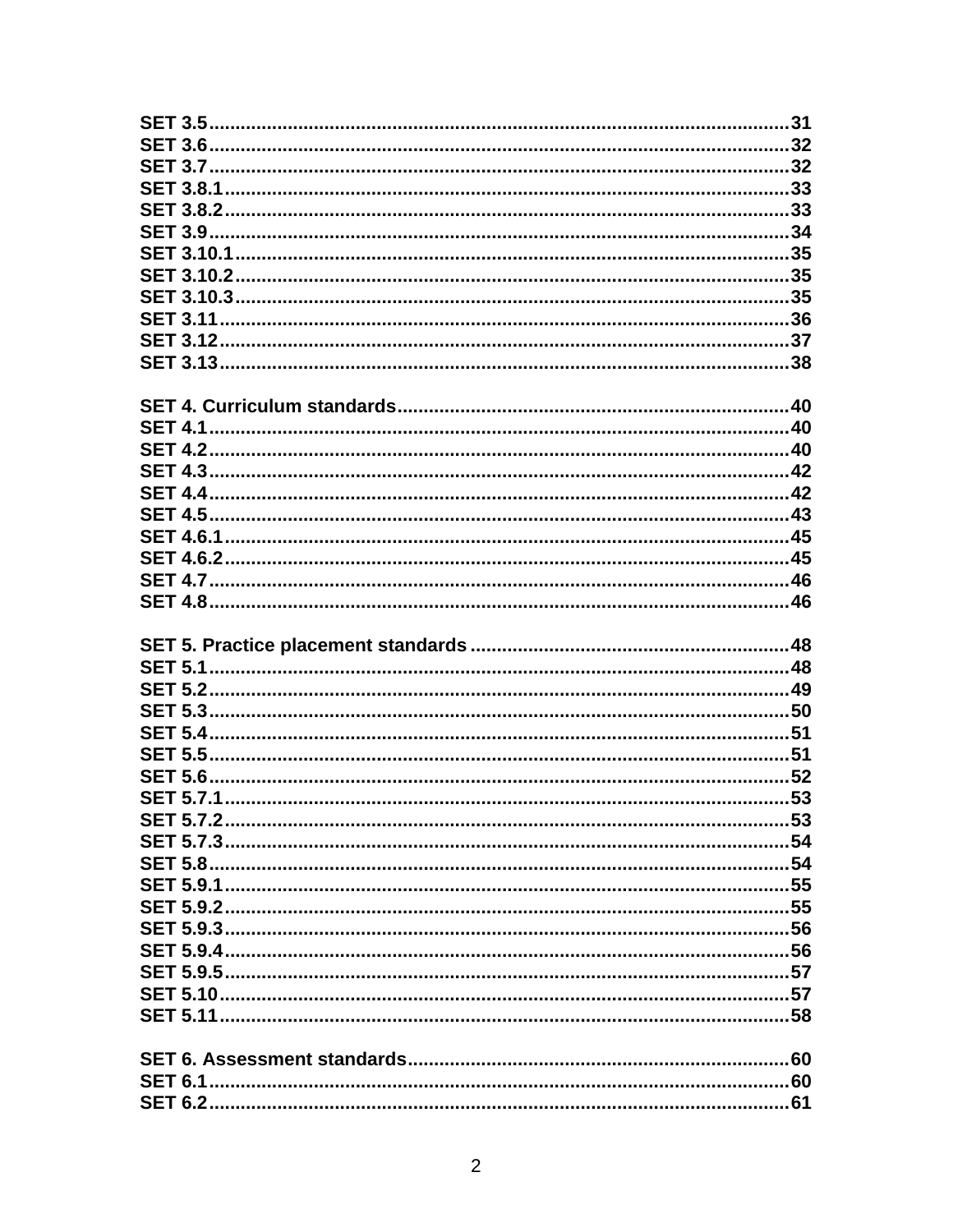**SET 3.5** .......... 31
**SET 3.6** .......... 32
**SET 3.7** .......... 32
**SET 3.8.1** .......... 33
**SET 3.8.2** .......... 33
**SET 3.9** .......... 34
**SET 3.10.1** .......... 35
**SET 3.10.2** .......... 35
**SET 3.10.3** .......... 35
**SET 3.11** .......... 36
**SET 3.12** .......... 37
**SET 3.13** .......... 38

**SET 4. Curriculum standards** .......... 40
**SET 4.1** .......... 40
**SET 4.2** .......... 40
**SET 4.3** .......... 42
**SET 4.4** .......... 42
**SET 4.5** .......... 43
**SET 4.6.1** .......... 45
**SET 4.6.2** .......... 45
**SET 4.7** .......... 46
**SET 4.8** .......... 46

**SET 5. Practice placement standards** .......... 48
**SET 5.1** .......... 48
**SET 5.2** .......... 49
**SET 5.3** .......... 50
**SET 5.4** .......... 51
**SET 5.5** .......... 51
**SET 5.6** .......... 52
**SET 5.7.1** .......... 53
**SET 5.7.2** .......... 53
**SET 5.7.3** .......... 54
**SET 5.8** .......... 54
**SET 5.9.1** .......... 55
**SET 5.9.2** .......... 55
**SET 5.9.3** .......... 56
**SET 5.9.4** .......... 56
**SET 5.9.5** .......... 57
**SET 5.10** .......... 57
**SET 5.11** .......... 58

**SET 6. Assessment standards** .......... 60
**SET 6.1** .......... 60
**SET 6.2** .......... 61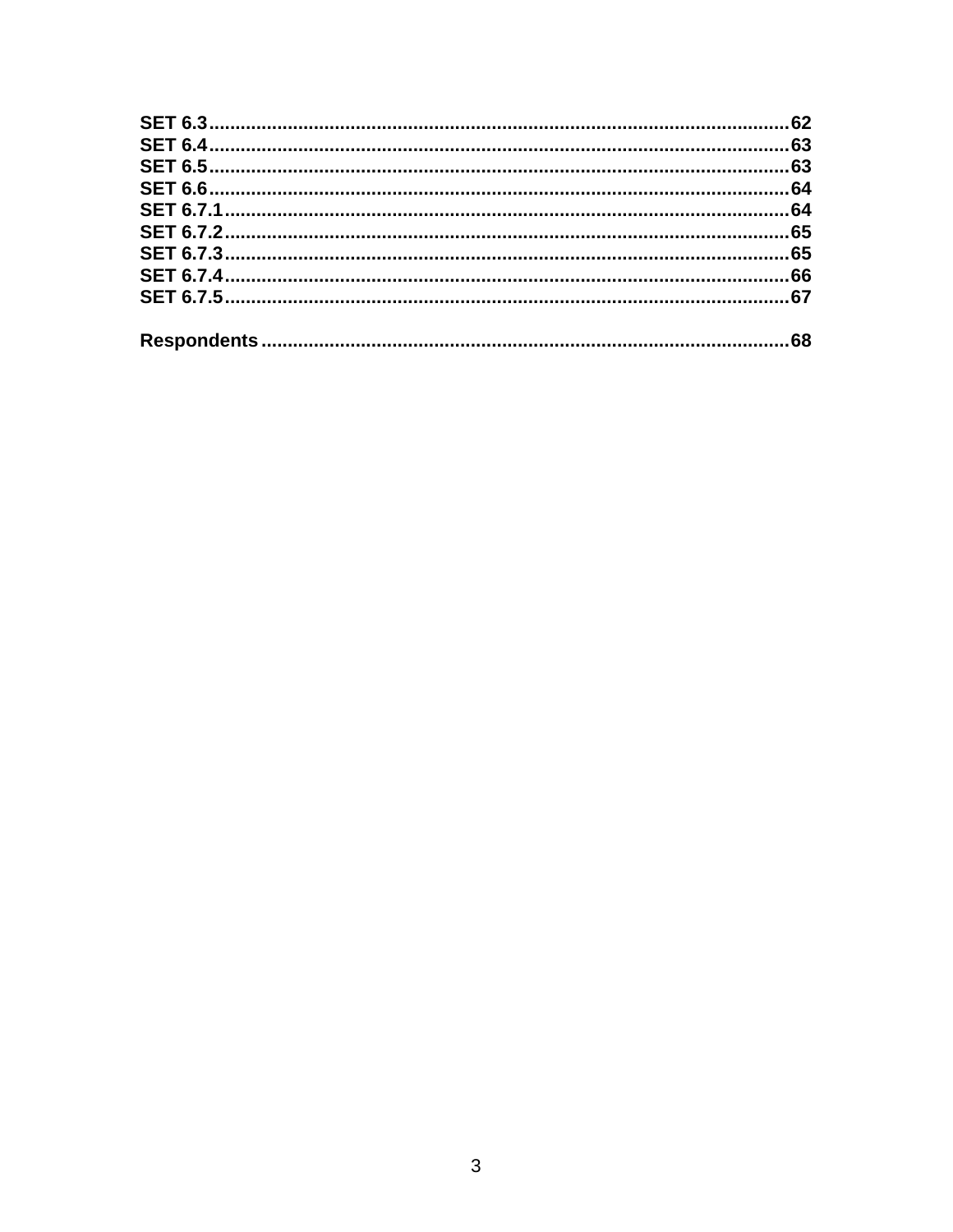**SET 6.3**........................................................................................................62
**SET 6.4**........................................................................................................63
**SET 6.5**........................................................................................................63
**SET 6.6**........................................................................................................64
**SET 6.7.1**.....................................................................................................64
**SET 6.7.2**.....................................................................................................65
**SET 6.7.3**.....................................................................................................65
**SET 6.7.4**.....................................................................................................66
**SET 6.7.5**.....................................................................................................67

**Respondents**................................................................................................68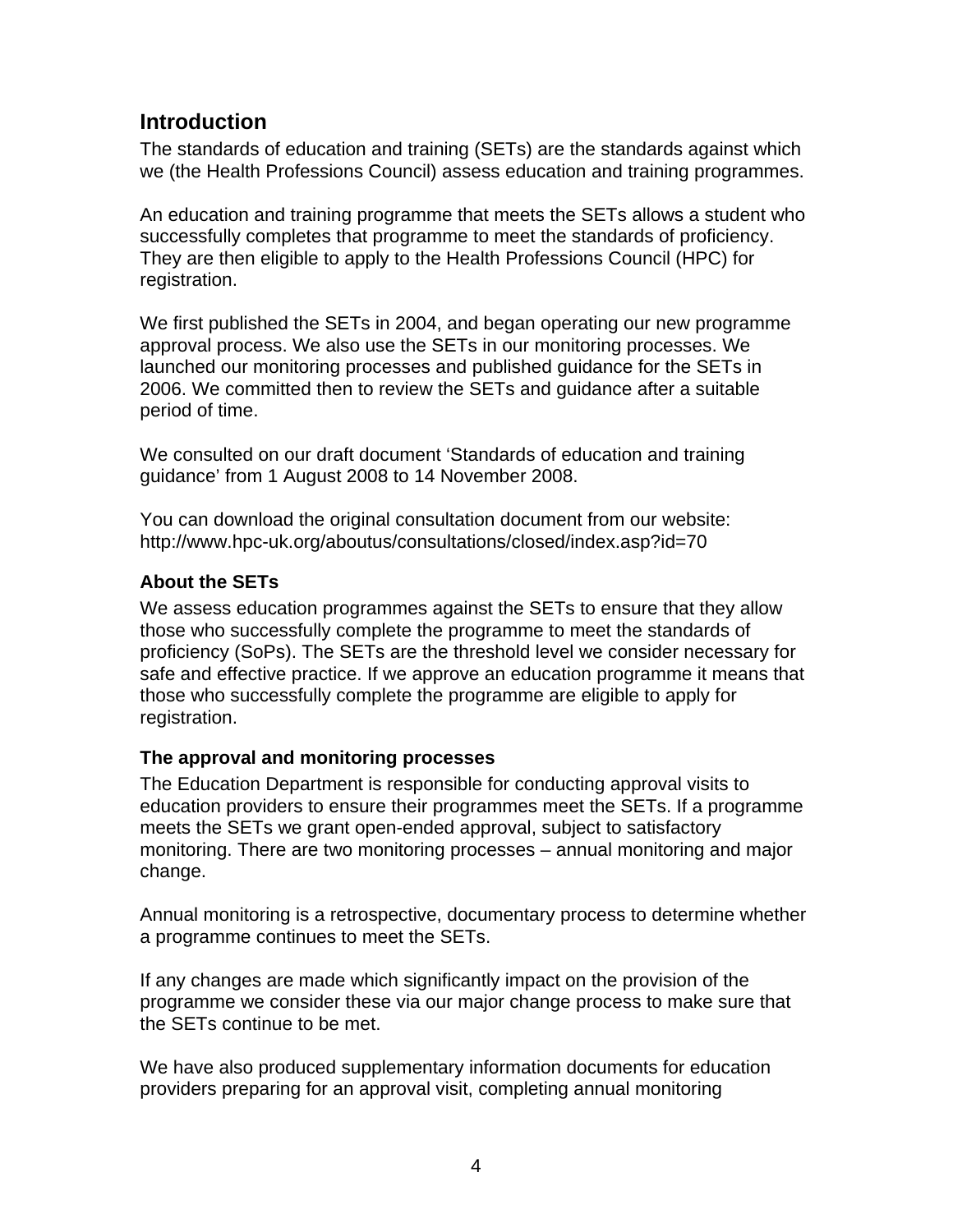## Introduction

The standards of education and training (SETs) are the standards against which we (the Health Professions Council) assess education and training programmes.

An education and training programme that meets the SETs allows a student who successfully completes that programme to meet the standards of proficiency. They are then eligible to apply to the Health Professions Council (HPC) for registration.

We first published the SETs in 2004, and began operating our new programme approval process. We also use the SETs in our monitoring processes. We launched our monitoring processes and published guidance for the SETs in 2006. We committed then to review the SETs and guidance after a suitable period of time.

We consulted on our draft document 'Standards of education and training guidance' from 1 August 2008 to 14 November 2008.

You can download the original consultation document from our website: http://www.hpc-uk.org/aboutus/consultations/closed/index.asp?id=70

### About the SETs

We assess education programmes against the SETs to ensure that they allow those who successfully complete the programme to meet the standards of proficiency (SoPs). The SETs are the threshold level we consider necessary for safe and effective practice. If we approve an education programme it means that those who successfully complete the programme are eligible to apply for registration.

### The approval and monitoring processes

The Education Department is responsible for conducting approval visits to education providers to ensure their programmes meet the SETs. If a programme meets the SETs we grant open-ended approval, subject to satisfactory monitoring. There are two monitoring processes – annual monitoring and major change.

Annual monitoring is a retrospective, documentary process to determine whether a programme continues to meet the SETs.

If any changes are made which significantly impact on the provision of the programme we consider these via our major change process to make sure that the SETs continue to be met.

We have also produced supplementary information documents for education providers preparing for an approval visit, completing annual monitoring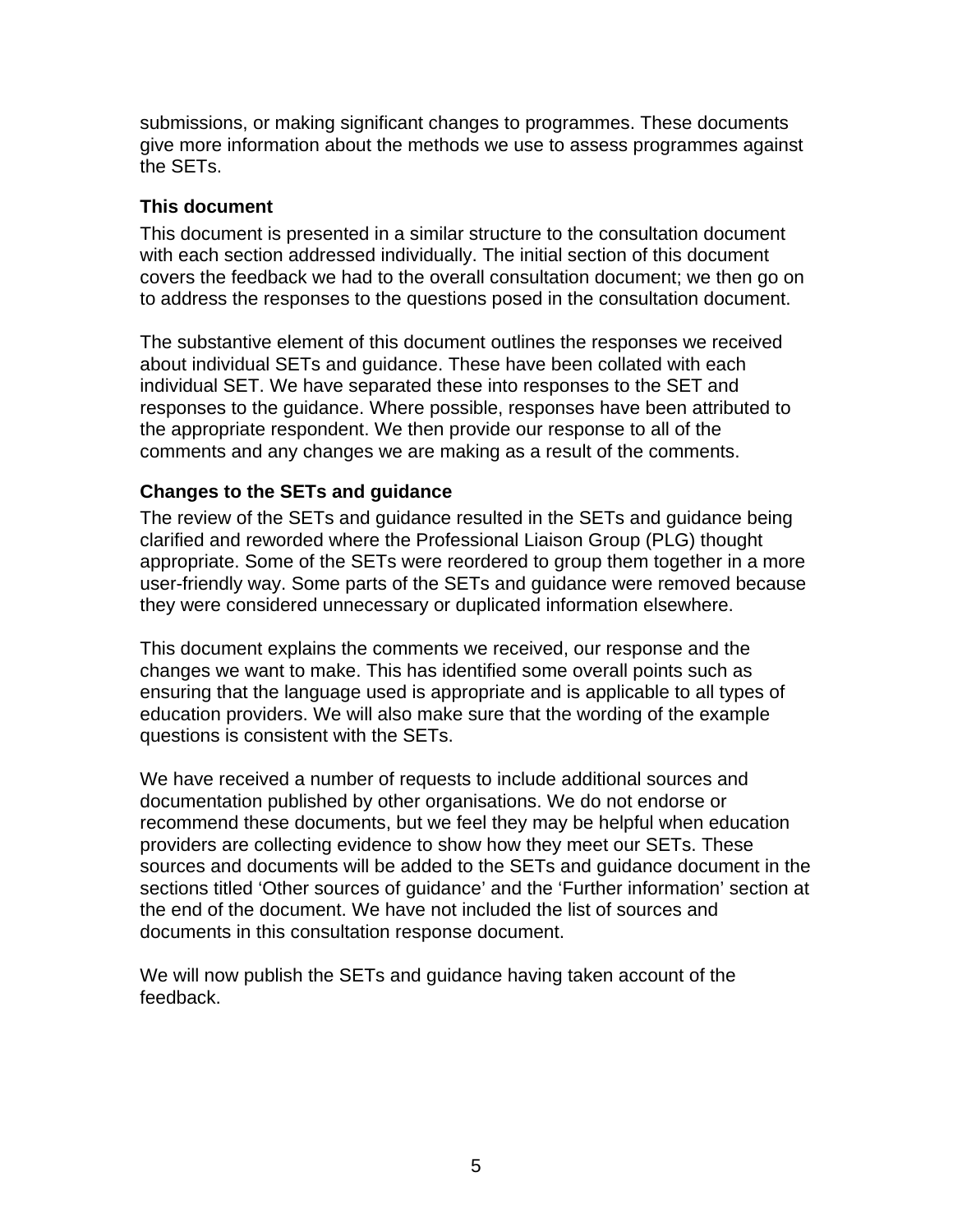submissions, or making significant changes to programmes. These documents give more information about the methods we use to assess programmes against the SETs.

### This document

This document is presented in a similar structure to the consultation document with each section addressed individually. The initial section of this document covers the feedback we had to the overall consultation document; we then go on to address the responses to the questions posed in the consultation document.

The substantive element of this document outlines the responses we received about individual SETs and guidance. These have been collated with each individual SET. We have separated these into responses to the SET and responses to the guidance. Where possible, responses have been attributed to the appropriate respondent. We then provide our response to all of the comments and any changes we are making as a result of the comments.

### Changes to the SETs and guidance

The review of the SETs and guidance resulted in the SETs and guidance being clarified and reworded where the Professional Liaison Group (PLG) thought appropriate. Some of the SETs were reordered to group them together in a more user-friendly way. Some parts of the SETs and guidance were removed because they were considered unnecessary or duplicated information elsewhere.

This document explains the comments we received, our response and the changes we want to make. This has identified some overall points such as ensuring that the language used is appropriate and is applicable to all types of education providers. We will also make sure that the wording of the example questions is consistent with the SETs.

We have received a number of requests to include additional sources and documentation published by other organisations. We do not endorse or recommend these documents, but we feel they may be helpful when education providers are collecting evidence to show how they meet our SETs. These sources and documents will be added to the SETs and guidance document in the sections titled 'Other sources of guidance' and the 'Further information' section at the end of the document. We have not included the list of sources and documents in this consultation response document.

We will now publish the SETs and guidance having taken account of the feedback.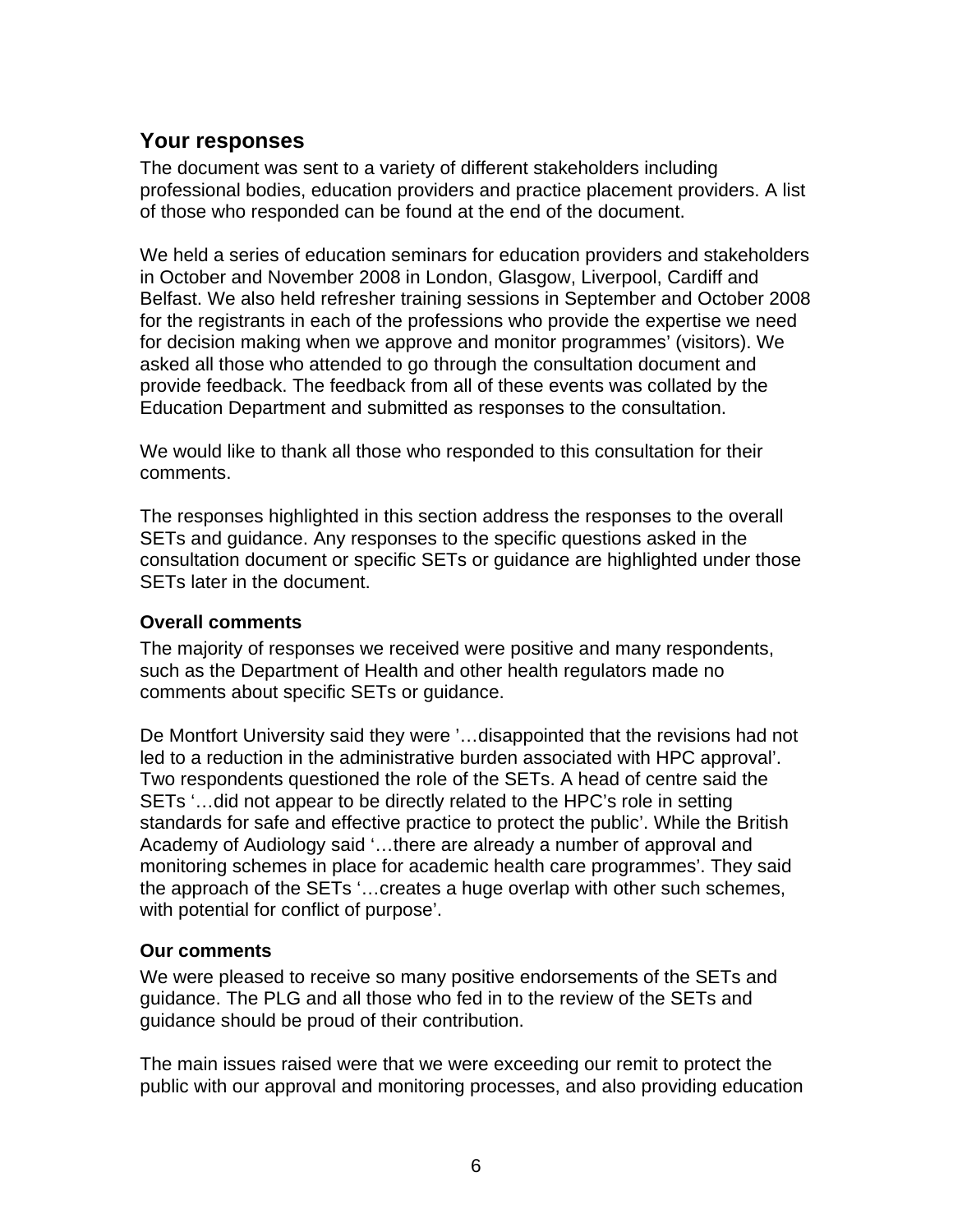## Your responses

The document was sent to a variety of different stakeholders including professional bodies, education providers and practice placement providers. A list of those who responded can be found at the end of the document.

We held a series of education seminars for education providers and stakeholders in October and November 2008 in London, Glasgow, Liverpool, Cardiff and Belfast. We also held refresher training sessions in September and October 2008 for the registrants in each of the professions who provide the expertise we need for decision making when we approve and monitor programmes' (visitors). We asked all those who attended to go through the consultation document and provide feedback. The feedback from all of these events was collated by the Education Department and submitted as responses to the consultation.

We would like to thank all those who responded to this consultation for their comments.

The responses highlighted in this section address the responses to the overall SETs and guidance. Any responses to the specific questions asked in the consultation document or specific SETs or guidance are highlighted under those SETs later in the document.

### Overall comments

The majority of responses we received were positive and many respondents, such as the Department of Health and other health regulators made no comments about specific SETs or guidance.

De Montfort University said they were '…disappointed that the revisions had not led to a reduction in the administrative burden associated with HPC approval'. Two respondents questioned the role of the SETs. A head of centre said the SETs '…did not appear to be directly related to the HPC's role in setting standards for safe and effective practice to protect the public'. While the British Academy of Audiology said '…there are already a number of approval and monitoring schemes in place for academic health care programmes'. They said the approach of the SETs '…creates a huge overlap with other such schemes, with potential for conflict of purpose'.

### Our comments

We were pleased to receive so many positive endorsements of the SETs and guidance. The PLG and all those who fed in to the review of the SETs and guidance should be proud of their contribution.

The main issues raised were that we were exceeding our remit to protect the public with our approval and monitoring processes, and also providing education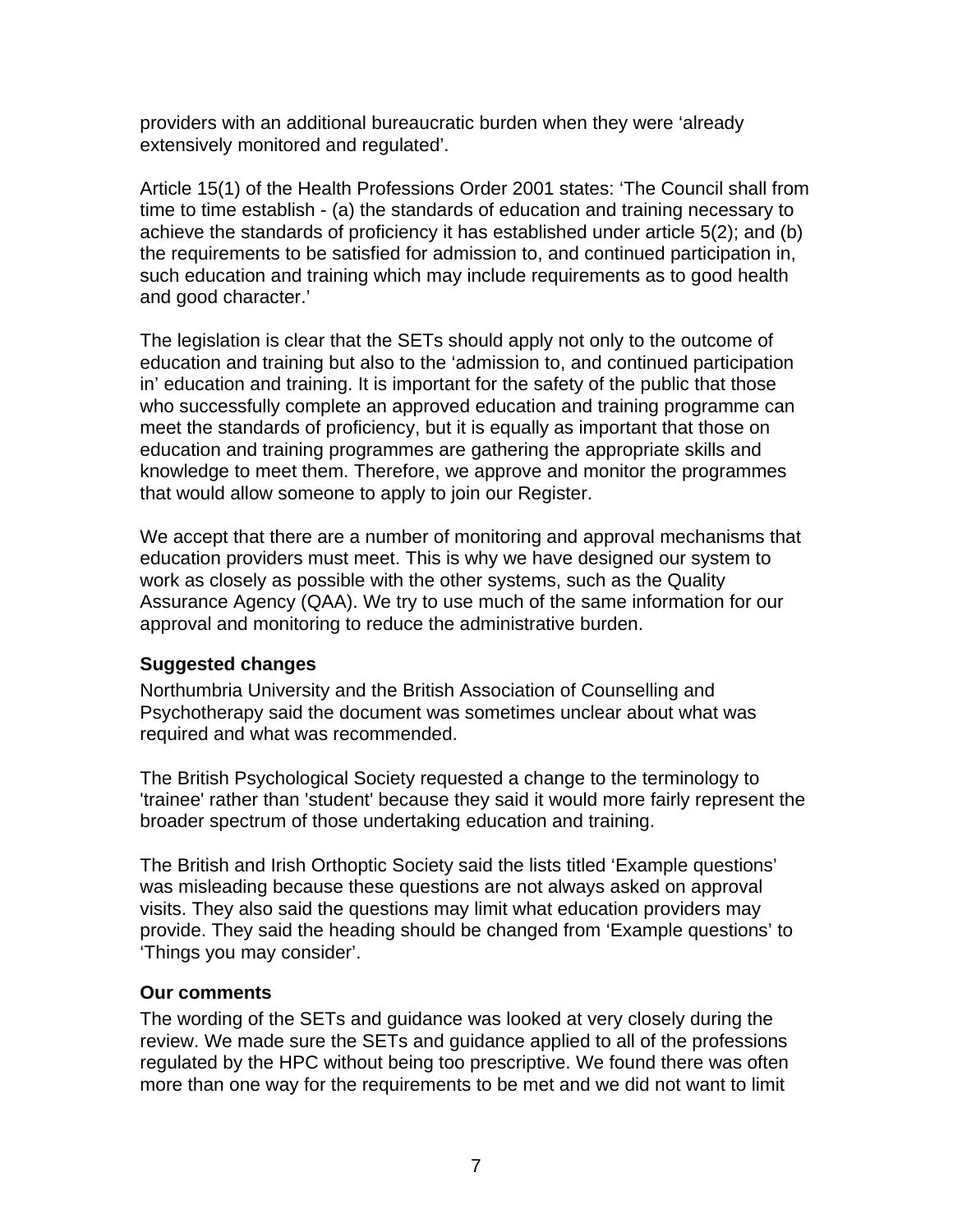providers with an additional bureaucratic burden when they were 'already extensively monitored and regulated'.

Article 15(1) of the Health Professions Order 2001 states: 'The Council shall from time to time establish - (a) the standards of education and training necessary to achieve the standards of proficiency it has established under article 5(2); and (b) the requirements to be satisfied for admission to, and continued participation in, such education and training which may include requirements as to good health and good character.'

The legislation is clear that the SETs should apply not only to the outcome of education and training but also to the 'admission to, and continued participation in' education and training. It is important for the safety of the public that those who successfully complete an approved education and training programme can meet the standards of proficiency, but it is equally as important that those on education and training programmes are gathering the appropriate skills and knowledge to meet them. Therefore, we approve and monitor the programmes that would allow someone to apply to join our Register.

We accept that there are a number of monitoring and approval mechanisms that education providers must meet. This is why we have designed our system to work as closely as possible with the other systems, such as the Quality Assurance Agency (QAA). We try to use much of the same information for our approval and monitoring to reduce the administrative burden.

**Suggested changes**

Northumbria University and the British Association of Counselling and Psychotherapy said the document was sometimes unclear about what was required and what was recommended.

The British Psychological Society requested a change to the terminology to 'trainee' rather than 'student' because they said it would more fairly represent the broader spectrum of those undertaking education and training.

The British and Irish Orthoptic Society said the lists titled 'Example questions' was misleading because these questions are not always asked on approval visits. They also said the questions may limit what education providers may provide. They said the heading should be changed from 'Example questions' to 'Things you may consider'.

**Our comments**

The wording of the SETs and guidance was looked at very closely during the review. We made sure the SETs and guidance applied to all of the professions regulated by the HPC without being too prescriptive. We found there was often more than one way for the requirements to be met and we did not want to limit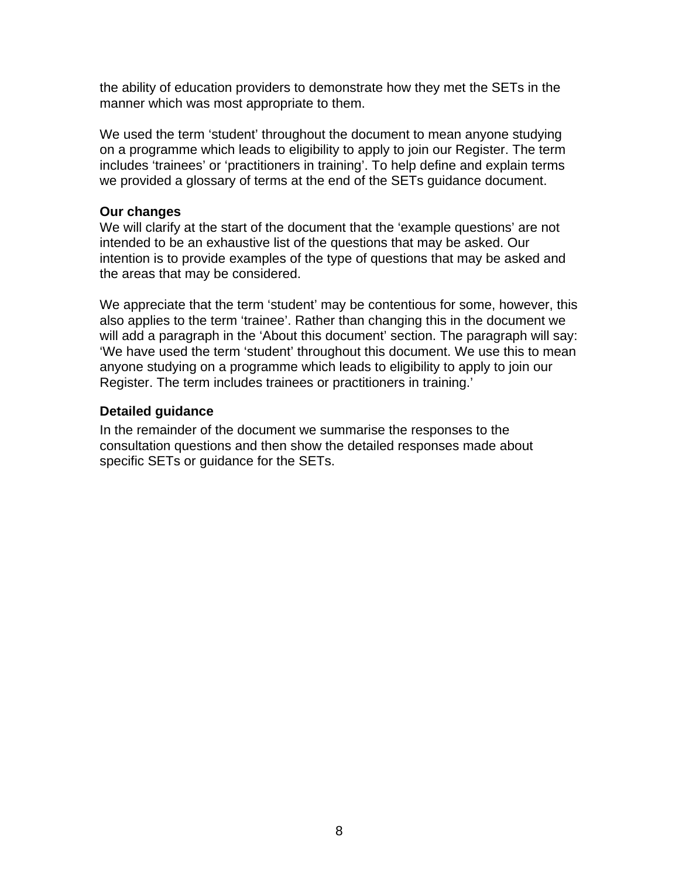the ability of education providers to demonstrate how they met the SETs in the manner which was most appropriate to them.

We used the term ‘student’ throughout the document to mean anyone studying on a programme which leads to eligibility to apply to join our Register. The term includes ‘trainees’ or ‘practitioners in training’. To help define and explain terms we provided a glossary of terms at the end of the SETs guidance document.

**Our changes**

We will clarify at the start of the document that the ‘example questions’ are not intended to be an exhaustive list of the questions that may be asked. Our intention is to provide examples of the type of questions that may be asked and the areas that may be considered.

We appreciate that the term ‘student’ may be contentious for some, however, this also applies to the term ‘trainee’. Rather than changing this in the document we will add a paragraph in the ‘About this document’ section. The paragraph will say: ‘We have used the term ‘student’ throughout this document. We use this to mean anyone studying on a programme which leads to eligibility to apply to join our Register. The term includes trainees or practitioners in training.’

**Detailed guidance**

In the remainder of the document we summarise the responses to the consultation questions and then show the detailed responses made about specific SETs or guidance for the SETs.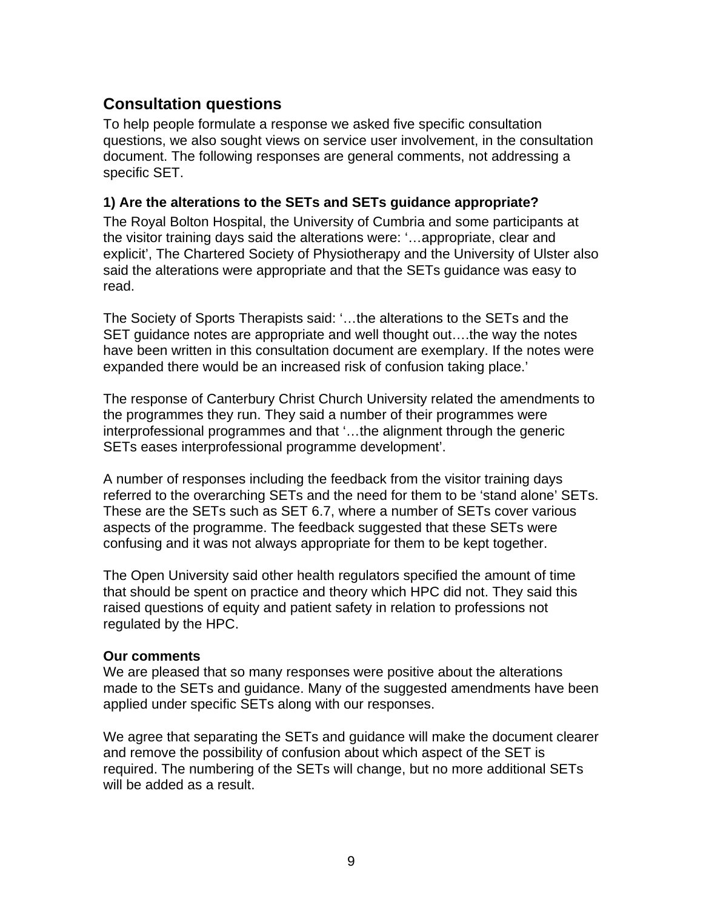## Consultation questions

To help people formulate a response we asked five specific consultation questions, we also sought views on service user involvement, in the consultation document. The following responses are general comments, not addressing a specific SET.

### 1) Are the alterations to the SETs and SETs guidance appropriate?

The Royal Bolton Hospital, the University of Cumbria and some participants at the visitor training days said the alterations were: '…appropriate, clear and explicit', The Chartered Society of Physiotherapy and the University of Ulster also said the alterations were appropriate and that the SETs guidance was easy to read.

The Society of Sports Therapists said: '…the alterations to the SETs and the SET guidance notes are appropriate and well thought out….the way the notes have been written in this consultation document are exemplary. If the notes were expanded there would be an increased risk of confusion taking place.'

The response of Canterbury Christ Church University related the amendments to the programmes they run. They said a number of their programmes were interprofessional programmes and that '…the alignment through the generic SETs eases interprofessional programme development'.

A number of responses including the feedback from the visitor training days referred to the overarching SETs and the need for them to be 'stand alone' SETs. These are the SETs such as SET 6.7, where a number of SETs cover various aspects of the programme. The feedback suggested that these SETs were confusing and it was not always appropriate for them to be kept together.

The Open University said other health regulators specified the amount of time that should be spent on practice and theory which HPC did not. They said this raised questions of equity and patient safety in relation to professions not regulated by the HPC.

**Our comments**

We are pleased that so many responses were positive about the alterations made to the SETs and guidance. Many of the suggested amendments have been applied under specific SETs along with our responses.

We agree that separating the SETs and guidance will make the document clearer and remove the possibility of confusion about which aspect of the SET is required. The numbering of the SETs will change, but no more additional SETs will be added as a result.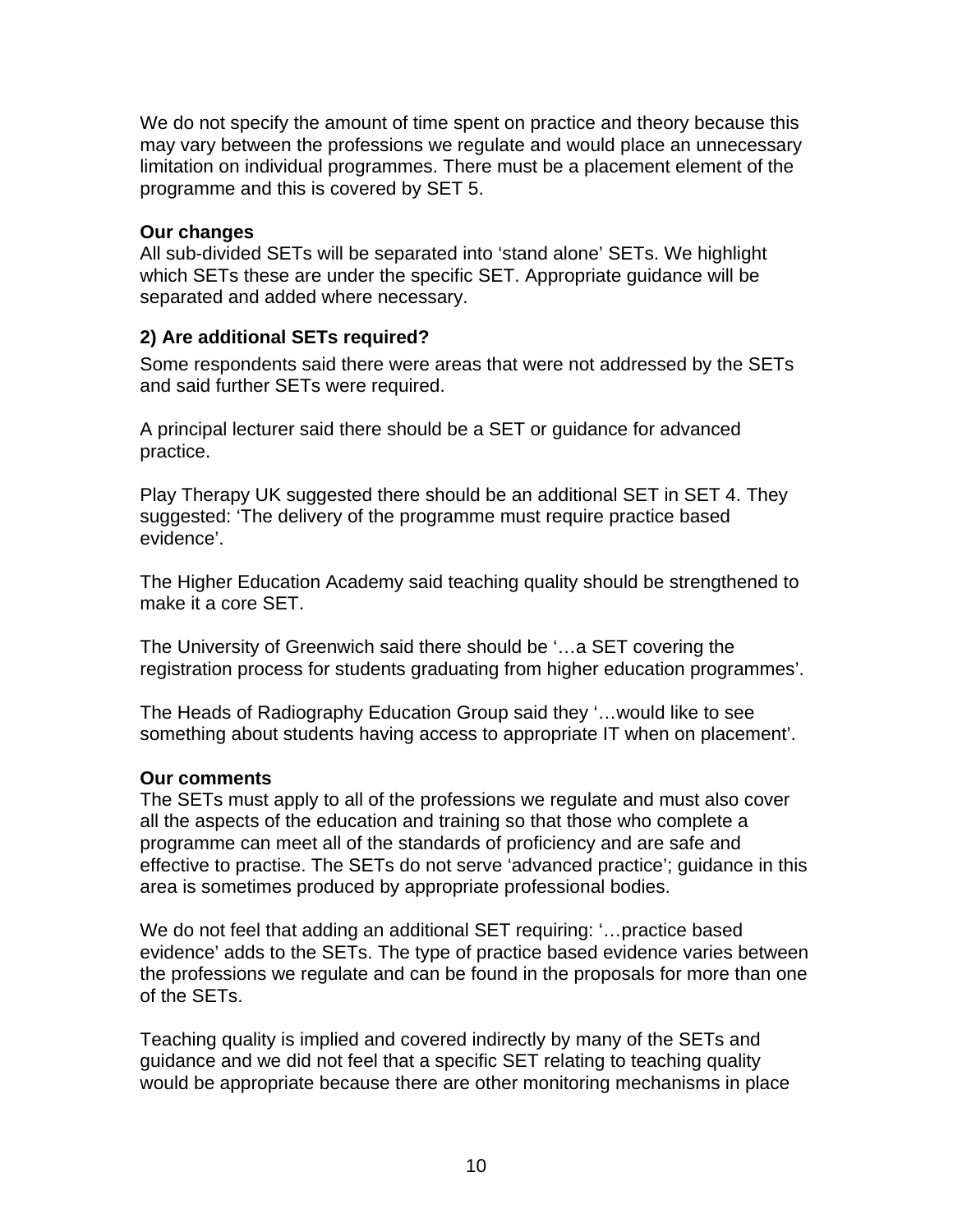We do not specify the amount of time spent on practice and theory because this may vary between the professions we regulate and would place an unnecessary limitation on individual programmes. There must be a placement element of the programme and this is covered by SET 5.

**Our changes**
All sub-divided SETs will be separated into 'stand alone' SETs. We highlight which SETs these are under the specific SET. Appropriate guidance will be separated and added where necessary.

### 2) Are additional SETs required?

Some respondents said there were areas that were not addressed by the SETs and said further SETs were required.

A principal lecturer said there should be a SET or guidance for advanced practice.

Play Therapy UK suggested there should be an additional SET in SET 4. They suggested: 'The delivery of the programme must require practice based evidence'.

The Higher Education Academy said teaching quality should be strengthened to make it a core SET.

The University of Greenwich said there should be '…a SET covering the registration process for students graduating from higher education programmes'.

The Heads of Radiography Education Group said they '…would like to see something about students having access to appropriate IT when on placement'.

**Our comments**
The SETs must apply to all of the professions we regulate and must also cover all the aspects of the education and training so that those who complete a programme can meet all of the standards of proficiency and are safe and effective to practise. The SETs do not serve 'advanced practice'; guidance in this area is sometimes produced by appropriate professional bodies.

We do not feel that adding an additional SET requiring: '…practice based evidence' adds to the SETs. The type of practice based evidence varies between the professions we regulate and can be found in the proposals for more than one of the SETs.

Teaching quality is implied and covered indirectly by many of the SETs and guidance and we did not feel that a specific SET relating to teaching quality would be appropriate because there are other monitoring mechanisms in place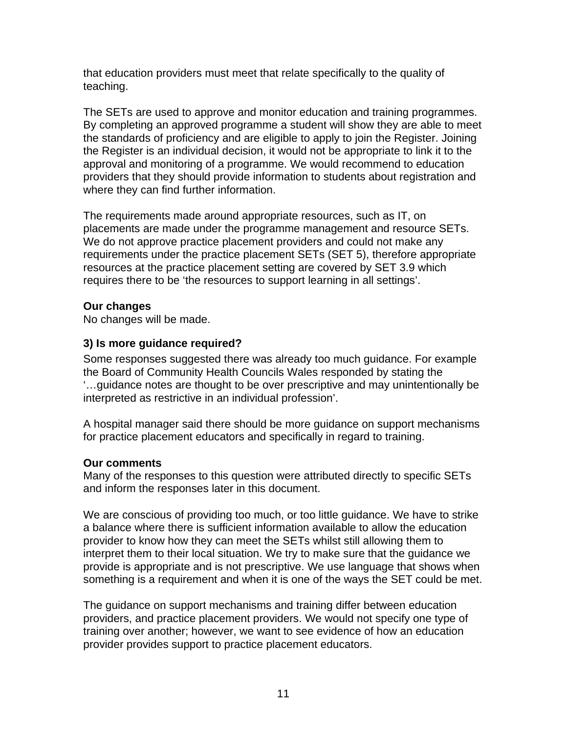that education providers must meet that relate specifically to the quality of teaching.

The SETs are used to approve and monitor education and training programmes. By completing an approved programme a student will show they are able to meet the standards of proficiency and are eligible to apply to join the Register. Joining the Register is an individual decision, it would not be appropriate to link it to the approval and monitoring of a programme. We would recommend to education providers that they should provide information to students about registration and where they can find further information.

The requirements made around appropriate resources, such as IT, on placements are made under the programme management and resource SETs. We do not approve practice placement providers and could not make any requirements under the practice placement SETs (SET 5), therefore appropriate resources at the practice placement setting are covered by SET 3.9 which requires there to be 'the resources to support learning in all settings'.

**Our changes**
No changes will be made.

### 3) Is more guidance required?

Some responses suggested there was already too much guidance. For example the Board of Community Health Councils Wales responded by stating the '…guidance notes are thought to be over prescriptive and may unintentionally be interpreted as restrictive in an individual profession'.

A hospital manager said there should be more guidance on support mechanisms for practice placement educators and specifically in regard to training.

**Our comments**
Many of the responses to this question were attributed directly to specific SETs and inform the responses later in this document.

We are conscious of providing too much, or too little guidance. We have to strike a balance where there is sufficient information available to allow the education provider to know how they can meet the SETs whilst still allowing them to interpret them to their local situation. We try to make sure that the guidance we provide is appropriate and is not prescriptive. We use language that shows when something is a requirement and when it is one of the ways the SET could be met.

The guidance on support mechanisms and training differ between education providers, and practice placement providers. We would not specify one type of training over another; however, we want to see evidence of how an education provider provides support to practice placement educators.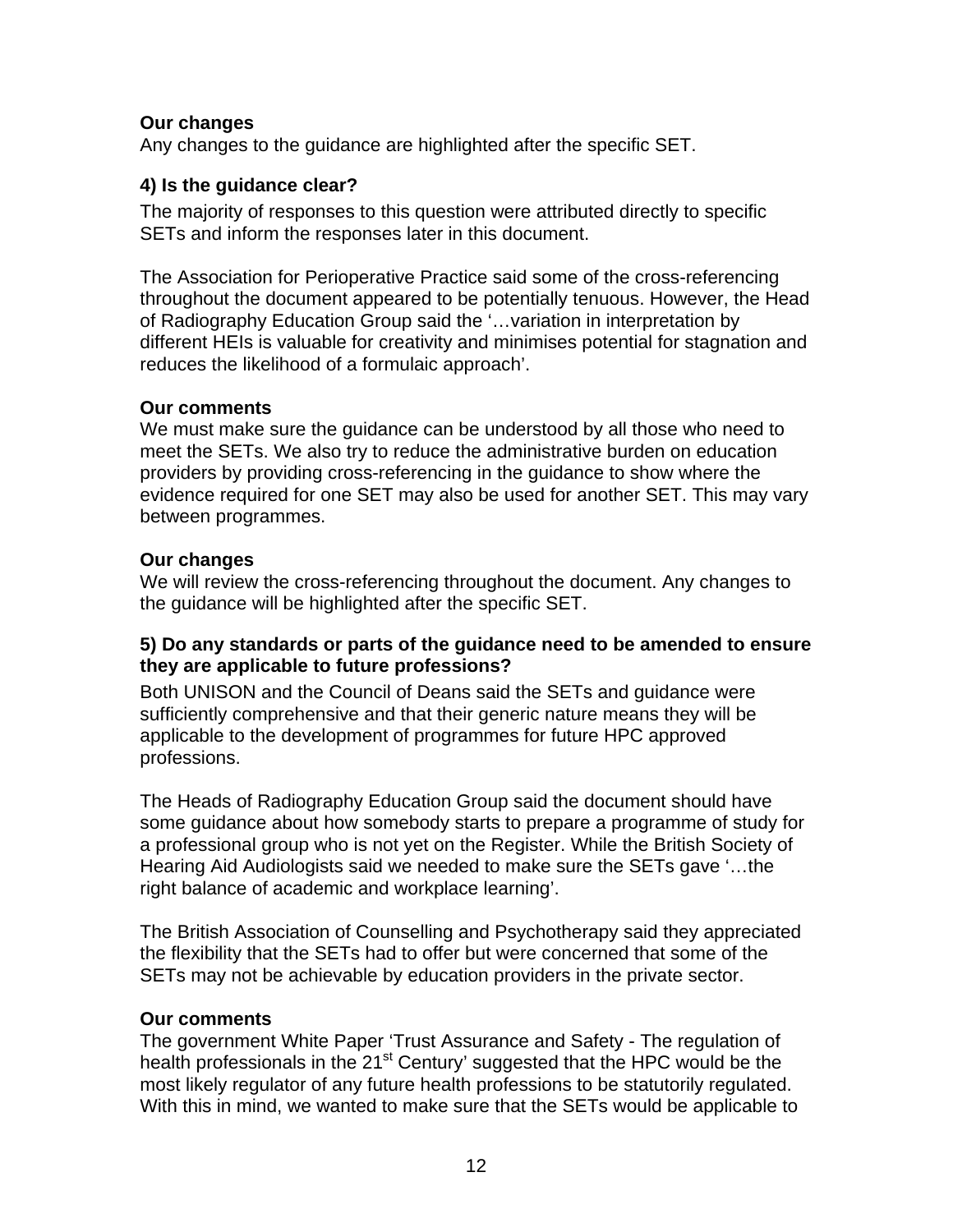**Our changes**
Any changes to the guidance are highlighted after the specific SET.

### 4) Is the guidance clear?

The majority of responses to this question were attributed directly to specific SETs and inform the responses later in this document.

The Association for Perioperative Practice said some of the cross-referencing throughout the document appeared to be potentially tenuous. However, the Head of Radiography Education Group said the '…variation in interpretation by different HEIs is valuable for creativity and minimises potential for stagnation and reduces the likelihood of a formulaic approach'.

**Our comments**
We must make sure the guidance can be understood by all those who need to meet the SETs. We also try to reduce the administrative burden on education providers by providing cross-referencing in the guidance to show where the evidence required for one SET may also be used for another SET. This may vary between programmes.

**Our changes**
We will review the cross-referencing throughout the document. Any changes to the guidance will be highlighted after the specific SET.

### 5) Do any standards or parts of the guidance need to be amended to ensure they are applicable to future professions?

Both UNISON and the Council of Deans said the SETs and guidance were sufficiently comprehensive and that their generic nature means they will be applicable to the development of programmes for future HPC approved professions.

The Heads of Radiography Education Group said the document should have some guidance about how somebody starts to prepare a programme of study for a professional group who is not yet on the Register. While the British Society of Hearing Aid Audiologists said we needed to make sure the SETs gave '…the right balance of academic and workplace learning'.

The British Association of Counselling and Psychotherapy said they appreciated the flexibility that the SETs had to offer but were concerned that some of the SETs may not be achievable by education providers in the private sector.

**Our comments**
The government White Paper 'Trust Assurance and Safety - The regulation of health professionals in the 21st Century' suggested that the HPC would be the most likely regulator of any future health professions to be statutorily regulated. With this in mind, we wanted to make sure that the SETs would be applicable to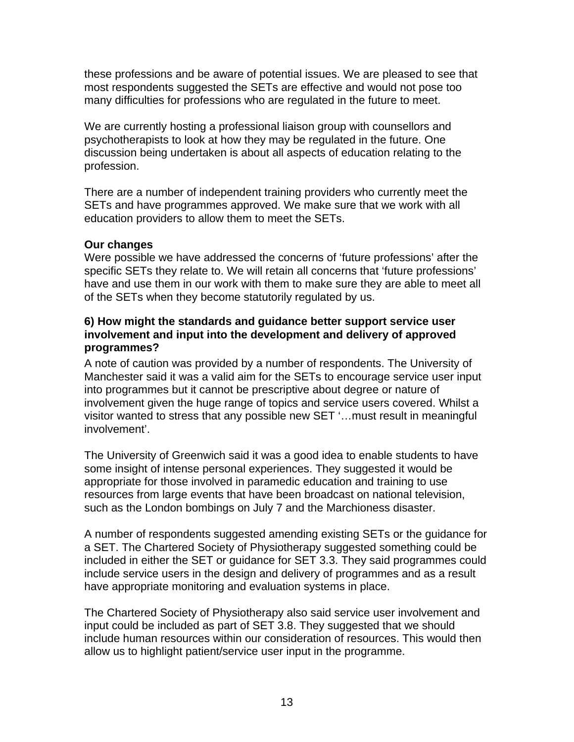these professions and be aware of potential issues. We are pleased to see that most respondents suggested the SETs are effective and would not pose too many difficulties for professions who are regulated in the future to meet.

We are currently hosting a professional liaison group with counsellors and psychotherapists to look at how they may be regulated in the future. One discussion being undertaken is about all aspects of education relating to the profession.

There are a number of independent training providers who currently meet the SETs and have programmes approved. We make sure that we work with all education providers to allow them to meet the SETs.

**Our changes**

Were possible we have addressed the concerns of 'future professions' after the specific SETs they relate to. We will retain all concerns that 'future professions' have and use them in our work with them to make sure they are able to meet all of the SETs when they become statutorily regulated by us.

**6) How might the standards and guidance better support service user involvement and input into the development and delivery of approved programmes?**

A note of caution was provided by a number of respondents. The University of Manchester said it was a valid aim for the SETs to encourage service user input into programmes but it cannot be prescriptive about degree or nature of involvement given the huge range of topics and service users covered. Whilst a visitor wanted to stress that any possible new SET '…must result in meaningful involvement'.

The University of Greenwich said it was a good idea to enable students to have some insight of intense personal experiences. They suggested it would be appropriate for those involved in paramedic education and training to use resources from large events that have been broadcast on national television, such as the London bombings on July 7 and the Marchioness disaster.

A number of respondents suggested amending existing SETs or the guidance for a SET. The Chartered Society of Physiotherapy suggested something could be included in either the SET or guidance for SET 3.3. They said programmes could include service users in the design and delivery of programmes and as a result have appropriate monitoring and evaluation systems in place.

The Chartered Society of Physiotherapy also said service user involvement and input could be included as part of SET 3.8. They suggested that we should include human resources within our consideration of resources. This would then allow us to highlight patient/service user input in the programme.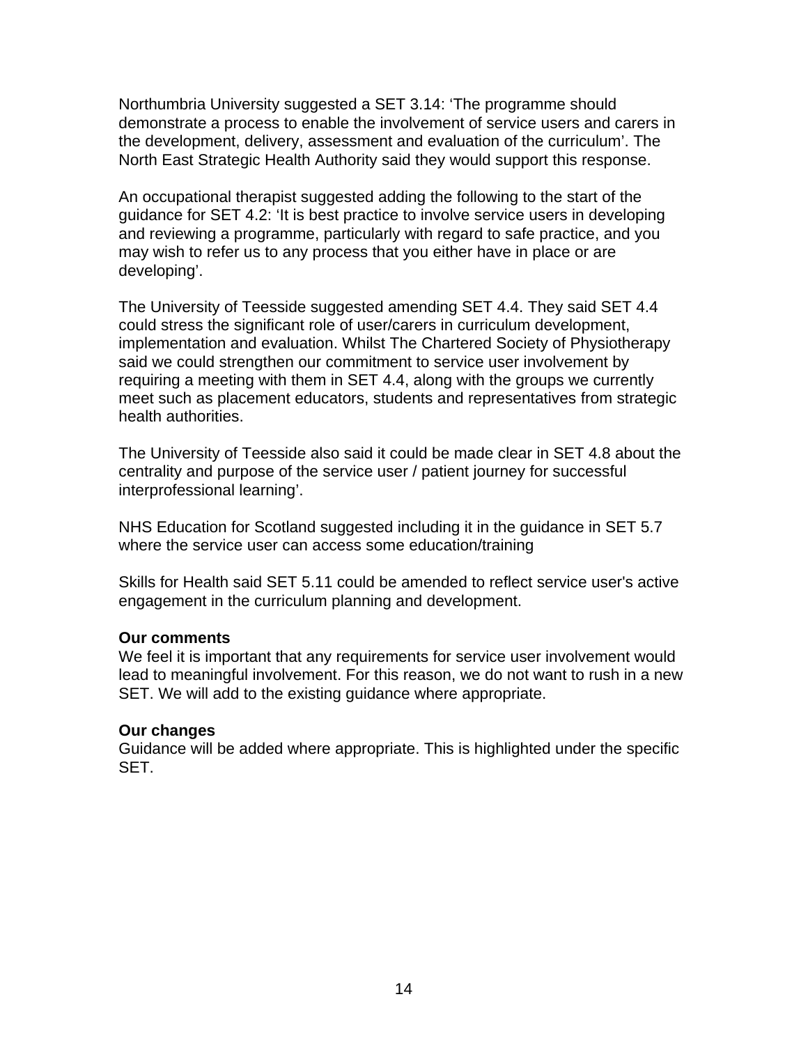Northumbria University suggested a SET 3.14: 'The programme should demonstrate a process to enable the involvement of service users and carers in the development, delivery, assessment and evaluation of the curriculum'. The North East Strategic Health Authority said they would support this response.

An occupational therapist suggested adding the following to the start of the guidance for SET 4.2: 'It is best practice to involve service users in developing and reviewing a programme, particularly with regard to safe practice, and you may wish to refer us to any process that you either have in place or are developing'.

The University of Teesside suggested amending SET 4.4. They said SET 4.4 could stress the significant role of user/carers in curriculum development, implementation and evaluation. Whilst The Chartered Society of Physiotherapy said we could strengthen our commitment to service user involvement by requiring a meeting with them in SET 4.4, along with the groups we currently meet such as placement educators, students and representatives from strategic health authorities.

The University of Teesside also said it could be made clear in SET 4.8 about the centrality and purpose of the service user / patient journey for successful interprofessional learning'.

NHS Education for Scotland suggested including it in the guidance in SET 5.7 where the service user can access some education/training

Skills for Health said SET 5.11 could be amended to reflect service user's active engagement in the curriculum planning and development.

**Our comments**
We feel it is important that any requirements for service user involvement would lead to meaningful involvement. For this reason, we do not want to rush in a new SET. We will add to the existing guidance where appropriate.

**Our changes**
Guidance will be added where appropriate. This is highlighted under the specific SET.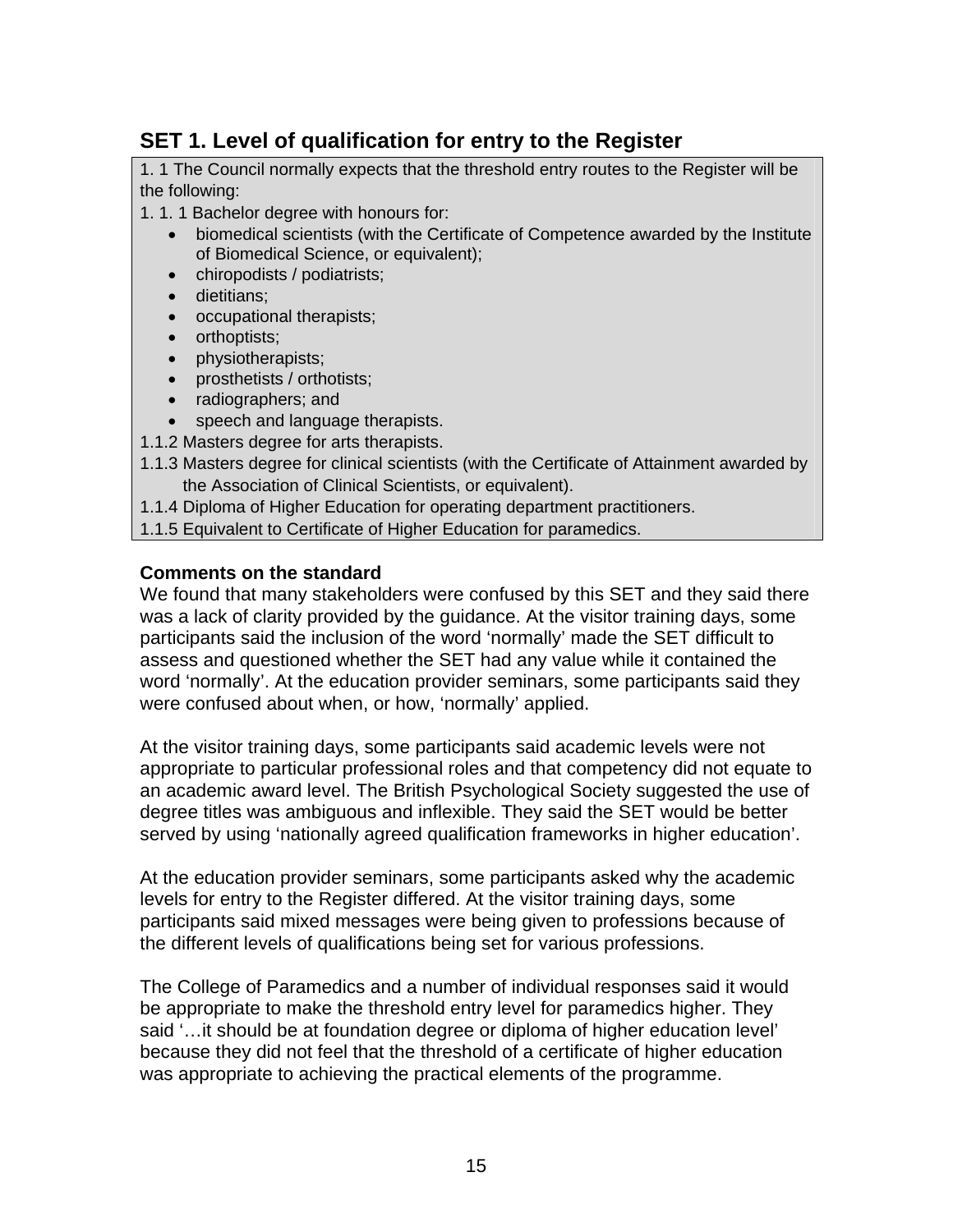## SET 1. Level of qualification for entry to the Register

1. 1 The Council normally expects that the threshold entry routes to the Register will be the following:

1. 1. 1 Bachelor degree with honours for:

- biomedical scientists (with the Certificate of Competence awarded by the Institute of Biomedical Science, or equivalent);
- chiropodists / podiatrists;
- dietitians;
- occupational therapists;
- orthoptists;
- physiotherapists;
- prosthetists / orthotists;
- radiographers; and
- speech and language therapists.

1.1.2 Masters degree for arts therapists.

1.1.3 Masters degree for clinical scientists (with the Certificate of Attainment awarded by the Association of Clinical Scientists, or equivalent).

1.1.4 Diploma of Higher Education for operating department practitioners.

1.1.5 Equivalent to Certificate of Higher Education for paramedics.

**Comments on the standard**

We found that many stakeholders were confused by this SET and they said there was a lack of clarity provided by the guidance. At the visitor training days, some participants said the inclusion of the word 'normally' made the SET difficult to assess and questioned whether the SET had any value while it contained the word 'normally'. At the education provider seminars, some participants said they were confused about when, or how, 'normally' applied.

At the visitor training days, some participants said academic levels were not appropriate to particular professional roles and that competency did not equate to an academic award level. The British Psychological Society suggested the use of degree titles was ambiguous and inflexible. They said the SET would be better served by using 'nationally agreed qualification frameworks in higher education'.

At the education provider seminars, some participants asked why the academic levels for entry to the Register differed. At the visitor training days, some participants said mixed messages were being given to professions because of the different levels of qualifications being set for various professions.

The College of Paramedics and a number of individual responses said it would be appropriate to make the threshold entry level for paramedics higher. They said '…it should be at foundation degree or diploma of higher education level' because they did not feel that the threshold of a certificate of higher education was appropriate to achieving the practical elements of the programme.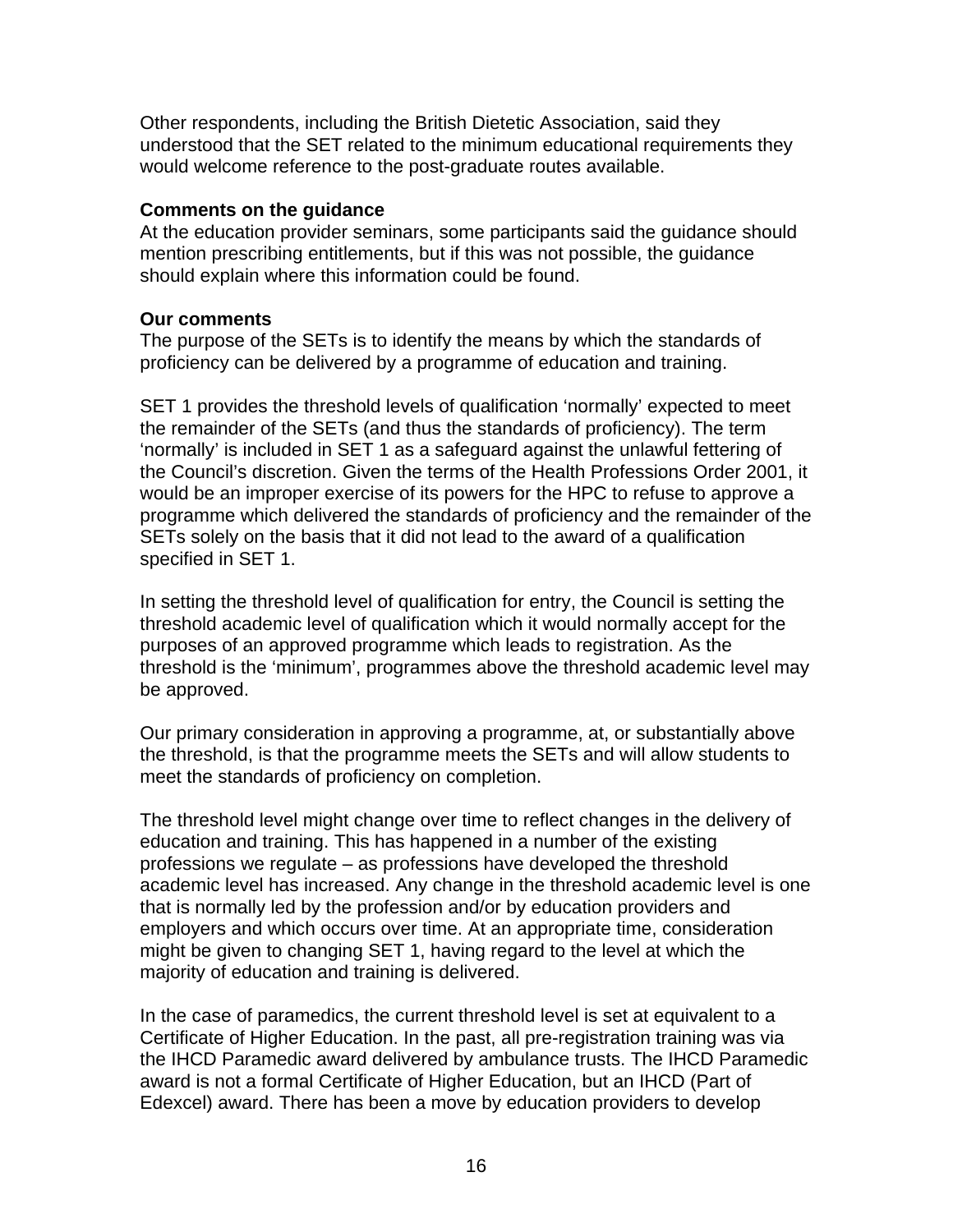Other respondents, including the British Dietetic Association, said they understood that the SET related to the minimum educational requirements they would welcome reference to the post-graduate routes available.

**Comments on the guidance**

At the education provider seminars, some participants said the guidance should mention prescribing entitlements, but if this was not possible, the guidance should explain where this information could be found.

**Our comments**

The purpose of the SETs is to identify the means by which the standards of proficiency can be delivered by a programme of education and training.

SET 1 provides the threshold levels of qualification 'normally' expected to meet the remainder of the SETs (and thus the standards of proficiency). The term 'normally' is included in SET 1 as a safeguard against the unlawful fettering of the Council's discretion. Given the terms of the Health Professions Order 2001, it would be an improper exercise of its powers for the HPC to refuse to approve a programme which delivered the standards of proficiency and the remainder of the SETs solely on the basis that it did not lead to the award of a qualification specified in SET 1.

In setting the threshold level of qualification for entry, the Council is setting the threshold academic level of qualification which it would normally accept for the purposes of an approved programme which leads to registration. As the threshold is the 'minimum', programmes above the threshold academic level may be approved.

Our primary consideration in approving a programme, at, or substantially above the threshold, is that the programme meets the SETs and will allow students to meet the standards of proficiency on completion.

The threshold level might change over time to reflect changes in the delivery of education and training. This has happened in a number of the existing professions we regulate – as professions have developed the threshold academic level has increased. Any change in the threshold academic level is one that is normally led by the profession and/or by education providers and employers and which occurs over time. At an appropriate time, consideration might be given to changing SET 1, having regard to the level at which the majority of education and training is delivered.

In the case of paramedics, the current threshold level is set at equivalent to a Certificate of Higher Education. In the past, all pre-registration training was via the IHCD Paramedic award delivered by ambulance trusts. The IHCD Paramedic award is not a formal Certificate of Higher Education, but an IHCD (Part of Edexcel) award. There has been a move by education providers to develop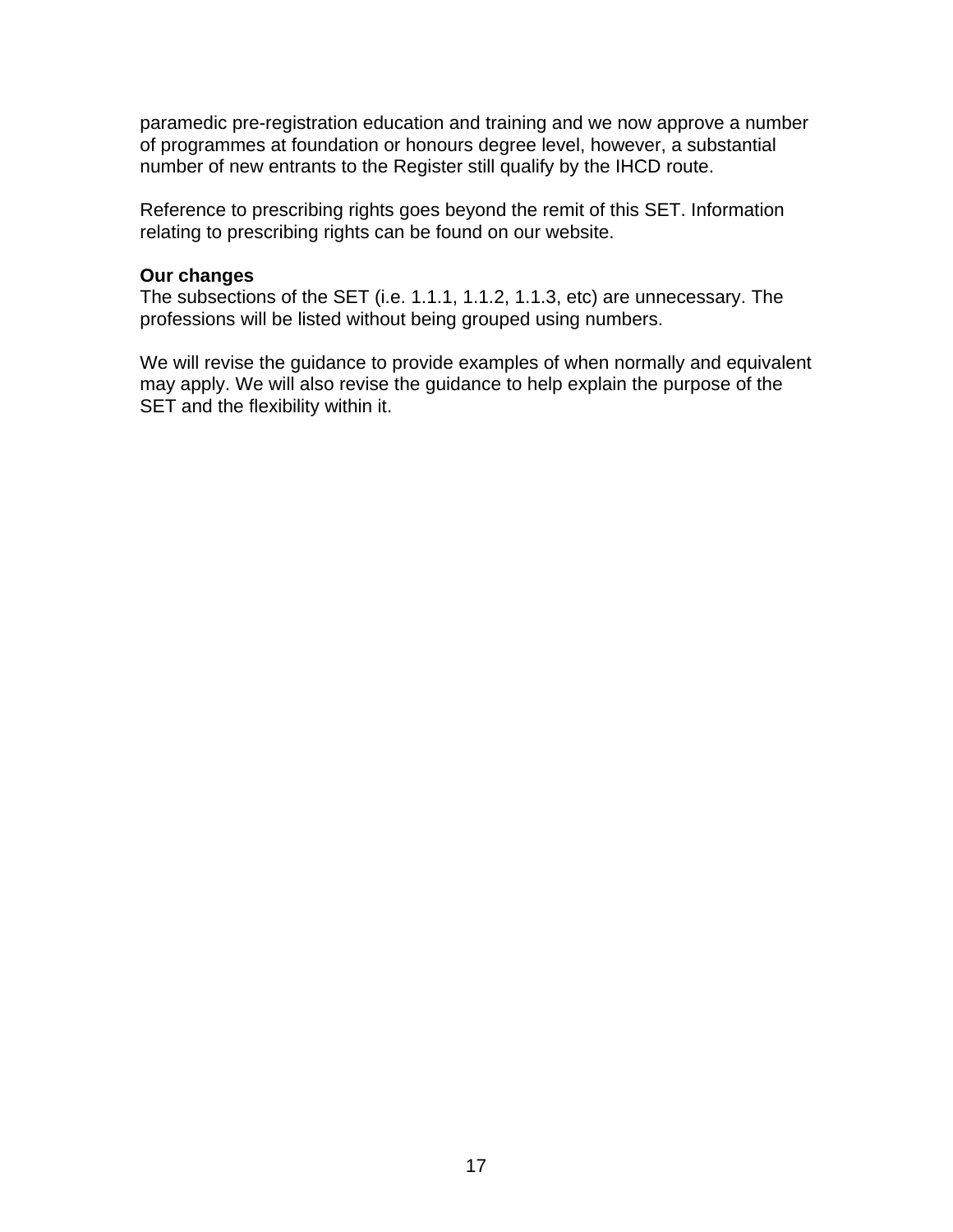paramedic pre-registration education and training and we now approve a number of programmes at foundation or honours degree level, however, a substantial number of new entrants to the Register still qualify by the IHCD route.

Reference to prescribing rights goes beyond the remit of this SET. Information relating to prescribing rights can be found on our website.

**Our changes**
The subsections of the SET (i.e. 1.1.1, 1.1.2, 1.1.3, etc) are unnecessary. The professions will be listed without being grouped using numbers.

We will revise the guidance to provide examples of when normally and equivalent may apply. We will also revise the guidance to help explain the purpose of the SET and the flexibility within it.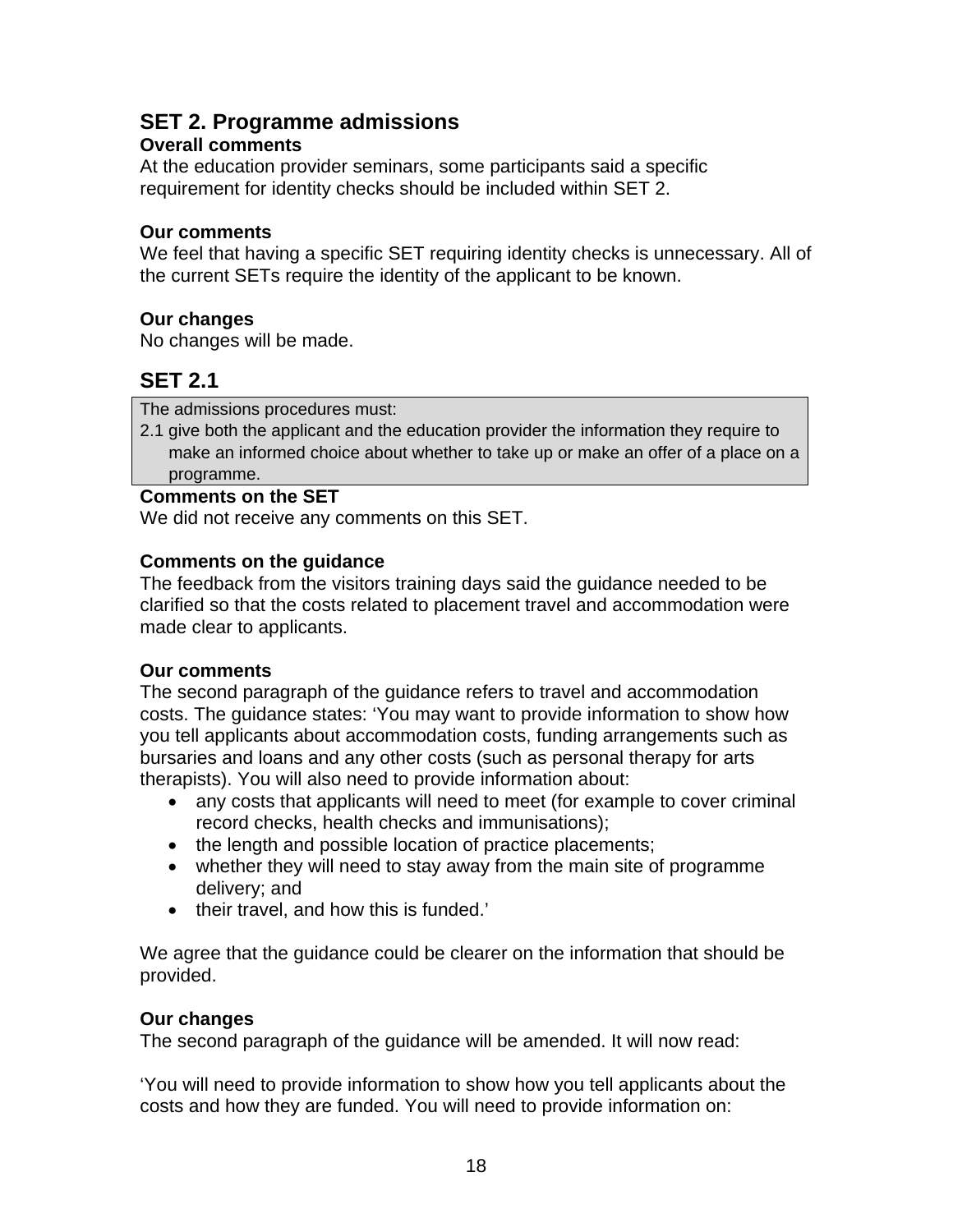## SET 2. Programme admissions

**Overall comments**

At the education provider seminars, some participants said a specific requirement for identity checks should be included within SET 2.

**Our comments**

We feel that having a specific SET requiring identity checks is unnecessary. All of the current SETs require the identity of the applicant to be known.

**Our changes**

No changes will be made.

## SET 2.1

> The admissions procedures must:
> 2.1 give both the applicant and the education provider the information they require to make an informed choice about whether to take up or make an offer of a place on a programme.

**Comments on the SET**

We did not receive any comments on this SET.

**Comments on the guidance**

The feedback from the visitors training days said the guidance needed to be clarified so that the costs related to placement travel and accommodation were made clear to applicants.

**Our comments**

The second paragraph of the guidance refers to travel and accommodation costs. The guidance states: 'You may want to provide information to show how you tell applicants about accommodation costs, funding arrangements such as bursaries and loans and any other costs (such as personal therapy for arts therapists). You will also need to provide information about:

- any costs that applicants will need to meet (for example to cover criminal record checks, health checks and immunisations);
- the length and possible location of practice placements;
- whether they will need to stay away from the main site of programme delivery; and
- their travel, and how this is funded.'

We agree that the guidance could be clearer on the information that should be provided.

**Our changes**

The second paragraph of the guidance will be amended. It will now read:

'You will need to provide information to show how you tell applicants about the costs and how they are funded. You will need to provide information on: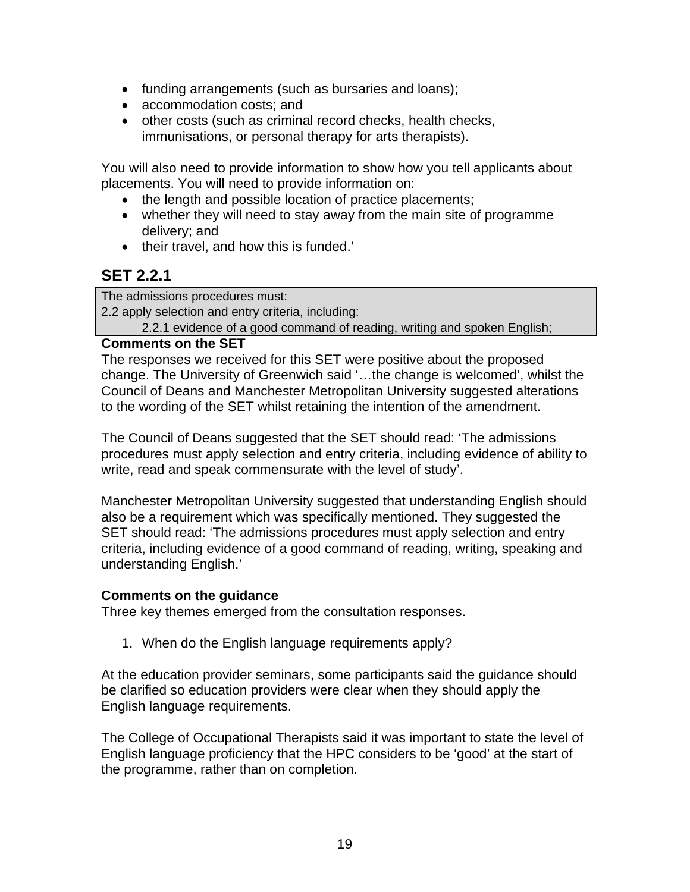- funding arrangements (such as bursaries and loans);
- accommodation costs; and
- other costs (such as criminal record checks, health checks, immunisations, or personal therapy for arts therapists).

You will also need to provide information to show how you tell applicants about placements. You will need to provide information on:

- the length and possible location of practice placements;
- whether they will need to stay away from the main site of programme delivery; and
- their travel, and how this is funded.'

## SET 2.2.1

| The admissions procedures must:<br>2.2 apply selection and entry criteria, including:<br>2.2.1 evidence of a good command of reading, writing and spoken English; |
|---|

**Comments on the SET**
The responses we received for this SET were positive about the proposed change. The University of Greenwich said '…the change is welcomed', whilst the Council of Deans and Manchester Metropolitan University suggested alterations to the wording of the SET whilst retaining the intention of the amendment.

The Council of Deans suggested that the SET should read: 'The admissions procedures must apply selection and entry criteria, including evidence of ability to write, read and speak commensurate with the level of study'.

Manchester Metropolitan University suggested that understanding English should also be a requirement which was specifically mentioned. They suggested the SET should read: 'The admissions procedures must apply selection and entry criteria, including evidence of a good command of reading, writing, speaking and understanding English.'

**Comments on the guidance**
Three key themes emerged from the consultation responses.

1. When do the English language requirements apply?

At the education provider seminars, some participants said the guidance should be clarified so education providers were clear when they should apply the English language requirements.

The College of Occupational Therapists said it was important to state the level of English language proficiency that the HPC considers to be 'good' at the start of the programme, rather than on completion.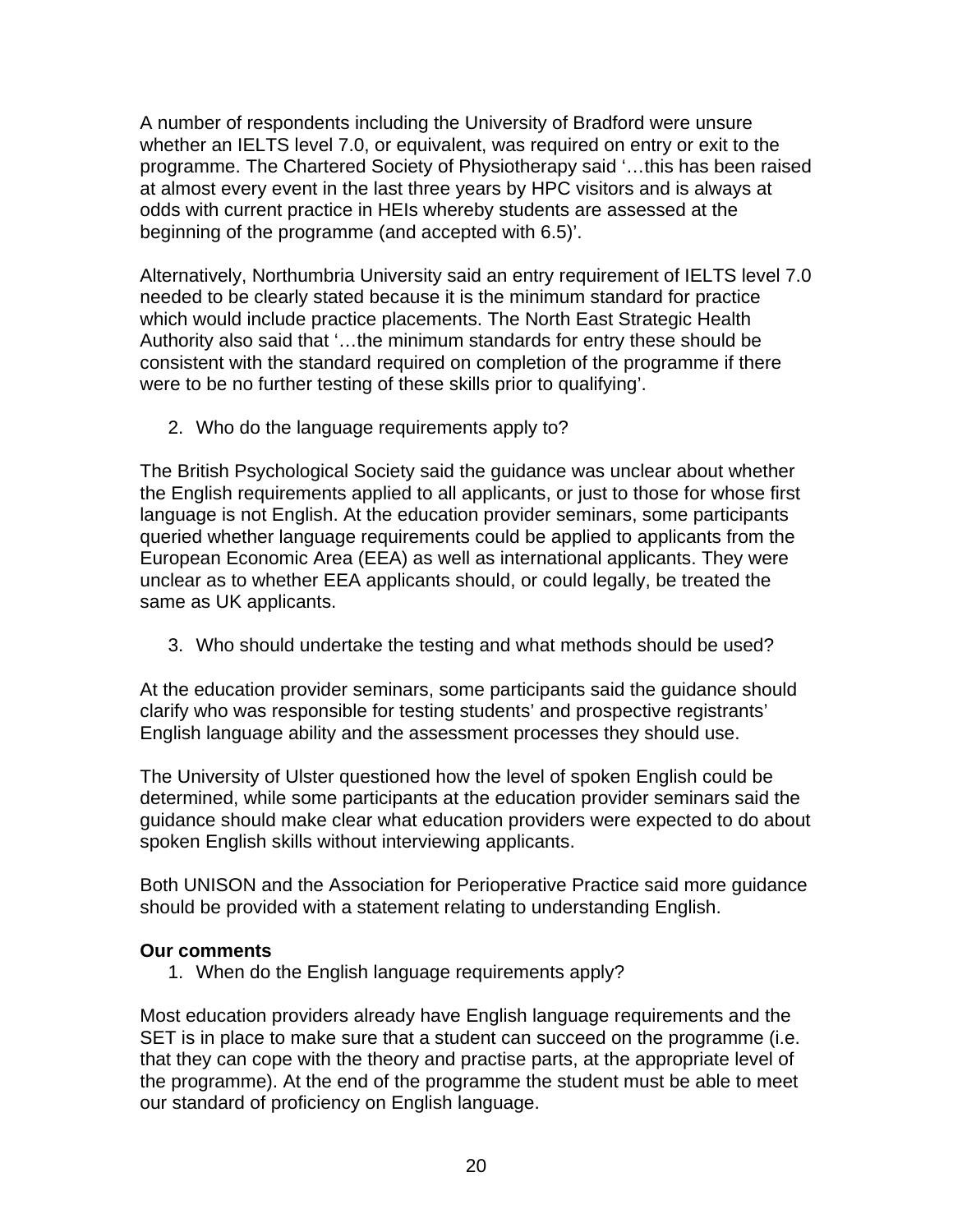A number of respondents including the University of Bradford were unsure whether an IELTS level 7.0, or equivalent, was required on entry or exit to the programme. The Chartered Society of Physiotherapy said '…this has been raised at almost every event in the last three years by HPC visitors and is always at odds with current practice in HEIs whereby students are assessed at the beginning of the programme (and accepted with 6.5)'.

Alternatively, Northumbria University said an entry requirement of IELTS level 7.0 needed to be clearly stated because it is the minimum standard for practice which would include practice placements. The North East Strategic Health Authority also said that '…the minimum standards for entry these should be consistent with the standard required on completion of the programme if there were to be no further testing of these skills prior to qualifying'.

2. Who do the language requirements apply to?

The British Psychological Society said the guidance was unclear about whether the English requirements applied to all applicants, or just to those for whose first language is not English. At the education provider seminars, some participants queried whether language requirements could be applied to applicants from the European Economic Area (EEA) as well as international applicants. They were unclear as to whether EEA applicants should, or could legally, be treated the same as UK applicants.

3. Who should undertake the testing and what methods should be used?

At the education provider seminars, some participants said the guidance should clarify who was responsible for testing students' and prospective registrants' English language ability and the assessment processes they should use.

The University of Ulster questioned how the level of spoken English could be determined, while some participants at the education provider seminars said the guidance should make clear what education providers were expected to do about spoken English skills without interviewing applicants.

Both UNISON and the Association for Perioperative Practice said more guidance should be provided with a statement relating to understanding English.

**Our comments**

1. When do the English language requirements apply?

Most education providers already have English language requirements and the SET is in place to make sure that a student can succeed on the programme (i.e. that they can cope with the theory and practise parts, at the appropriate level of the programme). At the end of the programme the student must be able to meet our standard of proficiency on English language.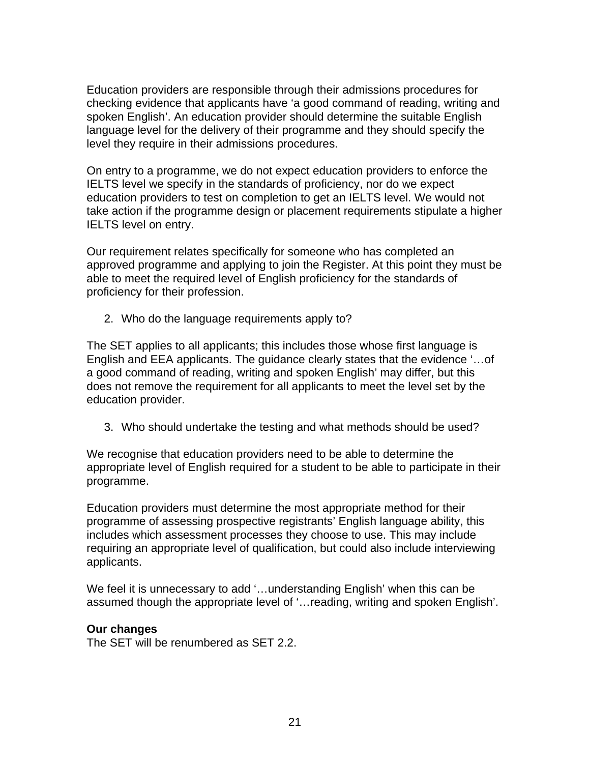Education providers are responsible through their admissions procedures for checking evidence that applicants have ‘a good command of reading, writing and spoken English’. An education provider should determine the suitable English language level for the delivery of their programme and they should specify the level they require in their admissions procedures.

On entry to a programme, we do not expect education providers to enforce the IELTS level we specify in the standards of proficiency, nor do we expect education providers to test on completion to get an IELTS level. We would not take action if the programme design or placement requirements stipulate a higher IELTS level on entry.

Our requirement relates specifically for someone who has completed an approved programme and applying to join the Register. At this point they must be able to meet the required level of English proficiency for the standards of proficiency for their profession.

2. Who do the language requirements apply to?

The SET applies to all applicants; this includes those whose first language is English and EEA applicants. The guidance clearly states that the evidence ‘…of a good command of reading, writing and spoken English’ may differ, but this does not remove the requirement for all applicants to meet the level set by the education provider.

3. Who should undertake the testing and what methods should be used?

We recognise that education providers need to be able to determine the appropriate level of English required for a student to be able to participate in their programme.

Education providers must determine the most appropriate method for their programme of assessing prospective registrants’ English language ability, this includes which assessment processes they choose to use. This may include requiring an appropriate level of qualification, but could also include interviewing applicants.

We feel it is unnecessary to add ‘…understanding English’ when this can be assumed though the appropriate level of ‘…reading, writing and spoken English’.

**Our changes**
The SET will be renumbered as SET 2.2.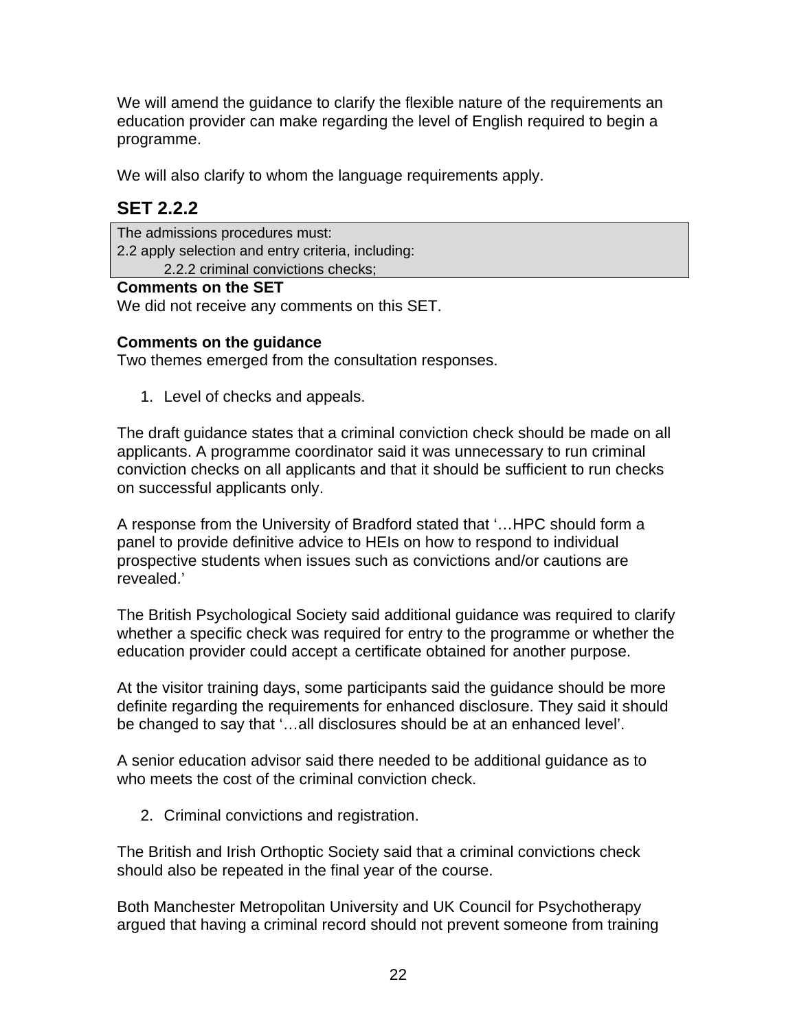We will amend the guidance to clarify the flexible nature of the requirements an education provider can make regarding the level of English required to begin a programme.

We will also clarify to whom the language requirements apply.

## SET 2.2.2

> The admissions procedures must:
> 2.2 apply selection and entry criteria, including:
> 2.2.2 criminal convictions checks;

**Comments on the SET**
We did not receive any comments on this SET.

**Comments on the guidance**
Two themes emerged from the consultation responses.

1. Level of checks and appeals.

The draft guidance states that a criminal conviction check should be made on all applicants. A programme coordinator said it was unnecessary to run criminal conviction checks on all applicants and that it should be sufficient to run checks on successful applicants only.

A response from the University of Bradford stated that '…HPC should form a panel to provide definitive advice to HEIs on how to respond to individual prospective students when issues such as convictions and/or cautions are revealed.'

The British Psychological Society said additional guidance was required to clarify whether a specific check was required for entry to the programme or whether the education provider could accept a certificate obtained for another purpose.

At the visitor training days, some participants said the guidance should be more definite regarding the requirements for enhanced disclosure. They said it should be changed to say that '…all disclosures should be at an enhanced level'.

A senior education advisor said there needed to be additional guidance as to who meets the cost of the criminal conviction check.

2. Criminal convictions and registration.

The British and Irish Orthoptic Society said that a criminal convictions check should also be repeated in the final year of the course.

Both Manchester Metropolitan University and UK Council for Psychotherapy argued that having a criminal record should not prevent someone from training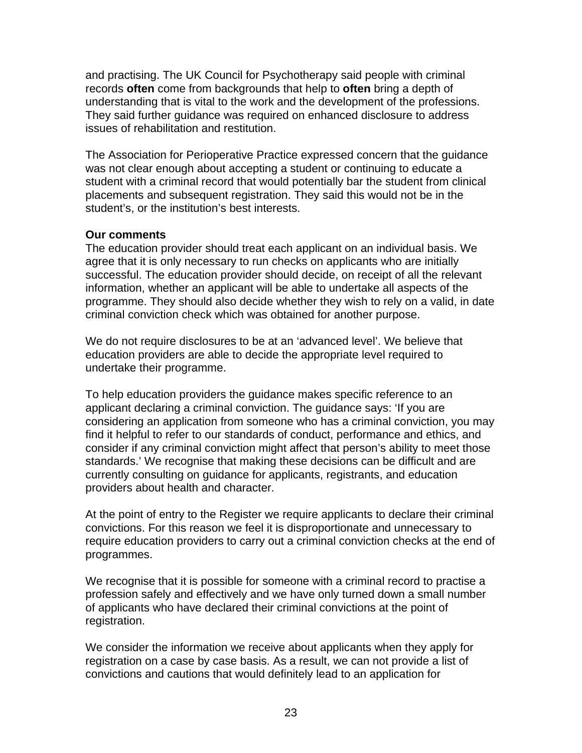and practising. The UK Council for Psychotherapy said people with criminal records **often** come from backgrounds that help to **often** bring a depth of understanding that is vital to the work and the development of the professions. They said further guidance was required on enhanced disclosure to address issues of rehabilitation and restitution.

The Association for Perioperative Practice expressed concern that the guidance was not clear enough about accepting a student or continuing to educate a student with a criminal record that would potentially bar the student from clinical placements and subsequent registration. They said this would not be in the student's, or the institution's best interests.

**Our comments**

The education provider should treat each applicant on an individual basis. We agree that it is only necessary to run checks on applicants who are initially successful. The education provider should decide, on receipt of all the relevant information, whether an applicant will be able to undertake all aspects of the programme. They should also decide whether they wish to rely on a valid, in date criminal conviction check which was obtained for another purpose.

We do not require disclosures to be at an 'advanced level'. We believe that education providers are able to decide the appropriate level required to undertake their programme.

To help education providers the guidance makes specific reference to an applicant declaring a criminal conviction. The guidance says: 'If you are considering an application from someone who has a criminal conviction, you may find it helpful to refer to our standards of conduct, performance and ethics, and consider if any criminal conviction might affect that person's ability to meet those standards.' We recognise that making these decisions can be difficult and are currently consulting on guidance for applicants, registrants, and education providers about health and character.

At the point of entry to the Register we require applicants to declare their criminal convictions. For this reason we feel it is disproportionate and unnecessary to require education providers to carry out a criminal conviction checks at the end of programmes.

We recognise that it is possible for someone with a criminal record to practise a profession safely and effectively and we have only turned down a small number of applicants who have declared their criminal convictions at the point of registration.

We consider the information we receive about applicants when they apply for registration on a case by case basis. As a result, we can not provide a list of convictions and cautions that would definitely lead to an application for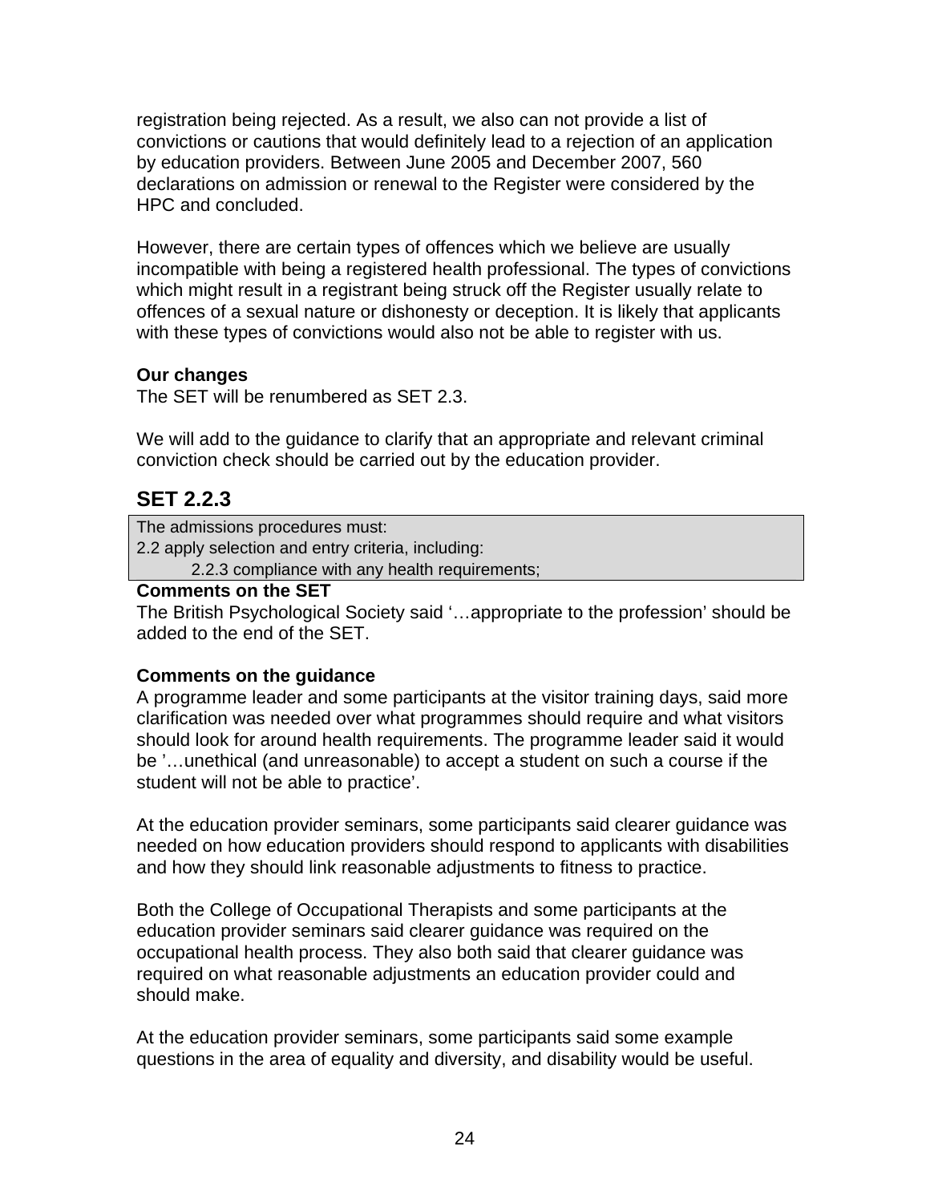registration being rejected. As a result, we also can not provide a list of convictions or cautions that would definitely lead to a rejection of an application by education providers. Between June 2005 and December 2007, 560 declarations on admission or renewal to the Register were considered by the HPC and concluded.

However, there are certain types of offences which we believe are usually incompatible with being a registered health professional. The types of convictions which might result in a registrant being struck off the Register usually relate to offences of a sexual nature or dishonesty or deception. It is likely that applicants with these types of convictions would also not be able to register with us.

**Our changes**
The SET will be renumbered as SET 2.3.

We will add to the guidance to clarify that an appropriate and relevant criminal conviction check should be carried out by the education provider.

## SET 2.2.3

> The admissions procedures must:
> 2.2 apply selection and entry criteria, including:
> 2.2.3 compliance with any health requirements;

**Comments on the SET**
The British Psychological Society said '…appropriate to the profession' should be added to the end of the SET.

**Comments on the guidance**
A programme leader and some participants at the visitor training days, said more clarification was needed over what programmes should require and what visitors should look for around health requirements. The programme leader said it would be '…unethical (and unreasonable) to accept a student on such a course if the student will not be able to practice'.

At the education provider seminars, some participants said clearer guidance was needed on how education providers should respond to applicants with disabilities and how they should link reasonable adjustments to fitness to practice.

Both the College of Occupational Therapists and some participants at the education provider seminars said clearer guidance was required on the occupational health process. They also both said that clearer guidance was required on what reasonable adjustments an education provider could and should make.

At the education provider seminars, some participants said some example questions in the area of equality and diversity, and disability would be useful.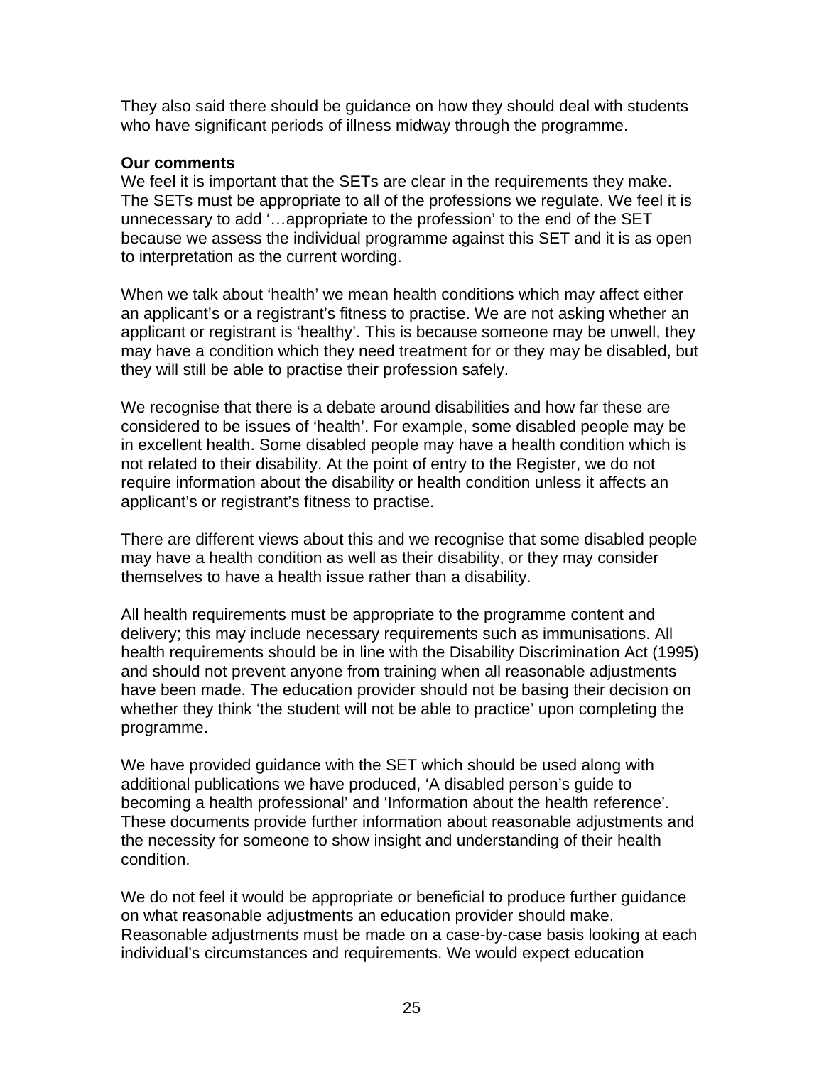They also said there should be guidance on how they should deal with students who have significant periods of illness midway through the programme.

**Our comments**

We feel it is important that the SETs are clear in the requirements they make. The SETs must be appropriate to all of the professions we regulate. We feel it is unnecessary to add '…appropriate to the profession' to the end of the SET because we assess the individual programme against this SET and it is as open to interpretation as the current wording.

When we talk about 'health' we mean health conditions which may affect either an applicant's or a registrant's fitness to practise. We are not asking whether an applicant or registrant is 'healthy'. This is because someone may be unwell, they may have a condition which they need treatment for or they may be disabled, but they will still be able to practise their profession safely.

We recognise that there is a debate around disabilities and how far these are considered to be issues of 'health'. For example, some disabled people may be in excellent health. Some disabled people may have a health condition which is not related to their disability. At the point of entry to the Register, we do not require information about the disability or health condition unless it affects an applicant's or registrant's fitness to practise.

There are different views about this and we recognise that some disabled people may have a health condition as well as their disability, or they may consider themselves to have a health issue rather than a disability.

All health requirements must be appropriate to the programme content and delivery; this may include necessary requirements such as immunisations. All health requirements should be in line with the Disability Discrimination Act (1995) and should not prevent anyone from training when all reasonable adjustments have been made. The education provider should not be basing their decision on whether they think 'the student will not be able to practice' upon completing the programme.

We have provided guidance with the SET which should be used along with additional publications we have produced, 'A disabled person's guide to becoming a health professional' and 'Information about the health reference'. These documents provide further information about reasonable adjustments and the necessity for someone to show insight and understanding of their health condition.

We do not feel it would be appropriate or beneficial to produce further guidance on what reasonable adjustments an education provider should make. Reasonable adjustments must be made on a case-by-case basis looking at each individual's circumstances and requirements. We would expect education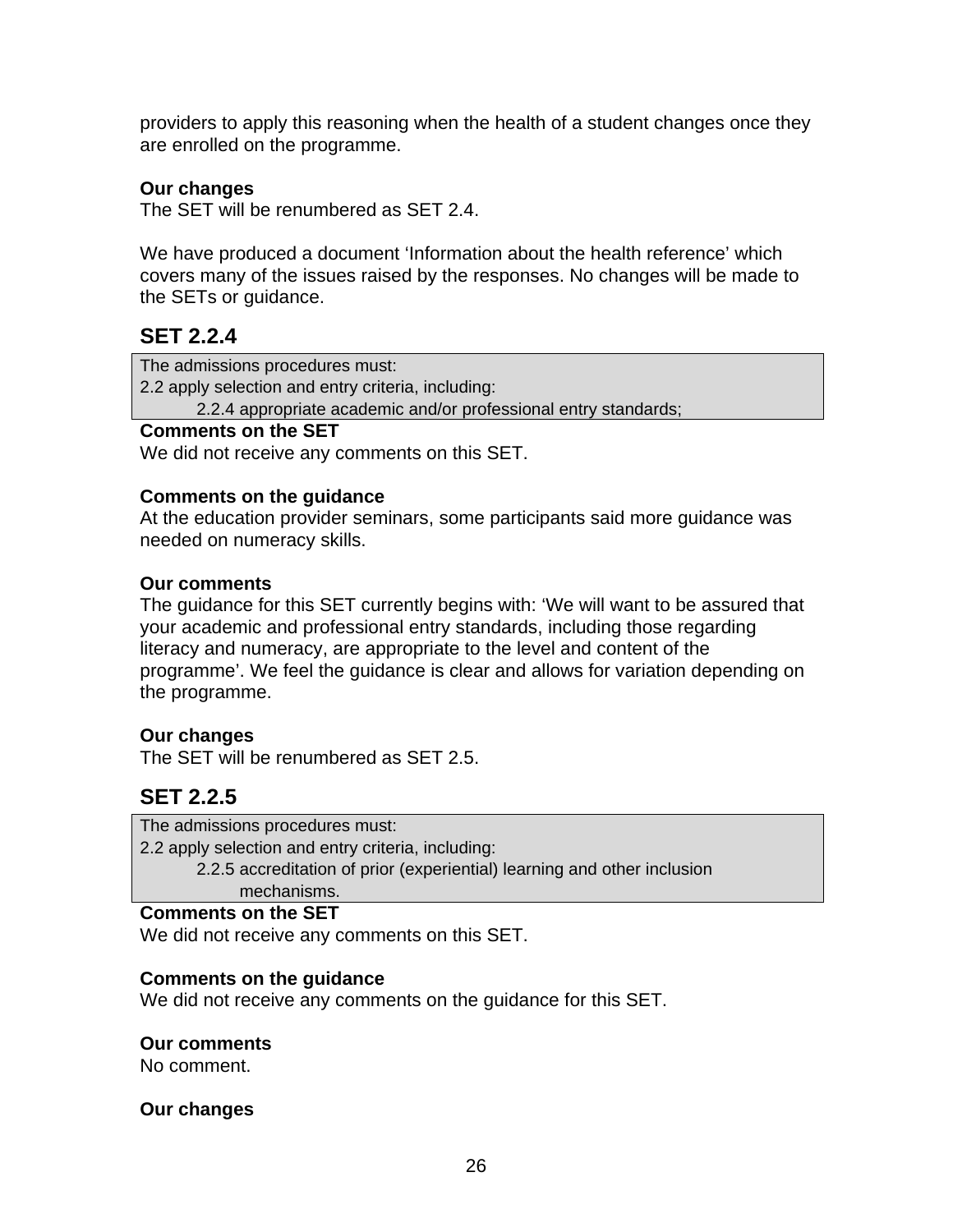providers to apply this reasoning when the health of a student changes once they are enrolled on the programme.

**Our changes**
The SET will be renumbered as SET 2.4.

We have produced a document 'Information about the health reference' which covers many of the issues raised by the responses. No changes will be made to the SETs or guidance.

## SET 2.2.4

> The admissions procedures must:
> 2.2 apply selection and entry criteria, including:
> 2.2.4 appropriate academic and/or professional entry standards;

**Comments on the SET**
We did not receive any comments on this SET.

**Comments on the guidance**
At the education provider seminars, some participants said more guidance was needed on numeracy skills.

**Our comments**
The guidance for this SET currently begins with: 'We will want to be assured that your academic and professional entry standards, including those regarding literacy and numeracy, are appropriate to the level and content of the programme'. We feel the guidance is clear and allows for variation depending on the programme.

**Our changes**
The SET will be renumbered as SET 2.5.

## SET 2.2.5

> The admissions procedures must:
> 2.2 apply selection and entry criteria, including:
> 2.2.5 accreditation of prior (experiential) learning and other inclusion mechanisms.

**Comments on the SET**
We did not receive any comments on this SET.

**Comments on the guidance**
We did not receive any comments on the guidance for this SET.

**Our comments**
No comment.

**Our changes**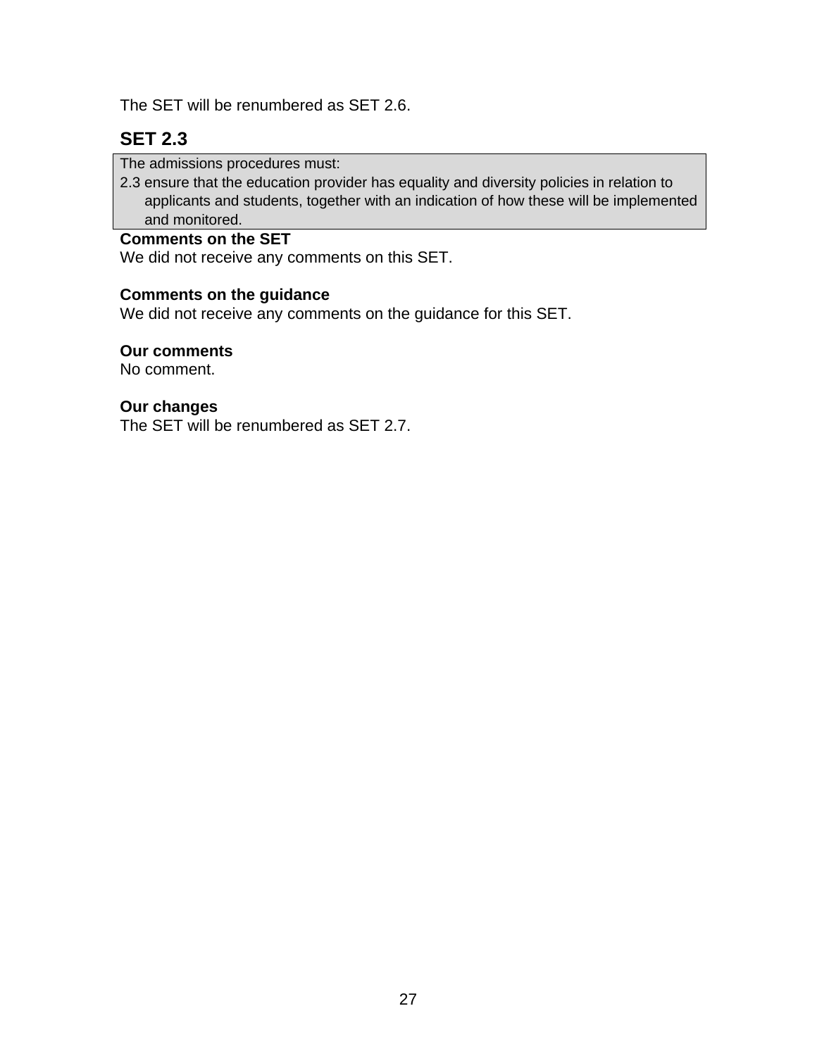The SET will be renumbered as SET 2.6.

## SET 2.3

> The admissions procedures must:
>
> 2.3 ensure that the education provider has equality and diversity policies in relation to applicants and students, together with an indication of how these will be implemented and monitored.

**Comments on the SET**
We did not receive any comments on this SET.

**Comments on the guidance**
We did not receive any comments on the guidance for this SET.

**Our comments**
No comment.

**Our changes**
The SET will be renumbered as SET 2.7.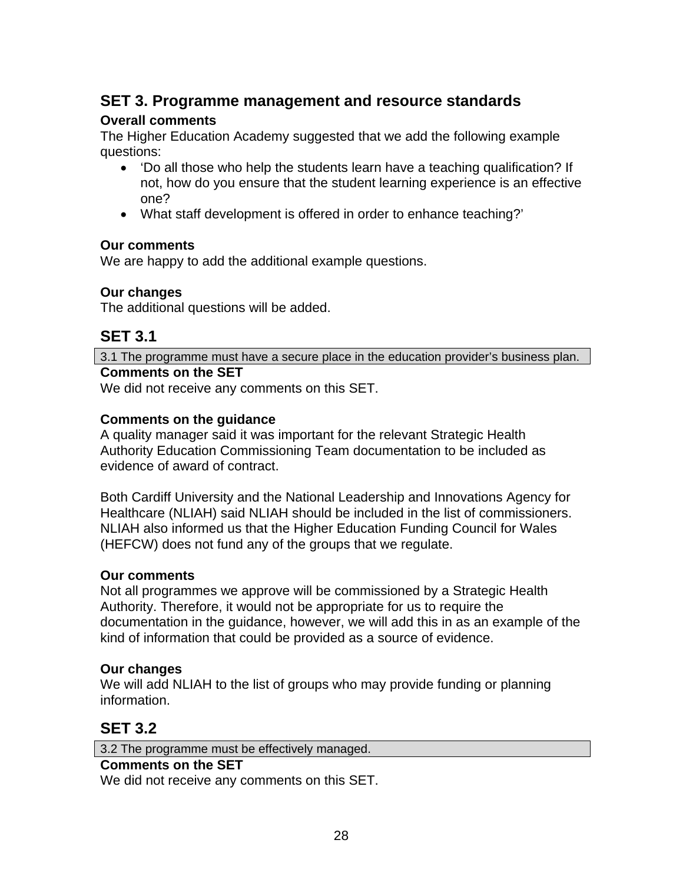## SET 3. Programme management and resource standards

**Overall comments**

The Higher Education Academy suggested that we add the following example questions:

- 'Do all those who help the students learn have a teaching qualification? If not, how do you ensure that the student learning experience is an effective one?
- What staff development is offered in order to enhance teaching?'

**Our comments**

We are happy to add the additional example questions.

**Our changes**

The additional questions will be added.

## SET 3.1

| 3.1 The programme must have a secure place in the education provider's business plan. |
|---|

**Comments on the SET**

We did not receive any comments on this SET.

**Comments on the guidance**

A quality manager said it was important for the relevant Strategic Health Authority Education Commissioning Team documentation to be included as evidence of award of contract.

Both Cardiff University and the National Leadership and Innovations Agency for Healthcare (NLIAH) said NLIAH should be included in the list of commissioners. NLIAH also informed us that the Higher Education Funding Council for Wales (HEFCW) does not fund any of the groups that we regulate.

**Our comments**

Not all programmes we approve will be commissioned by a Strategic Health Authority. Therefore, it would not be appropriate for us to require the documentation in the guidance, however, we will add this in as an example of the kind of information that could be provided as a source of evidence.

**Our changes**

We will add NLIAH to the list of groups who may provide funding or planning information.

## SET 3.2

| 3.2 The programme must be effectively managed. |
|---|

**Comments on the SET**

We did not receive any comments on this SET.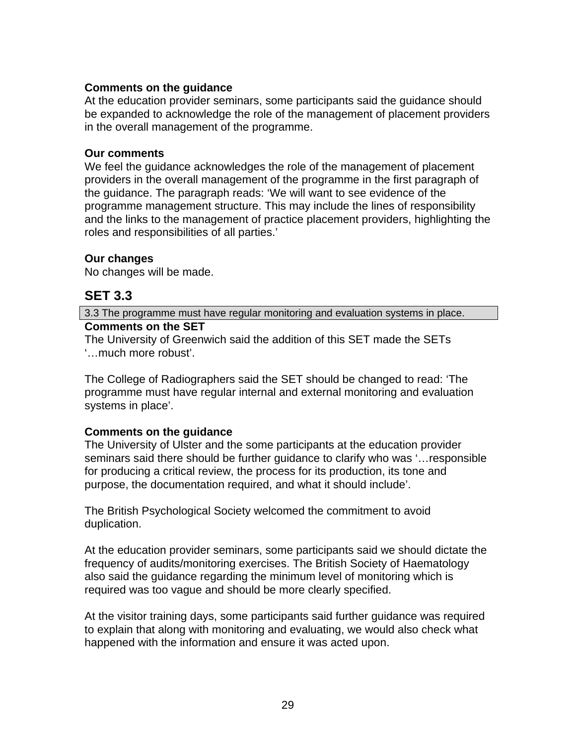**Comments on the guidance**

At the education provider seminars, some participants said the guidance should be expanded to acknowledge the role of the management of placement providers in the overall management of the programme.

**Our comments**

We feel the guidance acknowledges the role of the management of placement providers in the overall management of the programme in the first paragraph of the guidance. The paragraph reads: 'We will want to see evidence of the programme management structure. This may include the lines of responsibility and the links to the management of practice placement providers, highlighting the roles and responsibilities of all parties.'

**Our changes**

No changes will be made.

## SET 3.3

| 3.3 The programme must have regular monitoring and evaluation systems in place. |
|---|

**Comments on the SET**

The University of Greenwich said the addition of this SET made the SETs '…much more robust'.

The College of Radiographers said the SET should be changed to read: 'The programme must have regular internal and external monitoring and evaluation systems in place'.

**Comments on the guidance**

The University of Ulster and the some participants at the education provider seminars said there should be further guidance to clarify who was '…responsible for producing a critical review, the process for its production, its tone and purpose, the documentation required, and what it should include'.

The British Psychological Society welcomed the commitment to avoid duplication.

At the education provider seminars, some participants said we should dictate the frequency of audits/monitoring exercises. The British Society of Haematology also said the guidance regarding the minimum level of monitoring which is required was too vague and should be more clearly specified.

At the visitor training days, some participants said further guidance was required to explain that along with monitoring and evaluating, we would also check what happened with the information and ensure it was acted upon.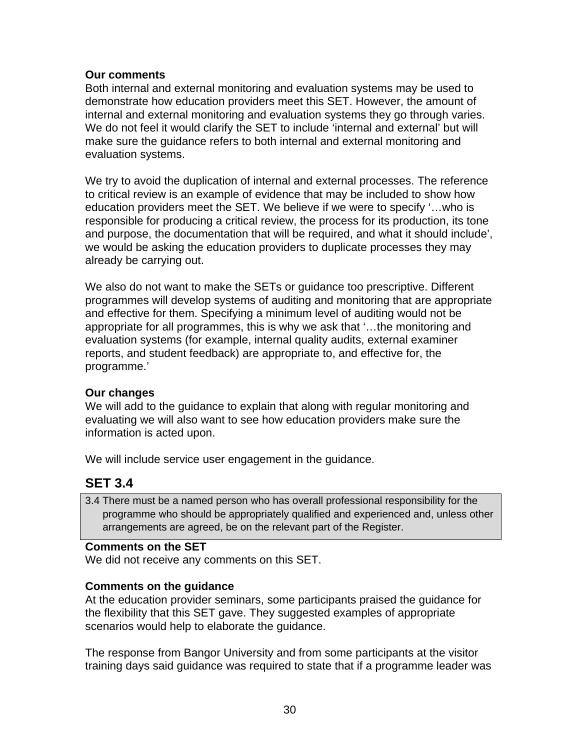**Our comments**
Both internal and external monitoring and evaluation systems may be used to demonstrate how education providers meet this SET. However, the amount of internal and external monitoring and evaluation systems they go through varies. We do not feel it would clarify the SET to include 'internal and external' but will make sure the guidance refers to both internal and external monitoring and evaluation systems.

We try to avoid the duplication of internal and external processes. The reference to critical review is an example of evidence that may be included to show how education providers meet the SET. We believe if we were to specify '…who is responsible for producing a critical review, the process for its production, its tone and purpose, the documentation that will be required, and what it should include', we would be asking the education providers to duplicate processes they may already be carrying out.

We also do not want to make the SETs or guidance too prescriptive. Different programmes will develop systems of auditing and monitoring that are appropriate and effective for them. Specifying a minimum level of auditing would not be appropriate for all programmes, this is why we ask that '…the monitoring and evaluation systems (for example, internal quality audits, external examiner reports, and student feedback) are appropriate to, and effective for, the programme.'

**Our changes**
We will add to the guidance to explain that along with regular monitoring and evaluating we will also want to see how education providers make sure the information is acted upon.

We will include service user engagement in the guidance.

## SET 3.4

> 3.4 There must be a named person who has overall professional responsibility for the programme who should be appropriately qualified and experienced and, unless other arrangements are agreed, be on the relevant part of the Register.

**Comments on the SET**
We did not receive any comments on this SET.

**Comments on the guidance**
At the education provider seminars, some participants praised the guidance for the flexibility that this SET gave. They suggested examples of appropriate scenarios would help to elaborate the guidance.

The response from Bangor University and from some participants at the visitor training days said guidance was required to state that if a programme leader was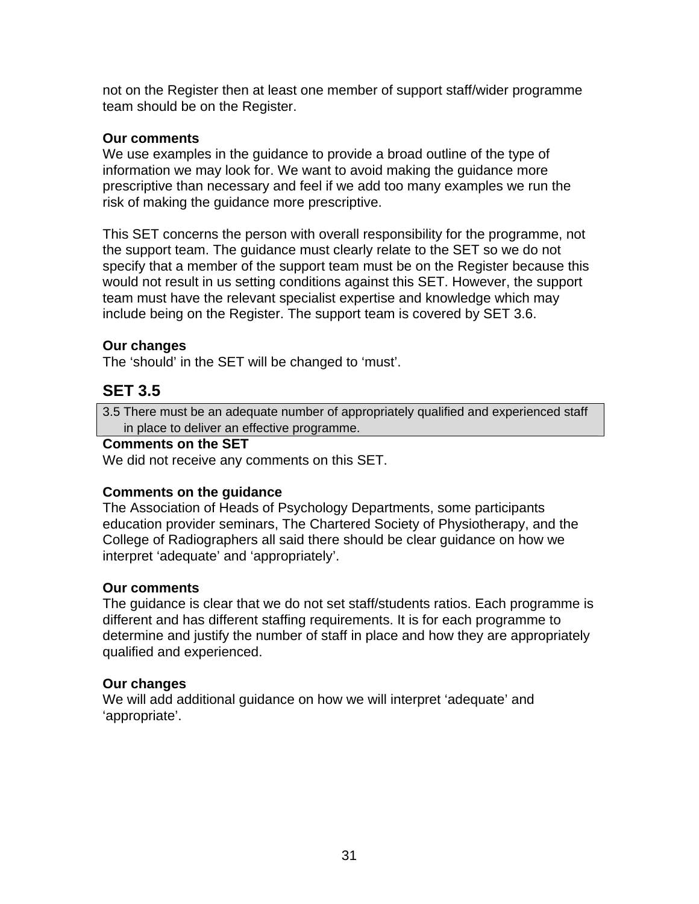not on the Register then at least one member of support staff/wider programme team should be on the Register.

**Our comments**
We use examples in the guidance to provide a broad outline of the type of information we may look for. We want to avoid making the guidance more prescriptive than necessary and feel if we add too many examples we run the risk of making the guidance more prescriptive.

This SET concerns the person with overall responsibility for the programme, not the support team. The guidance must clearly relate to the SET so we do not specify that a member of the support team must be on the Register because this would not result in us setting conditions against this SET. However, the support team must have the relevant specialist expertise and knowledge which may include being on the Register. The support team is covered by SET 3.6.

**Our changes**
The ‘should’ in the SET will be changed to ‘must’.

## SET 3.5

| 3.5 There must be an adequate number of appropriately qualified and experienced staff in place to deliver an effective programme. |
|---|

**Comments on the SET**
We did not receive any comments on this SET.

**Comments on the guidance**
The Association of Heads of Psychology Departments, some participants education provider seminars, The Chartered Society of Physiotherapy, and the College of Radiographers all said there should be clear guidance on how we interpret ‘adequate’ and ‘appropriately’.

**Our comments**
The guidance is clear that we do not set staff/students ratios. Each programme is different and has different staffing requirements. It is for each programme to determine and justify the number of staff in place and how they are appropriately qualified and experienced.

**Our changes**
We will add additional guidance on how we will interpret ‘adequate’ and ‘appropriate’.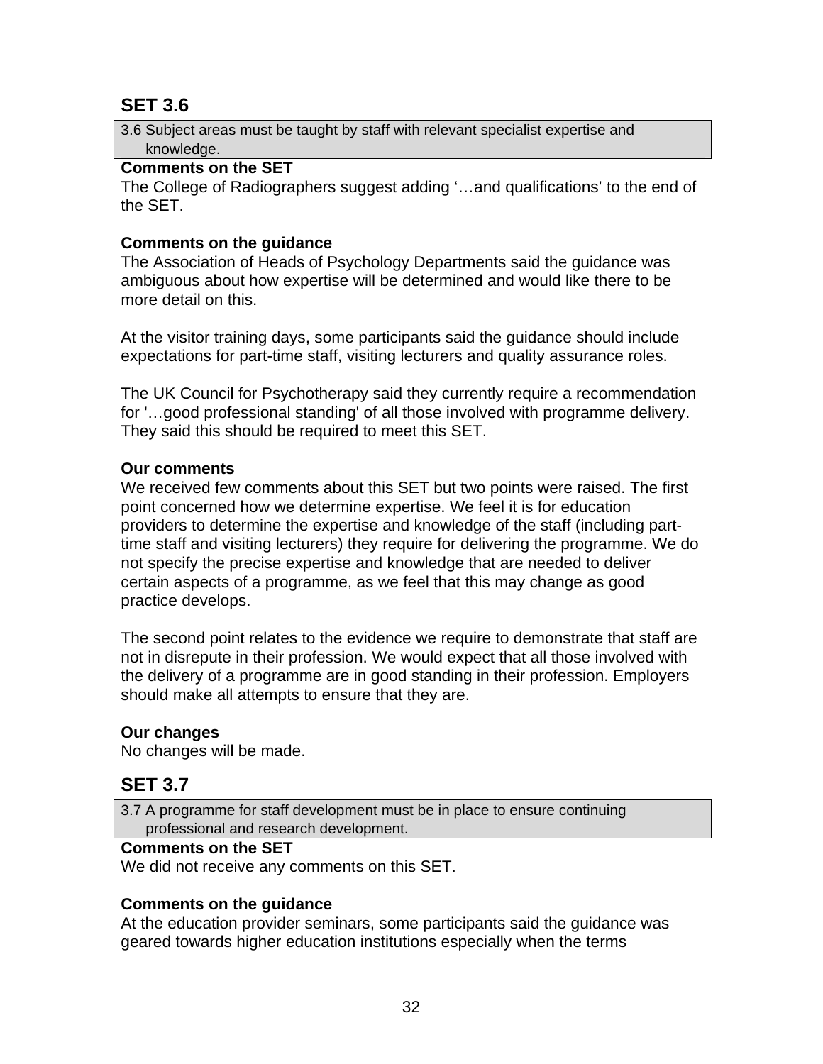## SET 3.6

> 3.6 Subject areas must be taught by staff with relevant specialist expertise and knowledge.

**Comments on the SET**
The College of Radiographers suggest adding '…and qualifications' to the end of the SET.

**Comments on the guidance**
The Association of Heads of Psychology Departments said the guidance was ambiguous about how expertise will be determined and would like there to be more detail on this.

At the visitor training days, some participants said the guidance should include expectations for part-time staff, visiting lecturers and quality assurance roles.

The UK Council for Psychotherapy said they currently require a recommendation for '…good professional standing' of all those involved with programme delivery. They said this should be required to meet this SET.

**Our comments**
We received few comments about this SET but two points were raised. The first point concerned how we determine expertise. We feel it is for education providers to determine the expertise and knowledge of the staff (including part-time staff and visiting lecturers) they require for delivering the programme. We do not specify the precise expertise and knowledge that are needed to deliver certain aspects of a programme, as we feel that this may change as good practice develops.

The second point relates to the evidence we require to demonstrate that staff are not in disrepute in their profession. We would expect that all those involved with the delivery of a programme are in good standing in their profession. Employers should make all attempts to ensure that they are.

**Our changes**
No changes will be made.

## SET 3.7

> 3.7 A programme for staff development must be in place to ensure continuing professional and research development.

**Comments on the SET**
We did not receive any comments on this SET.

**Comments on the guidance**
At the education provider seminars, some participants said the guidance was geared towards higher education institutions especially when the terms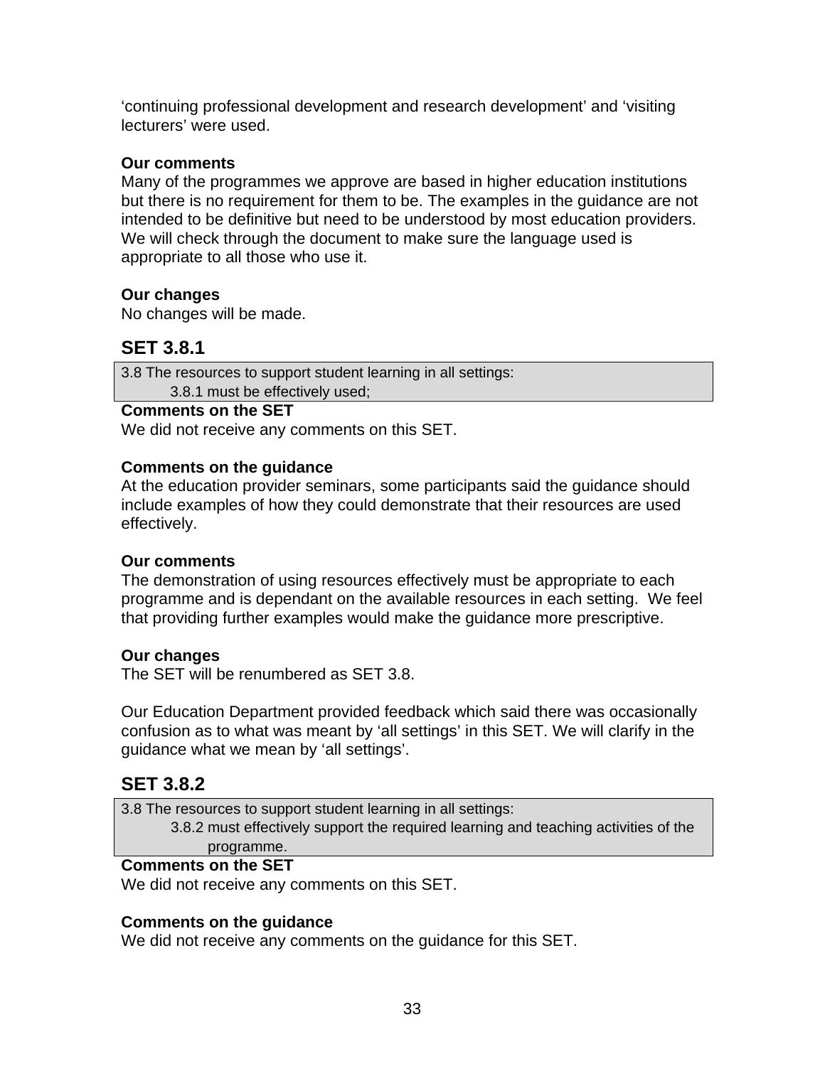'continuing professional development and research development' and 'visiting lecturers' were used.

**Our comments**
Many of the programmes we approve are based in higher education institutions but there is no requirement for them to be. The examples in the guidance are not intended to be definitive but need to be understood by most education providers. We will check through the document to make sure the language used is appropriate to all those who use it.

**Our changes**
No changes will be made.

## SET 3.8.1

| 3.8 The resources to support student learning in all settings:<br>3.8.1 must be effectively used; |
|---|

**Comments on the SET**
We did not receive any comments on this SET.

**Comments on the guidance**
At the education provider seminars, some participants said the guidance should include examples of how they could demonstrate that their resources are used effectively.

**Our comments**
The demonstration of using resources effectively must be appropriate to each programme and is dependant on the available resources in each setting. We feel that providing further examples would make the guidance more prescriptive.

**Our changes**
The SET will be renumbered as SET 3.8.

Our Education Department provided feedback which said there was occasionally confusion as to what was meant by 'all settings' in this SET. We will clarify in the guidance what we mean by 'all settings'.

## SET 3.8.2

| 3.8 The resources to support student learning in all settings:<br>3.8.2 must effectively support the required learning and teaching activities of the programme. |
|---|

**Comments on the SET**
We did not receive any comments on this SET.

**Comments on the guidance**
We did not receive any comments on the guidance for this SET.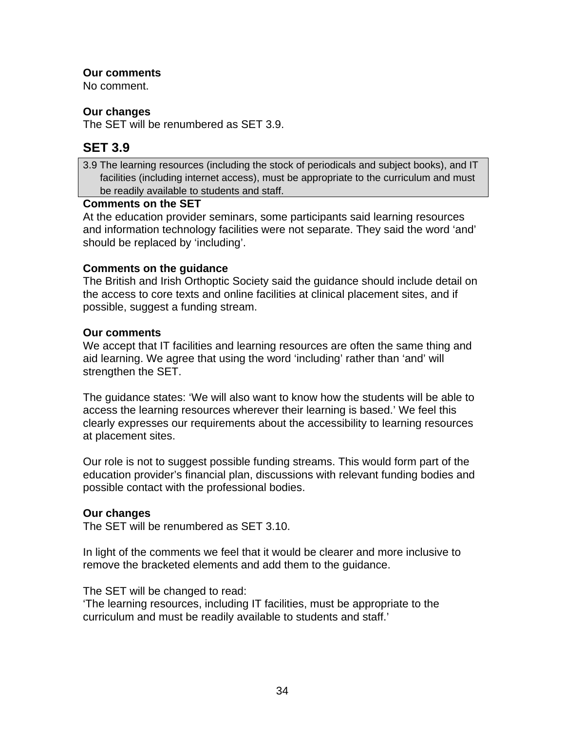**Our comments**
No comment.

**Our changes**
The SET will be renumbered as SET 3.9.

## SET 3.9

> 3.9 The learning resources (including the stock of periodicals and subject books), and IT facilities (including internet access), must be appropriate to the curriculum and must be readily available to students and staff.

**Comments on the SET**
At the education provider seminars, some participants said learning resources and information technology facilities were not separate. They said the word 'and' should be replaced by 'including'.

**Comments on the guidance**
The British and Irish Orthoptic Society said the guidance should include detail on the access to core texts and online facilities at clinical placement sites, and if possible, suggest a funding stream.

**Our comments**
We accept that IT facilities and learning resources are often the same thing and aid learning. We agree that using the word 'including' rather than 'and' will strengthen the SET.

The guidance states: 'We will also want to know how the students will be able to access the learning resources wherever their learning is based.' We feel this clearly expresses our requirements about the accessibility to learning resources at placement sites.

Our role is not to suggest possible funding streams. This would form part of the education provider's financial plan, discussions with relevant funding bodies and possible contact with the professional bodies.

**Our changes**
The SET will be renumbered as SET 3.10.

In light of the comments we feel that it would be clearer and more inclusive to remove the bracketed elements and add them to the guidance.

The SET will be changed to read:
'The learning resources, including IT facilities, must be appropriate to the curriculum and must be readily available to students and staff.'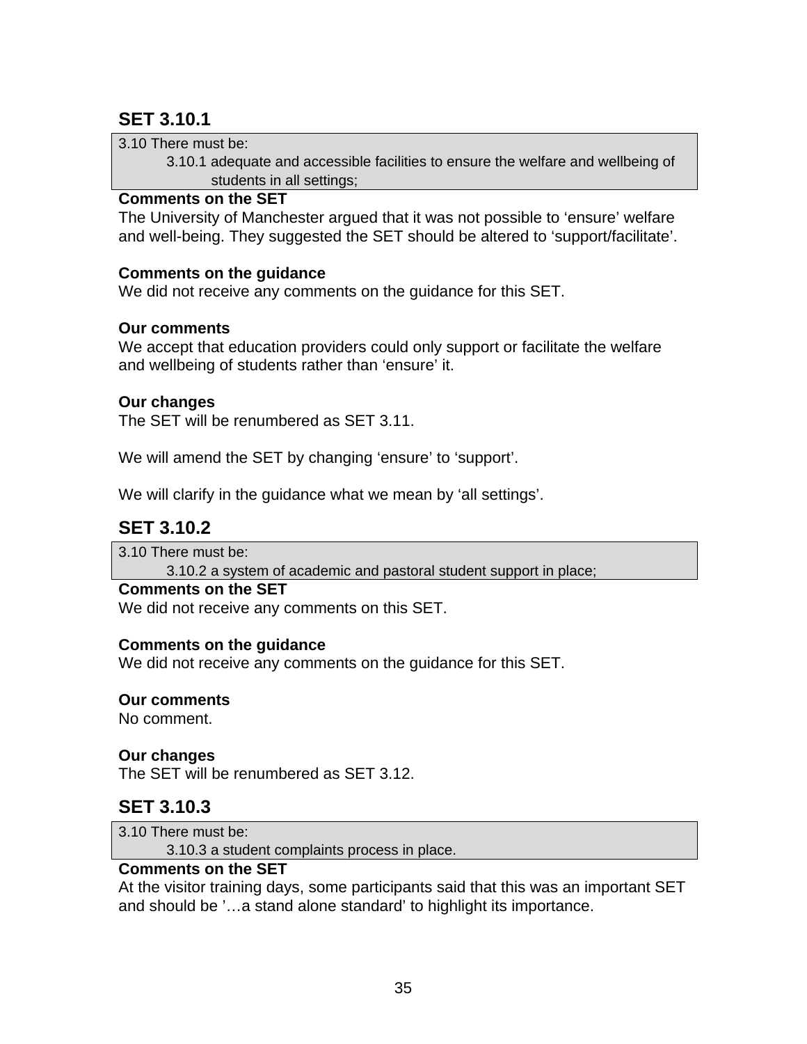## SET 3.10.1

> 3.10 There must be:
> 3.10.1 adequate and accessible facilities to ensure the welfare and wellbeing of students in all settings;

**Comments on the SET**
The University of Manchester argued that it was not possible to 'ensure' welfare and well-being. They suggested the SET should be altered to 'support/facilitate'.

**Comments on the guidance**
We did not receive any comments on the guidance for this SET.

**Our comments**
We accept that education providers could only support or facilitate the welfare and wellbeing of students rather than 'ensure' it.

**Our changes**
The SET will be renumbered as SET 3.11.

We will amend the SET by changing 'ensure' to 'support'.

We will clarify in the guidance what we mean by 'all settings'.

## SET 3.10.2

> 3.10 There must be:
> 3.10.2 a system of academic and pastoral student support in place;

**Comments on the SET**
We did not receive any comments on this SET.

**Comments on the guidance**
We did not receive any comments on the guidance for this SET.

**Our comments**
No comment.

**Our changes**
The SET will be renumbered as SET 3.12.

## SET 3.10.3

> 3.10 There must be:
> 3.10.3 a student complaints process in place.

**Comments on the SET**
At the visitor training days, some participants said that this was an important SET and should be '…a stand alone standard' to highlight its importance.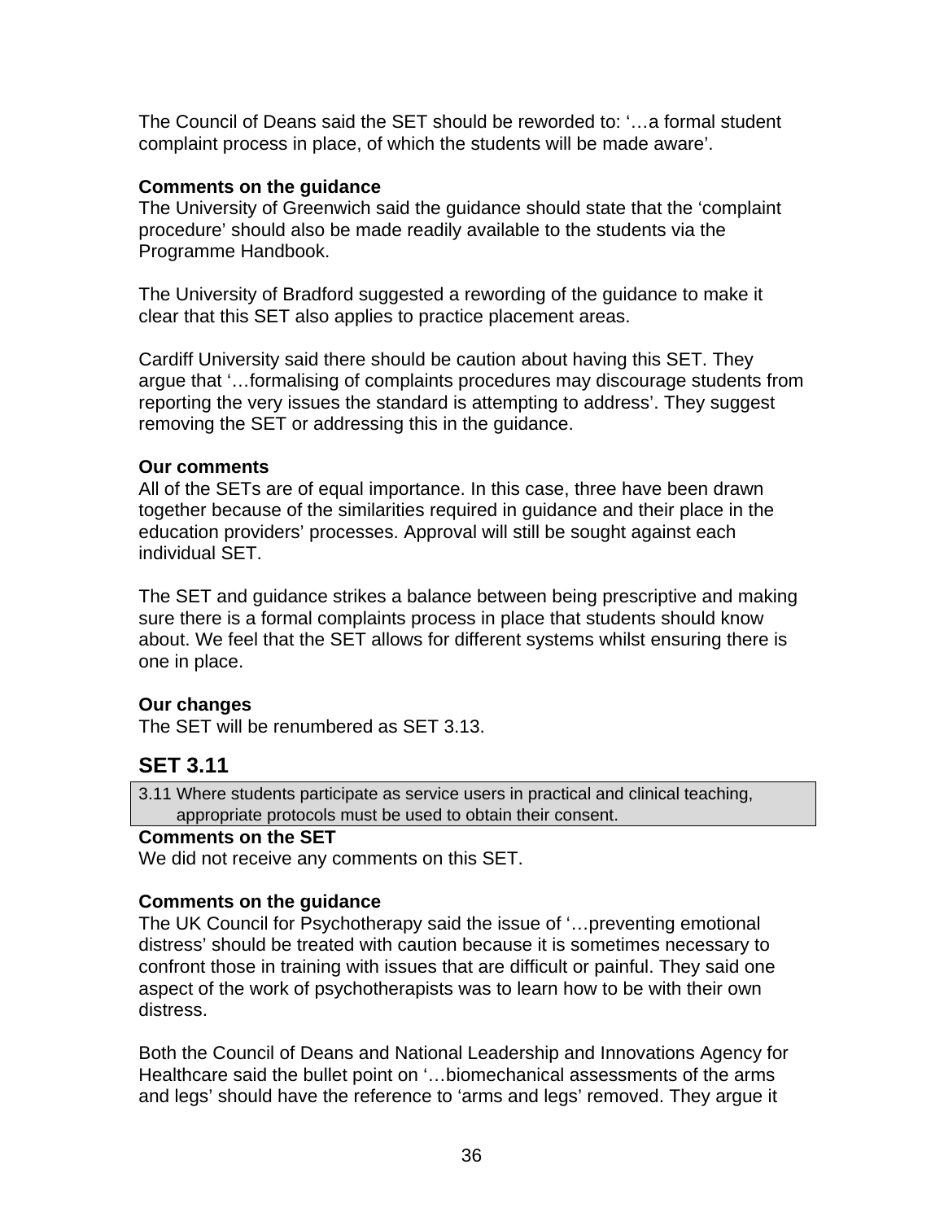The Council of Deans said the SET should be reworded to: '…a formal student complaint process in place, of which the students will be made aware'.

**Comments on the guidance**
The University of Greenwich said the guidance should state that the 'complaint procedure' should also be made readily available to the students via the Programme Handbook.

The University of Bradford suggested a rewording of the guidance to make it clear that this SET also applies to practice placement areas.

Cardiff University said there should be caution about having this SET. They argue that '…formalising of complaints procedures may discourage students from reporting the very issues the standard is attempting to address'. They suggest removing the SET or addressing this in the guidance.

**Our comments**
All of the SETs are of equal importance. In this case, three have been drawn together because of the similarities required in guidance and their place in the education providers' processes. Approval will still be sought against each individual SET.

The SET and guidance strikes a balance between being prescriptive and making sure there is a formal complaints process in place that students should know about. We feel that the SET allows for different systems whilst ensuring there is one in place.

**Our changes**
The SET will be renumbered as SET 3.13.

## SET 3.11

| 3.11 Where students participate as service users in practical and clinical teaching, appropriate protocols must be used to obtain their consent. |
|---|

**Comments on the SET**
We did not receive any comments on this SET.

**Comments on the guidance**
The UK Council for Psychotherapy said the issue of '…preventing emotional distress' should be treated with caution because it is sometimes necessary to confront those in training with issues that are difficult or painful. They said one aspect of the work of psychotherapists was to learn how to be with their own distress.

Both the Council of Deans and National Leadership and Innovations Agency for Healthcare said the bullet point on '…biomechanical assessments of the arms and legs' should have the reference to 'arms and legs' removed. They argue it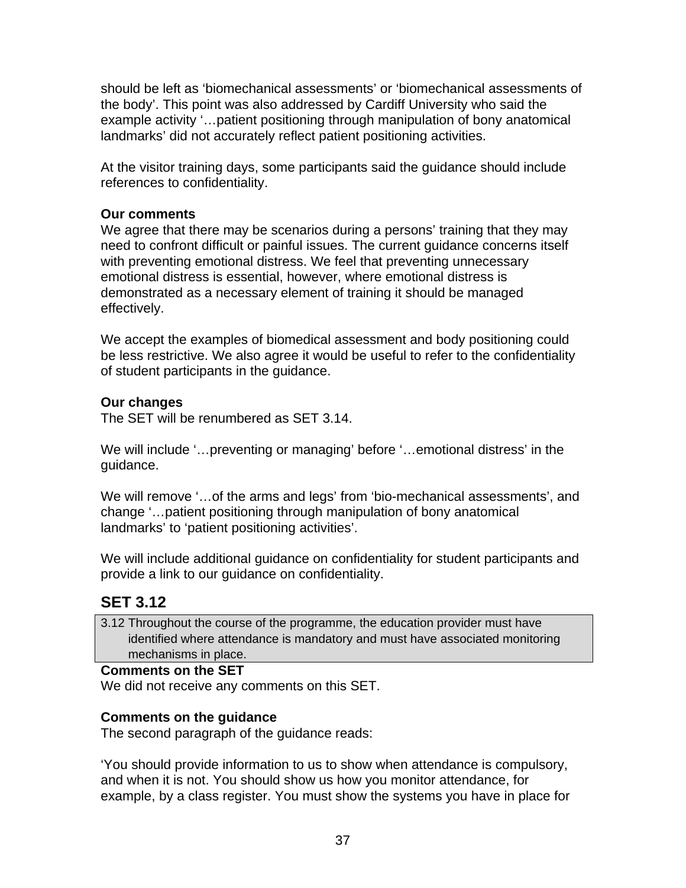should be left as 'biomechanical assessments' or 'biomechanical assessments of the body'. This point was also addressed by Cardiff University who said the example activity '…patient positioning through manipulation of bony anatomical landmarks' did not accurately reflect patient positioning activities.

At the visitor training days, some participants said the guidance should include references to confidentiality.

**Our comments**
We agree that there may be scenarios during a persons' training that they may need to confront difficult or painful issues. The current guidance concerns itself with preventing emotional distress. We feel that preventing unnecessary emotional distress is essential, however, where emotional distress is demonstrated as a necessary element of training it should be managed effectively.

We accept the examples of biomedical assessment and body positioning could be less restrictive. We also agree it would be useful to refer to the confidentiality of student participants in the guidance.

**Our changes**
The SET will be renumbered as SET 3.14.

We will include '…preventing or managing' before '…emotional distress' in the guidance.

We will remove '…of the arms and legs' from 'bio-mechanical assessments', and change '…patient positioning through manipulation of bony anatomical landmarks' to 'patient positioning activities'.

We will include additional guidance on confidentiality for student participants and provide a link to our guidance on confidentiality.

## SET 3.12

| 3.12 Throughout the course of the programme, the education provider must have identified where attendance is mandatory and must have associated monitoring mechanisms in place. |
|---|

**Comments on the SET**
We did not receive any comments on this SET.

**Comments on the guidance**
The second paragraph of the guidance reads:

'You should provide information to us to show when attendance is compulsory, and when it is not. You should show us how you monitor attendance, for example, by a class register. You must show the systems you have in place for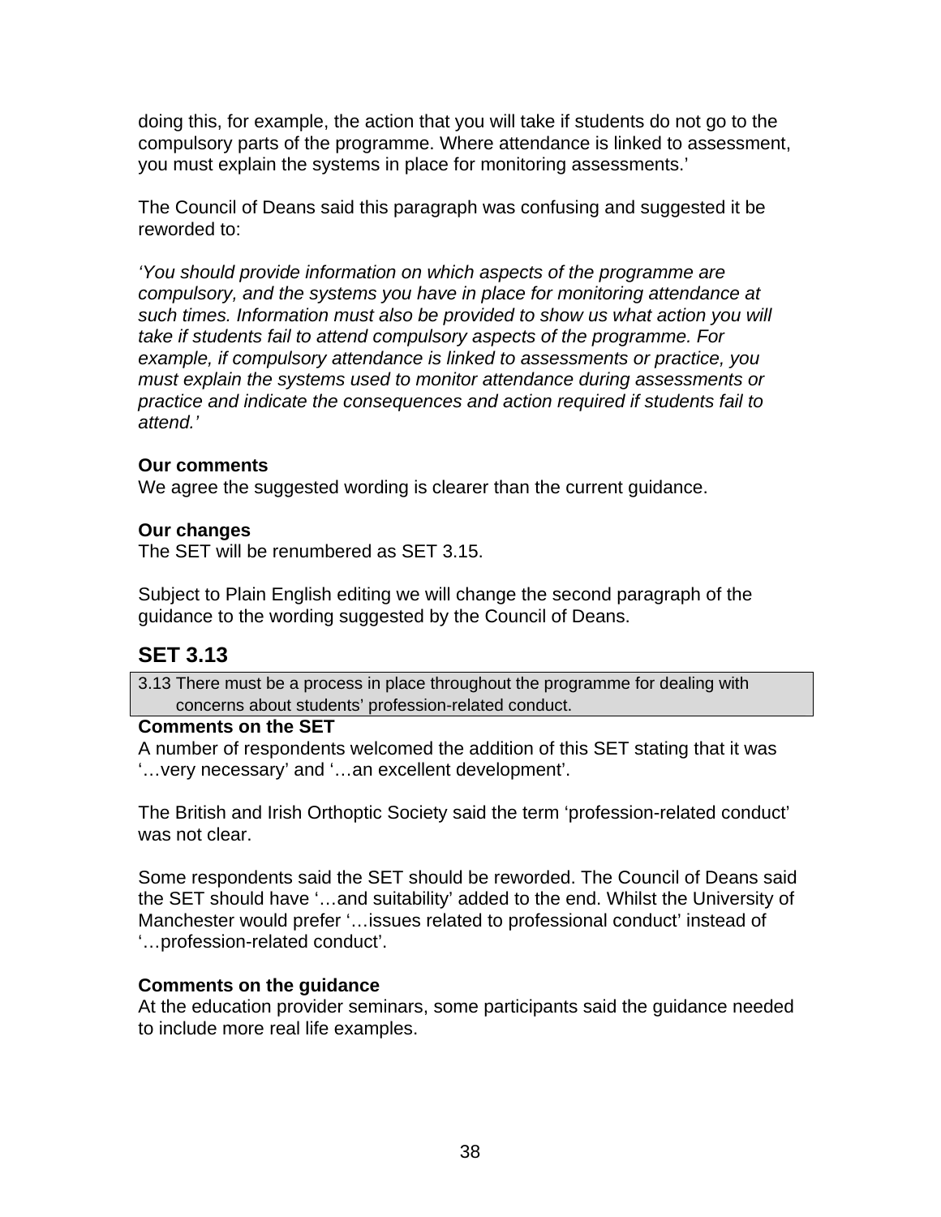doing this, for example, the action that you will take if students do not go to the compulsory parts of the programme. Where attendance is linked to assessment, you must explain the systems in place for monitoring assessments.'

The Council of Deans said this paragraph was confusing and suggested it be reworded to:

*'You should provide information on which aspects of the programme are compulsory, and the systems you have in place for monitoring attendance at such times. Information must also be provided to show us what action you will take if students fail to attend compulsory aspects of the programme. For example, if compulsory attendance is linked to assessments or practice, you must explain the systems used to monitor attendance during assessments or practice and indicate the consequences and action required if students fail to attend.'*

**Our comments**
We agree the suggested wording is clearer than the current guidance.

**Our changes**
The SET will be renumbered as SET 3.15.

Subject to Plain English editing we will change the second paragraph of the guidance to the wording suggested by the Council of Deans.

## SET 3.13

| 3.13 There must be a process in place throughout the programme for dealing with concerns about students' profession-related conduct. |
|---|

**Comments on the SET**
A number of respondents welcomed the addition of this SET stating that it was '…very necessary' and '…an excellent development'.

The British and Irish Orthoptic Society said the term 'profession-related conduct' was not clear.

Some respondents said the SET should be reworded. The Council of Deans said the SET should have '…and suitability' added to the end. Whilst the University of Manchester would prefer '…issues related to professional conduct' instead of '…profession-related conduct'.

**Comments on the guidance**
At the education provider seminars, some participants said the guidance needed to include more real life examples.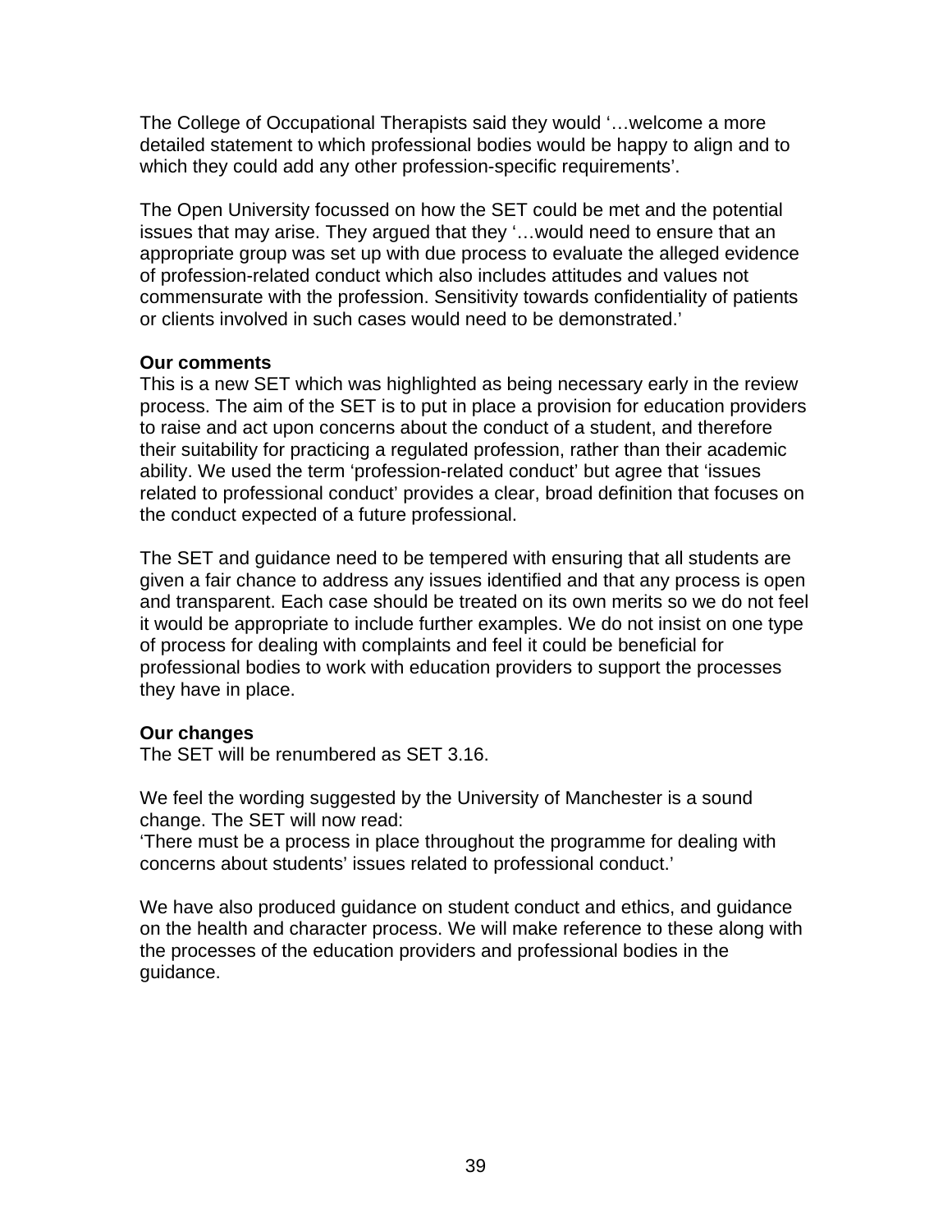The College of Occupational Therapists said they would '…welcome a more detailed statement to which professional bodies would be happy to align and to which they could add any other profession-specific requirements'.

The Open University focussed on how the SET could be met and the potential issues that may arise. They argued that they '…would need to ensure that an appropriate group was set up with due process to evaluate the alleged evidence of profession-related conduct which also includes attitudes and values not commensurate with the profession. Sensitivity towards confidentiality of patients or clients involved in such cases would need to be demonstrated.'

**Our comments**

This is a new SET which was highlighted as being necessary early in the review process. The aim of the SET is to put in place a provision for education providers to raise and act upon concerns about the conduct of a student, and therefore their suitability for practicing a regulated profession, rather than their academic ability. We used the term 'profession-related conduct' but agree that 'issues related to professional conduct' provides a clear, broad definition that focuses on the conduct expected of a future professional.

The SET and guidance need to be tempered with ensuring that all students are given a fair chance to address any issues identified and that any process is open and transparent. Each case should be treated on its own merits so we do not feel it would be appropriate to include further examples. We do not insist on one type of process for dealing with complaints and feel it could be beneficial for professional bodies to work with education providers to support the processes they have in place.

**Our changes**

The SET will be renumbered as SET 3.16.

We feel the wording suggested by the University of Manchester is a sound change. The SET will now read:
'There must be a process in place throughout the programme for dealing with concerns about students' issues related to professional conduct.'

We have also produced guidance on student conduct and ethics, and guidance on the health and character process. We will make reference to these along with the processes of the education providers and professional bodies in the guidance.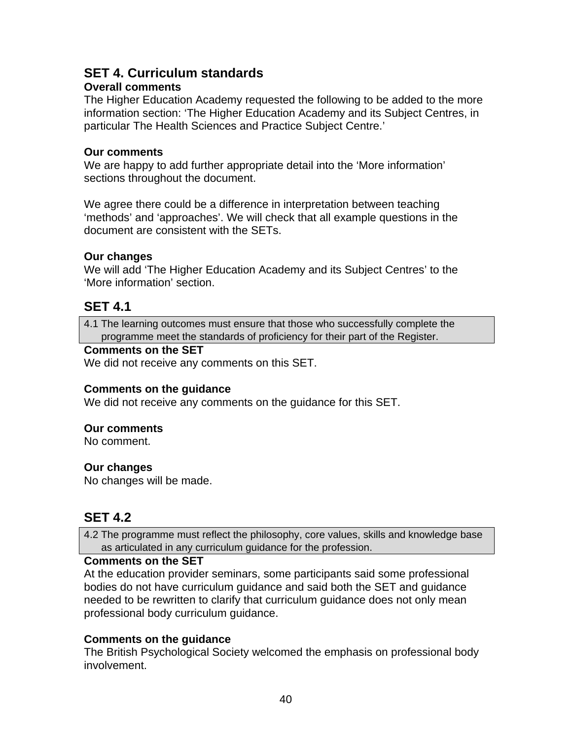## SET 4. Curriculum standards

**Overall comments**

The Higher Education Academy requested the following to be added to the more information section: 'The Higher Education Academy and its Subject Centres, in particular The Health Sciences and Practice Subject Centre.'

**Our comments**

We are happy to add further appropriate detail into the 'More information' sections throughout the document.

We agree there could be a difference in interpretation between teaching 'methods' and 'approaches'. We will check that all example questions in the document are consistent with the SETs.

**Our changes**

We will add 'The Higher Education Academy and its Subject Centres' to the 'More information' section.

### SET 4.1

| 4.1 The learning outcomes must ensure that those who successfully complete the programme meet the standards of proficiency for their part of the Register. |
|---|

**Comments on the SET**

We did not receive any comments on this SET.

**Comments on the guidance**

We did not receive any comments on the guidance for this SET.

**Our comments**

No comment.

**Our changes**

No changes will be made.

### SET 4.2

| 4.2 The programme must reflect the philosophy, core values, skills and knowledge base as articulated in any curriculum guidance for the profession. |
|---|

**Comments on the SET**

At the education provider seminars, some participants said some professional bodies do not have curriculum guidance and said both the SET and guidance needed to be rewritten to clarify that curriculum guidance does not only mean professional body curriculum guidance.

**Comments on the guidance**

The British Psychological Society welcomed the emphasis on professional body involvement.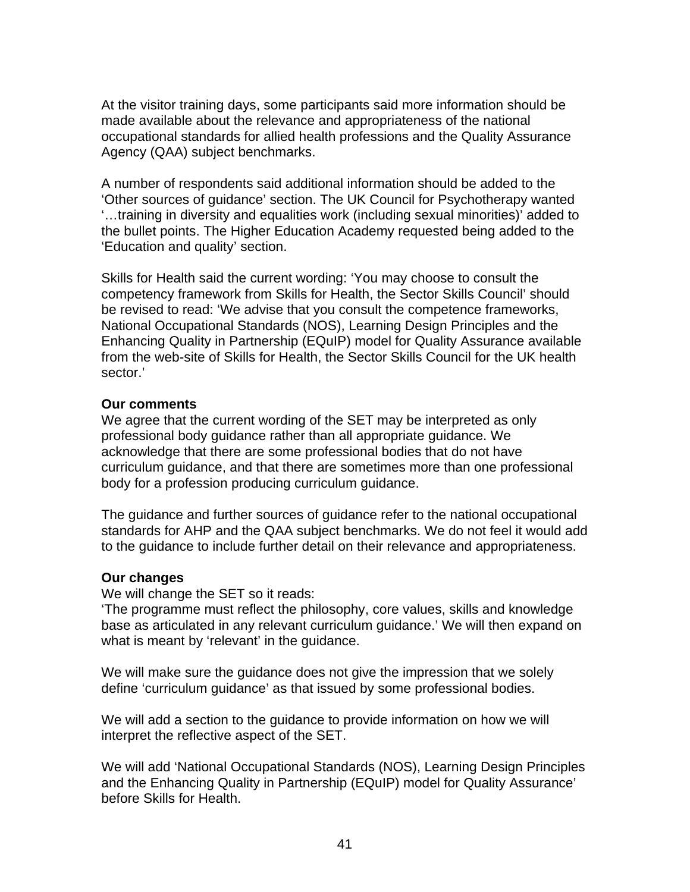At the visitor training days, some participants said more information should be made available about the relevance and appropriateness of the national occupational standards for allied health professions and the Quality Assurance Agency (QAA) subject benchmarks.

A number of respondents said additional information should be added to the 'Other sources of guidance' section. The UK Council for Psychotherapy wanted '…training in diversity and equalities work (including sexual minorities)' added to the bullet points. The Higher Education Academy requested being added to the 'Education and quality' section.

Skills for Health said the current wording: 'You may choose to consult the competency framework from Skills for Health, the Sector Skills Council' should be revised to read: 'We advise that you consult the competence frameworks, National Occupational Standards (NOS), Learning Design Principles and the Enhancing Quality in Partnership (EQuIP) model for Quality Assurance available from the web-site of Skills for Health, the Sector Skills Council for the UK health sector.'

**Our comments**

We agree that the current wording of the SET may be interpreted as only professional body guidance rather than all appropriate guidance. We acknowledge that there are some professional bodies that do not have curriculum guidance, and that there are sometimes more than one professional body for a profession producing curriculum guidance.

The guidance and further sources of guidance refer to the national occupational standards for AHP and the QAA subject benchmarks. We do not feel it would add to the guidance to include further detail on their relevance and appropriateness.

**Our changes**

We will change the SET so it reads:

'The programme must reflect the philosophy, core values, skills and knowledge base as articulated in any relevant curriculum guidance.' We will then expand on what is meant by 'relevant' in the guidance.

We will make sure the guidance does not give the impression that we solely define 'curriculum guidance' as that issued by some professional bodies.

We will add a section to the guidance to provide information on how we will interpret the reflective aspect of the SET.

We will add 'National Occupational Standards (NOS), Learning Design Principles and the Enhancing Quality in Partnership (EQuIP) model for Quality Assurance' before Skills for Health.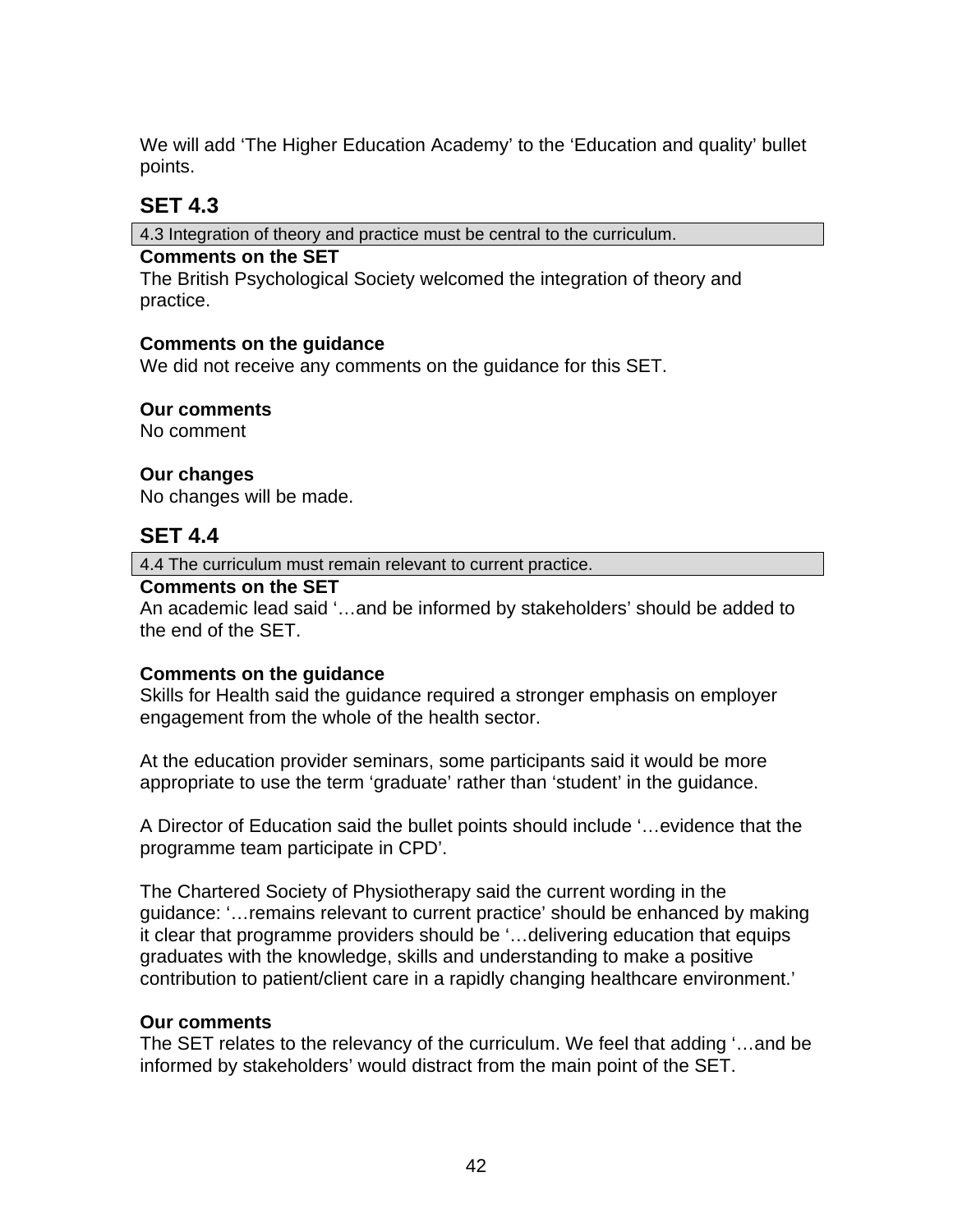We will add ‘The Higher Education Academy’ to the ‘Education and quality’ bullet points.

## SET 4.3

| 4.3 Integration of theory and practice must be central to the curriculum. |
|---|

**Comments on the SET**
The British Psychological Society welcomed the integration of theory and practice.

**Comments on the guidance**
We did not receive any comments on the guidance for this SET.

**Our comments**
No comment

**Our changes**
No changes will be made.

## SET 4.4

| 4.4 The curriculum must remain relevant to current practice. |
|---|

**Comments on the SET**
An academic lead said ‘…and be informed by stakeholders’ should be added to the end of the SET.

**Comments on the guidance**
Skills for Health said the guidance required a stronger emphasis on employer engagement from the whole of the health sector.

At the education provider seminars, some participants said it would be more appropriate to use the term ‘graduate’ rather than ‘student’ in the guidance.

A Director of Education said the bullet points should include ‘…evidence that the programme team participate in CPD’.

The Chartered Society of Physiotherapy said the current wording in the guidance: ‘…remains relevant to current practice’ should be enhanced by making it clear that programme providers should be ‘…delivering education that equips graduates with the knowledge, skills and understanding to make a positive contribution to patient/client care in a rapidly changing healthcare environment.’

**Our comments**
The SET relates to the relevancy of the curriculum. We feel that adding ‘…and be informed by stakeholders’ would distract from the main point of the SET.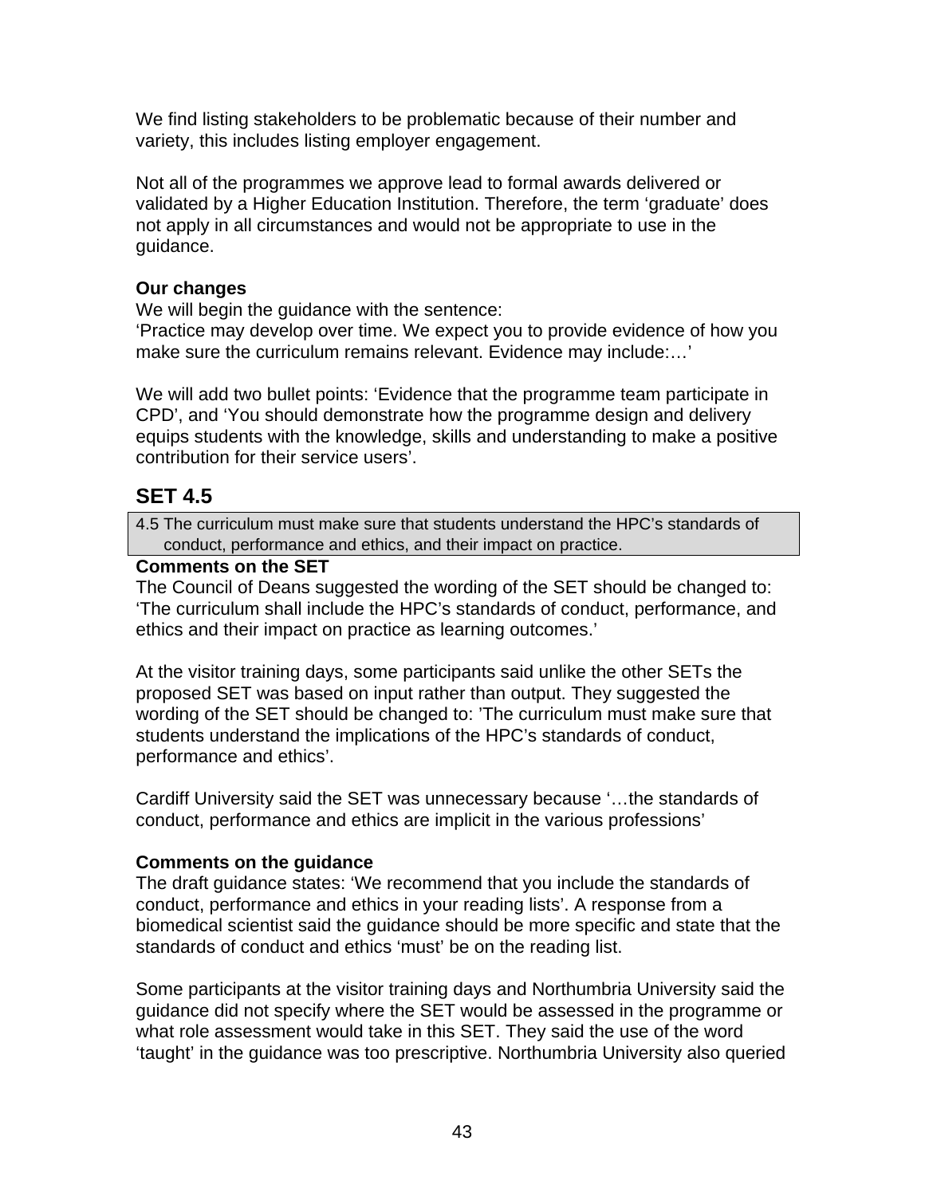We find listing stakeholders to be problematic because of their number and variety, this includes listing employer engagement.

Not all of the programmes we approve lead to formal awards delivered or validated by a Higher Education Institution. Therefore, the term 'graduate' does not apply in all circumstances and would not be appropriate to use in the guidance.

**Our changes**
We will begin the guidance with the sentence:
'Practice may develop over time. We expect you to provide evidence of how you make sure the curriculum remains relevant. Evidence may include:…'

We will add two bullet points: 'Evidence that the programme team participate in CPD', and 'You should demonstrate how the programme design and delivery equips students with the knowledge, skills and understanding to make a positive contribution for their service users'.

## SET 4.5

| 4.5 The curriculum must make sure that students understand the HPC's standards of conduct, performance and ethics, and their impact on practice. |
|---|

**Comments on the SET**
The Council of Deans suggested the wording of the SET should be changed to: 'The curriculum shall include the HPC's standards of conduct, performance, and ethics and their impact on practice as learning outcomes.'

At the visitor training days, some participants said unlike the other SETs the proposed SET was based on input rather than output. They suggested the wording of the SET should be changed to: 'The curriculum must make sure that students understand the implications of the HPC's standards of conduct, performance and ethics'.

Cardiff University said the SET was unnecessary because '…the standards of conduct, performance and ethics are implicit in the various professions'

**Comments on the guidance**
The draft guidance states: 'We recommend that you include the standards of conduct, performance and ethics in your reading lists'. A response from a biomedical scientist said the guidance should be more specific and state that the standards of conduct and ethics 'must' be on the reading list.

Some participants at the visitor training days and Northumbria University said the guidance did not specify where the SET would be assessed in the programme or what role assessment would take in this SET. They said the use of the word 'taught' in the guidance was too prescriptive. Northumbria University also queried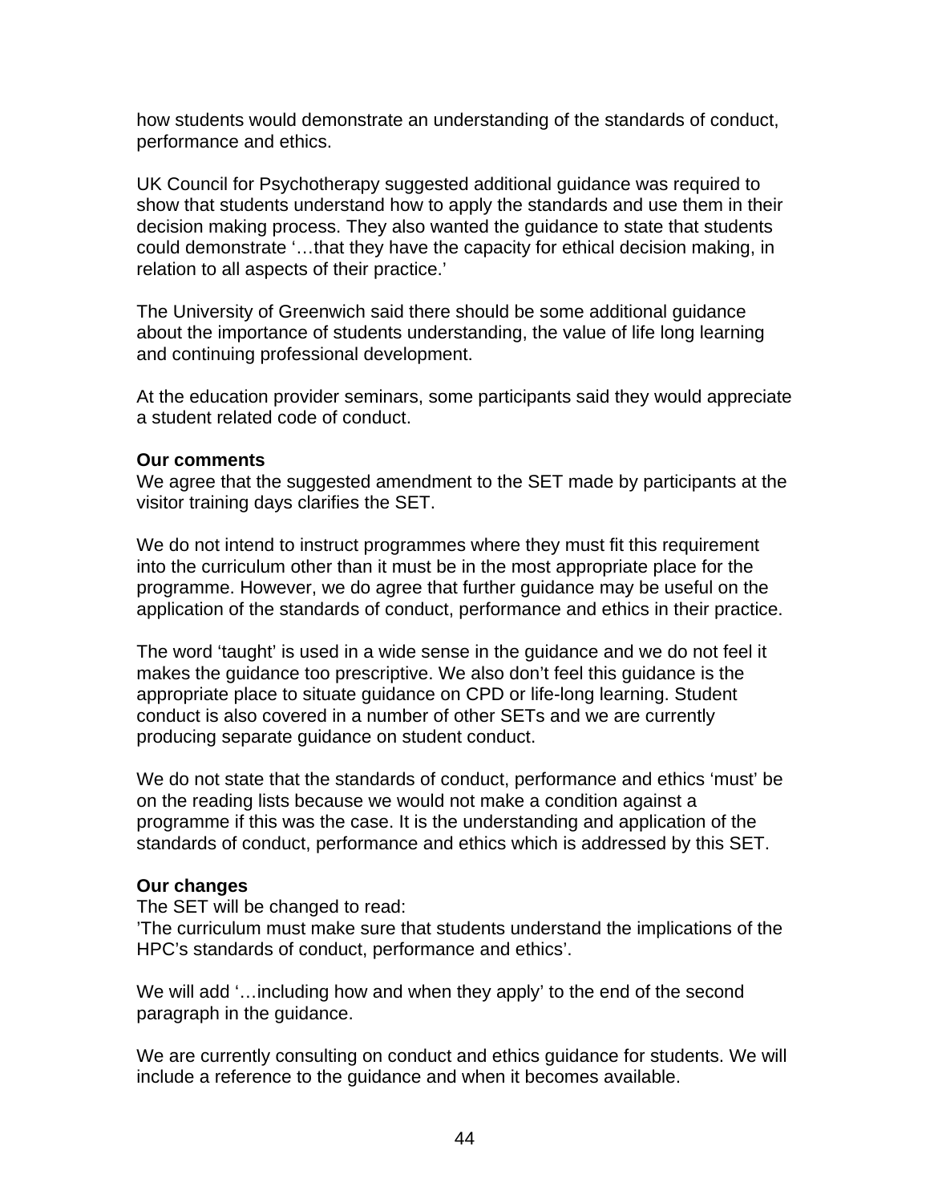how students would demonstrate an understanding of the standards of conduct, performance and ethics.

UK Council for Psychotherapy suggested additional guidance was required to show that students understand how to apply the standards and use them in their decision making process. They also wanted the guidance to state that students could demonstrate '…that they have the capacity for ethical decision making, in relation to all aspects of their practice.'

The University of Greenwich said there should be some additional guidance about the importance of students understanding, the value of life long learning and continuing professional development.

At the education provider seminars, some participants said they would appreciate a student related code of conduct.

**Our comments**
We agree that the suggested amendment to the SET made by participants at the visitor training days clarifies the SET.

We do not intend to instruct programmes where they must fit this requirement into the curriculum other than it must be in the most appropriate place for the programme. However, we do agree that further guidance may be useful on the application of the standards of conduct, performance and ethics in their practice.

The word 'taught' is used in a wide sense in the guidance and we do not feel it makes the guidance too prescriptive. We also don't feel this guidance is the appropriate place to situate guidance on CPD or life-long learning. Student conduct is also covered in a number of other SETs and we are currently producing separate guidance on student conduct.

We do not state that the standards of conduct, performance and ethics 'must' be on the reading lists because we would not make a condition against a programme if this was the case. It is the understanding and application of the standards of conduct, performance and ethics which is addressed by this SET.

**Our changes**
The SET will be changed to read:
'The curriculum must make sure that students understand the implications of the HPC's standards of conduct, performance and ethics'.

We will add '…including how and when they apply' to the end of the second paragraph in the guidance.

We are currently consulting on conduct and ethics guidance for students. We will include a reference to the guidance and when it becomes available.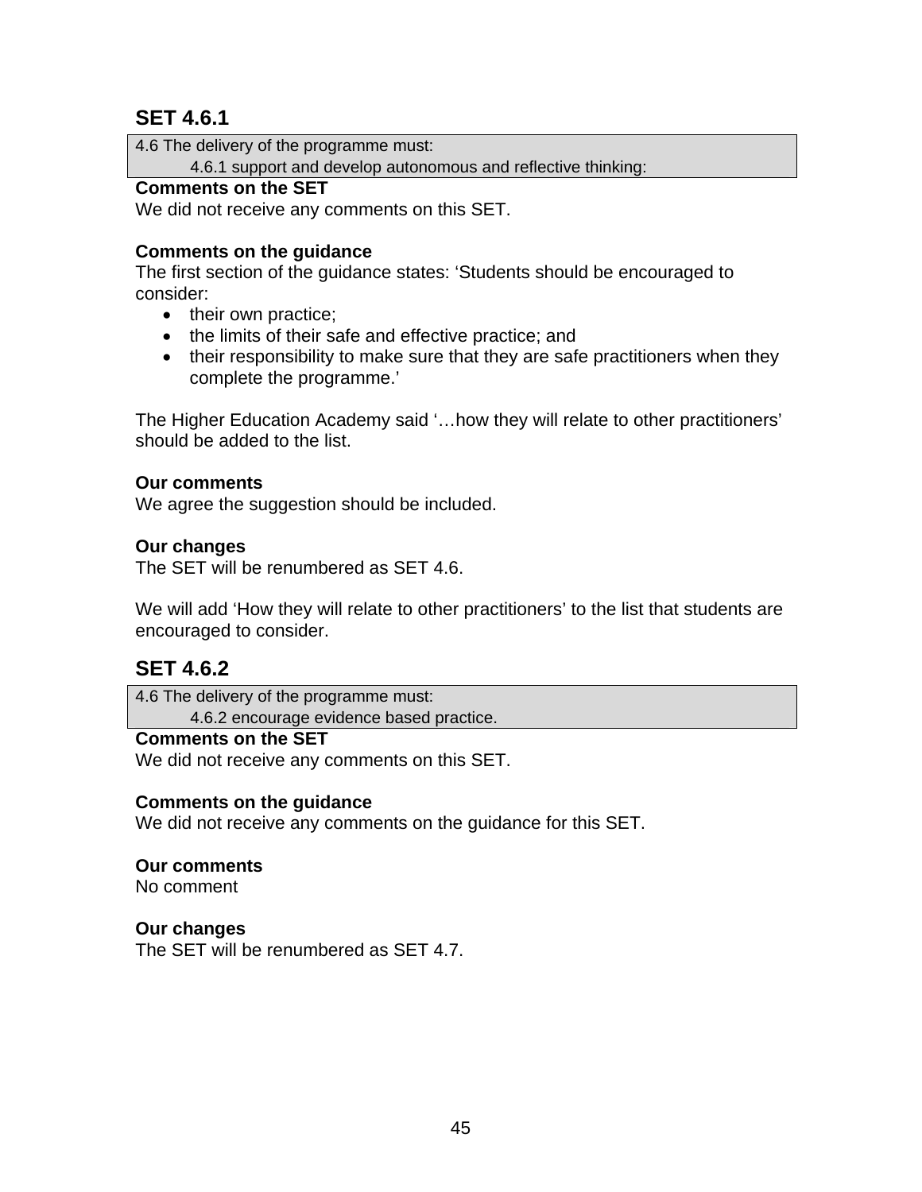## SET 4.6.1

| 4.6 The delivery of the programme must: |
|---|
| 4.6.1 support and develop autonomous and reflective thinking: |

**Comments on the SET**
We did not receive any comments on this SET.

**Comments on the guidance**
The first section of the guidance states: 'Students should be encouraged to consider:

- their own practice;
- the limits of their safe and effective practice; and
- their responsibility to make sure that they are safe practitioners when they complete the programme.'

The Higher Education Academy said '…how they will relate to other practitioners' should be added to the list.

**Our comments**
We agree the suggestion should be included.

**Our changes**
The SET will be renumbered as SET 4.6.

We will add 'How they will relate to other practitioners' to the list that students are encouraged to consider.

## SET 4.6.2

| 4.6 The delivery of the programme must: |
|---|
| 4.6.2 encourage evidence based practice. |

**Comments on the SET**
We did not receive any comments on this SET.

**Comments on the guidance**
We did not receive any comments on the guidance for this SET.

**Our comments**
No comment

**Our changes**
The SET will be renumbered as SET 4.7.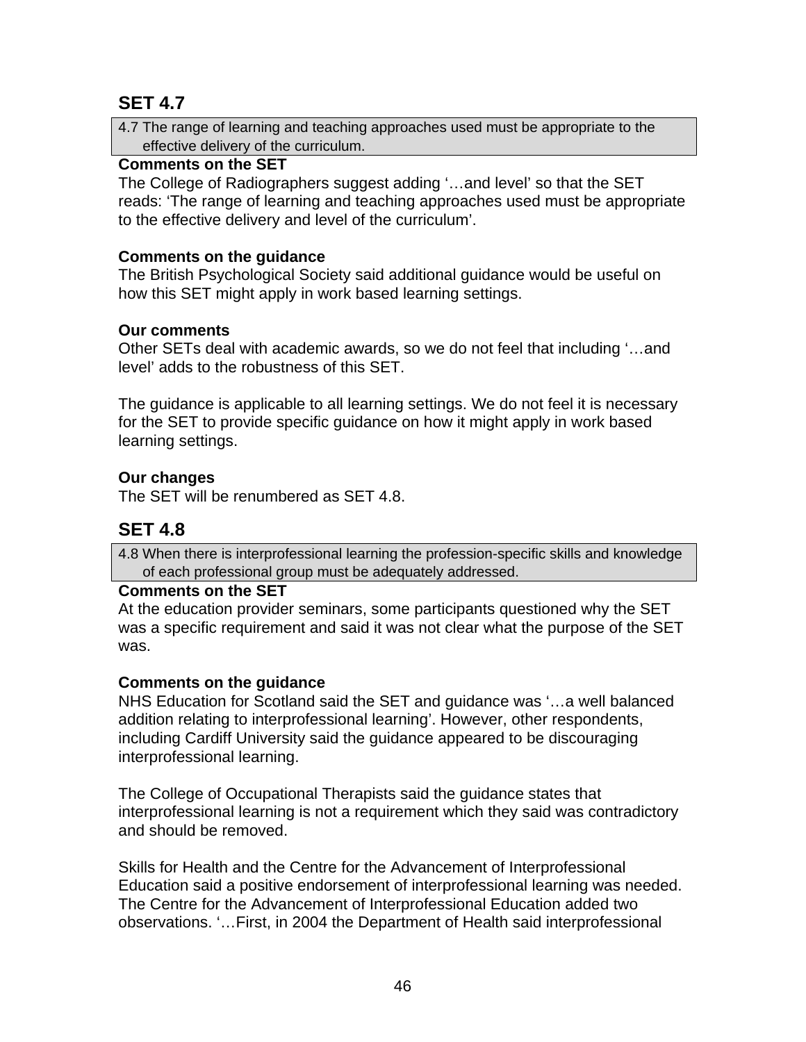## SET 4.7

> 4.7 The range of learning and teaching approaches used must be appropriate to the effective delivery of the curriculum.

**Comments on the SET**
The College of Radiographers suggest adding '…and level' so that the SET reads: 'The range of learning and teaching approaches used must be appropriate to the effective delivery and level of the curriculum'.

**Comments on the guidance**
The British Psychological Society said additional guidance would be useful on how this SET might apply in work based learning settings.

**Our comments**
Other SETs deal with academic awards, so we do not feel that including '…and level' adds to the robustness of this SET.

The guidance is applicable to all learning settings. We do not feel it is necessary for the SET to provide specific guidance on how it might apply in work based learning settings.

**Our changes**
The SET will be renumbered as SET 4.8.

## SET 4.8

> 4.8 When there is interprofessional learning the profession-specific skills and knowledge of each professional group must be adequately addressed.

**Comments on the SET**
At the education provider seminars, some participants questioned why the SET was a specific requirement and said it was not clear what the purpose of the SET was.

**Comments on the guidance**
NHS Education for Scotland said the SET and guidance was '…a well balanced addition relating to interprofessional learning'. However, other respondents, including Cardiff University said the guidance appeared to be discouraging interprofessional learning.

The College of Occupational Therapists said the guidance states that interprofessional learning is not a requirement which they said was contradictory and should be removed.

Skills for Health and the Centre for the Advancement of Interprofessional Education said a positive endorsement of interprofessional learning was needed. The Centre for the Advancement of Interprofessional Education added two observations. '…First, in 2004 the Department of Health said interprofessional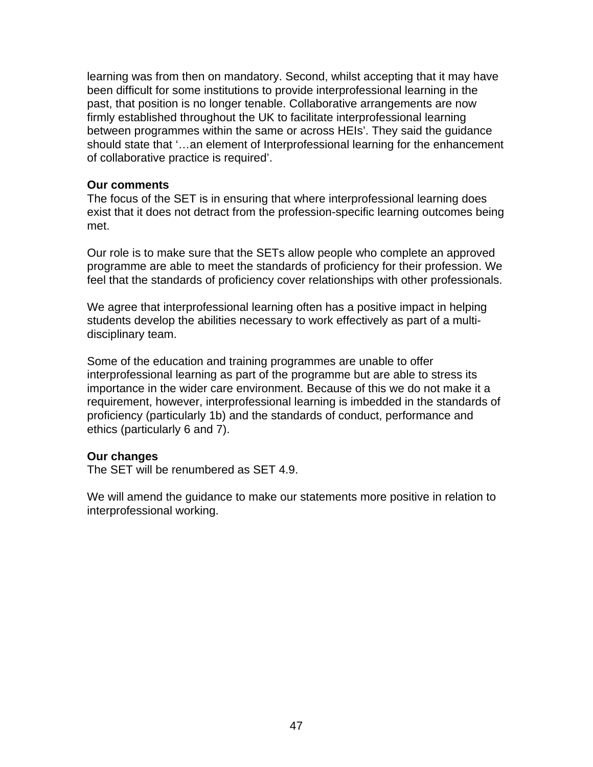learning was from then on mandatory. Second, whilst accepting that it may have been difficult for some institutions to provide interprofessional learning in the past, that position is no longer tenable. Collaborative arrangements are now firmly established throughout the UK to facilitate interprofessional learning between programmes within the same or across HEIs'. They said the guidance should state that '…an element of Interprofessional learning for the enhancement of collaborative practice is required'.

**Our comments**
The focus of the SET is in ensuring that where interprofessional learning does exist that it does not detract from the profession-specific learning outcomes being met.

Our role is to make sure that the SETs allow people who complete an approved programme are able to meet the standards of proficiency for their profession. We feel that the standards of proficiency cover relationships with other professionals.

We agree that interprofessional learning often has a positive impact in helping students develop the abilities necessary to work effectively as part of a multi-disciplinary team.

Some of the education and training programmes are unable to offer interprofessional learning as part of the programme but are able to stress its importance in the wider care environment. Because of this we do not make it a requirement, however, interprofessional learning is imbedded in the standards of proficiency (particularly 1b) and the standards of conduct, performance and ethics (particularly 6 and 7).

**Our changes**
The SET will be renumbered as SET 4.9.

We will amend the guidance to make our statements more positive in relation to interprofessional working.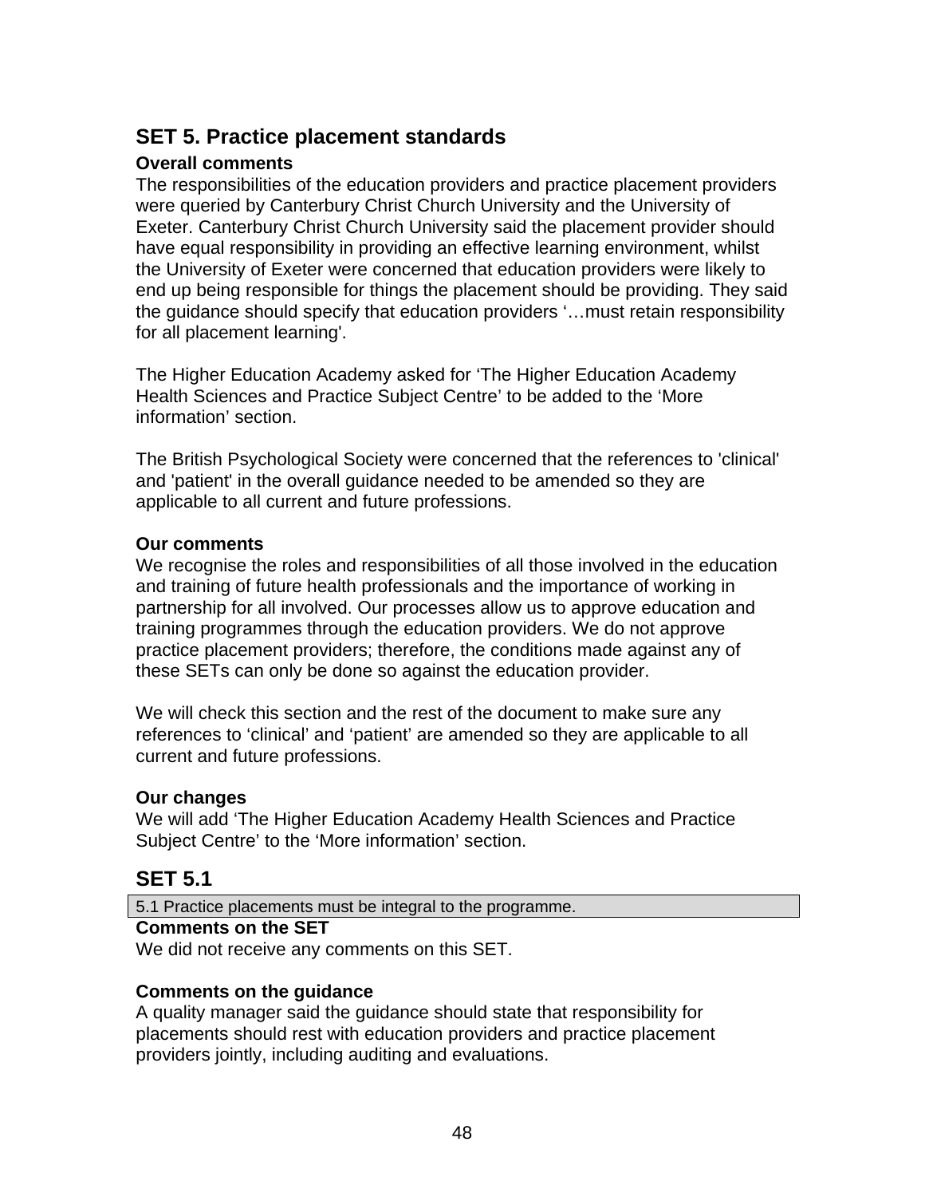## SET 5. Practice placement standards

**Overall comments**

The responsibilities of the education providers and practice placement providers were queried by Canterbury Christ Church University and the University of Exeter. Canterbury Christ Church University said the placement provider should have equal responsibility in providing an effective learning environment, whilst the University of Exeter were concerned that education providers were likely to end up being responsible for things the placement should be providing. They said the guidance should specify that education providers '…must retain responsibility for all placement learning'.

The Higher Education Academy asked for 'The Higher Education Academy Health Sciences and Practice Subject Centre' to be added to the 'More information' section.

The British Psychological Society were concerned that the references to 'clinical' and 'patient' in the overall guidance needed to be amended so they are applicable to all current and future professions.

**Our comments**

We recognise the roles and responsibilities of all those involved in the education and training of future health professionals and the importance of working in partnership for all involved. Our processes allow us to approve education and training programmes through the education providers. We do not approve practice placement providers; therefore, the conditions made against any of these SETs can only be done so against the education provider.

We will check this section and the rest of the document to make sure any references to 'clinical' and 'patient' are amended so they are applicable to all current and future professions.

**Our changes**

We will add 'The Higher Education Academy Health Sciences and Practice Subject Centre' to the 'More information' section.

## SET 5.1

| 5.1 Practice placements must be integral to the programme. |
|---|

**Comments on the SET**

We did not receive any comments on this SET.

**Comments on the guidance**

A quality manager said the guidance should state that responsibility for placements should rest with education providers and practice placement providers jointly, including auditing and evaluations.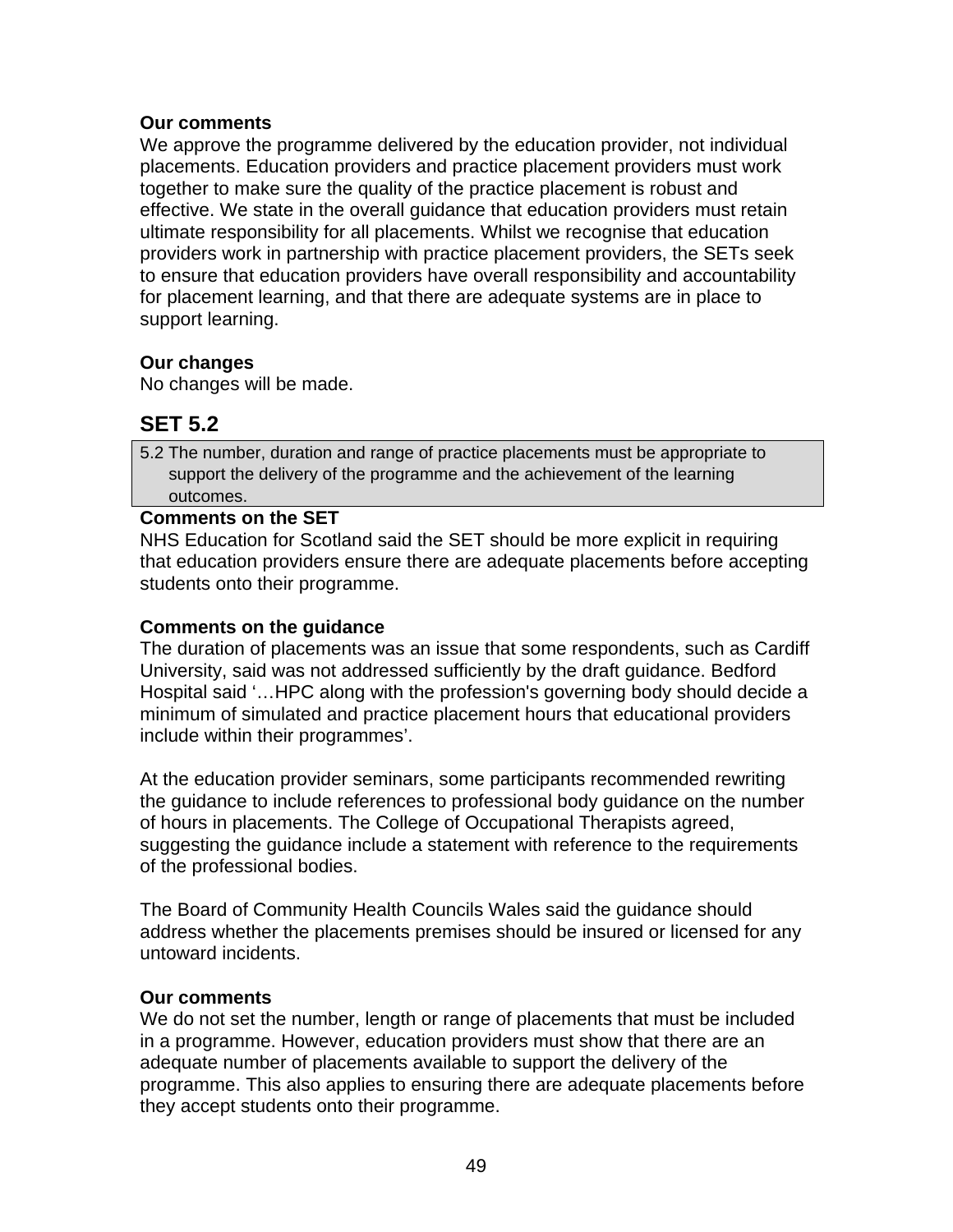**Our comments**
We approve the programme delivered by the education provider, not individual placements. Education providers and practice placement providers must work together to make sure the quality of the practice placement is robust and effective. We state in the overall guidance that education providers must retain ultimate responsibility for all placements. Whilst we recognise that education providers work in partnership with practice placement providers, the SETs seek to ensure that education providers have overall responsibility and accountability for placement learning, and that there are adequate systems are in place to support learning.

**Our changes**
No changes will be made.

## SET 5.2

| 5.2 The number, duration and range of practice placements must be appropriate to support the delivery of the programme and the achievement of the learning outcomes. |
|---|

**Comments on the SET**
NHS Education for Scotland said the SET should be more explicit in requiring that education providers ensure there are adequate placements before accepting students onto their programme.

**Comments on the guidance**
The duration of placements was an issue that some respondents, such as Cardiff University, said was not addressed sufficiently by the draft guidance. Bedford Hospital said '…HPC along with the profession's governing body should decide a minimum of simulated and practice placement hours that educational providers include within their programmes'.

At the education provider seminars, some participants recommended rewriting the guidance to include references to professional body guidance on the number of hours in placements. The College of Occupational Therapists agreed, suggesting the guidance include a statement with reference to the requirements of the professional bodies.

The Board of Community Health Councils Wales said the guidance should address whether the placements premises should be insured or licensed for any untoward incidents.

**Our comments**
We do not set the number, length or range of placements that must be included in a programme. However, education providers must show that there are an adequate number of placements available to support the delivery of the programme. This also applies to ensuring there are adequate placements before they accept students onto their programme.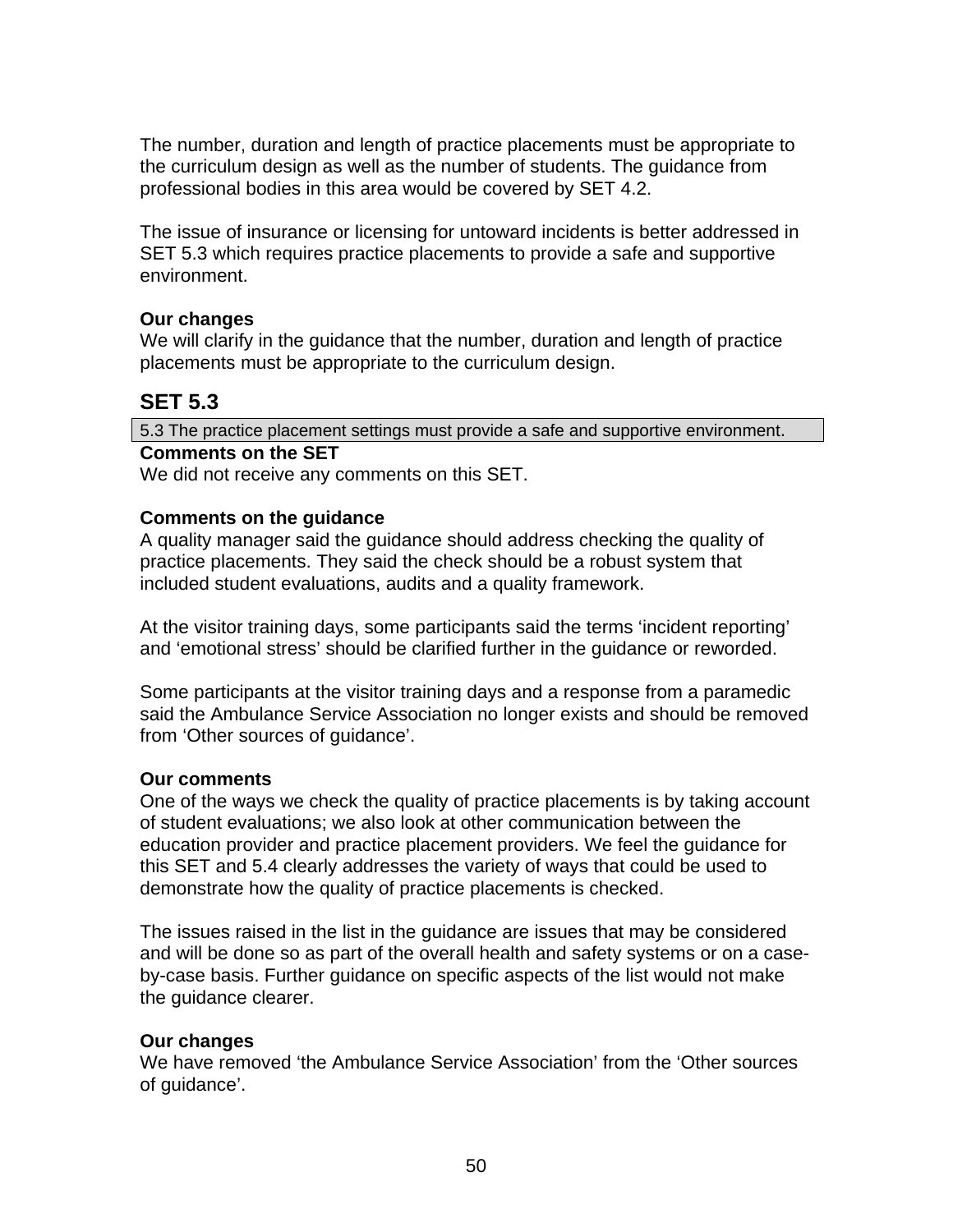The number, duration and length of practice placements must be appropriate to the curriculum design as well as the number of students. The guidance from professional bodies in this area would be covered by SET 4.2.

The issue of insurance or licensing for untoward incidents is better addressed in SET 5.3 which requires practice placements to provide a safe and supportive environment.

**Our changes**
We will clarify in the guidance that the number, duration and length of practice placements must be appropriate to the curriculum design.

## SET 5.3

| 5.3 The practice placement settings must provide a safe and supportive environment. |
|---|

**Comments on the SET**
We did not receive any comments on this SET.

**Comments on the guidance**
A quality manager said the guidance should address checking the quality of practice placements. They said the check should be a robust system that included student evaluations, audits and a quality framework.

At the visitor training days, some participants said the terms 'incident reporting' and 'emotional stress' should be clarified further in the guidance or reworded.

Some participants at the visitor training days and a response from a paramedic said the Ambulance Service Association no longer exists and should be removed from 'Other sources of guidance'.

**Our comments**
One of the ways we check the quality of practice placements is by taking account of student evaluations; we also look at other communication between the education provider and practice placement providers. We feel the guidance for this SET and 5.4 clearly addresses the variety of ways that could be used to demonstrate how the quality of practice placements is checked.

The issues raised in the list in the guidance are issues that may be considered and will be done so as part of the overall health and safety systems or on a case-by-case basis. Further guidance on specific aspects of the list would not make the guidance clearer.

**Our changes**
We have removed 'the Ambulance Service Association' from the 'Other sources of guidance'.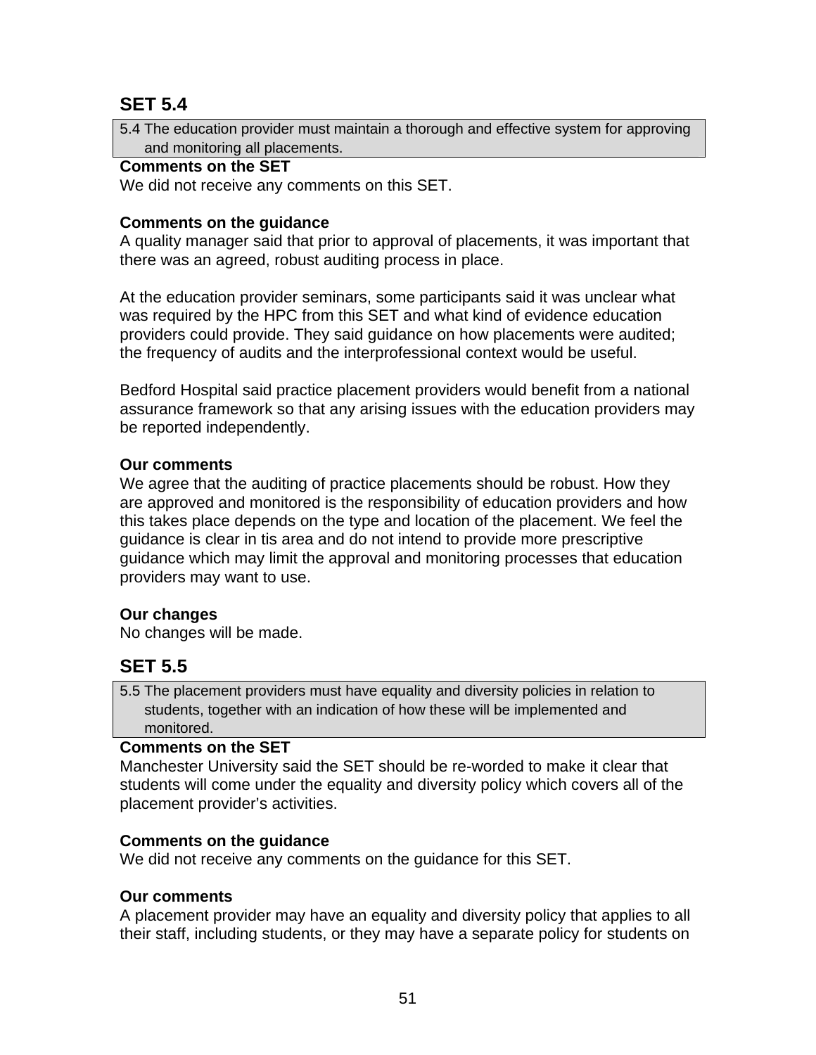## SET 5.4

> 5.4 The education provider must maintain a thorough and effective system for approving and monitoring all placements.

**Comments on the SET**
We did not receive any comments on this SET.

**Comments on the guidance**
A quality manager said that prior to approval of placements, it was important that there was an agreed, robust auditing process in place.

At the education provider seminars, some participants said it was unclear what was required by the HPC from this SET and what kind of evidence education providers could provide. They said guidance on how placements were audited; the frequency of audits and the interprofessional context would be useful.

Bedford Hospital said practice placement providers would benefit from a national assurance framework so that any arising issues with the education providers may be reported independently.

**Our comments**
We agree that the auditing of practice placements should be robust. How they are approved and monitored is the responsibility of education providers and how this takes place depends on the type and location of the placement. We feel the guidance is clear in tis area and do not intend to provide more prescriptive guidance which may limit the approval and monitoring processes that education providers may want to use.

**Our changes**
No changes will be made.

## SET 5.5

> 5.5 The placement providers must have equality and diversity policies in relation to students, together with an indication of how these will be implemented and monitored.

**Comments on the SET**
Manchester University said the SET should be re-worded to make it clear that students will come under the equality and diversity policy which covers all of the placement provider's activities.

**Comments on the guidance**
We did not receive any comments on the guidance for this SET.

**Our comments**
A placement provider may have an equality and diversity policy that applies to all their staff, including students, or they may have a separate policy for students on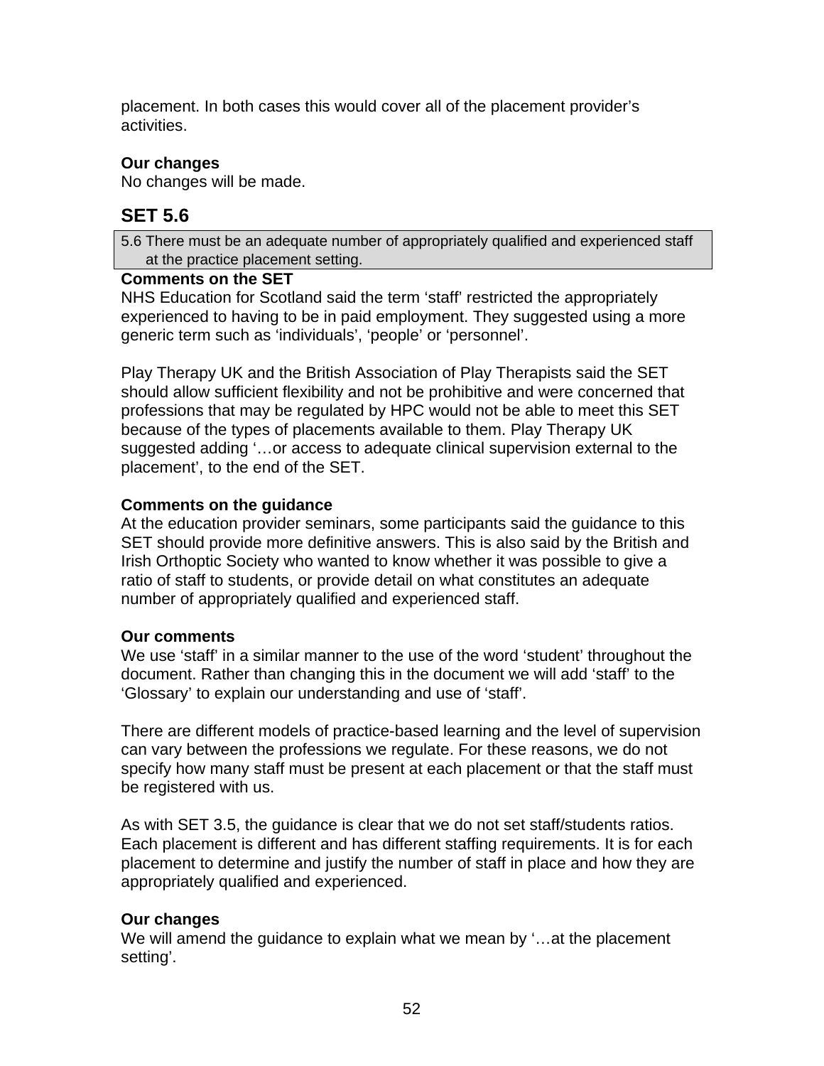placement. In both cases this would cover all of the placement provider's activities.

**Our changes**
No changes will be made.

## SET 5.6

| 5.6 There must be an adequate number of appropriately qualified and experienced staff at the practice placement setting. |
|---|

**Comments on the SET**
NHS Education for Scotland said the term 'staff' restricted the appropriately experienced to having to be in paid employment. They suggested using a more generic term such as 'individuals', 'people' or 'personnel'.

Play Therapy UK and the British Association of Play Therapists said the SET should allow sufficient flexibility and not be prohibitive and were concerned that professions that may be regulated by HPC would not be able to meet this SET because of the types of placements available to them. Play Therapy UK suggested adding '…or access to adequate clinical supervision external to the placement', to the end of the SET.

**Comments on the guidance**
At the education provider seminars, some participants said the guidance to this SET should provide more definitive answers. This is also said by the British and Irish Orthoptic Society who wanted to know whether it was possible to give a ratio of staff to students, or provide detail on what constitutes an adequate number of appropriately qualified and experienced staff.

**Our comments**
We use 'staff' in a similar manner to the use of the word 'student' throughout the document. Rather than changing this in the document we will add 'staff' to the 'Glossary' to explain our understanding and use of 'staff'.

There are different models of practice-based learning and the level of supervision can vary between the professions we regulate. For these reasons, we do not specify how many staff must be present at each placement or that the staff must be registered with us.

As with SET 3.5, the guidance is clear that we do not set staff/students ratios. Each placement is different and has different staffing requirements. It is for each placement to determine and justify the number of staff in place and how they are appropriately qualified and experienced.

**Our changes**
We will amend the guidance to explain what we mean by '…at the placement setting'.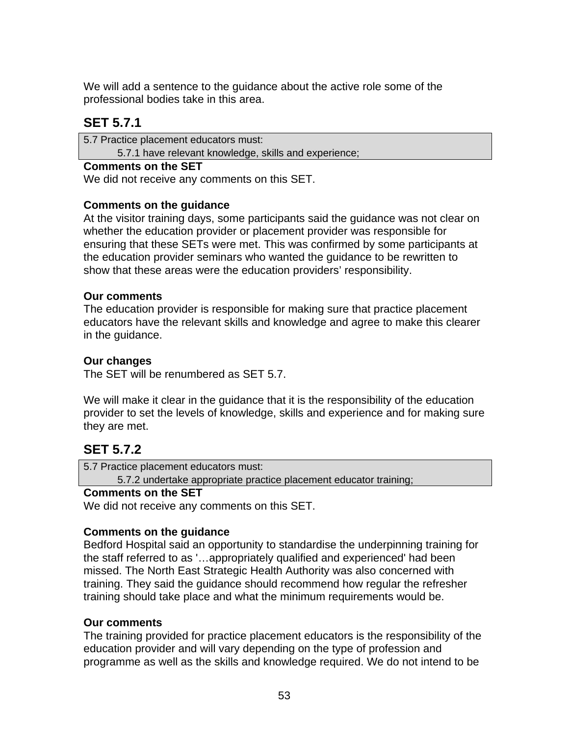We will add a sentence to the guidance about the active role some of the professional bodies take in this area.

## SET 5.7.1

| 5.7 Practice placement educators must: 5.7.1 have relevant knowledge, skills and experience; |
|---|

**Comments on the SET**
We did not receive any comments on this SET.

**Comments on the guidance**
At the visitor training days, some participants said the guidance was not clear on whether the education provider or placement provider was responsible for ensuring that these SETs were met. This was confirmed by some participants at the education provider seminars who wanted the guidance to be rewritten to show that these areas were the education providers' responsibility.

**Our comments**
The education provider is responsible for making sure that practice placement educators have the relevant skills and knowledge and agree to make this clearer in the guidance.

**Our changes**
The SET will be renumbered as SET 5.7.

We will make it clear in the guidance that it is the responsibility of the education provider to set the levels of knowledge, skills and experience and for making sure they are met.

## SET 5.7.2

| 5.7 Practice placement educators must: 5.7.2 undertake appropriate practice placement educator training; |
|---|

**Comments on the SET**
We did not receive any comments on this SET.

**Comments on the guidance**
Bedford Hospital said an opportunity to standardise the underpinning training for the staff referred to as '…appropriately qualified and experienced' had been missed. The North East Strategic Health Authority was also concerned with training. They said the guidance should recommend how regular the refresher training should take place and what the minimum requirements would be.

**Our comments**
The training provided for practice placement educators is the responsibility of the education provider and will vary depending on the type of profession and programme as well as the skills and knowledge required. We do not intend to be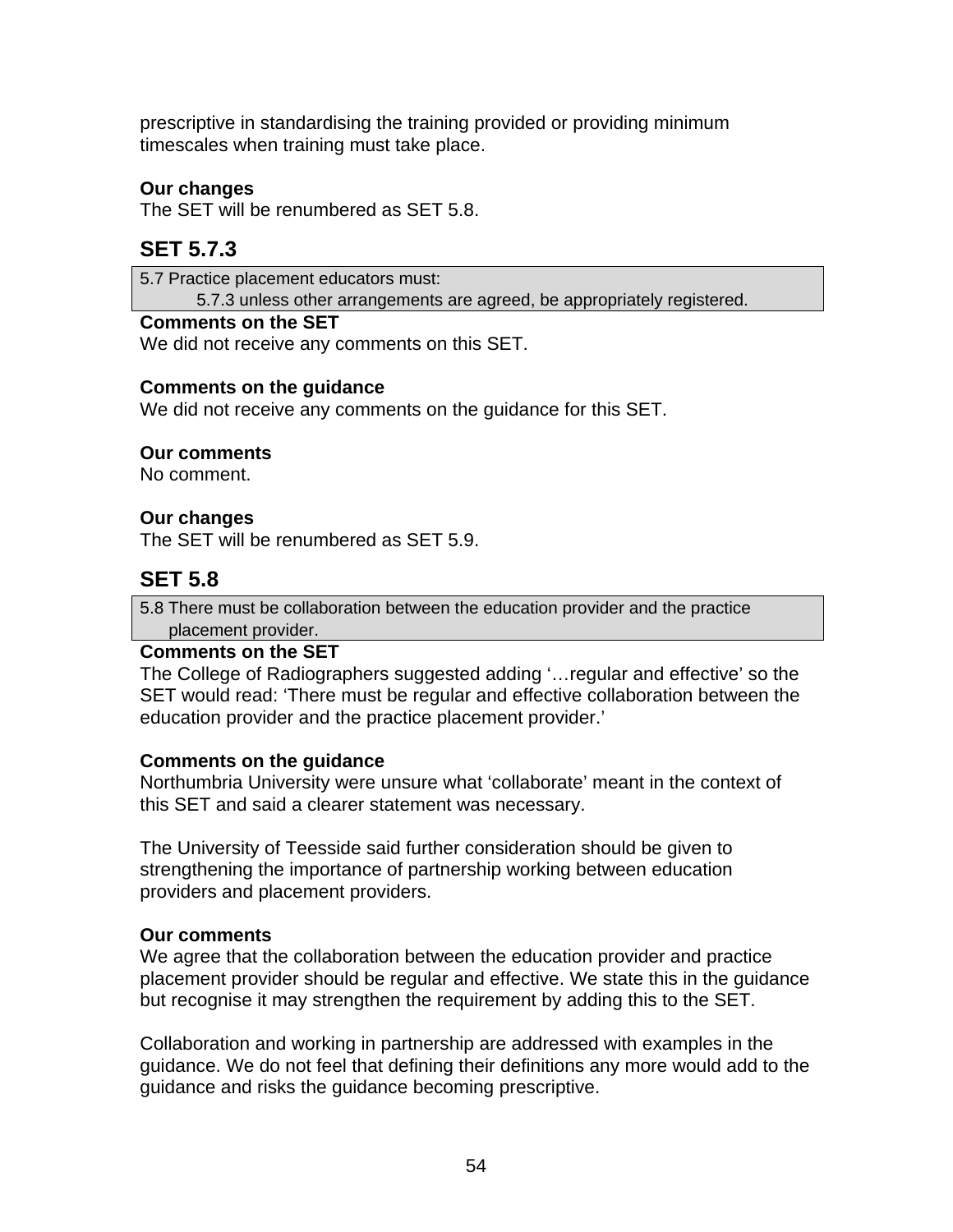prescriptive in standardising the training provided or providing minimum timescales when training must take place.

**Our changes**
The SET will be renumbered as SET 5.8.

## SET 5.7.3

> 5.7 Practice placement educators must:
> 5.7.3 unless other arrangements are agreed, be appropriately registered.

**Comments on the SET**
We did not receive any comments on this SET.

**Comments on the guidance**
We did not receive any comments on the guidance for this SET.

**Our comments**
No comment.

**Our changes**
The SET will be renumbered as SET 5.9.

## SET 5.8

> 5.8 There must be collaboration between the education provider and the practice placement provider.

**Comments on the SET**
The College of Radiographers suggested adding '…regular and effective' so the SET would read: 'There must be regular and effective collaboration between the education provider and the practice placement provider.'

**Comments on the guidance**
Northumbria University were unsure what 'collaborate' meant in the context of this SET and said a clearer statement was necessary.

The University of Teesside said further consideration should be given to strengthening the importance of partnership working between education providers and placement providers.

**Our comments**
We agree that the collaboration between the education provider and practice placement provider should be regular and effective. We state this in the guidance but recognise it may strengthen the requirement by adding this to the SET.

Collaboration and working in partnership are addressed with examples in the guidance. We do not feel that defining their definitions any more would add to the guidance and risks the guidance becoming prescriptive.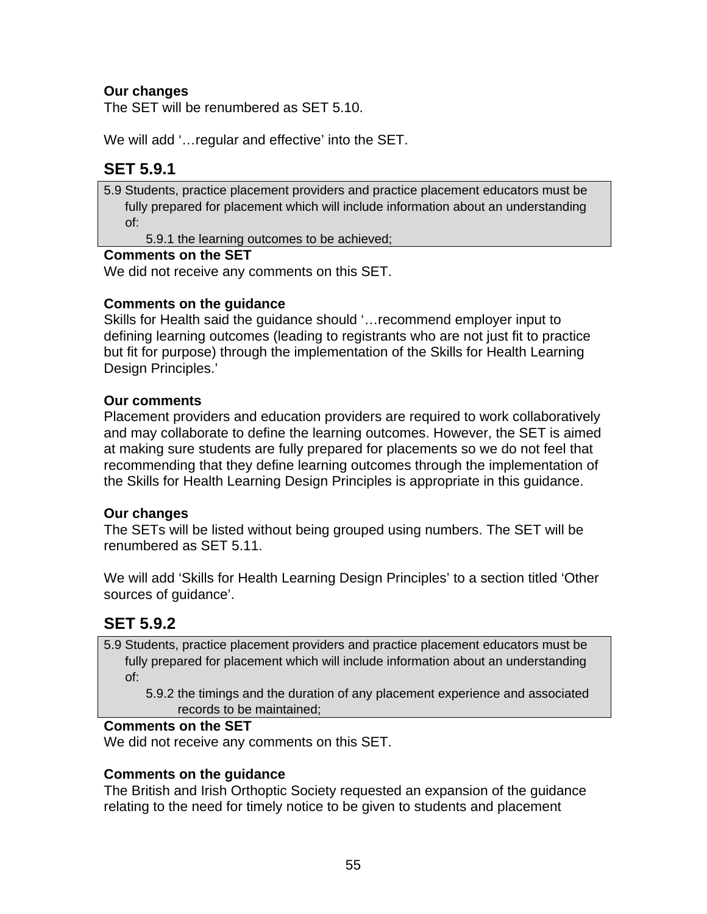**Our changes**
The SET will be renumbered as SET 5.10.

We will add '…regular and effective' into the SET.

## SET 5.9.1

> 5.9 Students, practice placement providers and practice placement educators must be fully prepared for placement which will include information about an understanding of:
>
> 5.9.1 the learning outcomes to be achieved;

**Comments on the SET**
We did not receive any comments on this SET.

**Comments on the guidance**
Skills for Health said the guidance should '…recommend employer input to defining learning outcomes (leading to registrants who are not just fit to practice but fit for purpose) through the implementation of the Skills for Health Learning Design Principles.'

**Our comments**
Placement providers and education providers are required to work collaboratively and may collaborate to define the learning outcomes. However, the SET is aimed at making sure students are fully prepared for placements so we do not feel that recommending that they define learning outcomes through the implementation of the Skills for Health Learning Design Principles is appropriate in this guidance.

**Our changes**
The SETs will be listed without being grouped using numbers. The SET will be renumbered as SET 5.11.

We will add 'Skills for Health Learning Design Principles' to a section titled 'Other sources of guidance'.

## SET 5.9.2

> 5.9 Students, practice placement providers and practice placement educators must be fully prepared for placement which will include information about an understanding of:
>
> 5.9.2 the timings and the duration of any placement experience and associated records to be maintained;

**Comments on the SET**
We did not receive any comments on this SET.

**Comments on the guidance**
The British and Irish Orthoptic Society requested an expansion of the guidance relating to the need for timely notice to be given to students and placement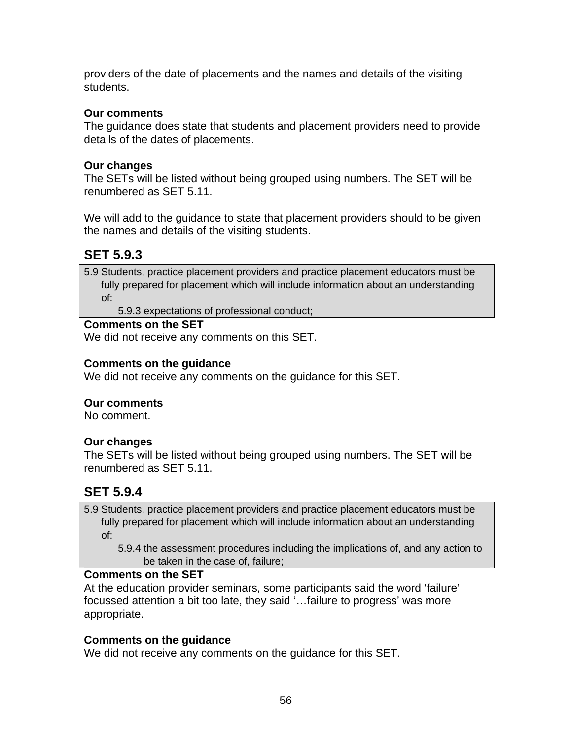providers of the date of placements and the names and details of the visiting students.

**Our comments**
The guidance does state that students and placement providers need to provide details of the dates of placements.

**Our changes**
The SETs will be listed without being grouped using numbers. The SET will be renumbered as SET 5.11.

We will add to the guidance to state that placement providers should to be given the names and details of the visiting students.

## SET 5.9.3

> 5.9 Students, practice placement providers and practice placement educators must be fully prepared for placement which will include information about an understanding of:
> 5.9.3 expectations of professional conduct;

**Comments on the SET**
We did not receive any comments on this SET.

**Comments on the guidance**
We did not receive any comments on the guidance for this SET.

**Our comments**
No comment.

**Our changes**
The SETs will be listed without being grouped using numbers. The SET will be renumbered as SET 5.11.

## SET 5.9.4

> 5.9 Students, practice placement providers and practice placement educators must be fully prepared for placement which will include information about an understanding of:
> 5.9.4 the assessment procedures including the implications of, and any action to be taken in the case of, failure;

**Comments on the SET**
At the education provider seminars, some participants said the word 'failure' focussed attention a bit too late, they said '…failure to progress' was more appropriate.

**Comments on the guidance**
We did not receive any comments on the guidance for this SET.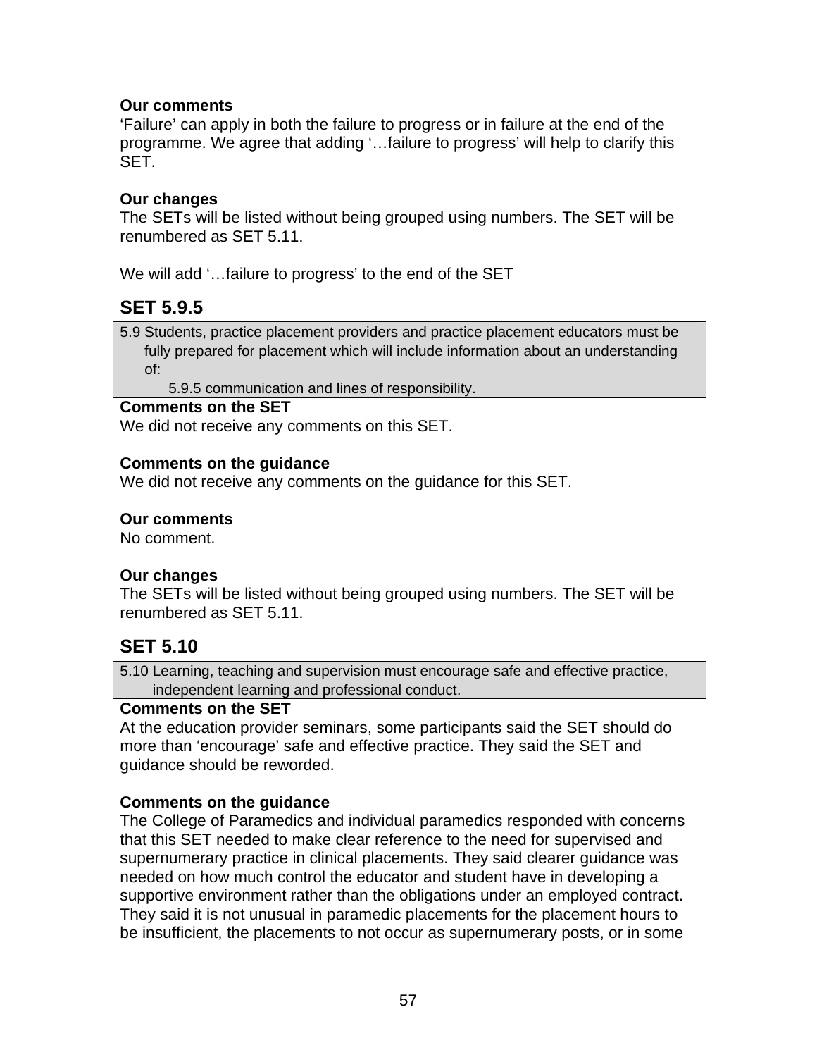**Our comments**
'Failure' can apply in both the failure to progress or in failure at the end of the programme. We agree that adding '…failure to progress' will help to clarify this SET.

**Our changes**
The SETs will be listed without being grouped using numbers. The SET will be renumbered as SET 5.11.

We will add '…failure to progress' to the end of the SET

## SET 5.9.5

> 5.9 Students, practice placement providers and practice placement educators must be fully prepared for placement which will include information about an understanding of:
>
> 5.9.5 communication and lines of responsibility.

**Comments on the SET**
We did not receive any comments on this SET.

**Comments on the guidance**
We did not receive any comments on the guidance for this SET.

**Our comments**
No comment.

**Our changes**
The SETs will be listed without being grouped using numbers. The SET will be renumbered as SET 5.11.

## SET 5.10

> 5.10 Learning, teaching and supervision must encourage safe and effective practice, independent learning and professional conduct.

**Comments on the SET**
At the education provider seminars, some participants said the SET should do more than 'encourage' safe and effective practice. They said the SET and guidance should be reworded.

**Comments on the guidance**
The College of Paramedics and individual paramedics responded with concerns that this SET needed to make clear reference to the need for supervised and supernumerary practice in clinical placements. They said clearer guidance was needed on how much control the educator and student have in developing a supportive environment rather than the obligations under an employed contract. They said it is not unusual in paramedic placements for the placement hours to be insufficient, the placements to not occur as supernumerary posts, or in some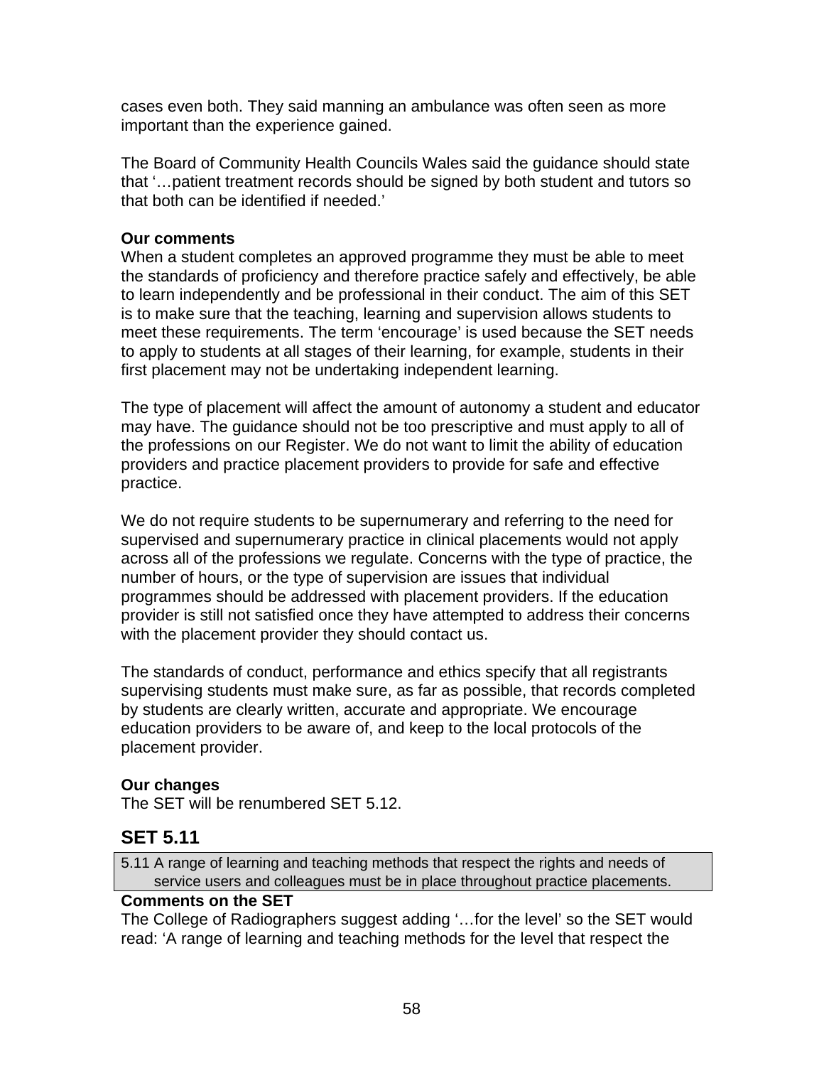cases even both. They said manning an ambulance was often seen as more important than the experience gained.

The Board of Community Health Councils Wales said the guidance should state that '…patient treatment records should be signed by both student and tutors so that both can be identified if needed.'

**Our comments**
When a student completes an approved programme they must be able to meet the standards of proficiency and therefore practice safely and effectively, be able to learn independently and be professional in their conduct. The aim of this SET is to make sure that the teaching, learning and supervision allows students to meet these requirements. The term 'encourage' is used because the SET needs to apply to students at all stages of their learning, for example, students in their first placement may not be undertaking independent learning.

The type of placement will affect the amount of autonomy a student and educator may have. The guidance should not be too prescriptive and must apply to all of the professions on our Register. We do not want to limit the ability of education providers and practice placement providers to provide for safe and effective practice.

We do not require students to be supernumerary and referring to the need for supervised and supernumerary practice in clinical placements would not apply across all of the professions we regulate. Concerns with the type of practice, the number of hours, or the type of supervision are issues that individual programmes should be addressed with placement providers. If the education provider is still not satisfied once they have attempted to address their concerns with the placement provider they should contact us.

The standards of conduct, performance and ethics specify that all registrants supervising students must make sure, as far as possible, that records completed by students are clearly written, accurate and appropriate. We encourage education providers to be aware of, and keep to the local protocols of the placement provider.

**Our changes**
The SET will be renumbered SET 5.12.

## SET 5.11

| 5.11 A range of learning and teaching methods that respect the rights and needs of service users and colleagues must be in place throughout practice placements. |
|---|

**Comments on the SET**
The College of Radiographers suggest adding '…for the level' so the SET would read: 'A range of learning and teaching methods for the level that respect the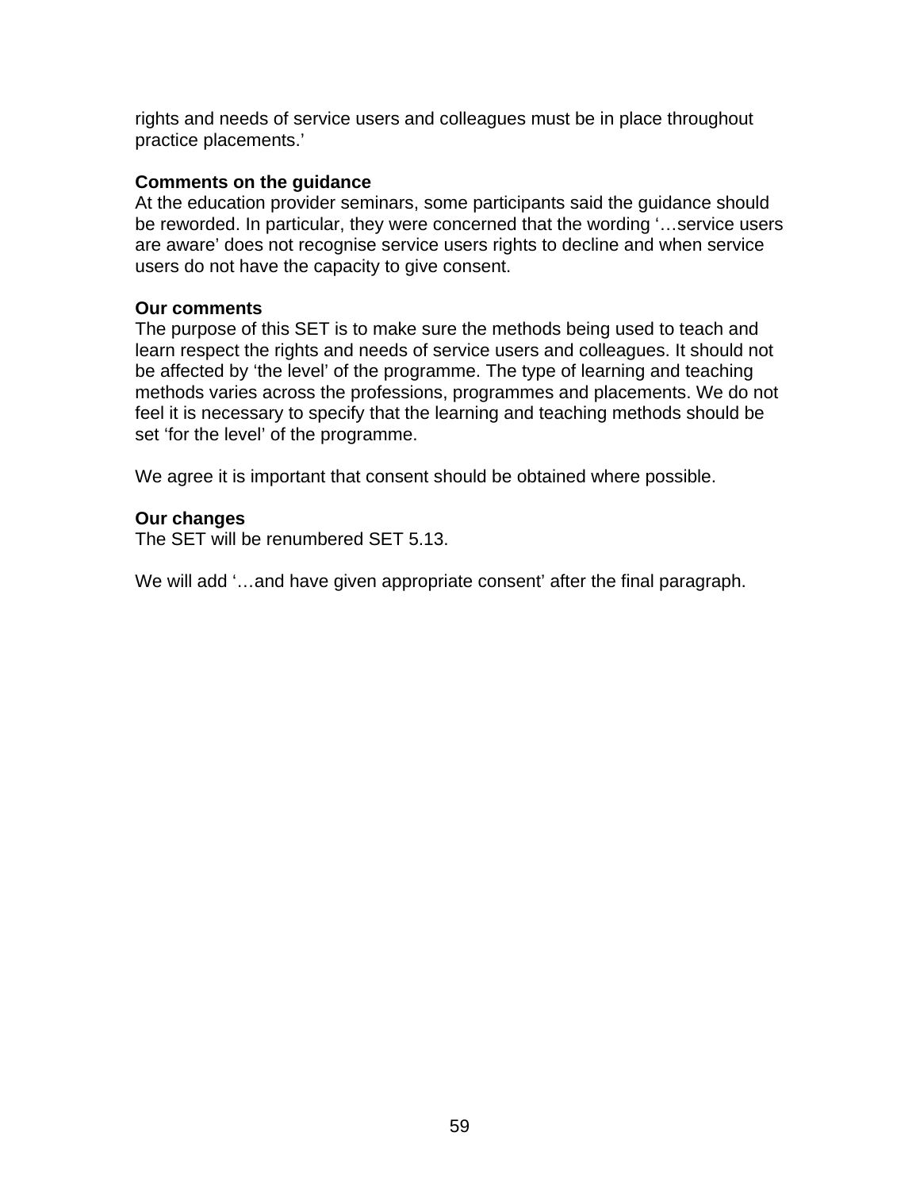rights and needs of service users and colleagues must be in place throughout practice placements.'

**Comments on the guidance**
At the education provider seminars, some participants said the guidance should be reworded. In particular, they were concerned that the wording '…service users are aware' does not recognise service users rights to decline and when service users do not have the capacity to give consent.

**Our comments**
The purpose of this SET is to make sure the methods being used to teach and learn respect the rights and needs of service users and colleagues. It should not be affected by 'the level' of the programme. The type of learning and teaching methods varies across the professions, programmes and placements. We do not feel it is necessary to specify that the learning and teaching methods should be set 'for the level' of the programme.

We agree it is important that consent should be obtained where possible.

**Our changes**
The SET will be renumbered SET 5.13.

We will add '…and have given appropriate consent' after the final paragraph.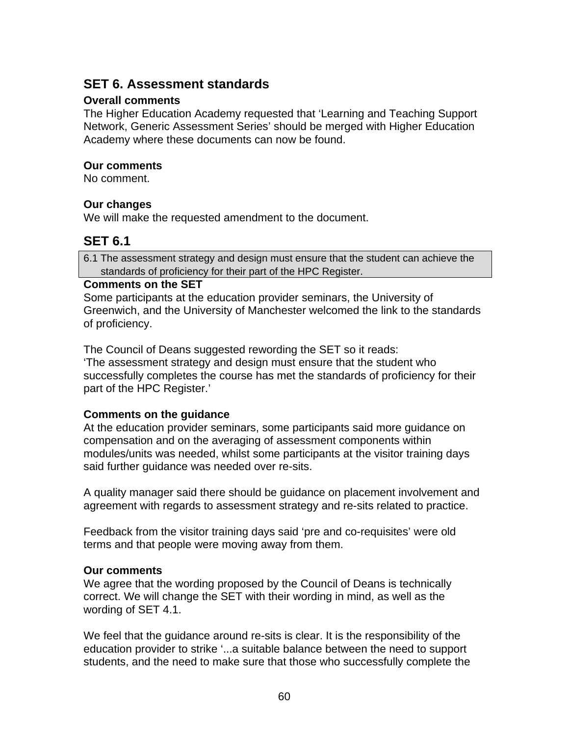## SET 6. Assessment standards

### Overall comments

The Higher Education Academy requested that 'Learning and Teaching Support Network, Generic Assessment Series' should be merged with Higher Education Academy where these documents can now be found.

### Our comments

No comment.

### Our changes

We will make the requested amendment to the document.

## SET 6.1

> 6.1 The assessment strategy and design must ensure that the student can achieve the standards of proficiency for their part of the HPC Register.

### Comments on the SET

Some participants at the education provider seminars, the University of Greenwich, and the University of Manchester welcomed the link to the standards of proficiency.

The Council of Deans suggested rewording the SET so it reads:
'The assessment strategy and design must ensure that the student who successfully completes the course has met the standards of proficiency for their part of the HPC Register.'

### Comments on the guidance

At the education provider seminars, some participants said more guidance on compensation and on the averaging of assessment components within modules/units was needed, whilst some participants at the visitor training days said further guidance was needed over re-sits.

A quality manager said there should be guidance on placement involvement and agreement with regards to assessment strategy and re-sits related to practice.

Feedback from the visitor training days said 'pre and co-requisites' were old terms and that people were moving away from them.

### Our comments

We agree that the wording proposed by the Council of Deans is technically correct. We will change the SET with their wording in mind, as well as the wording of SET 4.1.

We feel that the guidance around re-sits is clear. It is the responsibility of the education provider to strike '...a suitable balance between the need to support students, and the need to make sure that those who successfully complete the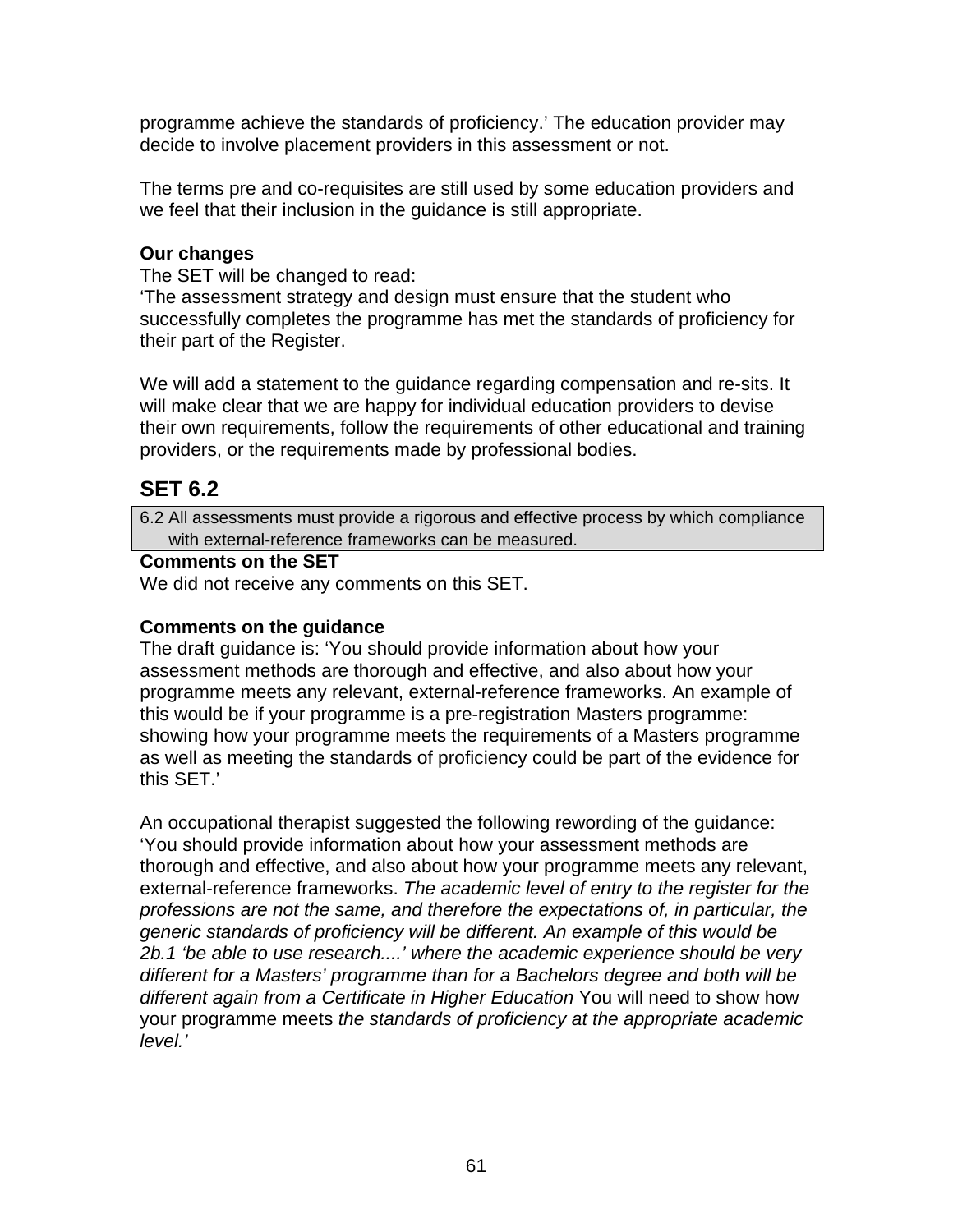programme achieve the standards of proficiency.' The education provider may decide to involve placement providers in this assessment or not.

The terms pre and co-requisites are still used by some education providers and we feel that their inclusion in the guidance is still appropriate.

**Our changes**

The SET will be changed to read:

'The assessment strategy and design must ensure that the student who successfully completes the programme has met the standards of proficiency for their part of the Register.

We will add a statement to the guidance regarding compensation and re-sits. It will make clear that we are happy for individual education providers to devise their own requirements, follow the requirements of other educational and training providers, or the requirements made by professional bodies.

## SET 6.2

| 6.2 All assessments must provide a rigorous and effective process by which compliance with external-reference frameworks can be measured. |
|---|

**Comments on the SET**

We did not receive any comments on this SET.

**Comments on the guidance**

The draft guidance is: 'You should provide information about how your assessment methods are thorough and effective, and also about how your programme meets any relevant, external-reference frameworks. An example of this would be if your programme is a pre-registration Masters programme: showing how your programme meets the requirements of a Masters programme as well as meeting the standards of proficiency could be part of the evidence for this SET.'

An occupational therapist suggested the following rewording of the guidance: 'You should provide information about how your assessment methods are thorough and effective, and also about how your programme meets any relevant, external-reference frameworks. *The academic level of entry to the register for the professions are not the same, and therefore the expectations of, in particular, the generic standards of proficiency will be different. An example of this would be 2b.1 'be able to use research....' where the academic experience should be very different for a Masters' programme than for a Bachelors degree and both will be different again from a Certificate in Higher Education* You will need to show how your programme meets *the standards of proficiency at the appropriate academic level.'*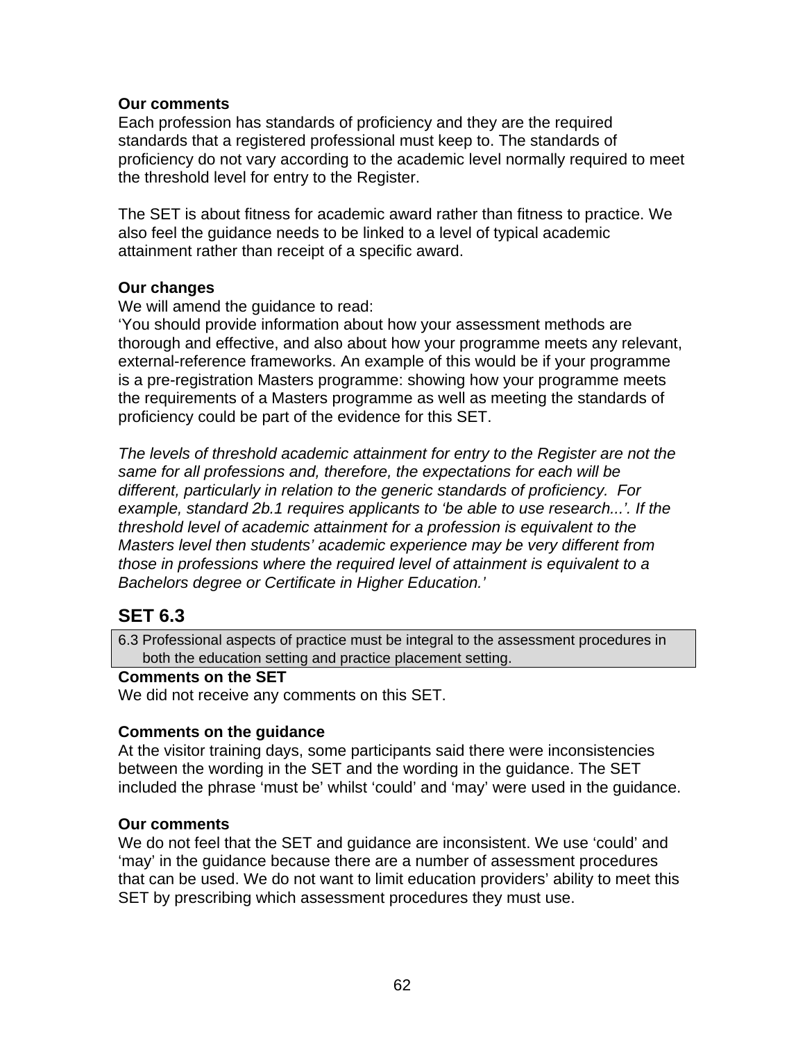**Our comments**
Each profession has standards of proficiency and they are the required standards that a registered professional must keep to. The standards of proficiency do not vary according to the academic level normally required to meet the threshold level for entry to the Register.

The SET is about fitness for academic award rather than fitness to practice. We also feel the guidance needs to be linked to a level of typical academic attainment rather than receipt of a specific award.

**Our changes**
We will amend the guidance to read:
'You should provide information about how your assessment methods are thorough and effective, and also about how your programme meets any relevant, external-reference frameworks. An example of this would be if your programme is a pre-registration Masters programme: showing how your programme meets the requirements of a Masters programme as well as meeting the standards of proficiency could be part of the evidence for this SET.

*The levels of threshold academic attainment for entry to the Register are not the same for all professions and, therefore, the expectations for each will be different, particularly in relation to the generic standards of proficiency. For example, standard 2b.1 requires applicants to 'be able to use research...'. If the threshold level of academic attainment for a profession is equivalent to the Masters level then students' academic experience may be very different from those in professions where the required level of attainment is equivalent to a Bachelors degree or Certificate in Higher Education.'*

## SET 6.3

| 6.3 Professional aspects of practice must be integral to the assessment procedures in both the education setting and practice placement setting. |
|---|

**Comments on the SET**
We did not receive any comments on this SET.

**Comments on the guidance**
At the visitor training days, some participants said there were inconsistencies between the wording in the SET and the wording in the guidance. The SET included the phrase 'must be' whilst 'could' and 'may' were used in the guidance.

**Our comments**
We do not feel that the SET and guidance are inconsistent. We use 'could' and 'may' in the guidance because there are a number of assessment procedures that can be used. We do not want to limit education providers' ability to meet this SET by prescribing which assessment procedures they must use.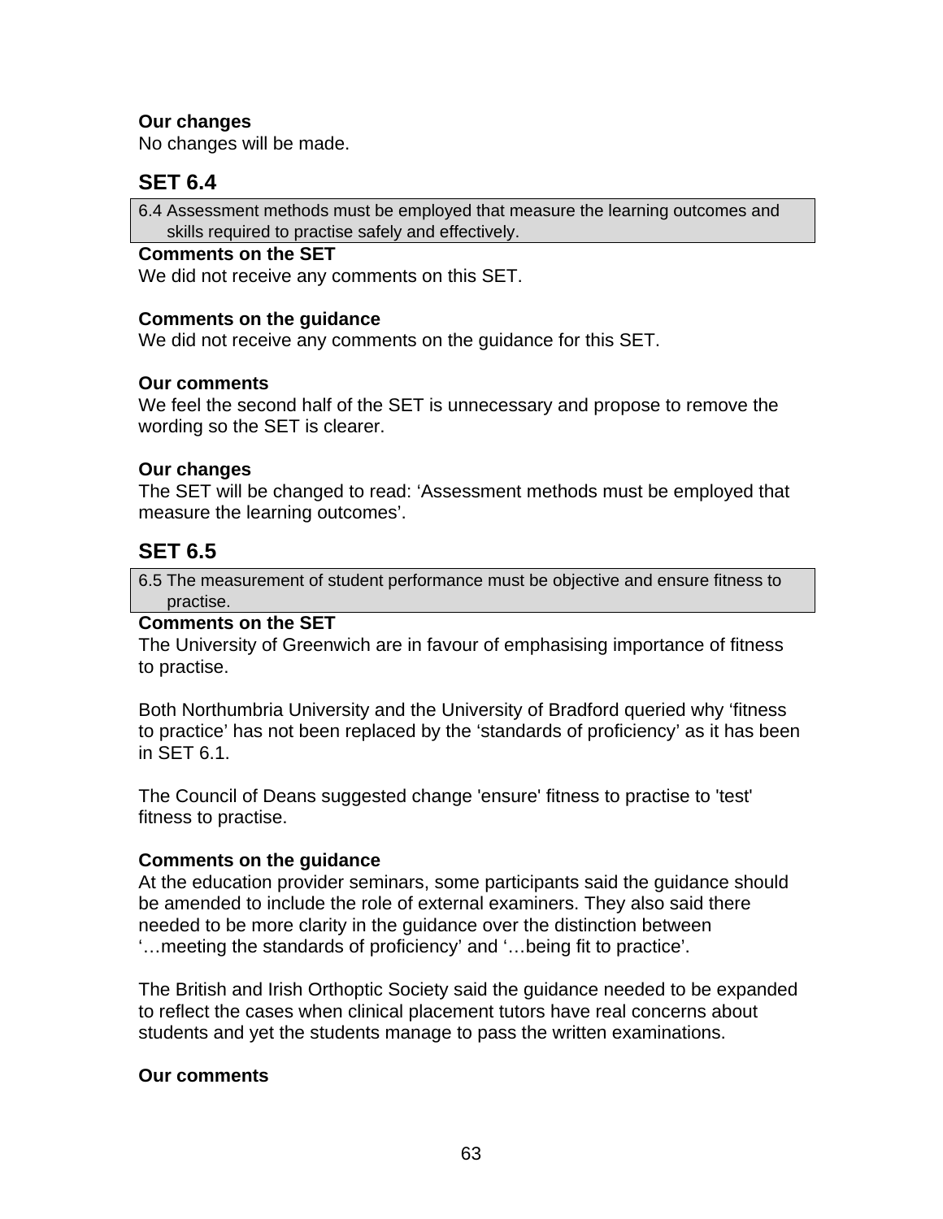**Our changes**

No changes will be made.

## SET 6.4

> 6.4 Assessment methods must be employed that measure the learning outcomes and skills required to practise safely and effectively.

**Comments on the SET**

We did not receive any comments on this SET.

**Comments on the guidance**

We did not receive any comments on the guidance for this SET.

**Our comments**

We feel the second half of the SET is unnecessary and propose to remove the wording so the SET is clearer.

**Our changes**

The SET will be changed to read: 'Assessment methods must be employed that measure the learning outcomes'.

## SET 6.5

> 6.5 The measurement of student performance must be objective and ensure fitness to practise.

**Comments on the SET**

The University of Greenwich are in favour of emphasising importance of fitness to practise.

Both Northumbria University and the University of Bradford queried why 'fitness to practice' has not been replaced by the 'standards of proficiency' as it has been in SET 6.1.

The Council of Deans suggested change 'ensure' fitness to practise to 'test' fitness to practise.

**Comments on the guidance**

At the education provider seminars, some participants said the guidance should be amended to include the role of external examiners. They also said there needed to be more clarity in the guidance over the distinction between '…meeting the standards of proficiency' and '…being fit to practice'.

The British and Irish Orthoptic Society said the guidance needed to be expanded to reflect the cases when clinical placement tutors have real concerns about students and yet the students manage to pass the written examinations.

**Our comments**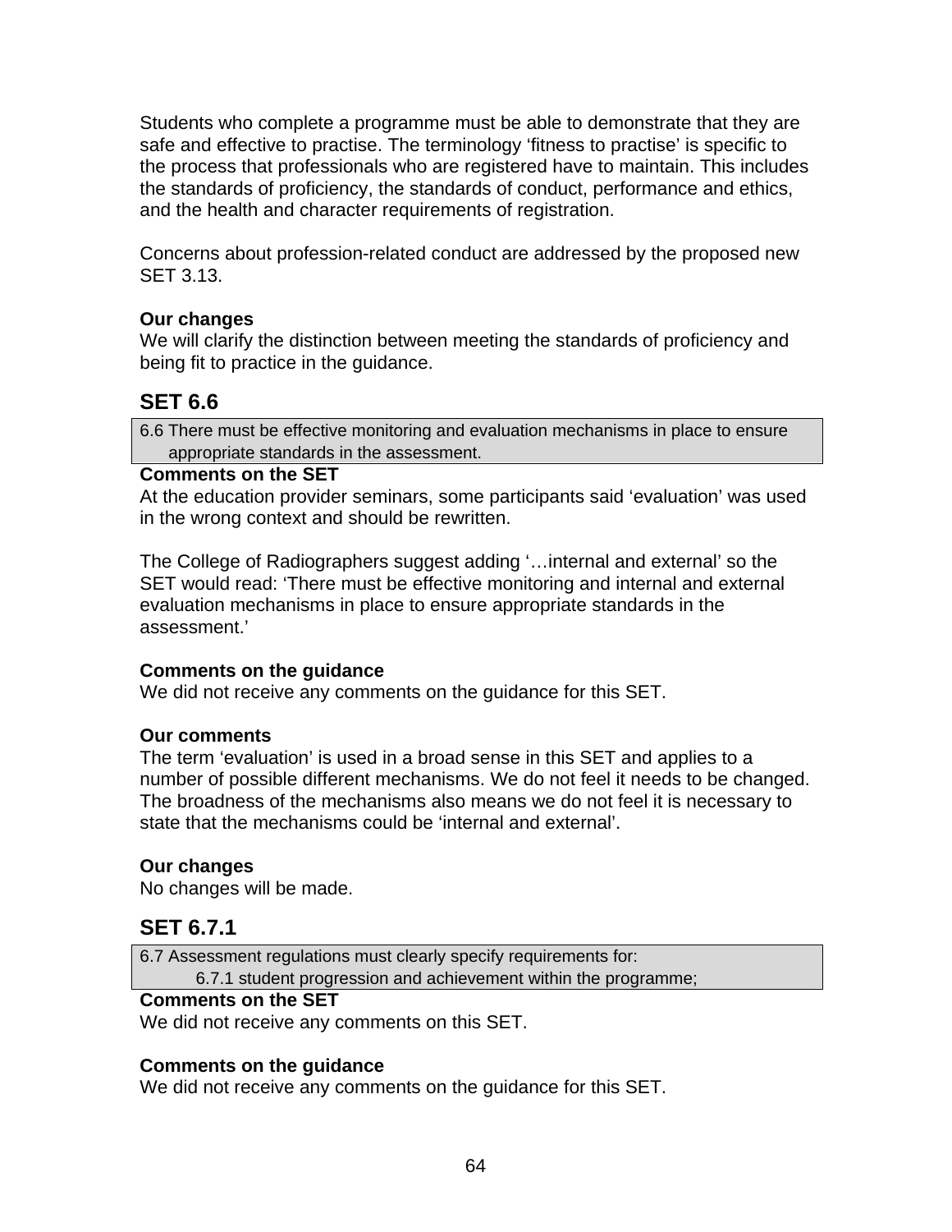Students who complete a programme must be able to demonstrate that they are safe and effective to practise. The terminology ‘fitness to practise’ is specific to the process that professionals who are registered have to maintain. This includes the standards of proficiency, the standards of conduct, performance and ethics, and the health and character requirements of registration.

Concerns about profession-related conduct are addressed by the proposed new SET 3.13.

**Our changes**
We will clarify the distinction between meeting the standards of proficiency and being fit to practice in the guidance.

## SET 6.6

| 6.6 There must be effective monitoring and evaluation mechanisms in place to ensure appropriate standards in the assessment. |
|---|

**Comments on the SET**
At the education provider seminars, some participants said ‘evaluation’ was used in the wrong context and should be rewritten.

The College of Radiographers suggest adding ‘…internal and external’ so the SET would read: ‘There must be effective monitoring and internal and external evaluation mechanisms in place to ensure appropriate standards in the assessment.’

**Comments on the guidance**
We did not receive any comments on the guidance for this SET.

**Our comments**
The term ‘evaluation’ is used in a broad sense in this SET and applies to a number of possible different mechanisms. We do not feel it needs to be changed. The broadness of the mechanisms also means we do not feel it is necessary to state that the mechanisms could be ‘internal and external’.

**Our changes**
No changes will be made.

## SET 6.7.1

| 6.7 Assessment regulations must clearly specify requirements for:<br>6.7.1 student progression and achievement within the programme; |
|---|

**Comments on the SET**
We did not receive any comments on this SET.

**Comments on the guidance**
We did not receive any comments on the guidance for this SET.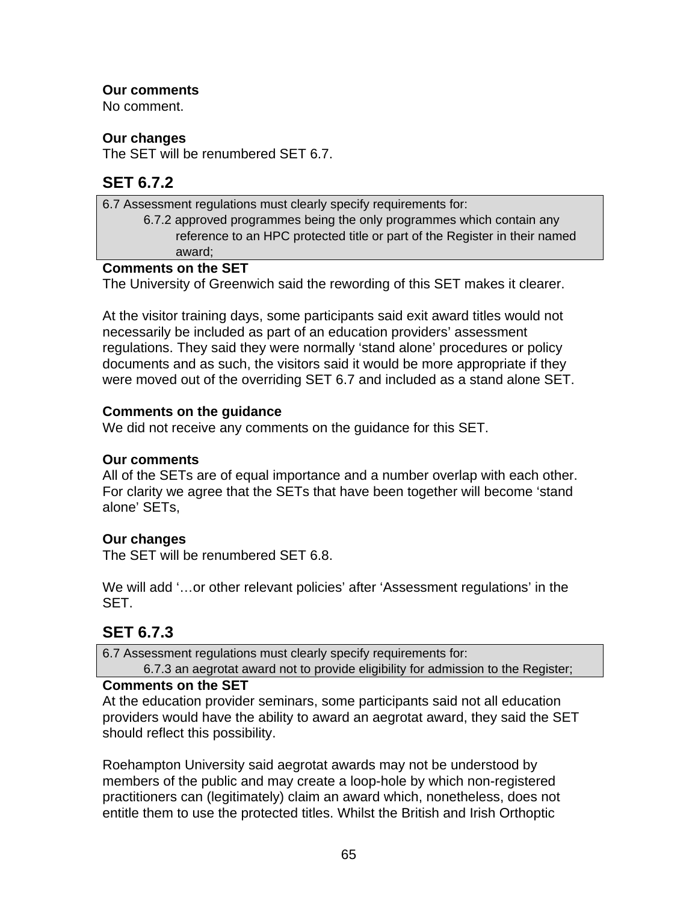**Our comments**
No comment.

**Our changes**
The SET will be renumbered SET 6.7.

## SET 6.7.2

> 6.7 Assessment regulations must clearly specify requirements for:
> 6.7.2 approved programmes being the only programmes which contain any reference to an HPC protected title or part of the Register in their named award;

**Comments on the SET**
The University of Greenwich said the rewording of this SET makes it clearer.

At the visitor training days, some participants said exit award titles would not necessarily be included as part of an education providers' assessment regulations. They said they were normally 'stand alone' procedures or policy documents and as such, the visitors said it would be more appropriate if they were moved out of the overriding SET 6.7 and included as a stand alone SET.

**Comments on the guidance**
We did not receive any comments on the guidance for this SET.

**Our comments**
All of the SETs are of equal importance and a number overlap with each other. For clarity we agree that the SETs that have been together will become 'stand alone' SETs,

**Our changes**
The SET will be renumbered SET 6.8.

We will add '…or other relevant policies' after 'Assessment regulations' in the SET.

## SET 6.7.3

> 6.7 Assessment regulations must clearly specify requirements for:
> 6.7.3 an aegrotat award not to provide eligibility for admission to the Register;

**Comments on the SET**
At the education provider seminars, some participants said not all education providers would have the ability to award an aegrotat award, they said the SET should reflect this possibility.

Roehampton University said aegrotat awards may not be understood by members of the public and may create a loop-hole by which non-registered practitioners can (legitimately) claim an award which, nonetheless, does not entitle them to use the protected titles. Whilst the British and Irish Orthoptic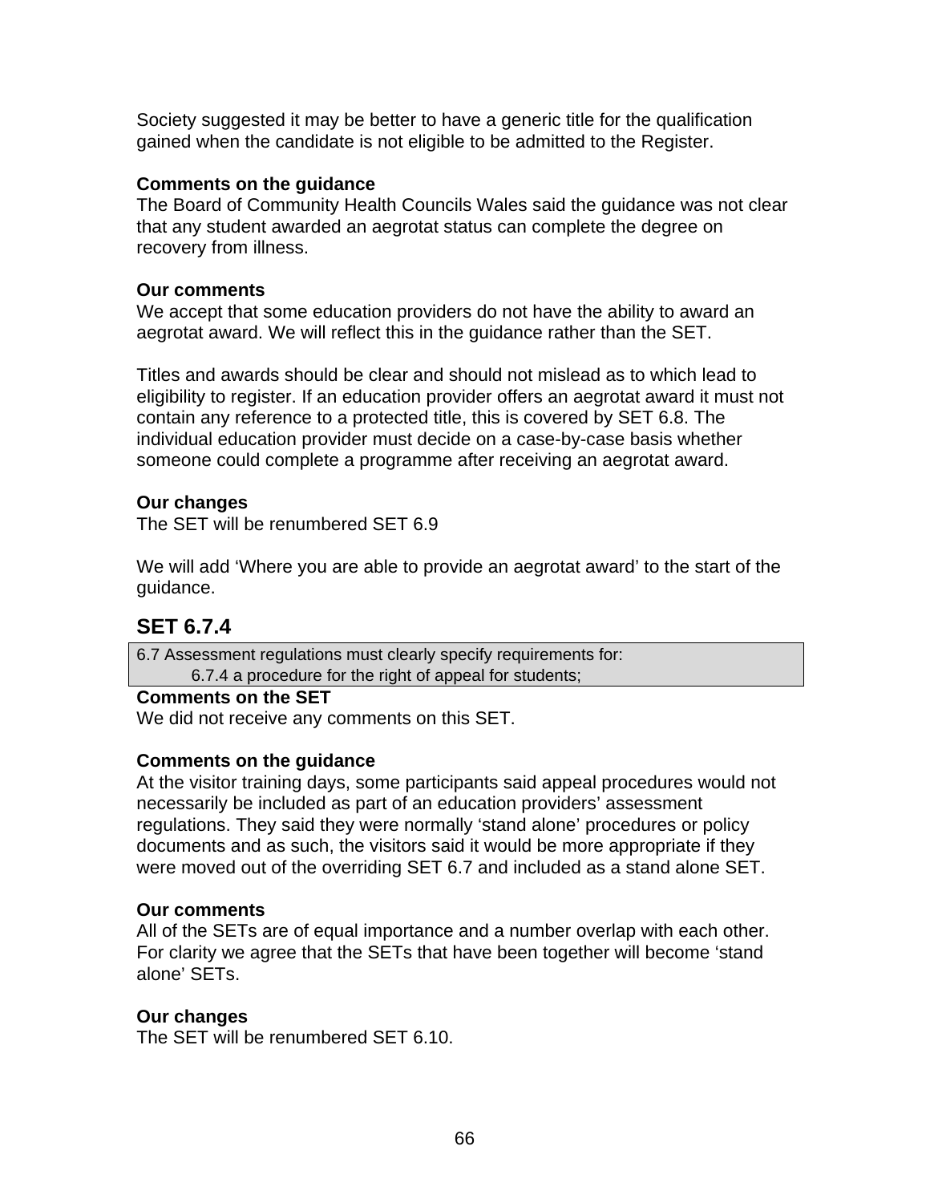Society suggested it may be better to have a generic title for the qualification gained when the candidate is not eligible to be admitted to the Register.

**Comments on the guidance**
The Board of Community Health Councils Wales said the guidance was not clear that any student awarded an aegrotat status can complete the degree on recovery from illness.

**Our comments**
We accept that some education providers do not have the ability to award an aegrotat award. We will reflect this in the guidance rather than the SET.

Titles and awards should be clear and should not mislead as to which lead to eligibility to register. If an education provider offers an aegrotat award it must not contain any reference to a protected title, this is covered by SET 6.8. The individual education provider must decide on a case-by-case basis whether someone could complete a programme after receiving an aegrotat award.

**Our changes**
The SET will be renumbered SET 6.9

We will add 'Where you are able to provide an aegrotat award' to the start of the guidance.

## SET 6.7.4

| 6.7 Assessment regulations must clearly specify requirements for:<br>6.7.4 a procedure for the right of appeal for students; |
|---|

**Comments on the SET**
We did not receive any comments on this SET.

**Comments on the guidance**
At the visitor training days, some participants said appeal procedures would not necessarily be included as part of an education providers' assessment regulations. They said they were normally 'stand alone' procedures or policy documents and as such, the visitors said it would be more appropriate if they were moved out of the overriding SET 6.7 and included as a stand alone SET.

**Our comments**
All of the SETs are of equal importance and a number overlap with each other. For clarity we agree that the SETs that have been together will become 'stand alone' SETs.

**Our changes**
The SET will be renumbered SET 6.10.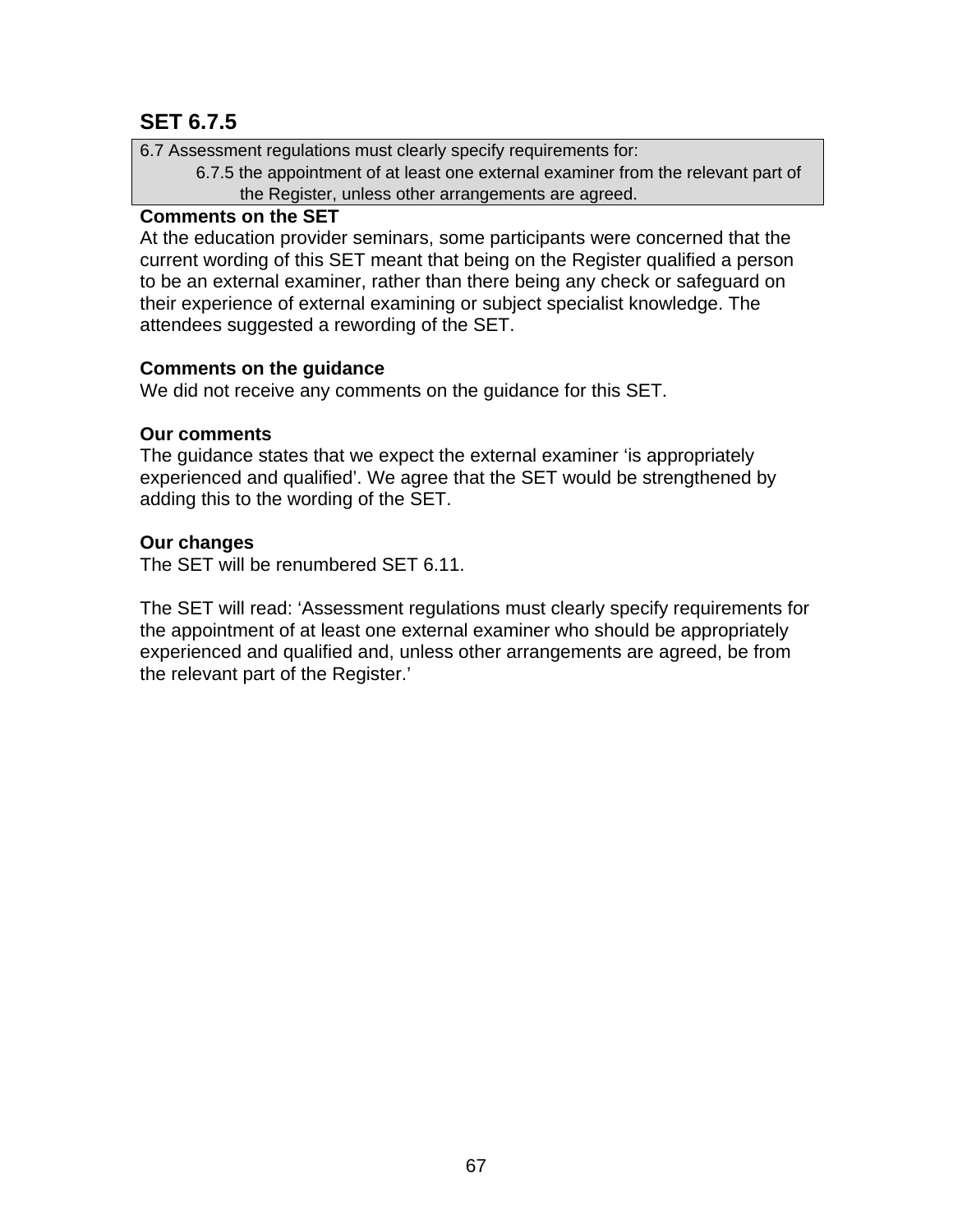## SET 6.7.5

> 6.7 Assessment regulations must clearly specify requirements for:
>
> 6.7.5 the appointment of at least one external examiner from the relevant part of the Register, unless other arrangements are agreed.

**Comments on the SET**
At the education provider seminars, some participants were concerned that the current wording of this SET meant that being on the Register qualified a person to be an external examiner, rather than there being any check or safeguard on their experience of external examining or subject specialist knowledge. The attendees suggested a rewording of the SET.

**Comments on the guidance**
We did not receive any comments on the guidance for this SET.

**Our comments**
The guidance states that we expect the external examiner 'is appropriately experienced and qualified'. We agree that the SET would be strengthened by adding this to the wording of the SET.

**Our changes**
The SET will be renumbered SET 6.11.

The SET will read: 'Assessment regulations must clearly specify requirements for the appointment of at least one external examiner who should be appropriately experienced and qualified and, unless other arrangements are agreed, be from the relevant part of the Register.'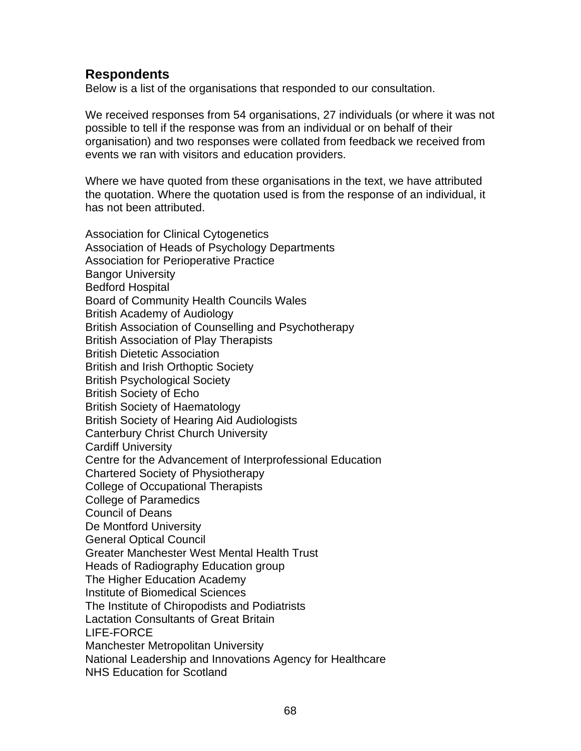## Respondents

Below is a list of the organisations that responded to our consultation.

We received responses from 54 organisations, 27 individuals (or where it was not possible to tell if the response was from an individual or on behalf of their organisation) and two responses were collated from feedback we received from events we ran with visitors and education providers.

Where we have quoted from these organisations in the text, we have attributed the quotation. Where the quotation used is from the response of an individual, it has not been attributed.

Association for Clinical Cytogenetics
Association of Heads of Psychology Departments
Association for Perioperative Practice
Bangor University
Bedford Hospital
Board of Community Health Councils Wales
British Academy of Audiology
British Association of Counselling and Psychotherapy
British Association of Play Therapists
British Dietetic Association
British and Irish Orthoptic Society
British Psychological Society
British Society of Echo
British Society of Haematology
British Society of Hearing Aid Audiologists
Canterbury Christ Church University
Cardiff University
Centre for the Advancement of Interprofessional Education
Chartered Society of Physiotherapy
College of Occupational Therapists
College of Paramedics
Council of Deans
De Montford University
General Optical Council
Greater Manchester West Mental Health Trust
Heads of Radiography Education group
The Higher Education Academy
Institute of Biomedical Sciences
The Institute of Chiropodists and Podiatrists
Lactation Consultants of Great Britain
LIFE-FORCE
Manchester Metropolitan University
National Leadership and Innovations Agency for Healthcare
NHS Education for Scotland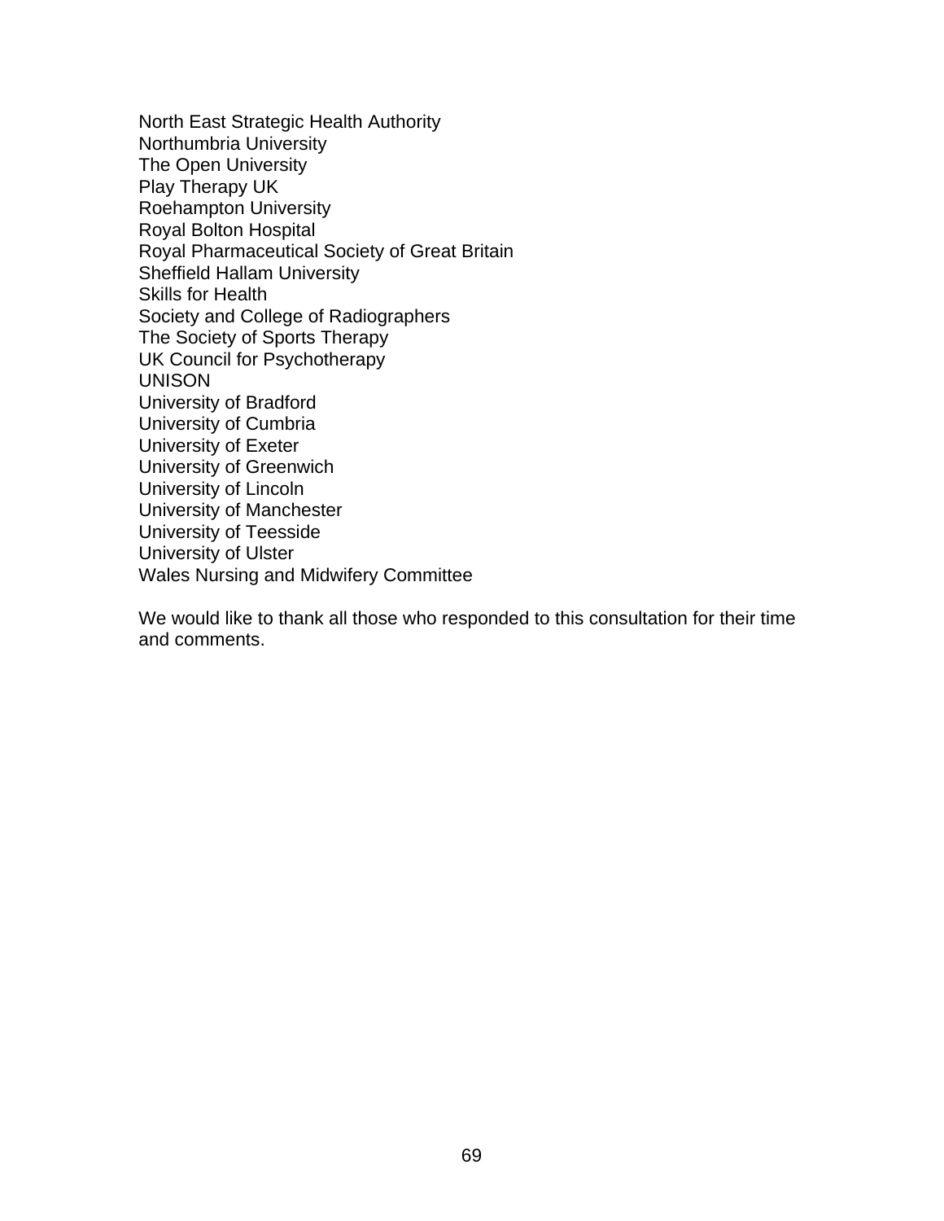North East Strategic Health Authority
Northumbria University
The Open University
Play Therapy UK
Roehampton University
Royal Bolton Hospital
Royal Pharmaceutical Society of Great Britain
Sheffield Hallam University
Skills for Health
Society and College of Radiographers
The Society of Sports Therapy
UK Council for Psychotherapy
UNISON
University of Bradford
University of Cumbria
University of Exeter
University of Greenwich
University of Lincoln
University of Manchester
University of Teesside
University of Ulster
Wales Nursing and Midwifery Committee

We would like to thank all those who responded to this consultation for their time and comments.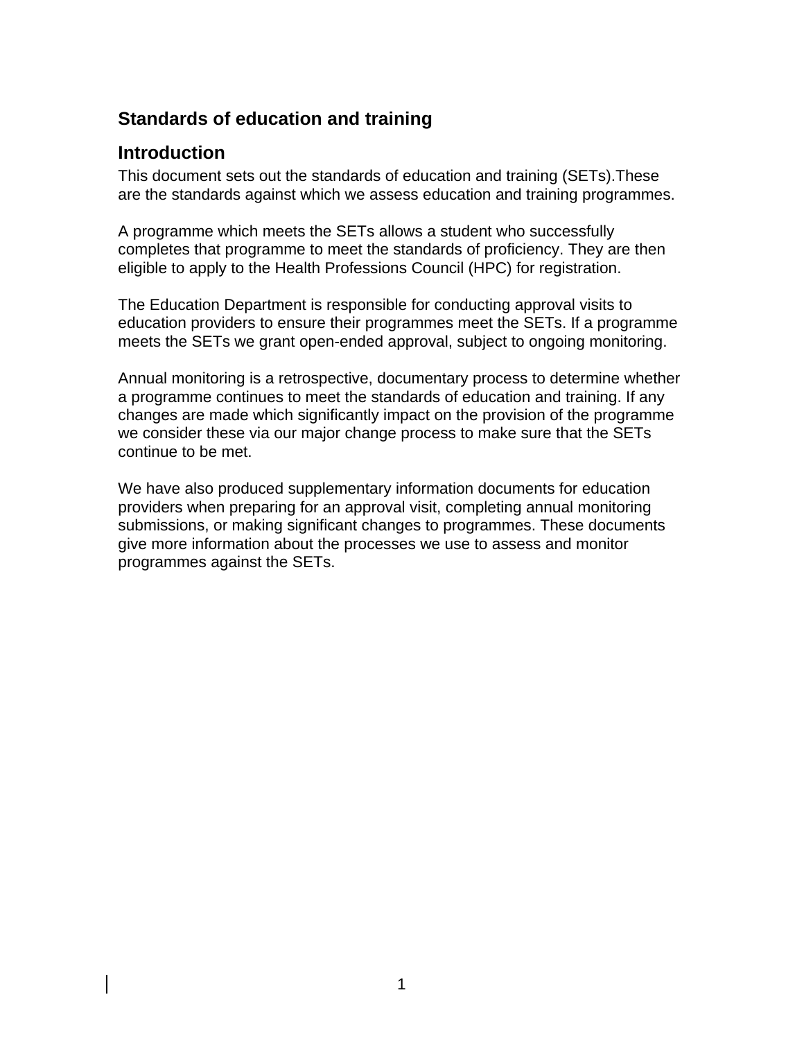## Standards of education and training

## Introduction

This document sets out the standards of education and training (SETs).These are the standards against which we assess education and training programmes.

A programme which meets the SETs allows a student who successfully completes that programme to meet the standards of proficiency. They are then eligible to apply to the Health Professions Council (HPC) for registration.

The Education Department is responsible for conducting approval visits to education providers to ensure their programmes meet the SETs. If a programme meets the SETs we grant open-ended approval, subject to ongoing monitoring.

Annual monitoring is a retrospective, documentary process to determine whether a programme continues to meet the standards of education and training. If any changes are made which significantly impact on the provision of the programme we consider these via our major change process to make sure that the SETs continue to be met.

We have also produced supplementary information documents for education providers when preparing for an approval visit, completing annual monitoring submissions, or making significant changes to programmes. These documents give more information about the processes we use to assess and monitor programmes against the SETs.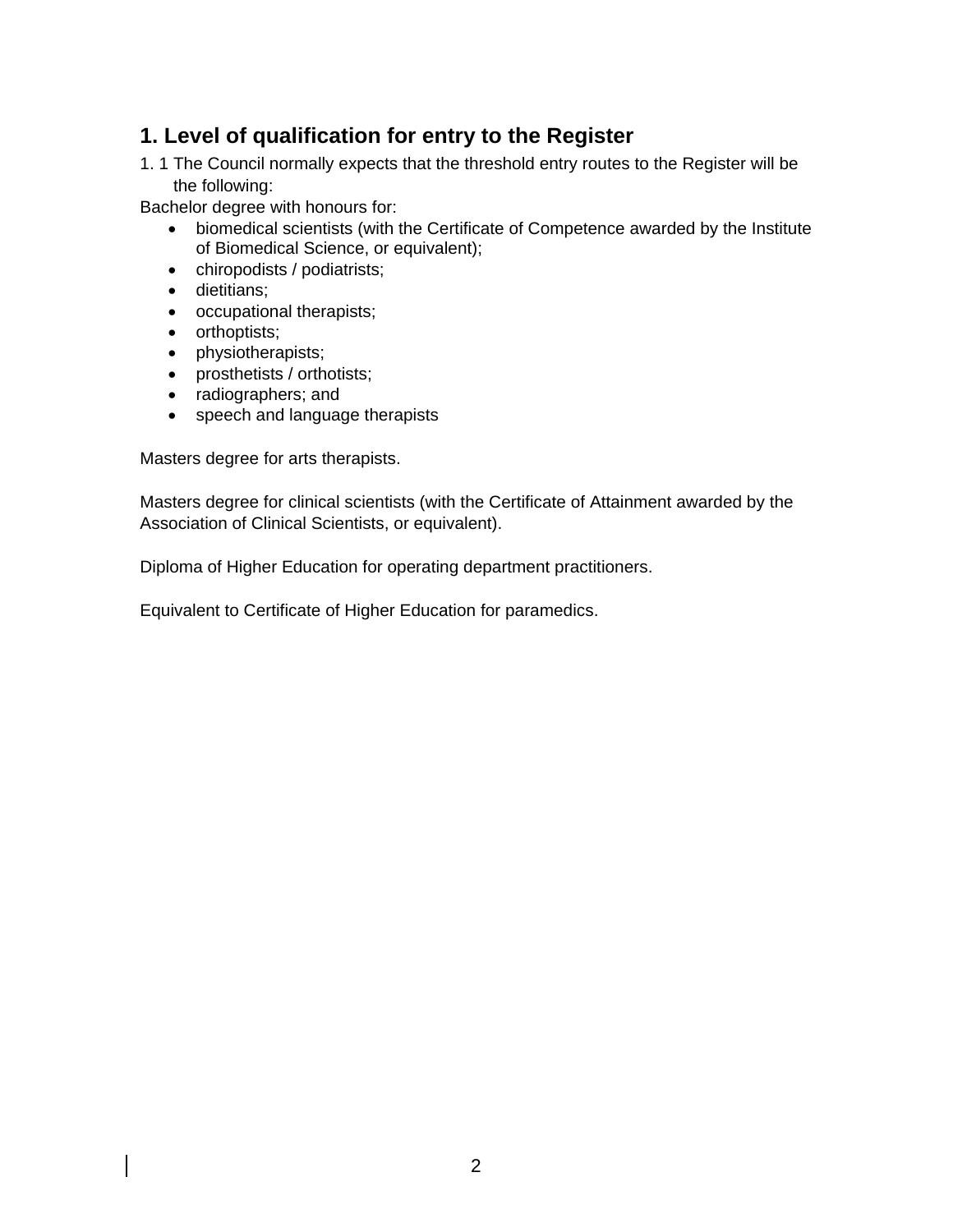## 1. Level of qualification for entry to the Register

1. 1 The Council normally expects that the threshold entry routes to the Register will be the following:

Bachelor degree with honours for:

- biomedical scientists (with the Certificate of Competence awarded by the Institute of Biomedical Science, or equivalent);
- chiropodists / podiatrists;
- dietitians;
- occupational therapists;
- orthoptists;
- physiotherapists;
- prosthetists / orthotists;
- radiographers; and
- speech and language therapists

Masters degree for arts therapists.

Masters degree for clinical scientists (with the Certificate of Attainment awarded by the Association of Clinical Scientists, or equivalent).

Diploma of Higher Education for operating department practitioners.

Equivalent to Certificate of Higher Education for paramedics.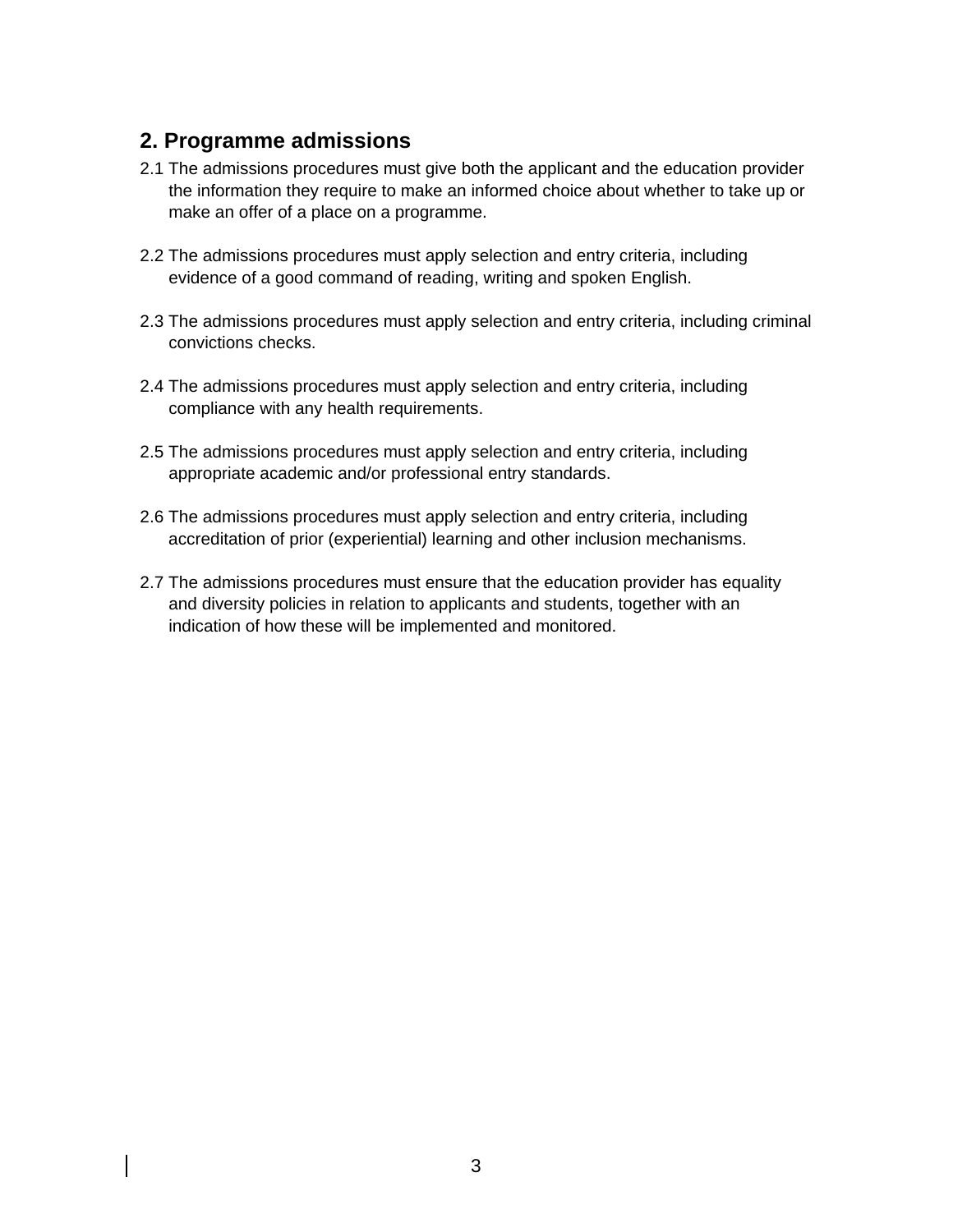## 2. Programme admissions

2.1 The admissions procedures must give both the applicant and the education provider the information they require to make an informed choice about whether to take up or make an offer of a place on a programme.

2.2 The admissions procedures must apply selection and entry criteria, including evidence of a good command of reading, writing and spoken English.

2.3 The admissions procedures must apply selection and entry criteria, including criminal convictions checks.

2.4 The admissions procedures must apply selection and entry criteria, including compliance with any health requirements.

2.5 The admissions procedures must apply selection and entry criteria, including appropriate academic and/or professional entry standards.

2.6 The admissions procedures must apply selection and entry criteria, including accreditation of prior (experiential) learning and other inclusion mechanisms.

2.7 The admissions procedures must ensure that the education provider has equality and diversity policies in relation to applicants and students, together with an indication of how these will be implemented and monitored.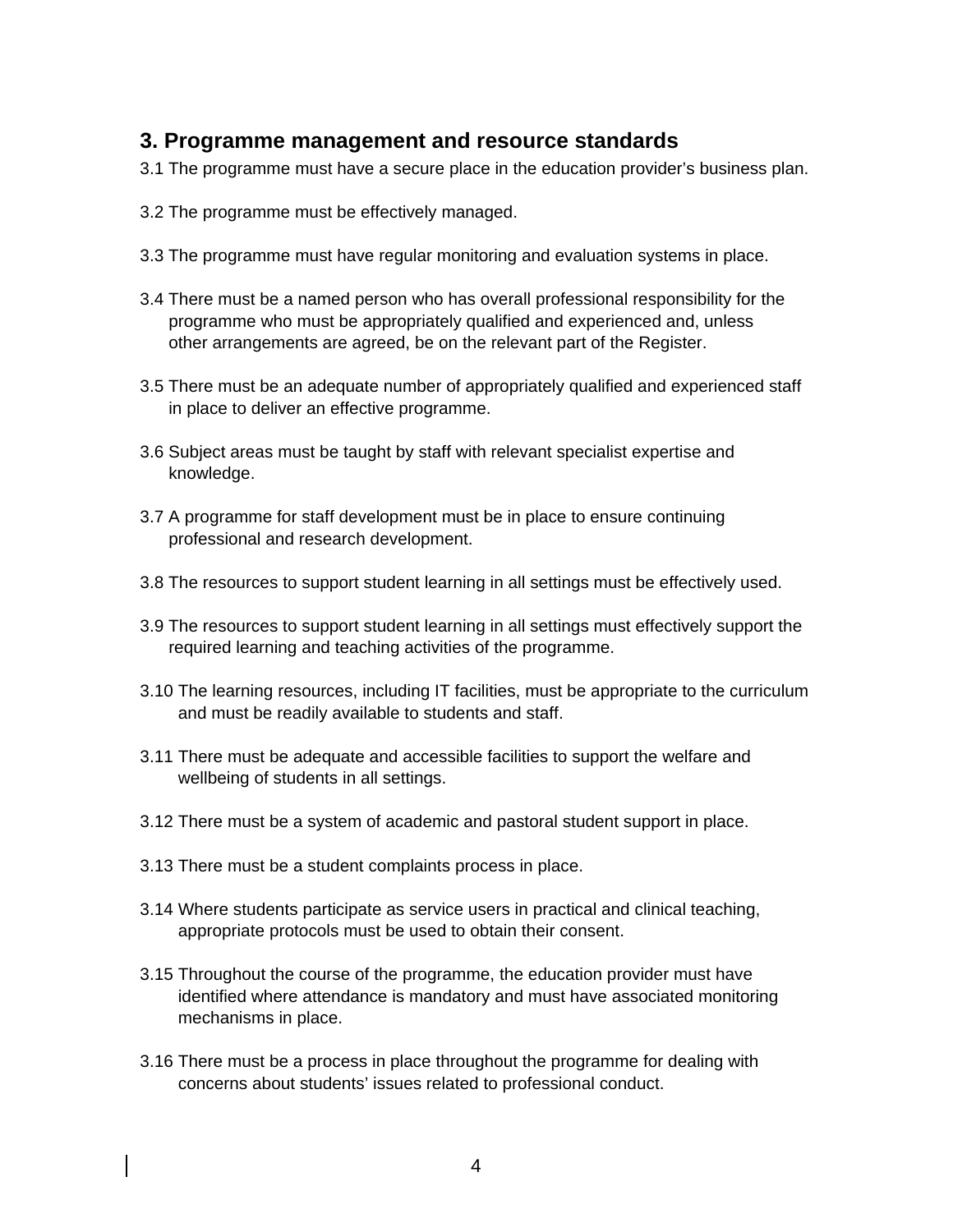## 3. Programme management and resource standards

3.1 The programme must have a secure place in the education provider's business plan.

3.2 The programme must be effectively managed.

3.3 The programme must have regular monitoring and evaluation systems in place.

3.4 There must be a named person who has overall professional responsibility for the programme who must be appropriately qualified and experienced and, unless other arrangements are agreed, be on the relevant part of the Register.

3.5 There must be an adequate number of appropriately qualified and experienced staff in place to deliver an effective programme.

3.6 Subject areas must be taught by staff with relevant specialist expertise and knowledge.

3.7 A programme for staff development must be in place to ensure continuing professional and research development.

3.8 The resources to support student learning in all settings must be effectively used.

3.9 The resources to support student learning in all settings must effectively support the required learning and teaching activities of the programme.

3.10 The learning resources, including IT facilities, must be appropriate to the curriculum and must be readily available to students and staff.

3.11 There must be adequate and accessible facilities to support the welfare and wellbeing of students in all settings.

3.12 There must be a system of academic and pastoral student support in place.

3.13 There must be a student complaints process in place.

3.14 Where students participate as service users in practical and clinical teaching, appropriate protocols must be used to obtain their consent.

3.15 Throughout the course of the programme, the education provider must have identified where attendance is mandatory and must have associated monitoring mechanisms in place.

3.16 There must be a process in place throughout the programme for dealing with concerns about students' issues related to professional conduct.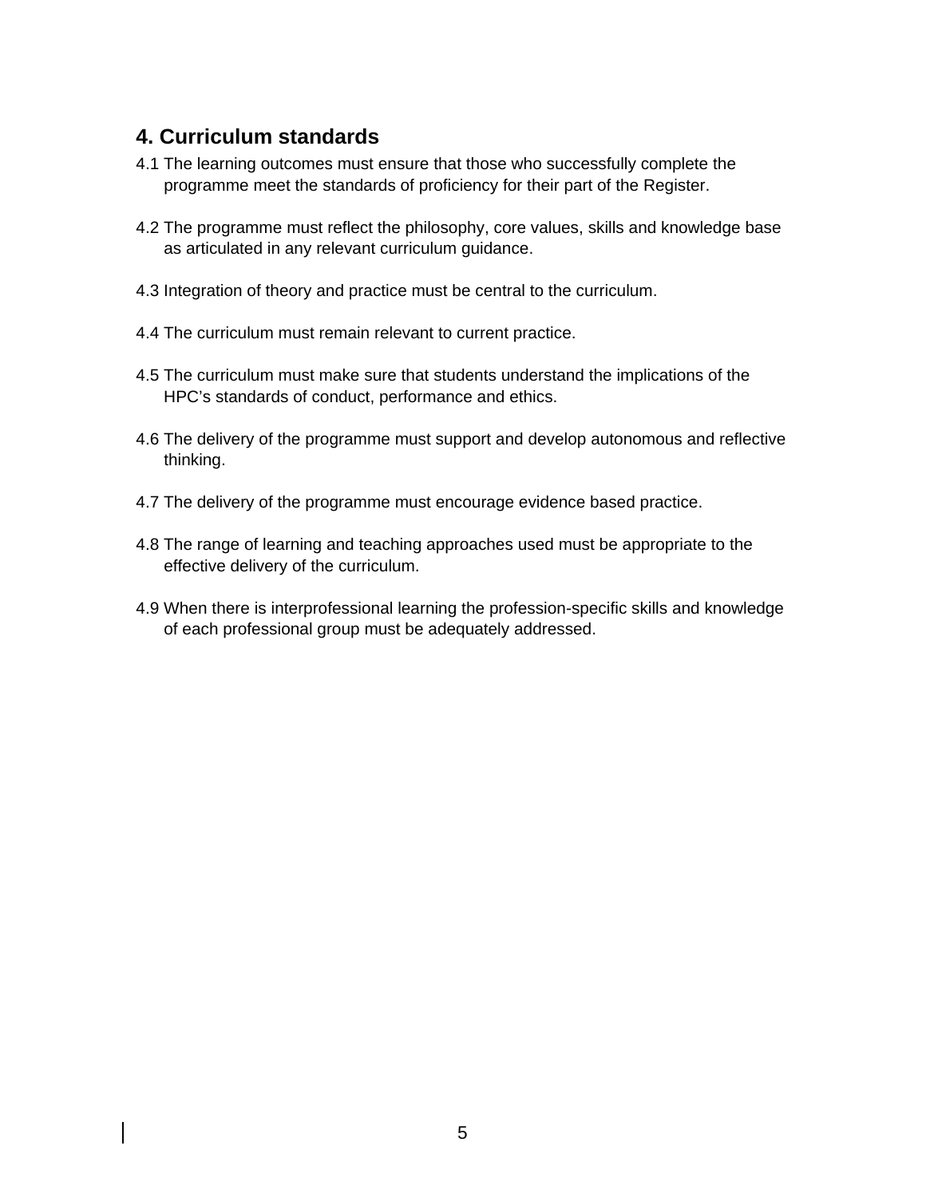## 4. Curriculum standards

4.1 The learning outcomes must ensure that those who successfully complete the programme meet the standards of proficiency for their part of the Register.

4.2 The programme must reflect the philosophy, core values, skills and knowledge base as articulated in any relevant curriculum guidance.

4.3 Integration of theory and practice must be central to the curriculum.

4.4 The curriculum must remain relevant to current practice.

4.5 The curriculum must make sure that students understand the implications of the HPC's standards of conduct, performance and ethics.

4.6 The delivery of the programme must support and develop autonomous and reflective thinking.

4.7 The delivery of the programme must encourage evidence based practice.

4.8 The range of learning and teaching approaches used must be appropriate to the effective delivery of the curriculum.

4.9 When there is interprofessional learning the profession-specific skills and knowledge of each professional group must be adequately addressed.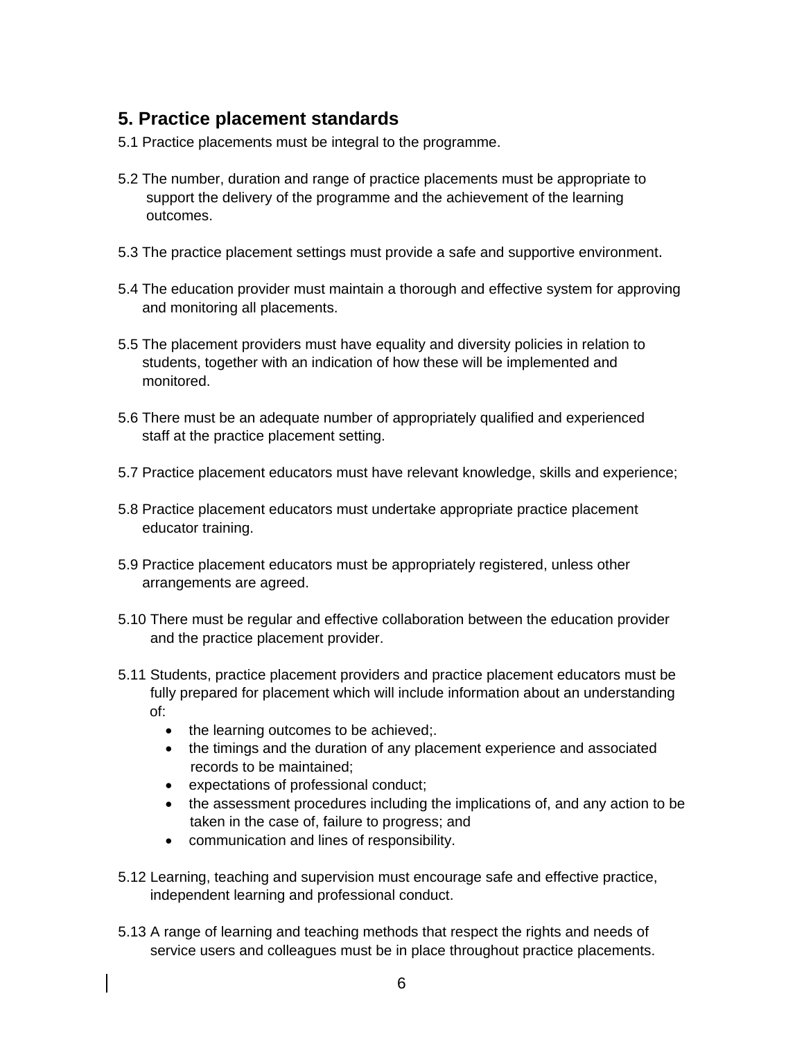## 5. Practice placement standards

5.1 Practice placements must be integral to the programme.

5.2 The number, duration and range of practice placements must be appropriate to support the delivery of the programme and the achievement of the learning outcomes.

5.3 The practice placement settings must provide a safe and supportive environment.

5.4 The education provider must maintain a thorough and effective system for approving and monitoring all placements.

5.5 The placement providers must have equality and diversity policies in relation to students, together with an indication of how these will be implemented and monitored.

5.6 There must be an adequate number of appropriately qualified and experienced staff at the practice placement setting.

5.7 Practice placement educators must have relevant knowledge, skills and experience;

5.8 Practice placement educators must undertake appropriate practice placement educator training.

5.9 Practice placement educators must be appropriately registered, unless other arrangements are agreed.

5.10 There must be regular and effective collaboration between the education provider and the practice placement provider.

5.11 Students, practice placement providers and practice placement educators must be fully prepared for placement which will include information about an understanding of:

- the learning outcomes to be achieved;.
- the timings and the duration of any placement experience and associated records to be maintained;
- expectations of professional conduct;
- the assessment procedures including the implications of, and any action to be taken in the case of, failure to progress; and
- communication and lines of responsibility.

5.12 Learning, teaching and supervision must encourage safe and effective practice, independent learning and professional conduct.

5.13 A range of learning and teaching methods that respect the rights and needs of service users and colleagues must be in place throughout practice placements.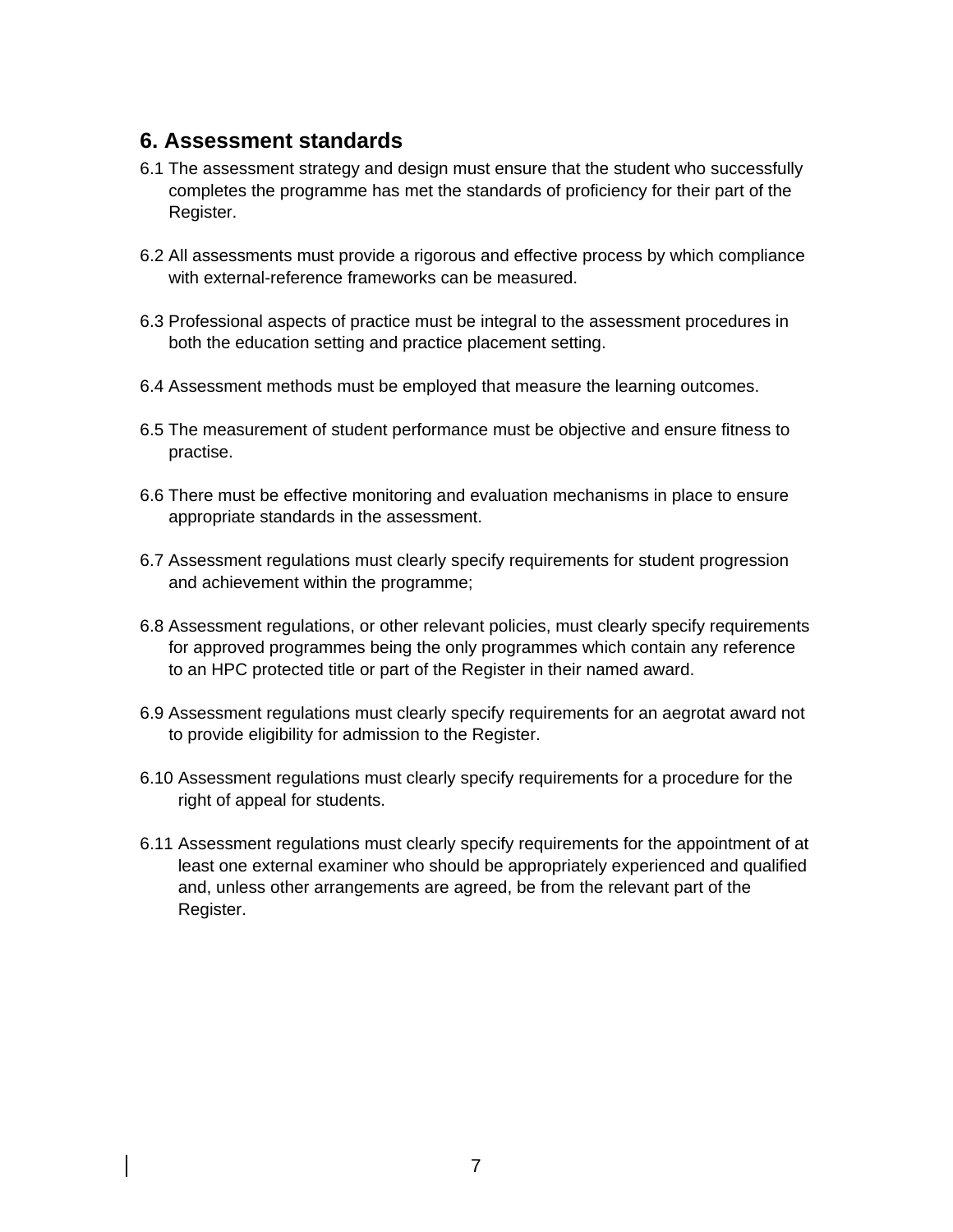## 6. Assessment standards

6.1 The assessment strategy and design must ensure that the student who successfully completes the programme has met the standards of proficiency for their part of the Register.

6.2 All assessments must provide a rigorous and effective process by which compliance with external-reference frameworks can be measured.

6.3 Professional aspects of practice must be integral to the assessment procedures in both the education setting and practice placement setting.

6.4 Assessment methods must be employed that measure the learning outcomes.

6.5 The measurement of student performance must be objective and ensure fitness to practise.

6.6 There must be effective monitoring and evaluation mechanisms in place to ensure appropriate standards in the assessment.

6.7 Assessment regulations must clearly specify requirements for student progression and achievement within the programme;

6.8 Assessment regulations, or other relevant policies, must clearly specify requirements for approved programmes being the only programmes which contain any reference to an HPC protected title or part of the Register in their named award.

6.9 Assessment regulations must clearly specify requirements for an aegrotat award not to provide eligibility for admission to the Register.

6.10 Assessment regulations must clearly specify requirements for a procedure for the right of appeal for students.

6.11 Assessment regulations must clearly specify requirements for the appointment of at least one external examiner who should be appropriately experienced and qualified and, unless other arrangements are agreed, be from the relevant part of the Register.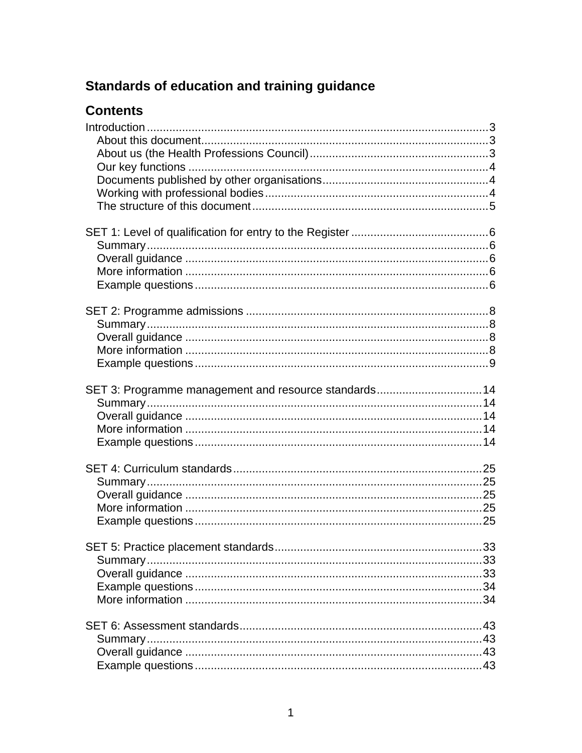# Standards of education and training guidance

## Contents

Introduction ..... 3
- About this document ..... 3
- About us (the Health Professions Council) ..... 3
- Our key functions ..... 4
- Documents published by other organisations ..... 4
- Working with professional bodies ..... 4
- The structure of this document ..... 5

SET 1: Level of qualification for entry to the Register ..... 6
- Summary ..... 6
- Overall guidance ..... 6
- More information ..... 6
- Example questions ..... 6

SET 2: Programme admissions ..... 8
- Summary ..... 8
- Overall guidance ..... 8
- More information ..... 8
- Example questions ..... 9

SET 3: Programme management and resource standards ..... 14
- Summary ..... 14
- Overall guidance ..... 14
- More information ..... 14
- Example questions ..... 14

SET 4: Curriculum standards ..... 25
- Summary ..... 25
- Overall guidance ..... 25
- More information ..... 25
- Example questions ..... 25

SET 5: Practice placement standards ..... 33
- Summary ..... 33
- Overall guidance ..... 33
- Example questions ..... 34
- More information ..... 34

SET 6: Assessment standards ..... 43
- Summary ..... 43
- Overall guidance ..... 43
- Example questions ..... 43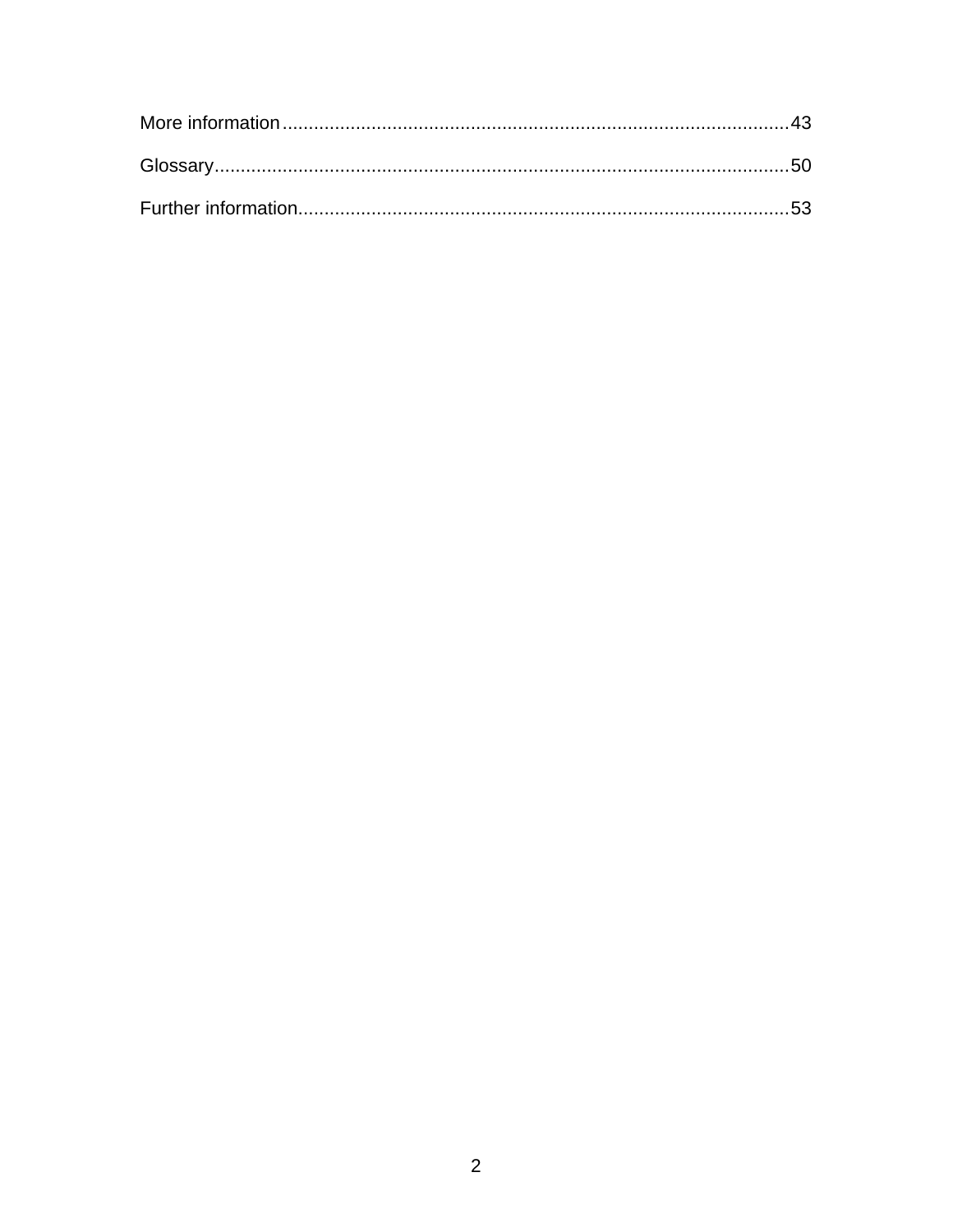More information.................................................................................................43

Glossary...............................................................................................................50

Further information.............................................................................................53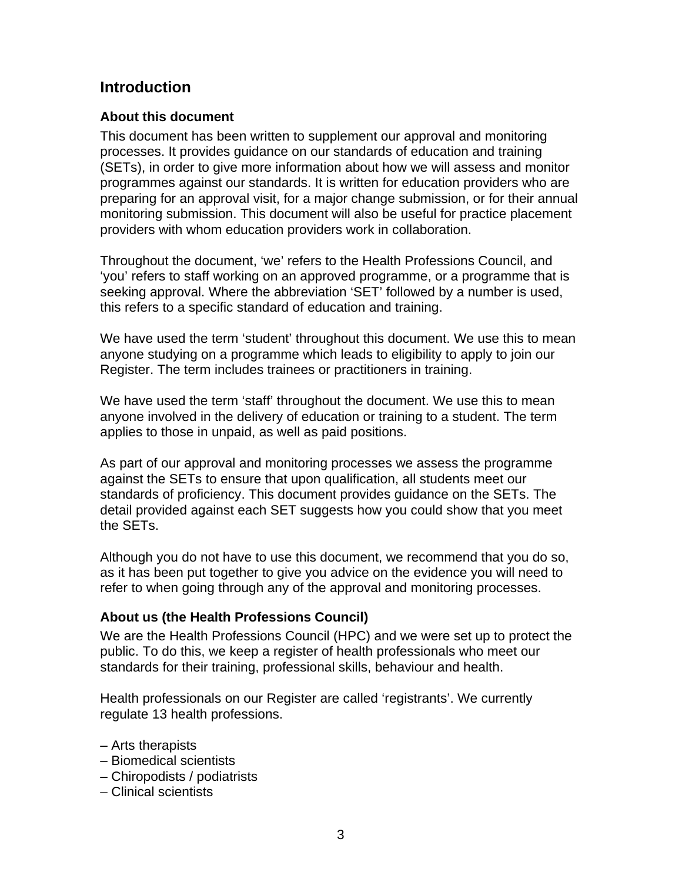## Introduction

### About this document

This document has been written to supplement our approval and monitoring processes. It provides guidance on our standards of education and training (SETs), in order to give more information about how we will assess and monitor programmes against our standards. It is written for education providers who are preparing for an approval visit, for a major change submission, or for their annual monitoring submission. This document will also be useful for practice placement providers with whom education providers work in collaboration.

Throughout the document, 'we' refers to the Health Professions Council, and 'you' refers to staff working on an approved programme, or a programme that is seeking approval. Where the abbreviation 'SET' followed by a number is used, this refers to a specific standard of education and training.

We have used the term 'student' throughout this document. We use this to mean anyone studying on a programme which leads to eligibility to apply to join our Register. The term includes trainees or practitioners in training.

We have used the term 'staff' throughout the document. We use this to mean anyone involved in the delivery of education or training to a student. The term applies to those in unpaid, as well as paid positions.

As part of our approval and monitoring processes we assess the programme against the SETs to ensure that upon qualification, all students meet our standards of proficiency. This document provides guidance on the SETs. The detail provided against each SET suggests how you could show that you meet the SETs.

Although you do not have to use this document, we recommend that you do so, as it has been put together to give you advice on the evidence you will need to refer to when going through any of the approval and monitoring processes.

### About us (the Health Professions Council)

We are the Health Professions Council (HPC) and we were set up to protect the public. To do this, we keep a register of health professionals who meet our standards for their training, professional skills, behaviour and health.

Health professionals on our Register are called 'registrants'. We currently regulate 13 health professions.

– Arts therapists
– Biomedical scientists
– Chiropodists / podiatrists
– Clinical scientists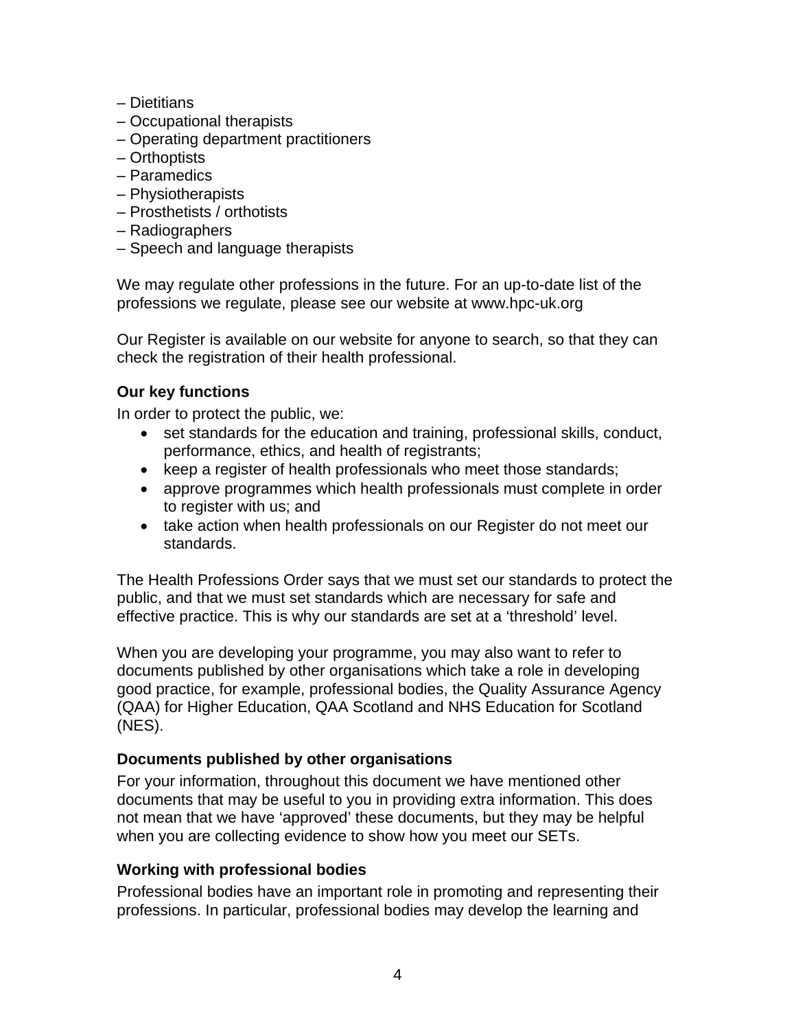– Dietitians
– Occupational therapists
– Operating department practitioners
– Orthoptists
– Paramedics
– Physiotherapists
– Prosthetists / orthotists
– Radiographers
– Speech and language therapists

We may regulate other professions in the future. For an up-to-date list of the professions we regulate, please see our website at www.hpc-uk.org

Our Register is available on our website for anyone to search, so that they can check the registration of their health professional.

### Our key functions

In order to protect the public, we:

- set standards for the education and training, professional skills, conduct, performance, ethics, and health of registrants;
- keep a register of health professionals who meet those standards;
- approve programmes which health professionals must complete in order to register with us; and
- take action when health professionals on our Register do not meet our standards.

The Health Professions Order says that we must set our standards to protect the public, and that we must set standards which are necessary for safe and effective practice. This is why our standards are set at a 'threshold' level.

When you are developing your programme, you may also want to refer to documents published by other organisations which take a role in developing good practice, for example, professional bodies, the Quality Assurance Agency (QAA) for Higher Education, QAA Scotland and NHS Education for Scotland (NES).

### Documents published by other organisations

For your information, throughout this document we have mentioned other documents that may be useful to you in providing extra information. This does not mean that we have 'approved' these documents, but they may be helpful when you are collecting evidence to show how you meet our SETs.

### Working with professional bodies

Professional bodies have an important role in promoting and representing their professions. In particular, professional bodies may develop the learning and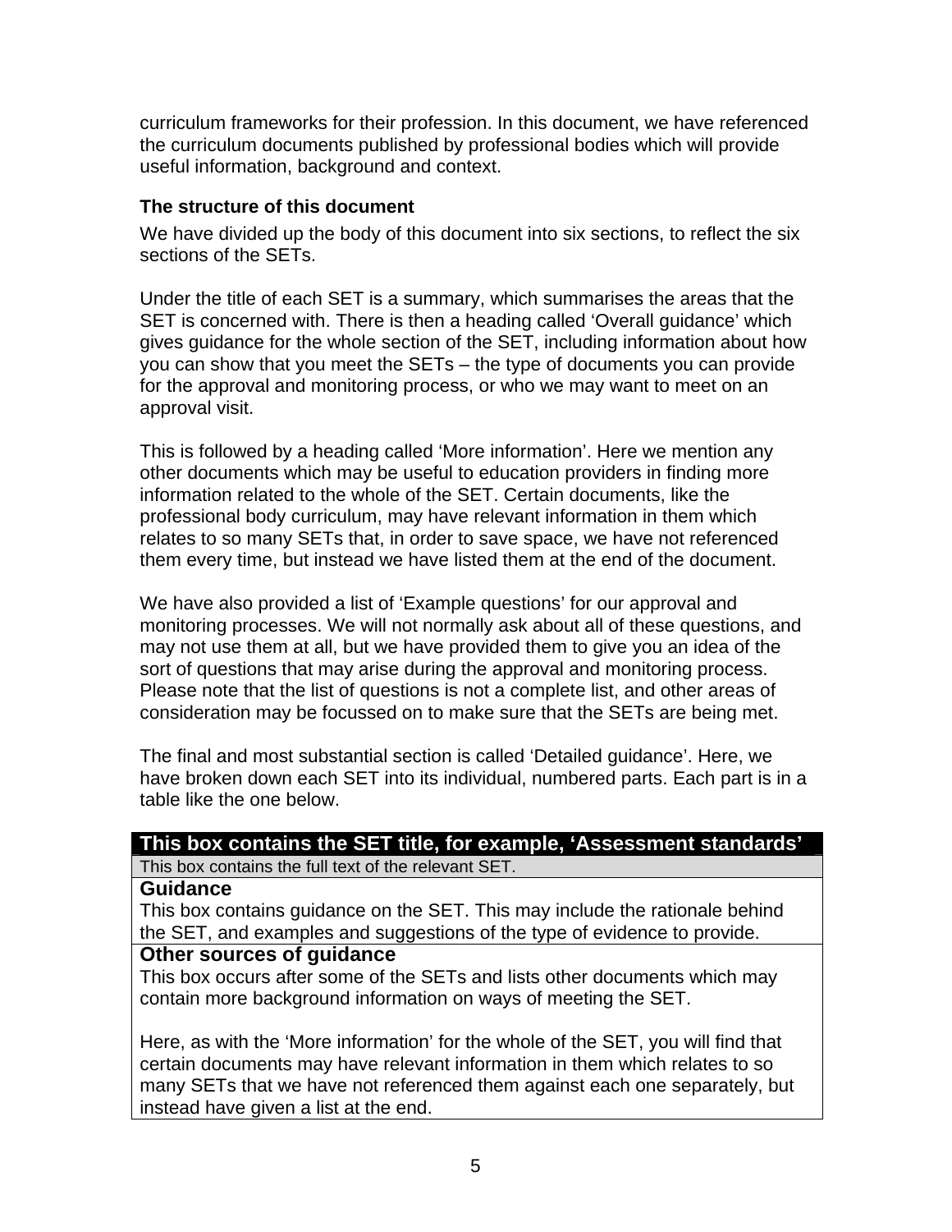curriculum frameworks for their profession. In this document, we have referenced the curriculum documents published by professional bodies which will provide useful information, background and context.

**The structure of this document**

We have divided up the body of this document into six sections, to reflect the six sections of the SETs.

Under the title of each SET is a summary, which summarises the areas that the SET is concerned with. There is then a heading called 'Overall guidance' which gives guidance for the whole section of the SET, including information about how you can show that you meet the SETs – the type of documents you can provide for the approval and monitoring process, or who we may want to meet on an approval visit.

This is followed by a heading called 'More information'. Here we mention any other documents which may be useful to education providers in finding more information related to the whole of the SET. Certain documents, like the professional body curriculum, may have relevant information in them which relates to so many SETs that, in order to save space, we have not referenced them every time, but instead we have listed them at the end of the document.

We have also provided a list of 'Example questions' for our approval and monitoring processes. We will not normally ask about all of these questions, and may not use them at all, but we have provided them to give you an idea of the sort of questions that may arise during the approval and monitoring process. Please note that the list of questions is not a complete list, and other areas of consideration may be focussed on to make sure that the SETs are being met.

The final and most substantial section is called 'Detailed guidance'. Here, we have broken down each SET into its individual, numbered parts. Each part is in a table like the one below.

| **This box contains the SET title, for example, 'Assessment standards'** |
|---|
| This box contains the full text of the relevant SET. |
| **Guidance**<br>This box contains guidance on the SET. This may include the rationale behind the SET, and examples and suggestions of the type of evidence to provide. |
| **Other sources of guidance**<br>This box occurs after some of the SETs and lists other documents which may contain more background information on ways of meeting the SET.<br><br>Here, as with the 'More information' for the whole of the SET, you will find that certain documents may have relevant information in them which relates to so many SETs that we have not referenced them against each one separately, but instead have given a list at the end. |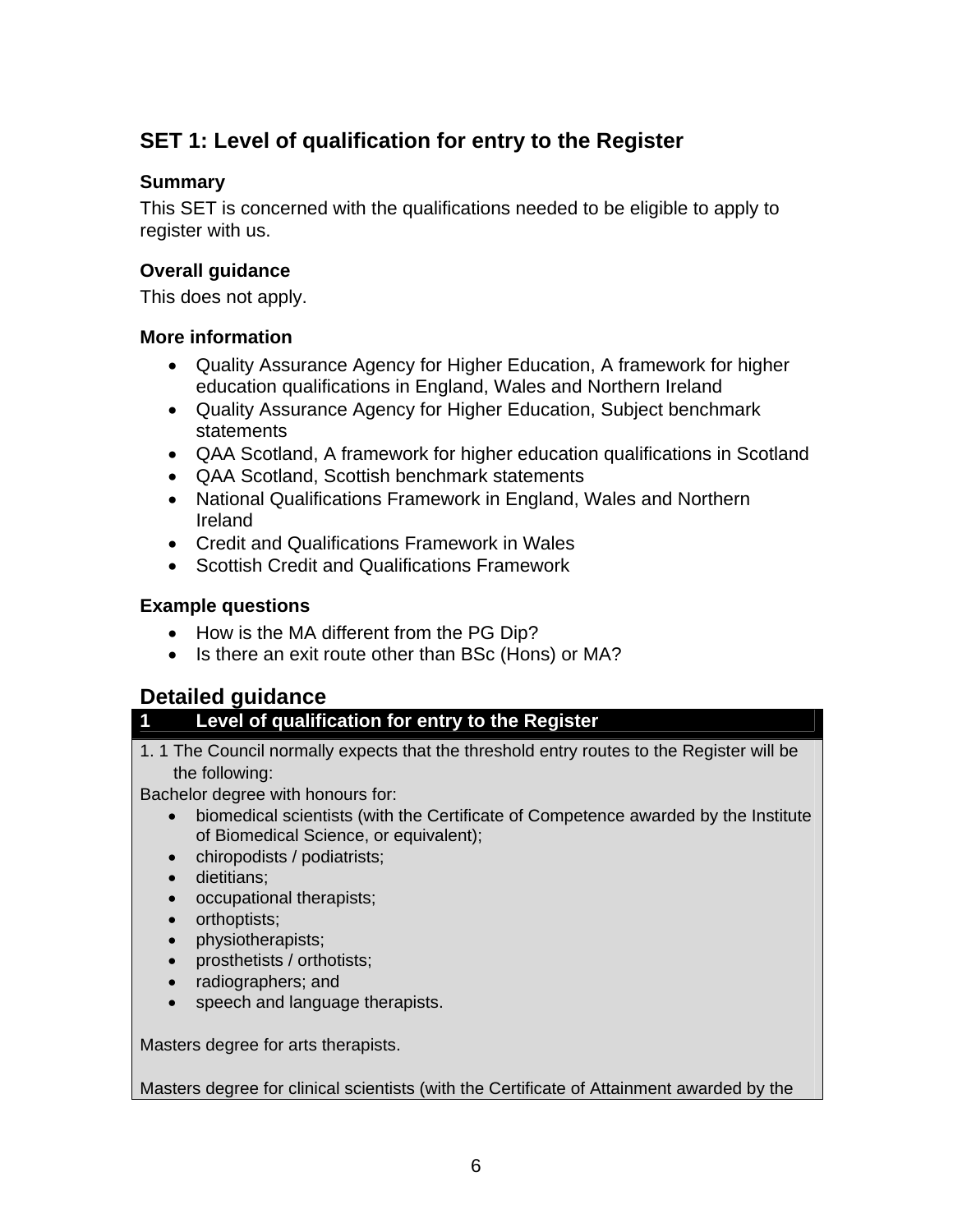## SET 1: Level of qualification for entry to the Register

### Summary

This SET is concerned with the qualifications needed to be eligible to apply to register with us.

### Overall guidance

This does not apply.

### More information

- Quality Assurance Agency for Higher Education, A framework for higher education qualifications in England, Wales and Northern Ireland
- Quality Assurance Agency for Higher Education, Subject benchmark statements
- QAA Scotland, A framework for higher education qualifications in Scotland
- QAA Scotland, Scottish benchmark statements
- National Qualifications Framework in England, Wales and Northern Ireland
- Credit and Qualifications Framework in Wales
- Scottish Credit and Qualifications Framework

### Example questions

- How is the MA different from the PG Dip?
- Is there an exit route other than BSc (Hons) or MA?

## Detailed guidance

| 1 Level of qualification for entry to the Register |
|---|
| 1. 1 The Council normally expects that the threshold entry routes to the Register will be the following:<br>Bachelor degree with honours for:<br>• biomedical scientists (with the Certificate of Competence awarded by the Institute of Biomedical Science, or equivalent);<br>• chiropodists / podiatrists;<br>• dietitians;<br>• occupational therapists;<br>• orthoptists;<br>• physiotherapists;<br>• prosthetists / orthotists;<br>• radiographers; and<br>• speech and language therapists.<br><br>Masters degree for arts therapists.<br><br>Masters degree for clinical scientists (with the Certificate of Attainment awarded by the |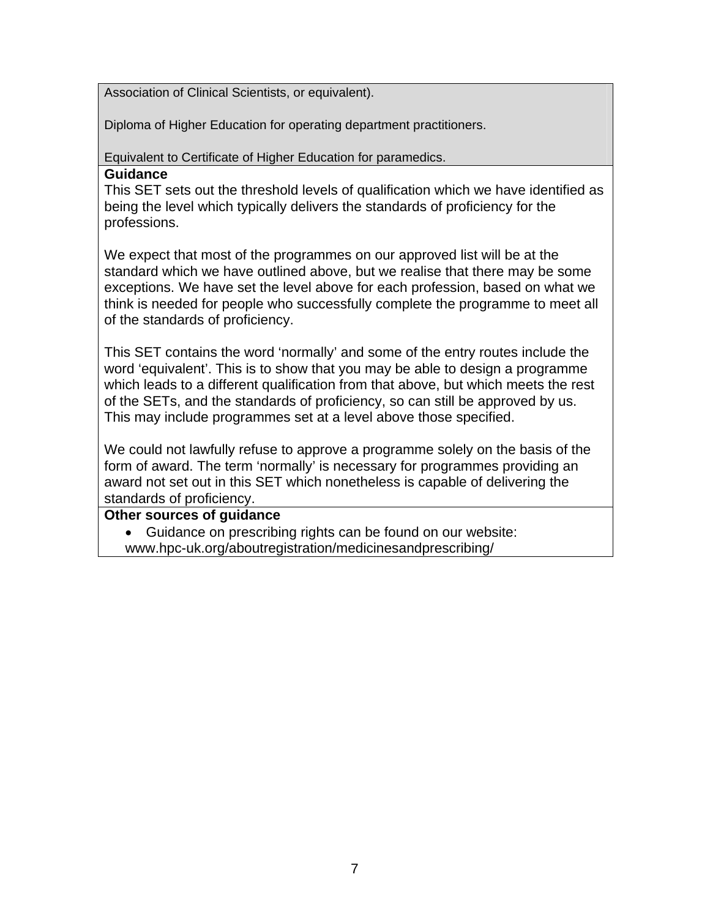Association of Clinical Scientists, or equivalent).

Diploma of Higher Education for operating department practitioners.

Equivalent to Certificate of Higher Education for paramedics.

**Guidance**

This SET sets out the threshold levels of qualification which we have identified as being the level which typically delivers the standards of proficiency for the professions.

We expect that most of the programmes on our approved list will be at the standard which we have outlined above, but we realise that there may be some exceptions. We have set the level above for each profession, based on what we think is needed for people who successfully complete the programme to meet all of the standards of proficiency.

This SET contains the word 'normally' and some of the entry routes include the word 'equivalent'. This is to show that you may be able to design a programme which leads to a different qualification from that above, but which meets the rest of the SETs, and the standards of proficiency, so can still be approved by us. This may include programmes set at a level above those specified.

We could not lawfully refuse to approve a programme solely on the basis of the form of award. The term 'normally' is necessary for programmes providing an award not set out in this SET which nonetheless is capable of delivering the standards of proficiency.

**Other sources of guidance**

- Guidance on prescribing rights can be found on our website: www.hpc-uk.org/aboutregistration/medicinesandprescribing/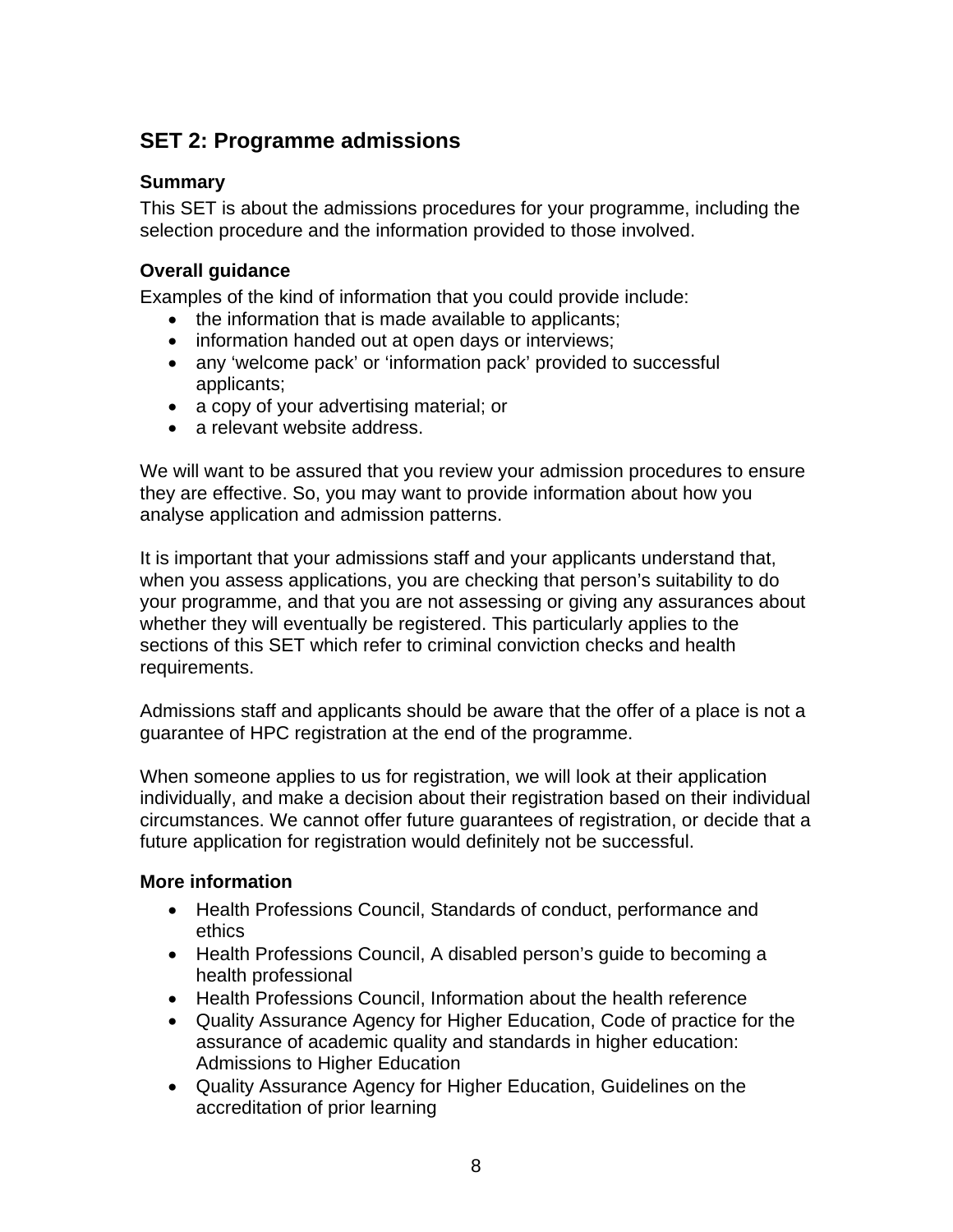## SET 2: Programme admissions

### Summary

This SET is about the admissions procedures for your programme, including the selection procedure and the information provided to those involved.

### Overall guidance

Examples of the kind of information that you could provide include:

- the information that is made available to applicants;
- information handed out at open days or interviews;
- any 'welcome pack' or 'information pack' provided to successful applicants;
- a copy of your advertising material; or
- a relevant website address.

We will want to be assured that you review your admission procedures to ensure they are effective. So, you may want to provide information about how you analyse application and admission patterns.

It is important that your admissions staff and your applicants understand that, when you assess applications, you are checking that person's suitability to do your programme, and that you are not assessing or giving any assurances about whether they will eventually be registered. This particularly applies to the sections of this SET which refer to criminal conviction checks and health requirements.

Admissions staff and applicants should be aware that the offer of a place is not a guarantee of HPC registration at the end of the programme.

When someone applies to us for registration, we will look at their application individually, and make a decision about their registration based on their individual circumstances. We cannot offer future guarantees of registration, or decide that a future application for registration would definitely not be successful.

### More information

- Health Professions Council, Standards of conduct, performance and ethics
- Health Professions Council, A disabled person's guide to becoming a health professional
- Health Professions Council, Information about the health reference
- Quality Assurance Agency for Higher Education, Code of practice for the assurance of academic quality and standards in higher education: Admissions to Higher Education
- Quality Assurance Agency for Higher Education, Guidelines on the accreditation of prior learning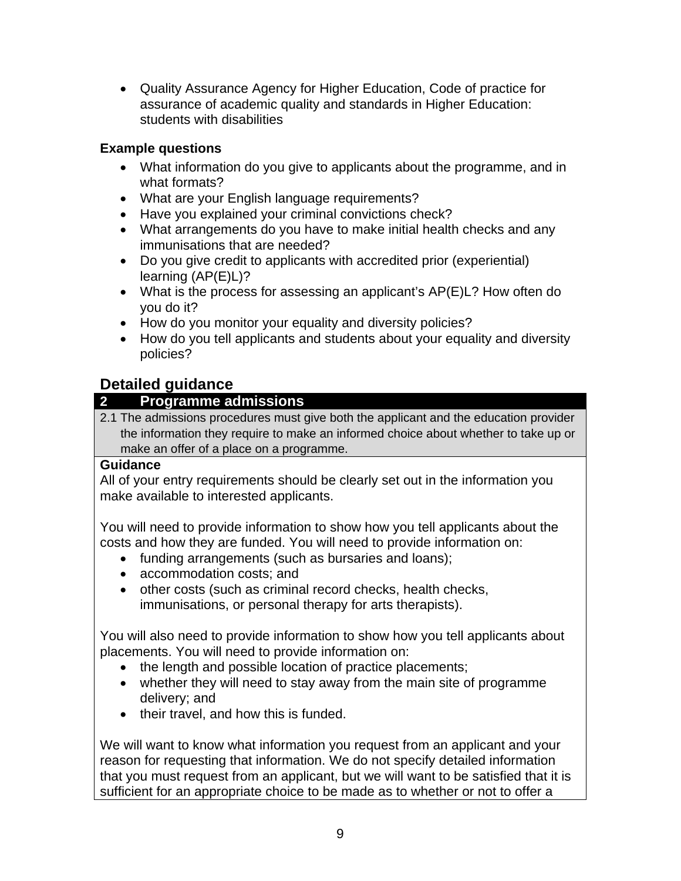- Quality Assurance Agency for Higher Education, Code of practice for assurance of academic quality and standards in Higher Education: students with disabilities

**Example questions**

- What information do you give to applicants about the programme, and in what formats?
- What are your English language requirements?
- Have you explained your criminal convictions check?
- What arrangements do you have to make initial health checks and any immunisations that are needed?
- Do you give credit to applicants with accredited prior (experiential) learning (AP(E)L)?
- What is the process for assessing an applicant's AP(E)L? How often do you do it?
- How do you monitor your equality and diversity policies?
- How do you tell applicants and students about your equality and diversity policies?

## Detailed guidance

### 2 Programme admissions

2.1 The admissions procedures must give both the applicant and the education provider the information they require to make an informed choice about whether to take up or make an offer of a place on a programme.

**Guidance**

All of your entry requirements should be clearly set out in the information you make available to interested applicants.

You will need to provide information to show how you tell applicants about the costs and how they are funded. You will need to provide information on:

- funding arrangements (such as bursaries and loans);
- accommodation costs; and
- other costs (such as criminal record checks, health checks, immunisations, or personal therapy for arts therapists).

You will also need to provide information to show how you tell applicants about placements. You will need to provide information on:

- the length and possible location of practice placements;
- whether they will need to stay away from the main site of programme delivery; and
- their travel, and how this is funded.

We will want to know what information you request from an applicant and your reason for requesting that information. We do not specify detailed information that you must request from an applicant, but we will want to be satisfied that it is sufficient for an appropriate choice to be made as to whether or not to offer a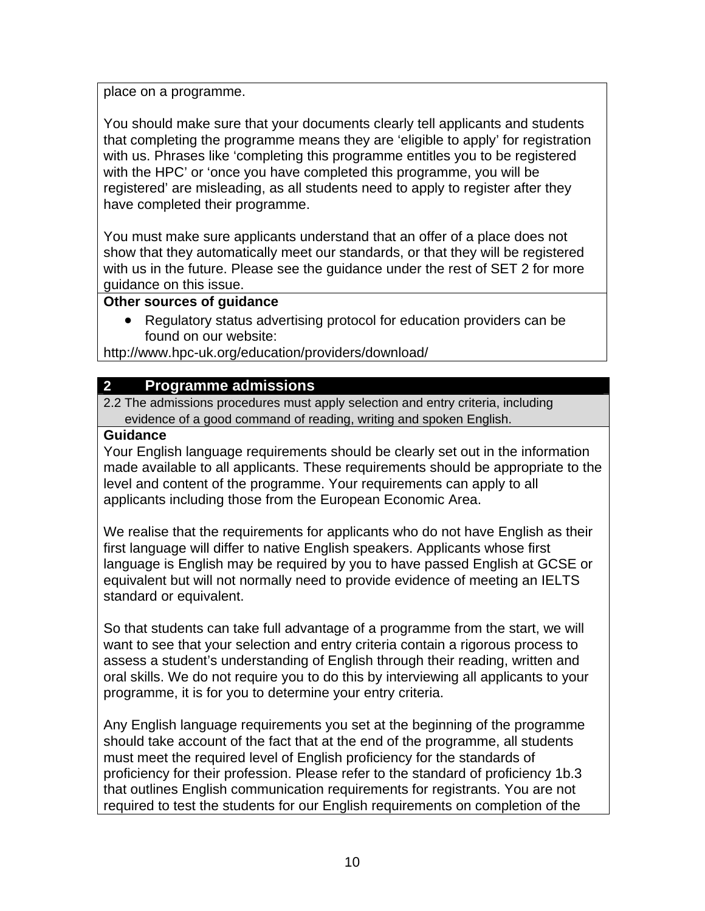place on a programme.

You should make sure that your documents clearly tell applicants and students that completing the programme means they are 'eligible to apply' for registration with us. Phrases like 'completing this programme entitles you to be registered with the HPC' or 'once you have completed this programme, you will be registered' are misleading, as all students need to apply to register after they have completed their programme.

You must make sure applicants understand that an offer of a place does not show that they automatically meet our standards, or that they will be registered with us in the future. Please see the guidance under the rest of SET 2 for more guidance on this issue.

**Other sources of guidance**

- Regulatory status advertising protocol for education providers can be found on our website:

http://www.hpc-uk.org/education/providers/download/

## 2 Programme admissions

2.2 The admissions procedures must apply selection and entry criteria, including evidence of a good command of reading, writing and spoken English.

**Guidance**

Your English language requirements should be clearly set out in the information made available to all applicants. These requirements should be appropriate to the level and content of the programme. Your requirements can apply to all applicants including those from the European Economic Area.

We realise that the requirements for applicants who do not have English as their first language will differ to native English speakers. Applicants whose first language is English may be required by you to have passed English at GCSE or equivalent but will not normally need to provide evidence of meeting an IELTS standard or equivalent.

So that students can take full advantage of a programme from the start, we will want to see that your selection and entry criteria contain a rigorous process to assess a student's understanding of English through their reading, written and oral skills. We do not require you to do this by interviewing all applicants to your programme, it is for you to determine your entry criteria.

Any English language requirements you set at the beginning of the programme should take account of the fact that at the end of the programme, all students must meet the required level of English proficiency for the standards of proficiency for their profession. Please refer to the standard of proficiency 1b.3 that outlines English communication requirements for registrants. You are not required to test the students for our English requirements on completion of the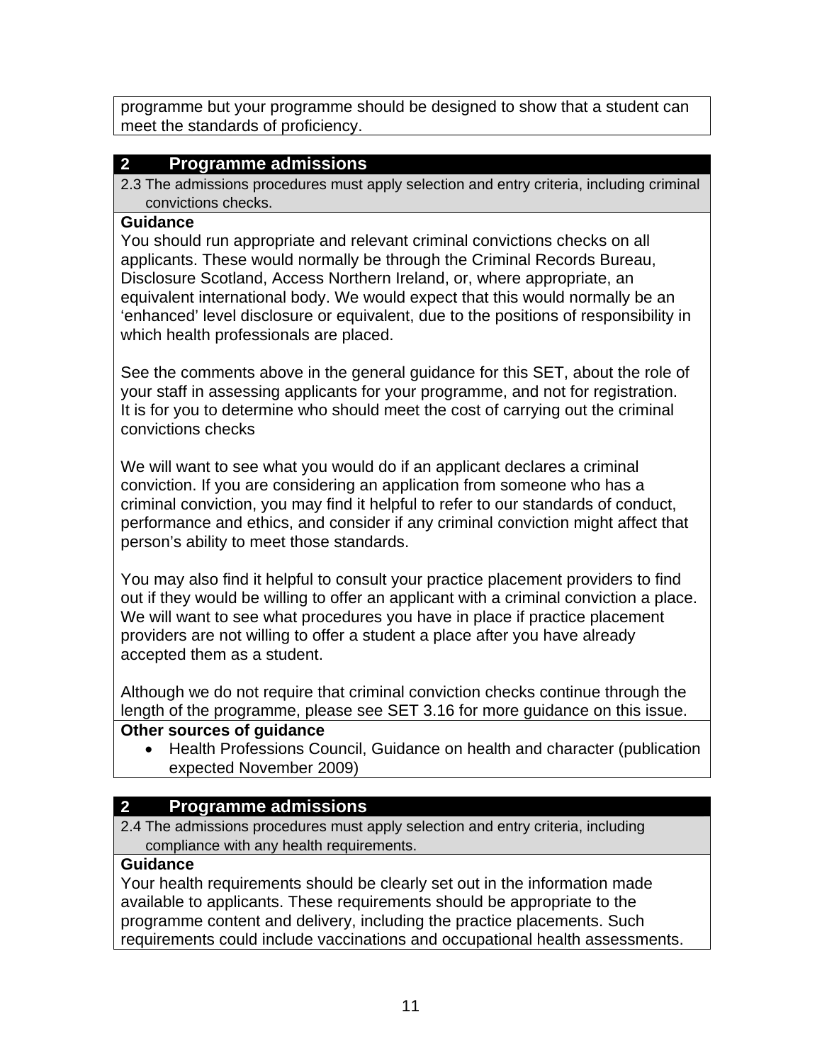programme but your programme should be designed to show that a student can meet the standards of proficiency.

## 2 Programme admissions

2.3 The admissions procedures must apply selection and entry criteria, including criminal convictions checks.

**Guidance**

You should run appropriate and relevant criminal convictions checks on all applicants. These would normally be through the Criminal Records Bureau, Disclosure Scotland, Access Northern Ireland, or, where appropriate, an equivalent international body. We would expect that this would normally be an 'enhanced' level disclosure or equivalent, due to the positions of responsibility in which health professionals are placed.

See the comments above in the general guidance for this SET, about the role of your staff in assessing applicants for your programme, and not for registration. It is for you to determine who should meet the cost of carrying out the criminal convictions checks

We will want to see what you would do if an applicant declares a criminal conviction. If you are considering an application from someone who has a criminal conviction, you may find it helpful to refer to our standards of conduct, performance and ethics, and consider if any criminal conviction might affect that person's ability to meet those standards.

You may also find it helpful to consult your practice placement providers to find out if they would be willing to offer an applicant with a criminal conviction a place. We will want to see what procedures you have in place if practice placement providers are not willing to offer a student a place after you have already accepted them as a student.

Although we do not require that criminal conviction checks continue through the length of the programme, please see SET 3.16 for more guidance on this issue.

**Other sources of guidance**

- Health Professions Council, Guidance on health and character (publication expected November 2009)

## 2 Programme admissions

2.4 The admissions procedures must apply selection and entry criteria, including compliance with any health requirements.

**Guidance**

Your health requirements should be clearly set out in the information made available to applicants. These requirements should be appropriate to the programme content and delivery, including the practice placements. Such requirements could include vaccinations and occupational health assessments.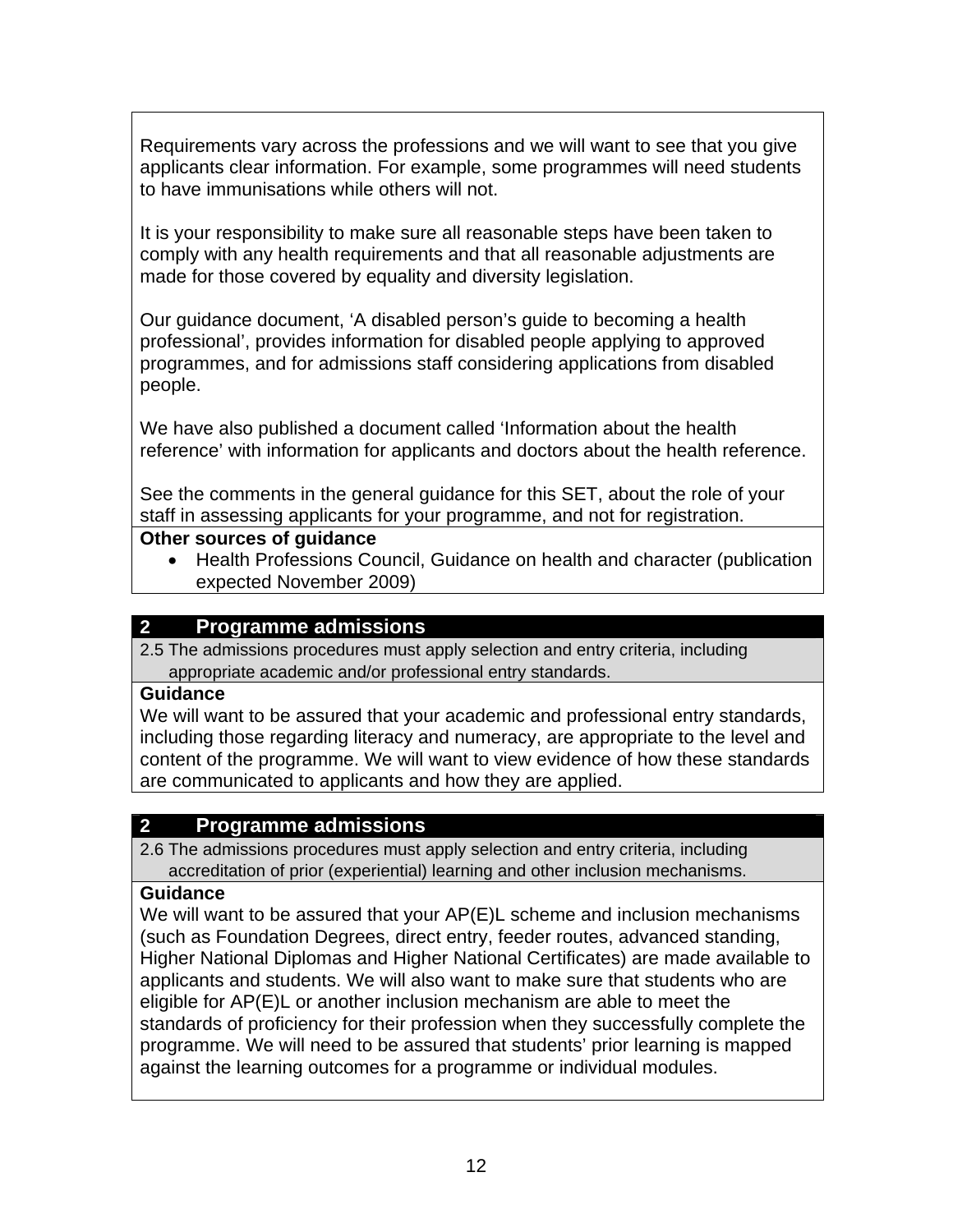Requirements vary across the professions and we will want to see that you give applicants clear information. For example, some programmes will need students to have immunisations while others will not.

It is your responsibility to make sure all reasonable steps have been taken to comply with any health requirements and that all reasonable adjustments are made for those covered by equality and diversity legislation.

Our guidance document, 'A disabled person's guide to becoming a health professional', provides information for disabled people applying to approved programmes, and for admissions staff considering applications from disabled people.

We have also published a document called 'Information about the health reference' with information for applicants and doctors about the health reference.

See the comments in the general guidance for this SET, about the role of your staff in assessing applicants for your programme, and not for registration.

**Other sources of guidance**

- Health Professions Council, Guidance on health and character (publication expected November 2009)

## 2 Programme admissions

2.5 The admissions procedures must apply selection and entry criteria, including appropriate academic and/or professional entry standards.

**Guidance**

We will want to be assured that your academic and professional entry standards, including those regarding literacy and numeracy, are appropriate to the level and content of the programme. We will want to view evidence of how these standards are communicated to applicants and how they are applied.

## 2 Programme admissions

2.6 The admissions procedures must apply selection and entry criteria, including accreditation of prior (experiential) learning and other inclusion mechanisms.

**Guidance**

We will want to be assured that your AP(E)L scheme and inclusion mechanisms (such as Foundation Degrees, direct entry, feeder routes, advanced standing, Higher National Diplomas and Higher National Certificates) are made available to applicants and students. We will also want to make sure that students who are eligible for AP(E)L or another inclusion mechanism are able to meet the standards of proficiency for their profession when they successfully complete the programme. We will need to be assured that students' prior learning is mapped against the learning outcomes for a programme or individual modules.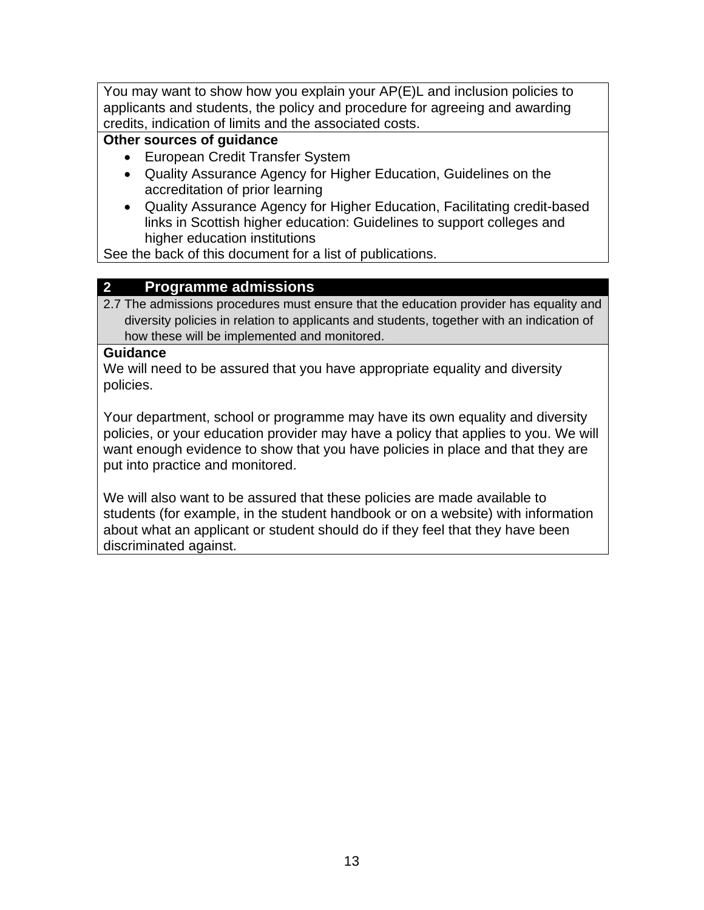You may want to show how you explain your AP(E)L and inclusion policies to applicants and students, the policy and procedure for agreeing and awarding credits, indication of limits and the associated costs.

**Other sources of guidance**

- European Credit Transfer System
- Quality Assurance Agency for Higher Education, Guidelines on the accreditation of prior learning
- Quality Assurance Agency for Higher Education, Facilitating credit-based links in Scottish higher education: Guidelines to support colleges and higher education institutions

See the back of this document for a list of publications.

## 2 Programme admissions

2.7 The admissions procedures must ensure that the education provider has equality and diversity policies in relation to applicants and students, together with an indication of how these will be implemented and monitored.

**Guidance**

We will need to be assured that you have appropriate equality and diversity policies.

Your department, school or programme may have its own equality and diversity policies, or your education provider may have a policy that applies to you. We will want enough evidence to show that you have policies in place and that they are put into practice and monitored.

We will also want to be assured that these policies are made available to students (for example, in the student handbook or on a website) with information about what an applicant or student should do if they feel that they have been discriminated against.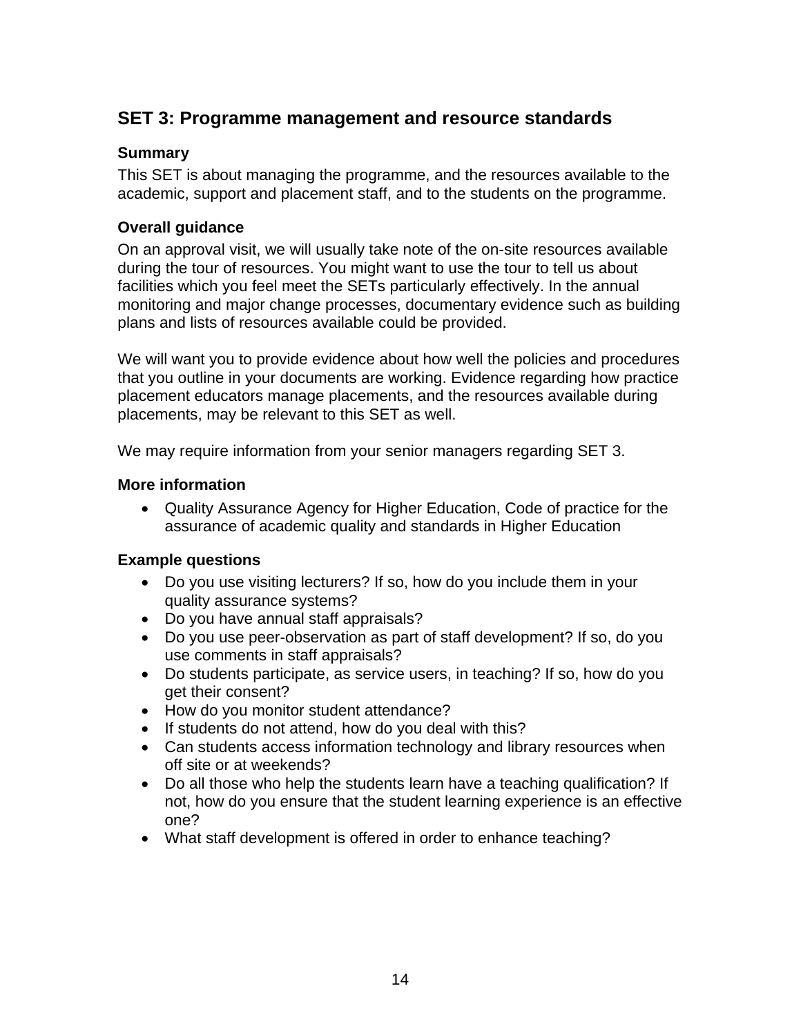## SET 3: Programme management and resource standards

### Summary

This SET is about managing the programme, and the resources available to the academic, support and placement staff, and to the students on the programme.

### Overall guidance

On an approval visit, we will usually take note of the on-site resources available during the tour of resources. You might want to use the tour to tell us about facilities which you feel meet the SETs particularly effectively. In the annual monitoring and major change processes, documentary evidence such as building plans and lists of resources available could be provided.

We will want you to provide evidence about how well the policies and procedures that you outline in your documents are working. Evidence regarding how practice placement educators manage placements, and the resources available during placements, may be relevant to this SET as well.

We may require information from your senior managers regarding SET 3.

### More information

- Quality Assurance Agency for Higher Education, Code of practice for the assurance of academic quality and standards in Higher Education

### Example questions

- Do you use visiting lecturers? If so, how do you include them in your quality assurance systems?
- Do you have annual staff appraisals?
- Do you use peer-observation as part of staff development? If so, do you use comments in staff appraisals?
- Do students participate, as service users, in teaching? If so, how do you get their consent?
- How do you monitor student attendance?
- If students do not attend, how do you deal with this?
- Can students access information technology and library resources when off site or at weekends?
- Do all those who help the students learn have a teaching qualification? If not, how do you ensure that the student learning experience is an effective one?
- What staff development is offered in order to enhance teaching?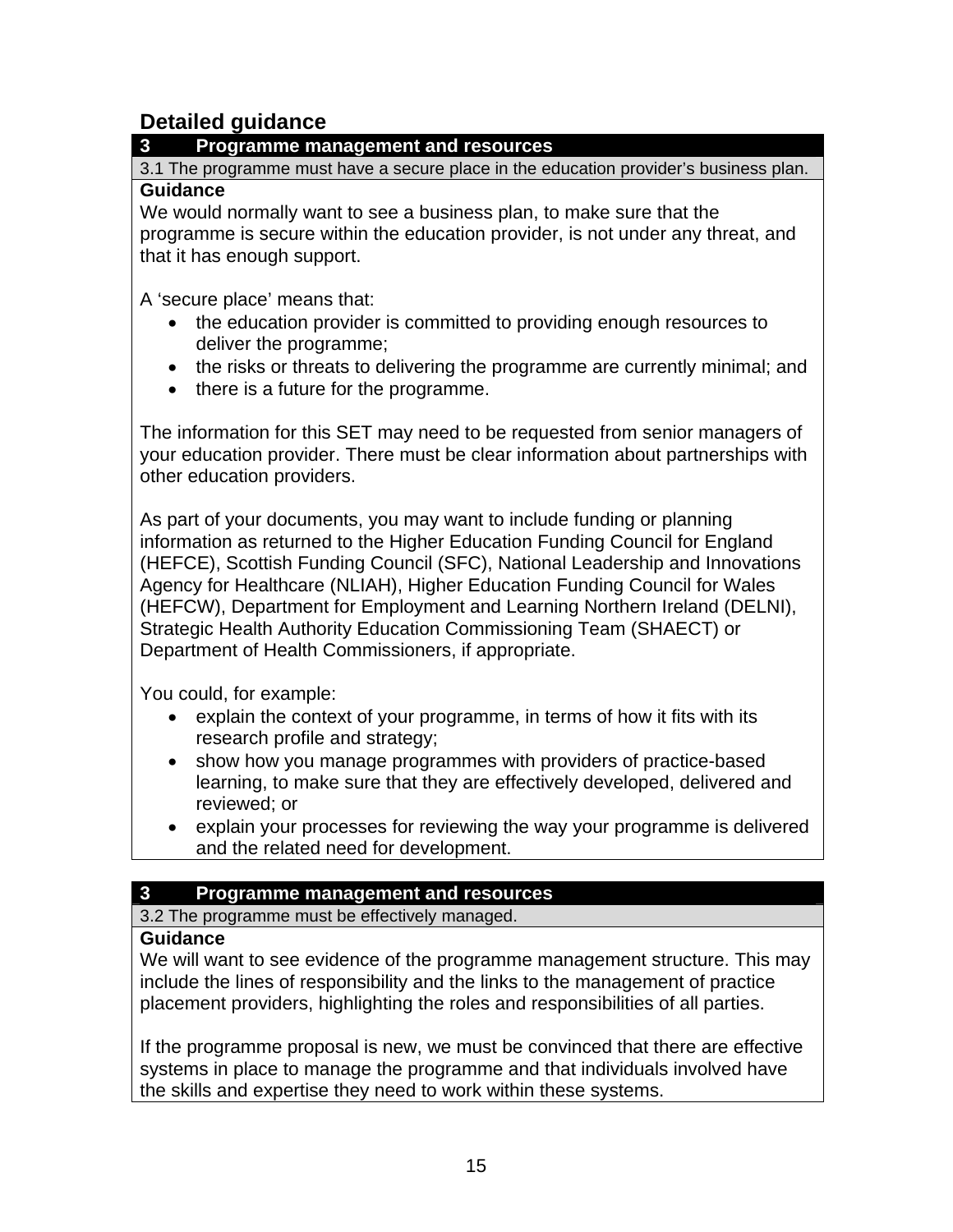## Detailed guidance

### 3 Programme management and resources

3.1 The programme must have a secure place in the education provider's business plan.

**Guidance**

We would normally want to see a business plan, to make sure that the programme is secure within the education provider, is not under any threat, and that it has enough support.

A 'secure place' means that:

- the education provider is committed to providing enough resources to deliver the programme;
- the risks or threats to delivering the programme are currently minimal; and
- there is a future for the programme.

The information for this SET may need to be requested from senior managers of your education provider. There must be clear information about partnerships with other education providers.

As part of your documents, you may want to include funding or planning information as returned to the Higher Education Funding Council for England (HEFCE), Scottish Funding Council (SFC), National Leadership and Innovations Agency for Healthcare (NLIAH), Higher Education Funding Council for Wales (HEFCW), Department for Employment and Learning Northern Ireland (DELNI), Strategic Health Authority Education Commissioning Team (SHAECT) or Department of Health Commissioners, if appropriate.

You could, for example:

- explain the context of your programme, in terms of how it fits with its research profile and strategy;
- show how you manage programmes with providers of practice-based learning, to make sure that they are effectively developed, delivered and reviewed; or
- explain your processes for reviewing the way your programme is delivered and the related need for development.

### 3 Programme management and resources

3.2 The programme must be effectively managed.

**Guidance**

We will want to see evidence of the programme management structure. This may include the lines of responsibility and the links to the management of practice placement providers, highlighting the roles and responsibilities of all parties.

If the programme proposal is new, we must be convinced that there are effective systems in place to manage the programme and that individuals involved have the skills and expertise they need to work within these systems.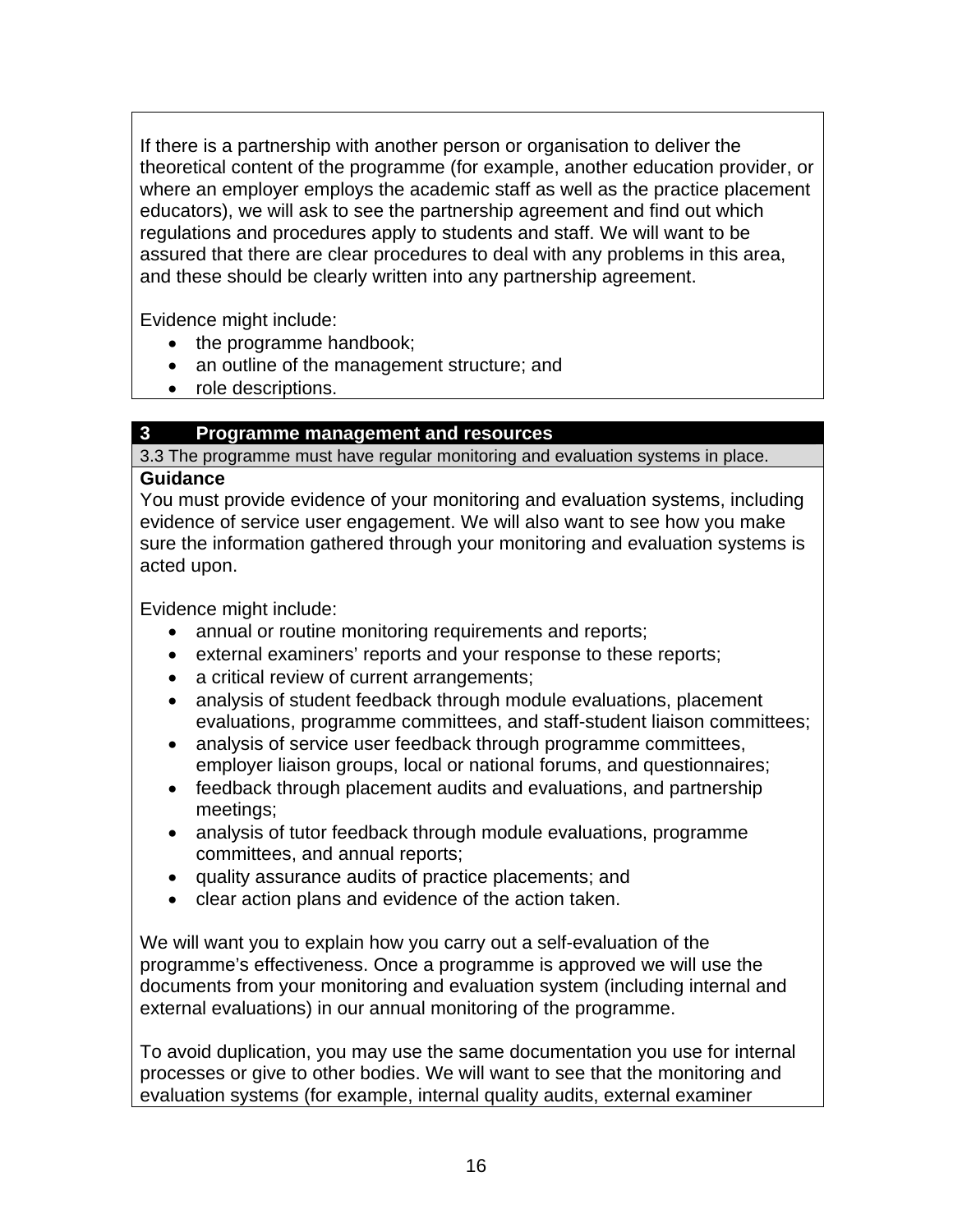If there is a partnership with another person or organisation to deliver the theoretical content of the programme (for example, another education provider, or where an employer employs the academic staff as well as the practice placement educators), we will ask to see the partnership agreement and find out which regulations and procedures apply to students and staff. We will want to be assured that there are clear procedures to deal with any problems in this area, and these should be clearly written into any partnership agreement.

Evidence might include:

- the programme handbook;
- an outline of the management structure; and
- role descriptions.

## 3 Programme management and resources

3.3 The programme must have regular monitoring and evaluation systems in place.

**Guidance**

You must provide evidence of your monitoring and evaluation systems, including evidence of service user engagement. We will also want to see how you make sure the information gathered through your monitoring and evaluation systems is acted upon.

Evidence might include:

- annual or routine monitoring requirements and reports;
- external examiners' reports and your response to these reports;
- a critical review of current arrangements;
- analysis of student feedback through module evaluations, placement evaluations, programme committees, and staff-student liaison committees;
- analysis of service user feedback through programme committees, employer liaison groups, local or national forums, and questionnaires;
- feedback through placement audits and evaluations, and partnership meetings;
- analysis of tutor feedback through module evaluations, programme committees, and annual reports;
- quality assurance audits of practice placements; and
- clear action plans and evidence of the action taken.

We will want you to explain how you carry out a self-evaluation of the programme's effectiveness. Once a programme is approved we will use the documents from your monitoring and evaluation system (including internal and external evaluations) in our annual monitoring of the programme.

To avoid duplication, you may use the same documentation you use for internal processes or give to other bodies. We will want to see that the monitoring and evaluation systems (for example, internal quality audits, external examiner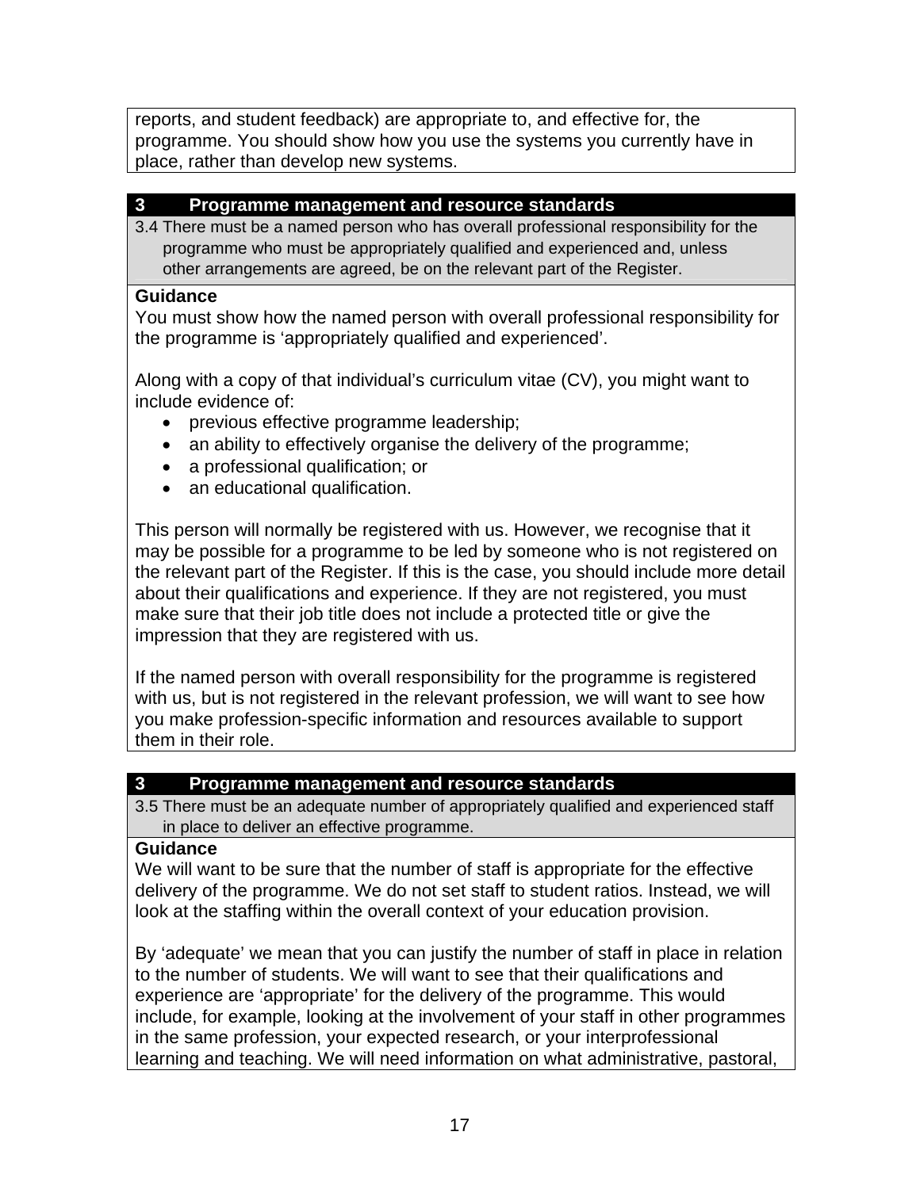reports, and student feedback) are appropriate to, and effective for, the programme. You should show how you use the systems you currently have in place, rather than develop new systems.

## 3 Programme management and resource standards

3.4 There must be a named person who has overall professional responsibility for the programme who must be appropriately qualified and experienced and, unless other arrangements are agreed, be on the relevant part of the Register.

**Guidance**

You must show how the named person with overall professional responsibility for the programme is 'appropriately qualified and experienced'.

Along with a copy of that individual's curriculum vitae (CV), you might want to include evidence of:

- previous effective programme leadership;
- an ability to effectively organise the delivery of the programme;
- a professional qualification; or
- an educational qualification.

This person will normally be registered with us. However, we recognise that it may be possible for a programme to be led by someone who is not registered on the relevant part of the Register. If this is the case, you should include more detail about their qualifications and experience. If they are not registered, you must make sure that their job title does not include a protected title or give the impression that they are registered with us.

If the named person with overall responsibility for the programme is registered with us, but is not registered in the relevant profession, we will want to see how you make profession-specific information and resources available to support them in their role.

## 3 Programme management and resource standards

3.5 There must be an adequate number of appropriately qualified and experienced staff in place to deliver an effective programme.

**Guidance**

We will want to be sure that the number of staff is appropriate for the effective delivery of the programme. We do not set staff to student ratios. Instead, we will look at the staffing within the overall context of your education provision.

By 'adequate' we mean that you can justify the number of staff in place in relation to the number of students. We will want to see that their qualifications and experience are 'appropriate' for the delivery of the programme. This would include, for example, looking at the involvement of your staff in other programmes in the same profession, your expected research, or your interprofessional learning and teaching. We will need information on what administrative, pastoral,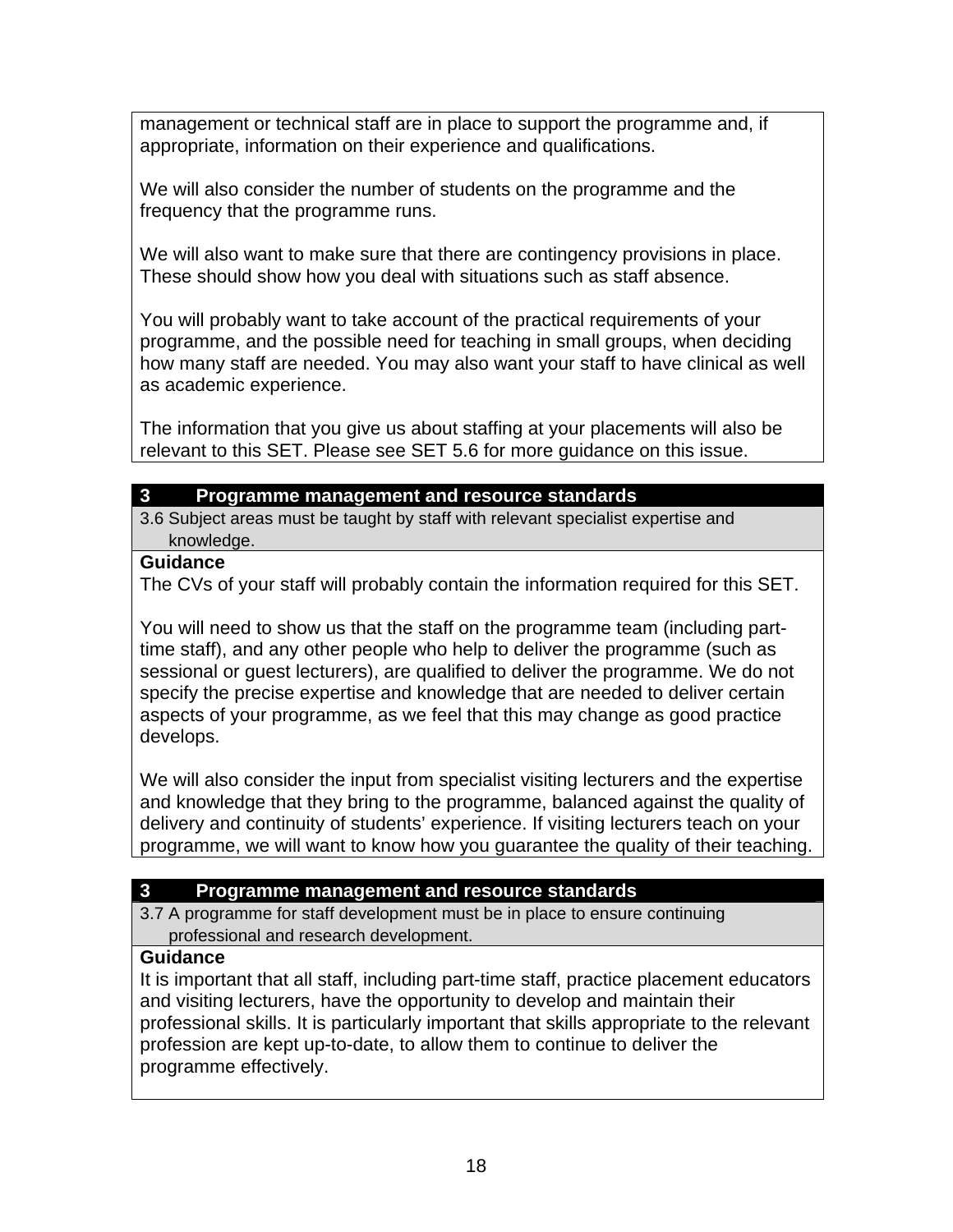management or technical staff are in place to support the programme and, if appropriate, information on their experience and qualifications.

We will also consider the number of students on the programme and the frequency that the programme runs.

We will also want to make sure that there are contingency provisions in place. These should show how you deal with situations such as staff absence.

You will probably want to take account of the practical requirements of your programme, and the possible need for teaching in small groups, when deciding how many staff are needed. You may also want your staff to have clinical as well as academic experience.

The information that you give us about staffing at your placements will also be relevant to this SET. Please see SET 5.6 for more guidance on this issue.

**3 Programme management and resource standards**

3.6 Subject areas must be taught by staff with relevant specialist expertise and knowledge.

**Guidance**

The CVs of your staff will probably contain the information required for this SET.

You will need to show us that the staff on the programme team (including part-time staff), and any other people who help to deliver the programme (such as sessional or guest lecturers), are qualified to deliver the programme. We do not specify the precise expertise and knowledge that are needed to deliver certain aspects of your programme, as we feel that this may change as good practice develops.

We will also consider the input from specialist visiting lecturers and the expertise and knowledge that they bring to the programme, balanced against the quality of delivery and continuity of students' experience. If visiting lecturers teach on your programme, we will want to know how you guarantee the quality of their teaching.

**3 Programme management and resource standards**

3.7 A programme for staff development must be in place to ensure continuing professional and research development.

**Guidance**

It is important that all staff, including part-time staff, practice placement educators and visiting lecturers, have the opportunity to develop and maintain their professional skills. It is particularly important that skills appropriate to the relevant profession are kept up-to-date, to allow them to continue to deliver the programme effectively.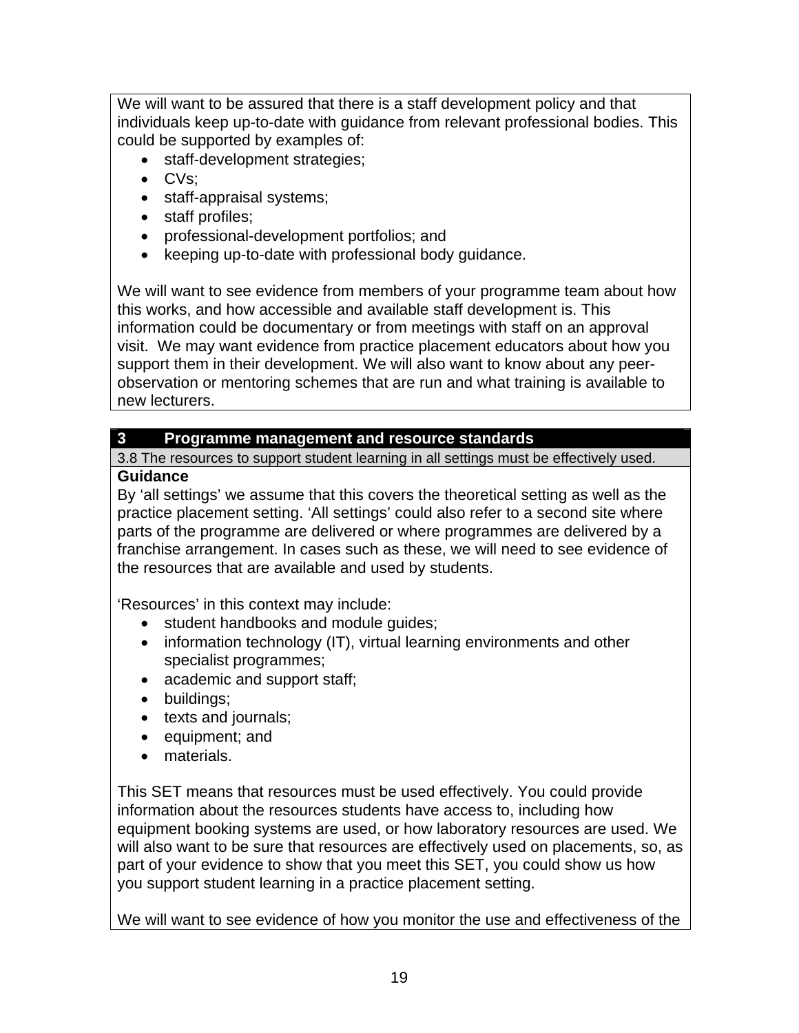We will want to be assured that there is a staff development policy and that individuals keep up-to-date with guidance from relevant professional bodies. This could be supported by examples of:

- staff-development strategies;
- CVs;
- staff-appraisal systems;
- staff profiles;
- professional-development portfolios; and
- keeping up-to-date with professional body guidance.

We will want to see evidence from members of your programme team about how this works, and how accessible and available staff development is. This information could be documentary or from meetings with staff on an approval visit. We may want evidence from practice placement educators about how you support them in their development. We will also want to know about any peer-observation or mentoring schemes that are run and what training is available to new lecturers.

## 3 Programme management and resource standards

3.8 The resources to support student learning in all settings must be effectively used.

**Guidance**

By ‘all settings’ we assume that this covers the theoretical setting as well as the practice placement setting. ‘All settings’ could also refer to a second site where parts of the programme are delivered or where programmes are delivered by a franchise arrangement. In cases such as these, we will need to see evidence of the resources that are available and used by students.

‘Resources’ in this context may include:

- student handbooks and module guides;
- information technology (IT), virtual learning environments and other specialist programmes;
- academic and support staff;
- buildings;
- texts and journals;
- equipment; and
- materials.

This SET means that resources must be used effectively. You could provide information about the resources students have access to, including how equipment booking systems are used, or how laboratory resources are used. We will also want to be sure that resources are effectively used on placements, so, as part of your evidence to show that you meet this SET, you could show us how you support student learning in a practice placement setting.

We will want to see evidence of how you monitor the use and effectiveness of the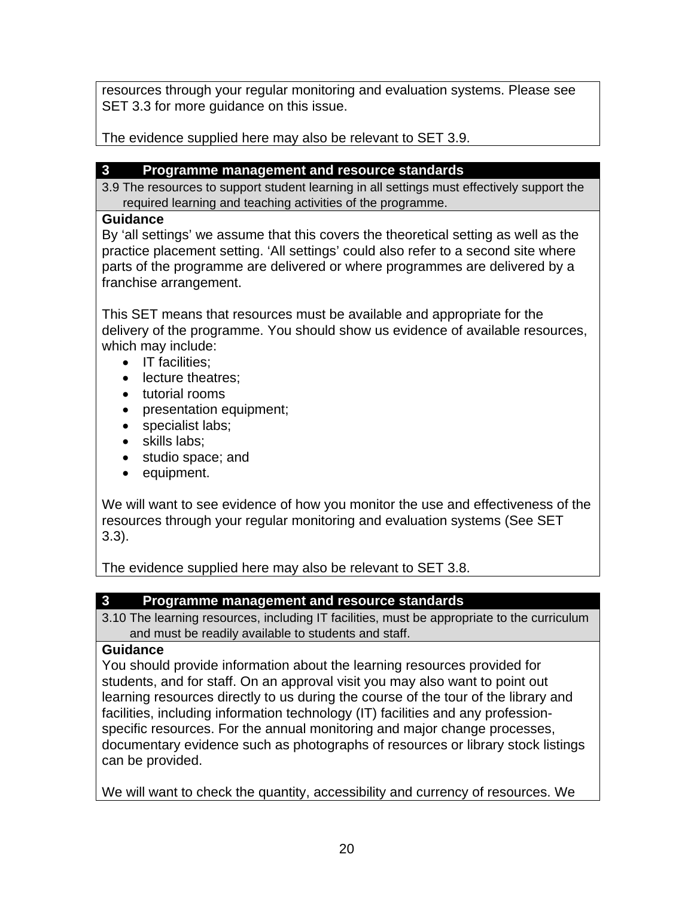resources through your regular monitoring and evaluation systems. Please see SET 3.3 for more guidance on this issue.

The evidence supplied here may also be relevant to SET 3.9.

## 3 Programme management and resource standards

3.9 The resources to support student learning in all settings must effectively support the required learning and teaching activities of the programme.

**Guidance**

By 'all settings' we assume that this covers the theoretical setting as well as the practice placement setting. 'All settings' could also refer to a second site where parts of the programme are delivered or where programmes are delivered by a franchise arrangement.

This SET means that resources must be available and appropriate for the delivery of the programme. You should show us evidence of available resources, which may include:

- IT facilities;
- lecture theatres;
- tutorial rooms
- presentation equipment;
- specialist labs;
- skills labs;
- studio space; and
- equipment.

We will want to see evidence of how you monitor the use and effectiveness of the resources through your regular monitoring and evaluation systems (See SET 3.3).

The evidence supplied here may also be relevant to SET 3.8.

## 3 Programme management and resource standards

3.10 The learning resources, including IT facilities, must be appropriate to the curriculum and must be readily available to students and staff.

**Guidance**

You should provide information about the learning resources provided for students, and for staff. On an approval visit you may also want to point out learning resources directly to us during the course of the tour of the library and facilities, including information technology (IT) facilities and any profession-specific resources. For the annual monitoring and major change processes, documentary evidence such as photographs of resources or library stock listings can be provided.

We will want to check the quantity, accessibility and currency of resources. We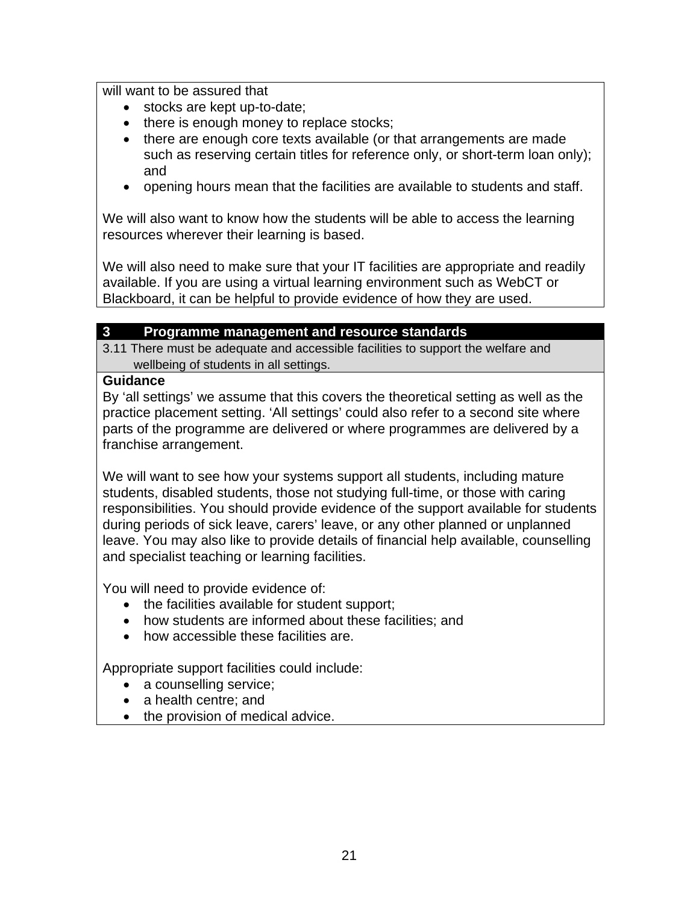will want to be assured that

- stocks are kept up-to-date;
- there is enough money to replace stocks;
- there are enough core texts available (or that arrangements are made such as reserving certain titles for reference only, or short-term loan only); and
- opening hours mean that the facilities are available to students and staff.

We will also want to know how the students will be able to access the learning resources wherever their learning is based.

We will also need to make sure that your IT facilities are appropriate and readily available. If you are using a virtual learning environment such as WebCT or Blackboard, it can be helpful to provide evidence of how they are used.

**3 Programme management and resource standards**

3.11 There must be adequate and accessible facilities to support the welfare and wellbeing of students in all settings.

**Guidance**

By 'all settings' we assume that this covers the theoretical setting as well as the practice placement setting. 'All settings' could also refer to a second site where parts of the programme are delivered or where programmes are delivered by a franchise arrangement.

We will want to see how your systems support all students, including mature students, disabled students, those not studying full-time, or those with caring responsibilities. You should provide evidence of the support available for students during periods of sick leave, carers' leave, or any other planned or unplanned leave. You may also like to provide details of financial help available, counselling and specialist teaching or learning facilities.

You will need to provide evidence of:

- the facilities available for student support;
- how students are informed about these facilities; and
- how accessible these facilities are.

Appropriate support facilities could include:

- a counselling service;
- a health centre; and
- the provision of medical advice.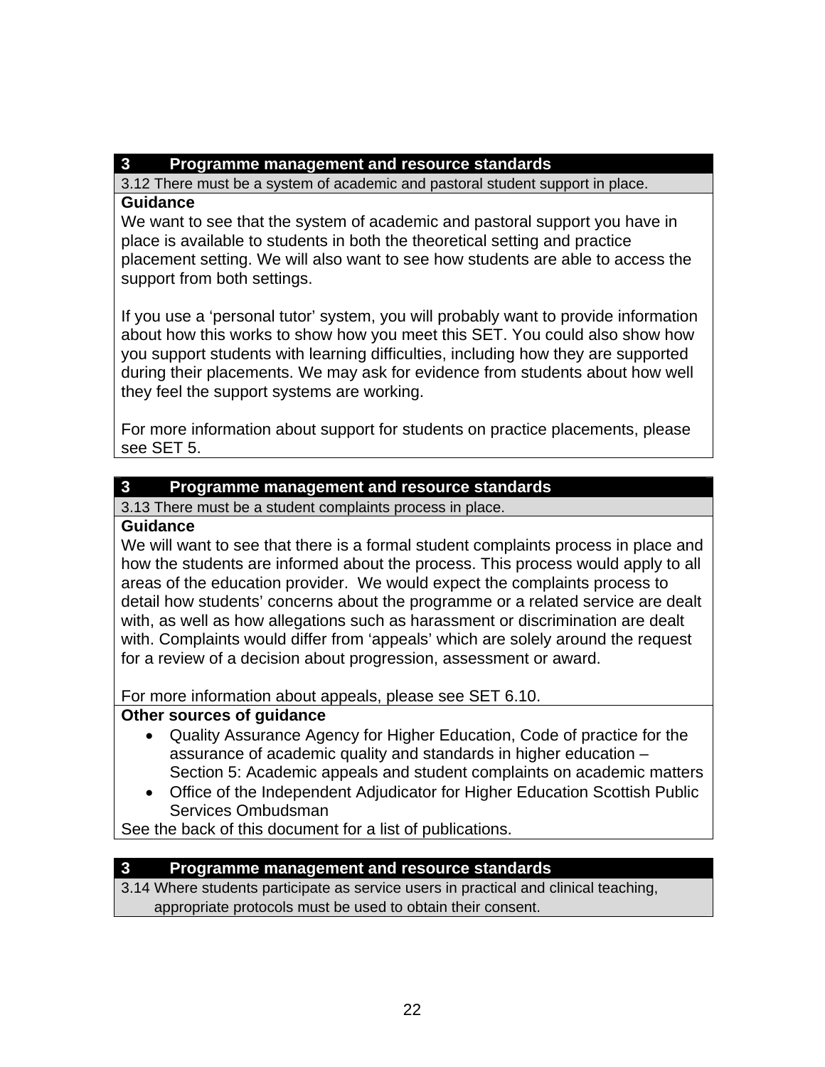### 3 Programme management and resource standards

3.12 There must be a system of academic and pastoral student support in place.

**Guidance**

We want to see that the system of academic and pastoral support you have in place is available to students in both the theoretical setting and practice placement setting. We will also want to see how students are able to access the support from both settings.

If you use a ‘personal tutor’ system, you will probably want to provide information about how this works to show how you meet this SET. You could also show how you support students with learning difficulties, including how they are supported during their placements. We may ask for evidence from students about how well they feel the support systems are working.

For more information about support for students on practice placements, please see SET 5.

### 3 Programme management and resource standards

3.13 There must be a student complaints process in place.

**Guidance**

We will want to see that there is a formal student complaints process in place and how the students are informed about the process. This process would apply to all areas of the education provider. We would expect the complaints process to detail how students’ concerns about the programme or a related service are dealt with, as well as how allegations such as harassment or discrimination are dealt with. Complaints would differ from ‘appeals’ which are solely around the request for a review of a decision about progression, assessment or award.

For more information about appeals, please see SET 6.10.

**Other sources of guidance**

- Quality Assurance Agency for Higher Education, Code of practice for the assurance of academic quality and standards in higher education – Section 5: Academic appeals and student complaints on academic matters
- Office of the Independent Adjudicator for Higher Education Scottish Public Services Ombudsman

See the back of this document for a list of publications.

### 3 Programme management and resource standards

3.14 Where students participate as service users in practical and clinical teaching, appropriate protocols must be used to obtain their consent.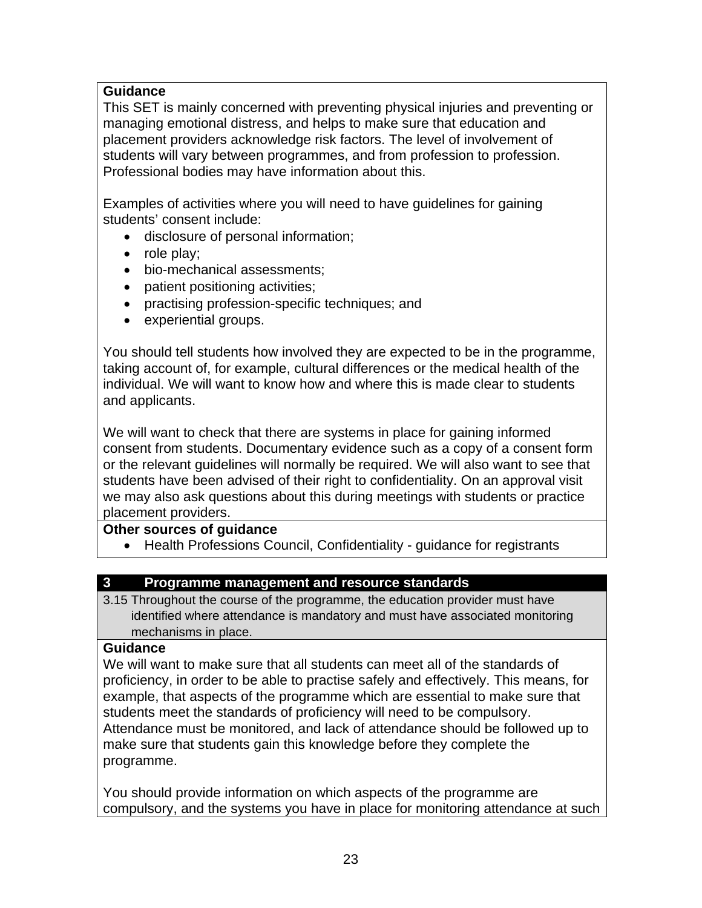**Guidance**

This SET is mainly concerned with preventing physical injuries and preventing or managing emotional distress, and helps to make sure that education and placement providers acknowledge risk factors. The level of involvement of students will vary between programmes, and from profession to profession. Professional bodies may have information about this.

Examples of activities where you will need to have guidelines for gaining students' consent include:

- disclosure of personal information;
- role play;
- bio-mechanical assessments;
- patient positioning activities;
- practising profession-specific techniques; and
- experiential groups.

You should tell students how involved they are expected to be in the programme, taking account of, for example, cultural differences or the medical health of the individual. We will want to know how and where this is made clear to students and applicants.

We will want to check that there are systems in place for gaining informed consent from students. Documentary evidence such as a copy of a consent form or the relevant guidelines will normally be required. We will also want to see that students have been advised of their right to confidentiality. On an approval visit we may also ask questions about this during meetings with students or practice placement providers.

**Other sources of guidance**

- Health Professions Council, Confidentiality - guidance for registrants

## 3 Programme management and resource standards

3.15 Throughout the course of the programme, the education provider must have identified where attendance is mandatory and must have associated monitoring mechanisms in place.

**Guidance**

We will want to make sure that all students can meet all of the standards of proficiency, in order to be able to practise safely and effectively. This means, for example, that aspects of the programme which are essential to make sure that students meet the standards of proficiency will need to be compulsory. Attendance must be monitored, and lack of attendance should be followed up to make sure that students gain this knowledge before they complete the programme.

You should provide information on which aspects of the programme are compulsory, and the systems you have in place for monitoring attendance at such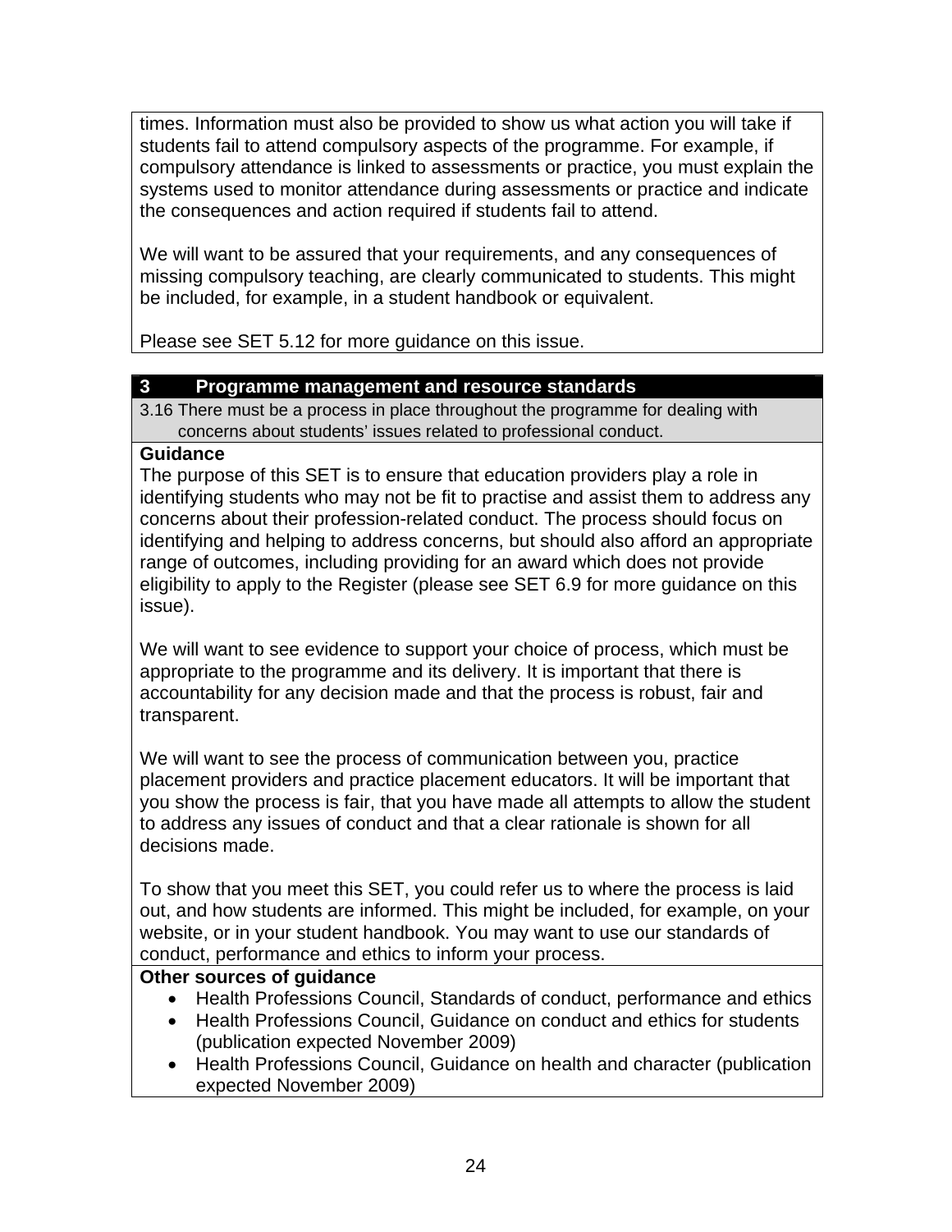times. Information must also be provided to show us what action you will take if students fail to attend compulsory aspects of the programme. For example, if compulsory attendance is linked to assessments or practice, you must explain the systems used to monitor attendance during assessments or practice and indicate the consequences and action required if students fail to attend.

We will want to be assured that your requirements, and any consequences of missing compulsory teaching, are clearly communicated to students. This might be included, for example, in a student handbook or equivalent.

Please see SET 5.12 for more guidance on this issue.

## 3 Programme management and resource standards

3.16 There must be a process in place throughout the programme for dealing with concerns about students' issues related to professional conduct.

**Guidance**

The purpose of this SET is to ensure that education providers play a role in identifying students who may not be fit to practise and assist them to address any concerns about their profession-related conduct. The process should focus on identifying and helping to address concerns, but should also afford an appropriate range of outcomes, including providing for an award which does not provide eligibility to apply to the Register (please see SET 6.9 for more guidance on this issue).

We will want to see evidence to support your choice of process, which must be appropriate to the programme and its delivery. It is important that there is accountability for any decision made and that the process is robust, fair and transparent.

We will want to see the process of communication between you, practice placement providers and practice placement educators. It will be important that you show the process is fair, that you have made all attempts to allow the student to address any issues of conduct and that a clear rationale is shown for all decisions made.

To show that you meet this SET, you could refer us to where the process is laid out, and how students are informed. This might be included, for example, on your website, or in your student handbook. You may want to use our standards of conduct, performance and ethics to inform your process.

**Other sources of guidance**

- Health Professions Council, Standards of conduct, performance and ethics
- Health Professions Council, Guidance on conduct and ethics for students (publication expected November 2009)
- Health Professions Council, Guidance on health and character (publication expected November 2009)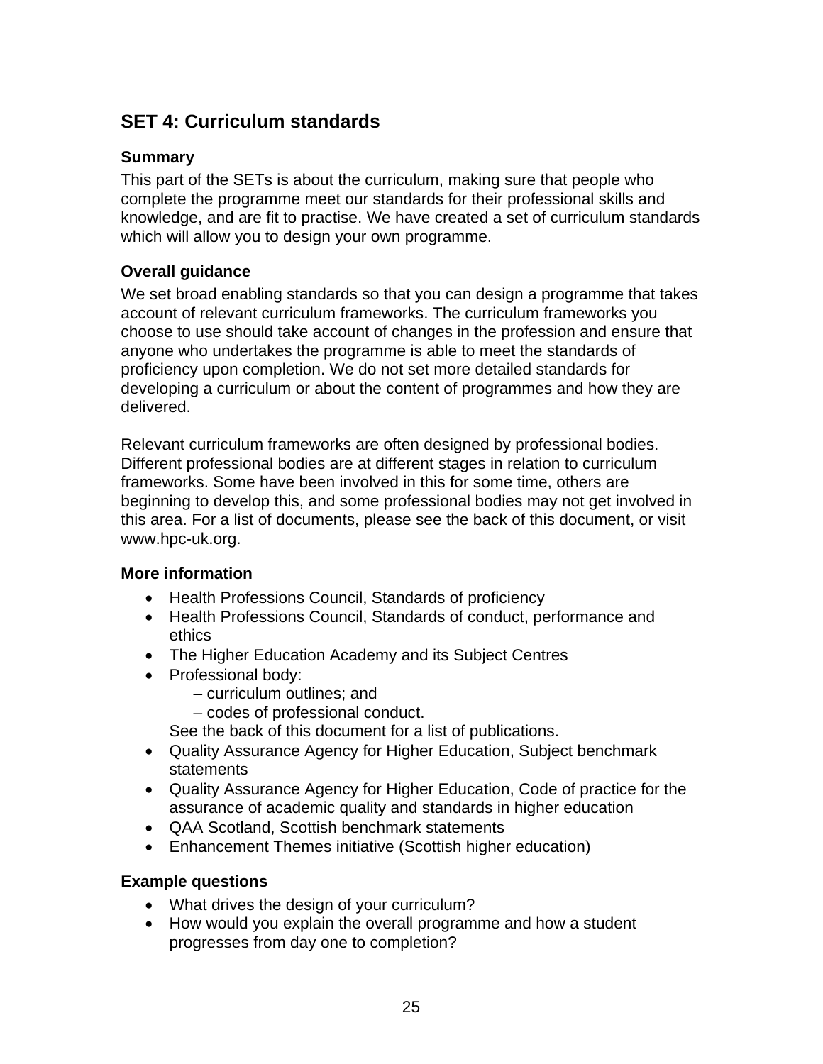## SET 4: Curriculum standards

### Summary

This part of the SETs is about the curriculum, making sure that people who complete the programme meet our standards for their professional skills and knowledge, and are fit to practise. We have created a set of curriculum standards which will allow you to design your own programme.

### Overall guidance

We set broad enabling standards so that you can design a programme that takes account of relevant curriculum frameworks. The curriculum frameworks you choose to use should take account of changes in the profession and ensure that anyone who undertakes the programme is able to meet the standards of proficiency upon completion. We do not set more detailed standards for developing a curriculum or about the content of programmes and how they are delivered.

Relevant curriculum frameworks are often designed by professional bodies. Different professional bodies are at different stages in relation to curriculum frameworks. Some have been involved in this for some time, others are beginning to develop this, and some professional bodies may not get involved in this area. For a list of documents, please see the back of this document, or visit www.hpc-uk.org.

### More information

- Health Professions Council, Standards of proficiency
- Health Professions Council, Standards of conduct, performance and ethics
- The Higher Education Academy and its Subject Centres
- Professional body:
  – curriculum outlines; and
  – codes of professional conduct.
  
  See the back of this document for a list of publications.
- Quality Assurance Agency for Higher Education, Subject benchmark statements
- Quality Assurance Agency for Higher Education, Code of practice for the assurance of academic quality and standards in higher education
- QAA Scotland, Scottish benchmark statements
- Enhancement Themes initiative (Scottish higher education)

### Example questions

- What drives the design of your curriculum?
- How would you explain the overall programme and how a student progresses from day one to completion?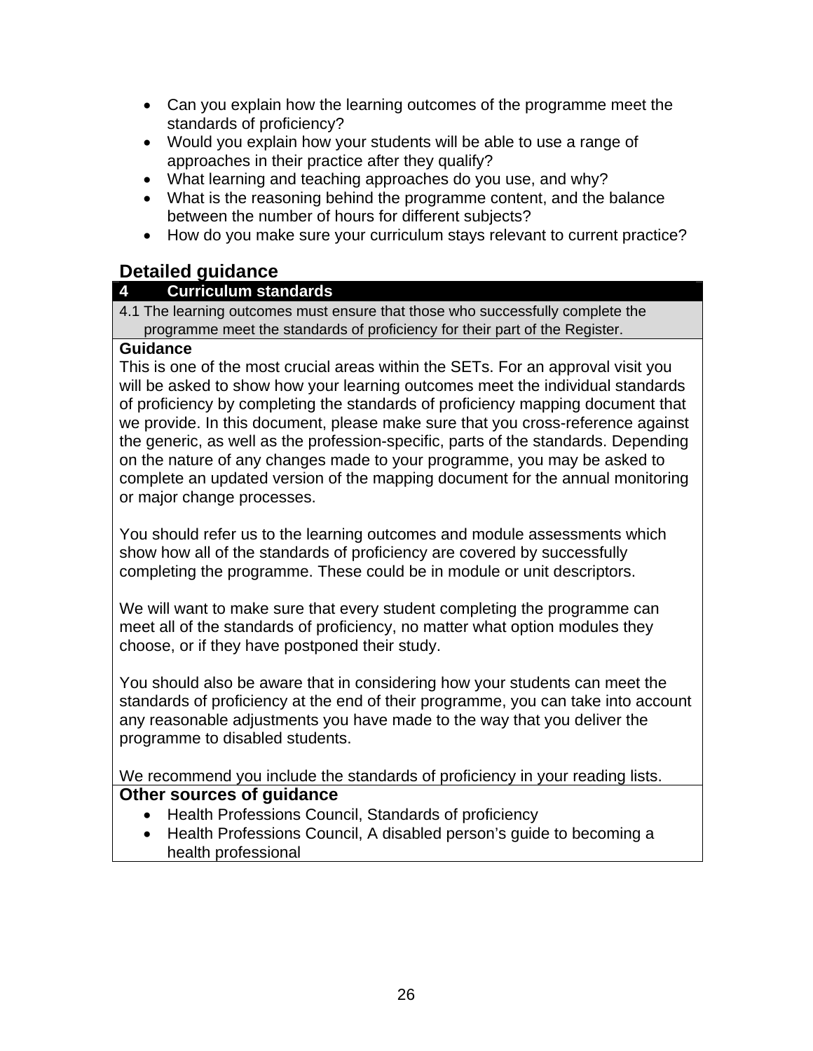- Can you explain how the learning outcomes of the programme meet the standards of proficiency?
- Would you explain how your students will be able to use a range of approaches in their practice after they qualify?
- What learning and teaching approaches do you use, and why?
- What is the reasoning behind the programme content, and the balance between the number of hours for different subjects?
- How do you make sure your curriculum stays relevant to current practice?

## Detailed guidance

| **4 Curriculum standards** |
|---|
| 4.1 The learning outcomes must ensure that those who successfully complete the programme meet the standards of proficiency for their part of the Register. |
| **Guidance**<br>This is one of the most crucial areas within the SETs. For an approval visit you will be asked to show how your learning outcomes meet the individual standards of proficiency by completing the standards of proficiency mapping document that we provide. In this document, please make sure that you cross-reference against the generic, as well as the profession-specific, parts of the standards. Depending on the nature of any changes made to your programme, you may be asked to complete an updated version of the mapping document for the annual monitoring or major change processes.<br><br>You should refer us to the learning outcomes and module assessments which show how all of the standards of proficiency are covered by successfully completing the programme. These could be in module or unit descriptors.<br><br>We will want to make sure that every student completing the programme can meet all of the standards of proficiency, no matter what option modules they choose, or if they have postponed their study.<br><br>You should also be aware that in considering how your students can meet the standards of proficiency at the end of their programme, you can take into account any reasonable adjustments you have made to the way that you deliver the programme to disabled students.<br><br>We recommend you include the standards of proficiency in your reading lists. |
| **Other sources of guidance**<br>• Health Professions Council, Standards of proficiency<br>• Health Professions Council, A disabled person's guide to becoming a health professional |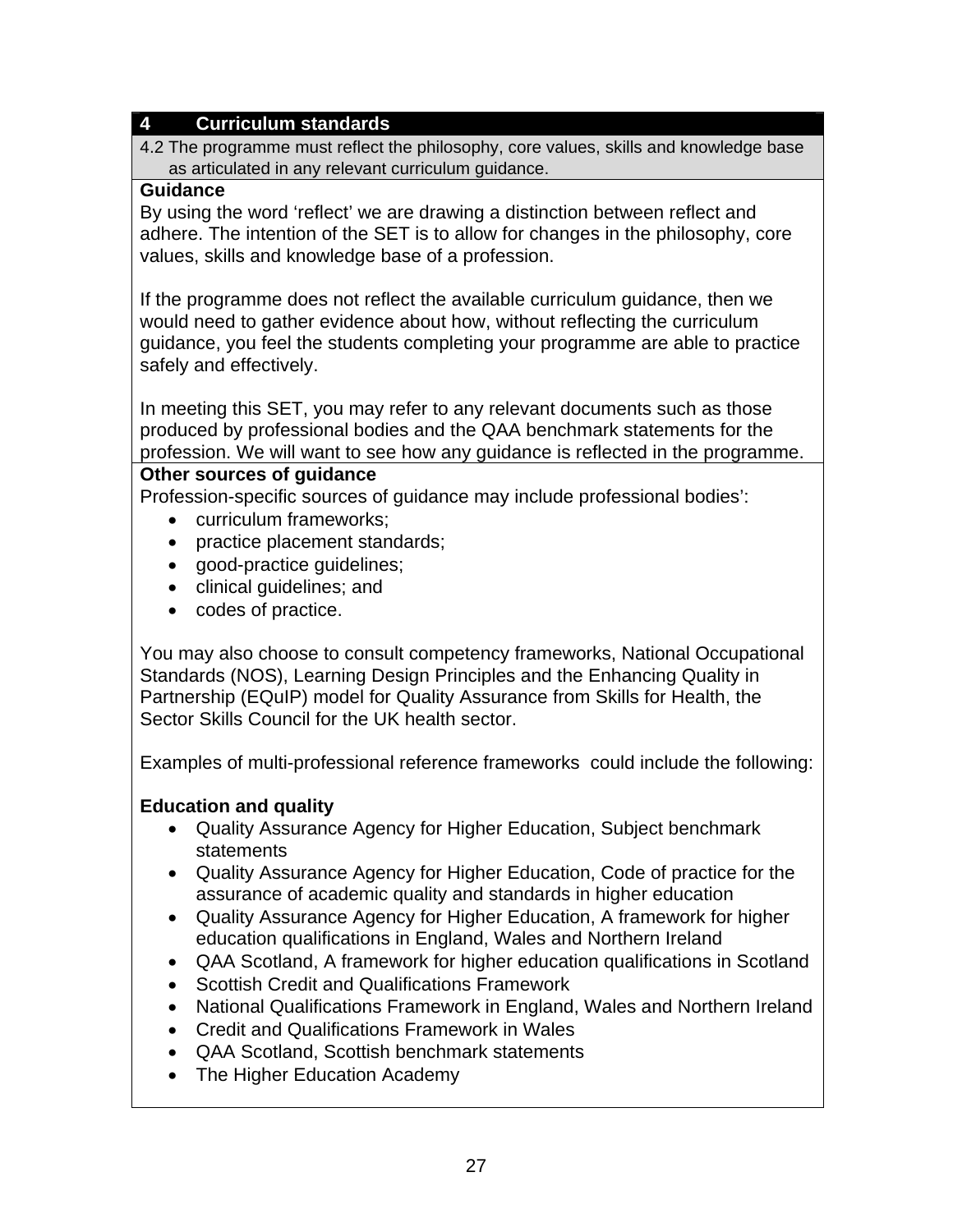## 4 Curriculum standards

4.2 The programme must reflect the philosophy, core values, skills and knowledge base as articulated in any relevant curriculum guidance.

**Guidance**

By using the word ‘reflect’ we are drawing a distinction between reflect and adhere. The intention of the SET is to allow for changes in the philosophy, core values, skills and knowledge base of a profession.

If the programme does not reflect the available curriculum guidance, then we would need to gather evidence about how, without reflecting the curriculum guidance, you feel the students completing your programme are able to practice safely and effectively.

In meeting this SET, you may refer to any relevant documents such as those produced by professional bodies and the QAA benchmark statements for the profession. We will want to see how any guidance is reflected in the programme.

**Other sources of guidance**

Profession-specific sources of guidance may include professional bodies’:

- curriculum frameworks;
- practice placement standards;
- good-practice guidelines;
- clinical guidelines; and
- codes of practice.

You may also choose to consult competency frameworks, National Occupational Standards (NOS), Learning Design Principles and the Enhancing Quality in Partnership (EQuIP) model for Quality Assurance from Skills for Health, the Sector Skills Council for the UK health sector.

Examples of multi-professional reference frameworks could include the following:

**Education and quality**

- Quality Assurance Agency for Higher Education, Subject benchmark statements
- Quality Assurance Agency for Higher Education, Code of practice for the assurance of academic quality and standards in higher education
- Quality Assurance Agency for Higher Education, A framework for higher education qualifications in England, Wales and Northern Ireland
- QAA Scotland, A framework for higher education qualifications in Scotland
- Scottish Credit and Qualifications Framework
- National Qualifications Framework in England, Wales and Northern Ireland
- Credit and Qualifications Framework in Wales
- QAA Scotland, Scottish benchmark statements
- The Higher Education Academy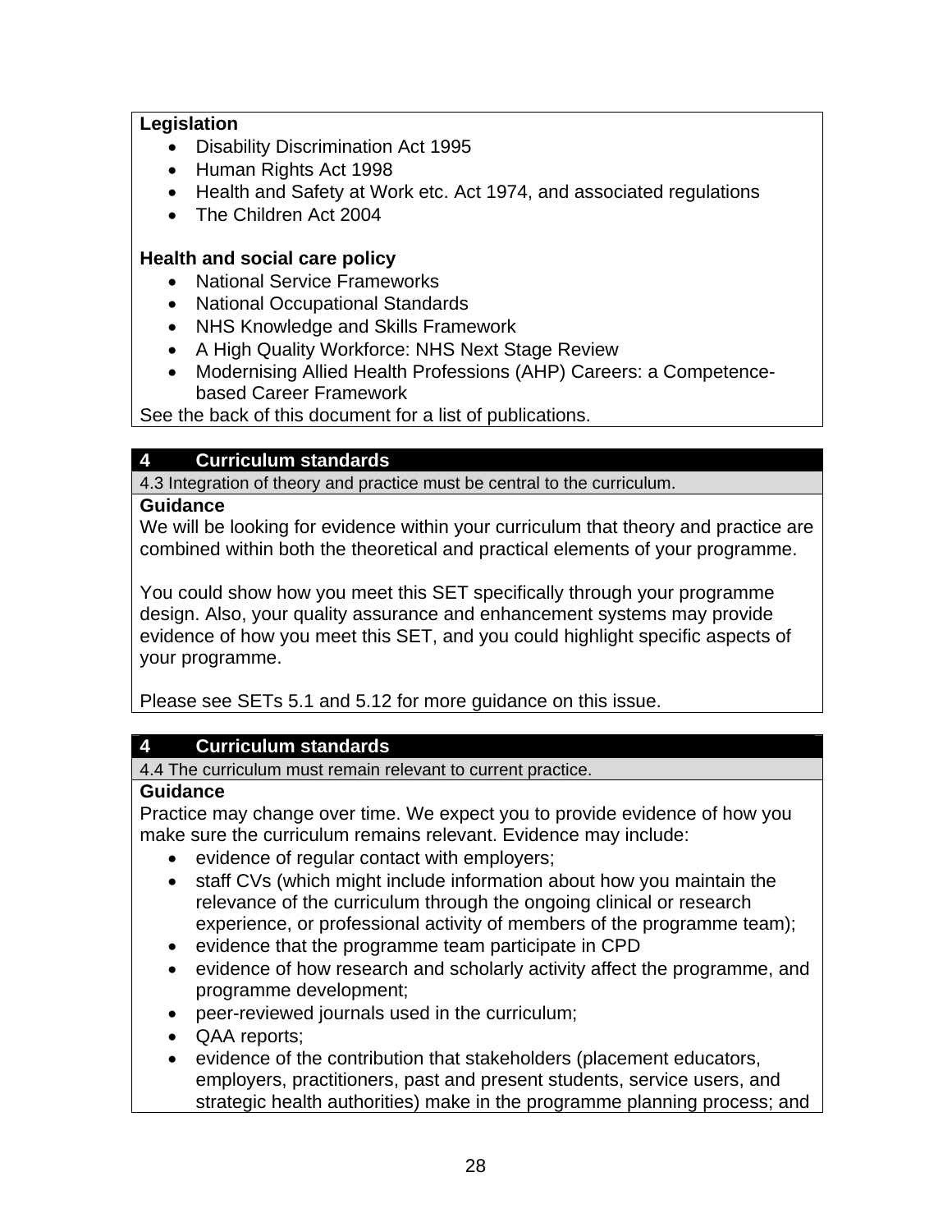**Legislation**

- Disability Discrimination Act 1995
- Human Rights Act 1998
- Health and Safety at Work etc. Act 1974, and associated regulations
- The Children Act 2004

**Health and social care policy**

- National Service Frameworks
- National Occupational Standards
- NHS Knowledge and Skills Framework
- A High Quality Workforce: NHS Next Stage Review
- Modernising Allied Health Professions (AHP) Careers: a Competence-based Career Framework

See the back of this document for a list of publications.

## 4 Curriculum standards

4.3 Integration of theory and practice must be central to the curriculum.

**Guidance**

We will be looking for evidence within your curriculum that theory and practice are combined within both the theoretical and practical elements of your programme.

You could show how you meet this SET specifically through your programme design. Also, your quality assurance and enhancement systems may provide evidence of how you meet this SET, and you could highlight specific aspects of your programme.

Please see SETs 5.1 and 5.12 for more guidance on this issue.

## 4 Curriculum standards

4.4 The curriculum must remain relevant to current practice.

**Guidance**

Practice may change over time. We expect you to provide evidence of how you make sure the curriculum remains relevant. Evidence may include:

- evidence of regular contact with employers;
- staff CVs (which might include information about how you maintain the relevance of the curriculum through the ongoing clinical or research experience, or professional activity of members of the programme team);
- evidence that the programme team participate in CPD
- evidence of how research and scholarly activity affect the programme, and programme development;
- peer-reviewed journals used in the curriculum;
- QAA reports;
- evidence of the contribution that stakeholders (placement educators, employers, practitioners, past and present students, service users, and strategic health authorities) make in the programme planning process; and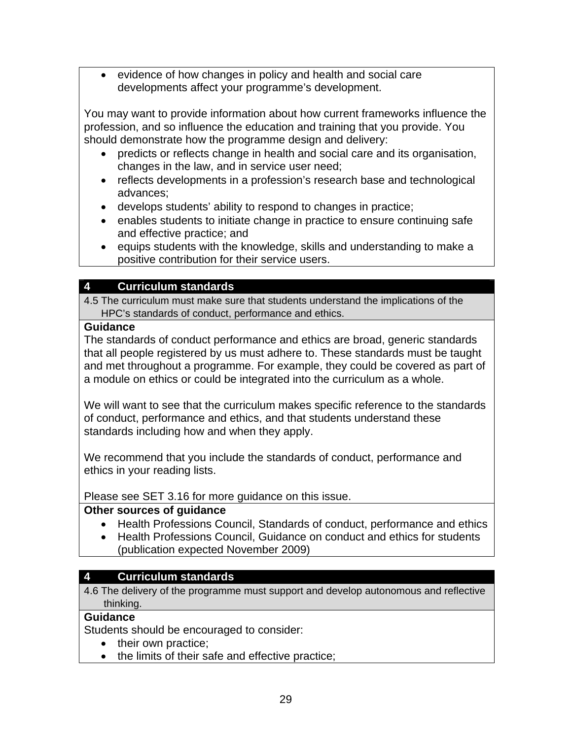- evidence of how changes in policy and health and social care developments affect your programme's development.

You may want to provide information about how current frameworks influence the profession, and so influence the education and training that you provide. You should demonstrate how the programme design and delivery:

- predicts or reflects change in health and social care and its organisation, changes in the law, and in service user need;
- reflects developments in a profession's research base and technological advances;
- develops students' ability to respond to changes in practice;
- enables students to initiate change in practice to ensure continuing safe and effective practice; and
- equips students with the knowledge, skills and understanding to make a positive contribution for their service users.

## 4 Curriculum standards

4.5 The curriculum must make sure that students understand the implications of the HPC's standards of conduct, performance and ethics.

**Guidance**

The standards of conduct performance and ethics are broad, generic standards that all people registered by us must adhere to. These standards must be taught and met throughout a programme. For example, they could be covered as part of a module on ethics or could be integrated into the curriculum as a whole.

We will want to see that the curriculum makes specific reference to the standards of conduct, performance and ethics, and that students understand these standards including how and when they apply.

We recommend that you include the standards of conduct, performance and ethics in your reading lists.

Please see SET 3.16 for more guidance on this issue.

**Other sources of guidance**

- Health Professions Council, Standards of conduct, performance and ethics
- Health Professions Council, Guidance on conduct and ethics for students (publication expected November 2009)

## 4 Curriculum standards

4.6 The delivery of the programme must support and develop autonomous and reflective thinking.

**Guidance**

Students should be encouraged to consider:

- their own practice;
- the limits of their safe and effective practice;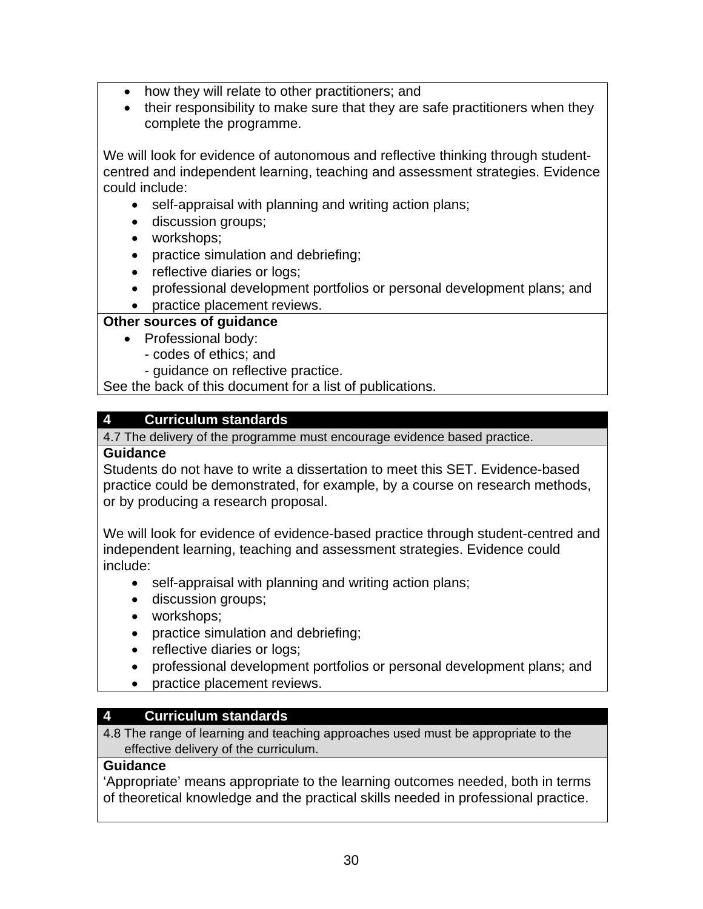- how they will relate to other practitioners; and
- their responsibility to make sure that they are safe practitioners when they complete the programme.

We will look for evidence of autonomous and reflective thinking through student-centred and independent learning, teaching and assessment strategies. Evidence could include:

- self-appraisal with planning and writing action plans;
- discussion groups;
- workshops;
- practice simulation and debriefing;
- reflective diaries or logs;
- professional development portfolios or personal development plans; and
- practice placement reviews.

**Other sources of guidance**

- Professional body:
  - codes of ethics; and
  - guidance on reflective practice.

See the back of this document for a list of publications.

## 4 Curriculum standards

4.7 The delivery of the programme must encourage evidence based practice.

**Guidance**

Students do not have to write a dissertation to meet this SET. Evidence-based practice could be demonstrated, for example, by a course on research methods, or by producing a research proposal.

We will look for evidence of evidence-based practice through student-centred and independent learning, teaching and assessment strategies. Evidence could include:

- self-appraisal with planning and writing action plans;
- discussion groups;
- workshops;
- practice simulation and debriefing;
- reflective diaries or logs;
- professional development portfolios or personal development plans; and
- practice placement reviews.

## 4 Curriculum standards

4.8 The range of learning and teaching approaches used must be appropriate to the effective delivery of the curriculum.

**Guidance**

'Appropriate' means appropriate to the learning outcomes needed, both in terms of theoretical knowledge and the practical skills needed in professional practice.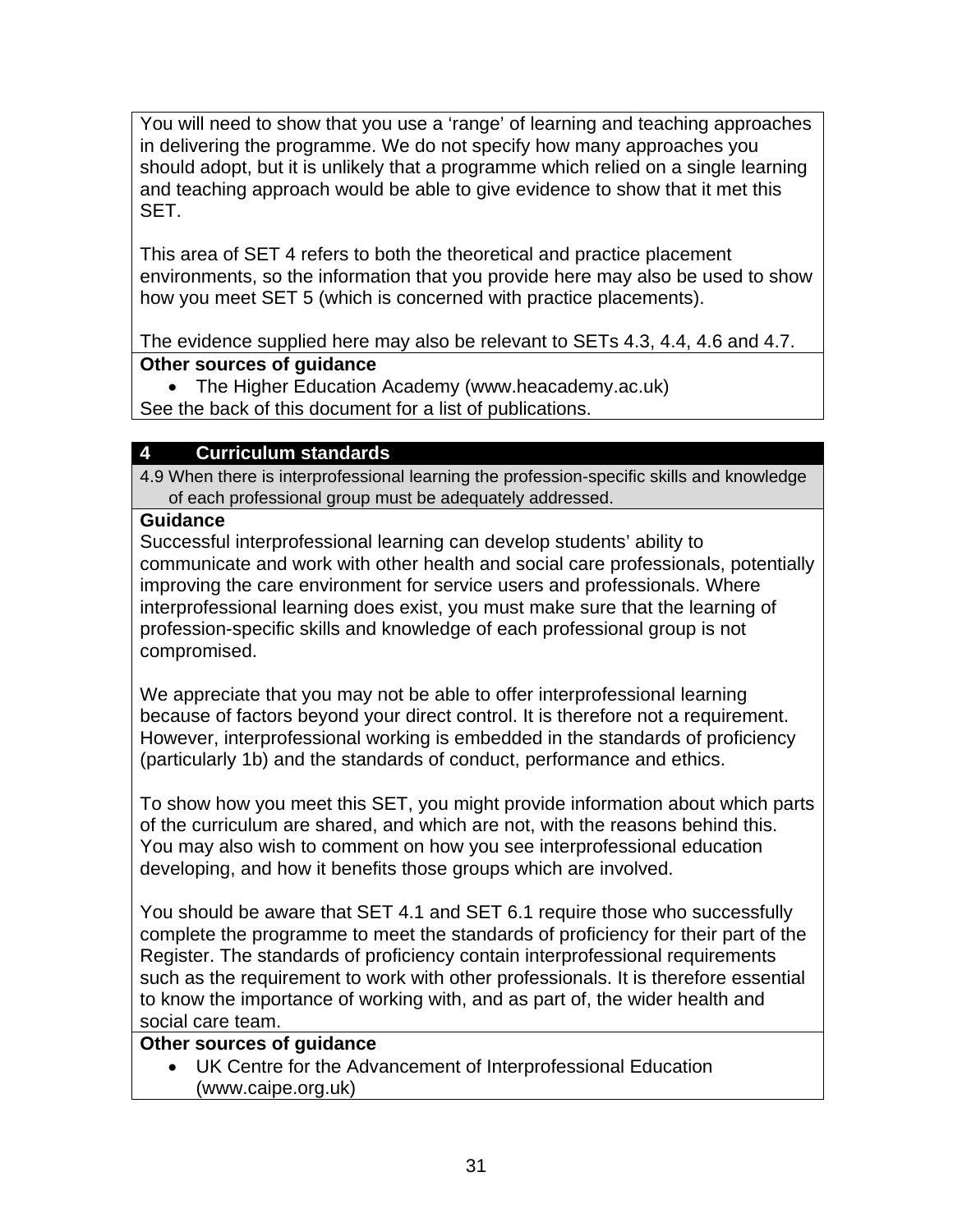You will need to show that you use a 'range' of learning and teaching approaches in delivering the programme. We do not specify how many approaches you should adopt, but it is unlikely that a programme which relied on a single learning and teaching approach would be able to give evidence to show that it met this SET.

This area of SET 4 refers to both the theoretical and practice placement environments, so the information that you provide here may also be used to show how you meet SET 5 (which is concerned with practice placements).

The evidence supplied here may also be relevant to SETs 4.3, 4.4, 4.6 and 4.7.

**Other sources of guidance**

- The Higher Education Academy (www.heacademy.ac.uk)

See the back of this document for a list of publications.

## 4 Curriculum standards

4.9 When there is interprofessional learning the profession-specific skills and knowledge of each professional group must be adequately addressed.

**Guidance**

Successful interprofessional learning can develop students' ability to communicate and work with other health and social care professionals, potentially improving the care environment for service users and professionals. Where interprofessional learning does exist, you must make sure that the learning of profession-specific skills and knowledge of each professional group is not compromised.

We appreciate that you may not be able to offer interprofessional learning because of factors beyond your direct control. It is therefore not a requirement. However, interprofessional working is embedded in the standards of proficiency (particularly 1b) and the standards of conduct, performance and ethics.

To show how you meet this SET, you might provide information about which parts of the curriculum are shared, and which are not, with the reasons behind this. You may also wish to comment on how you see interprofessional education developing, and how it benefits those groups which are involved.

You should be aware that SET 4.1 and SET 6.1 require those who successfully complete the programme to meet the standards of proficiency for their part of the Register. The standards of proficiency contain interprofessional requirements such as the requirement to work with other professionals. It is therefore essential to know the importance of working with, and as part of, the wider health and social care team.

**Other sources of guidance**

- UK Centre for the Advancement of Interprofessional Education (www.caipe.org.uk)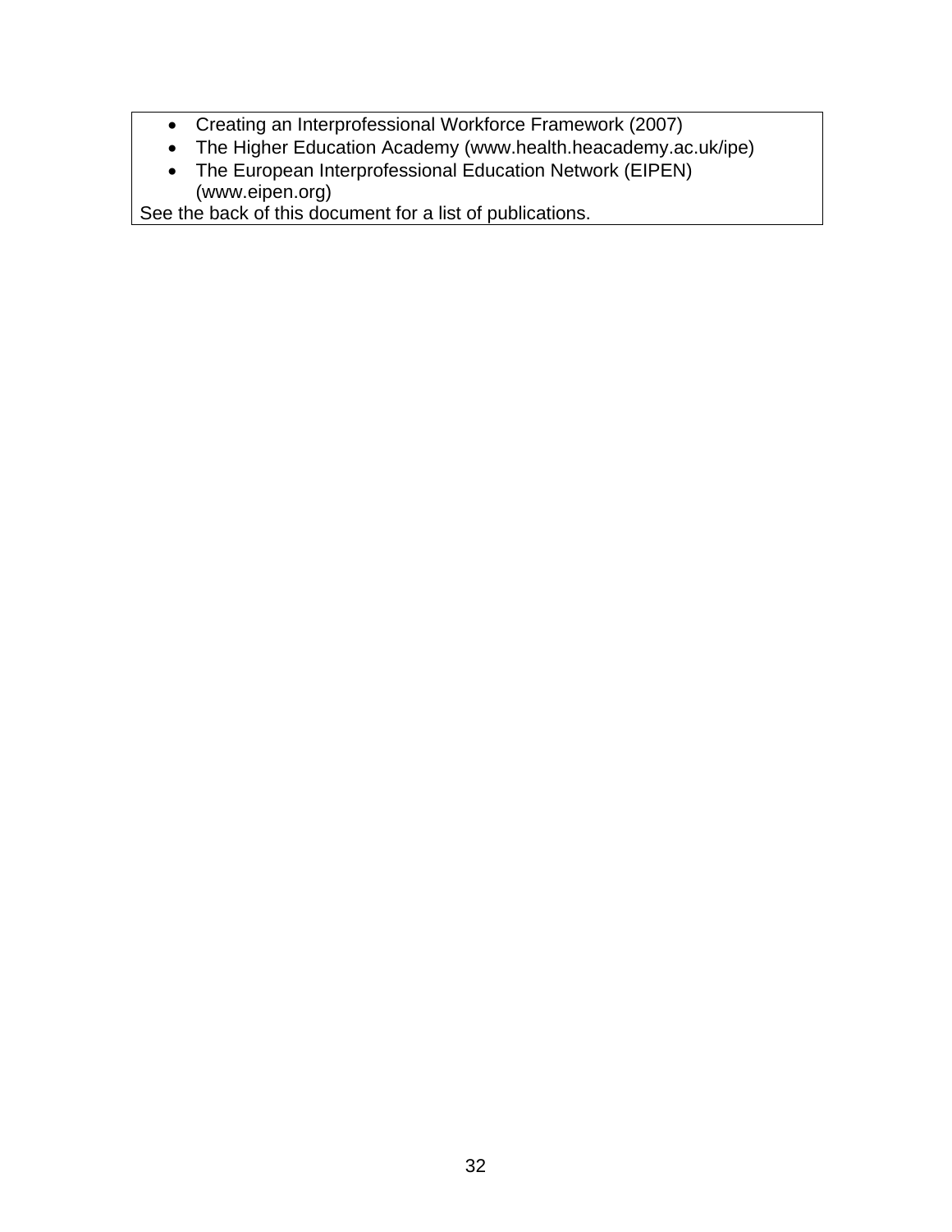- Creating an Interprofessional Workforce Framework (2007)
- The Higher Education Academy (www.health.heacademy.ac.uk/ipe)
- The European Interprofessional Education Network (EIPEN) (www.eipen.org)

See the back of this document for a list of publications.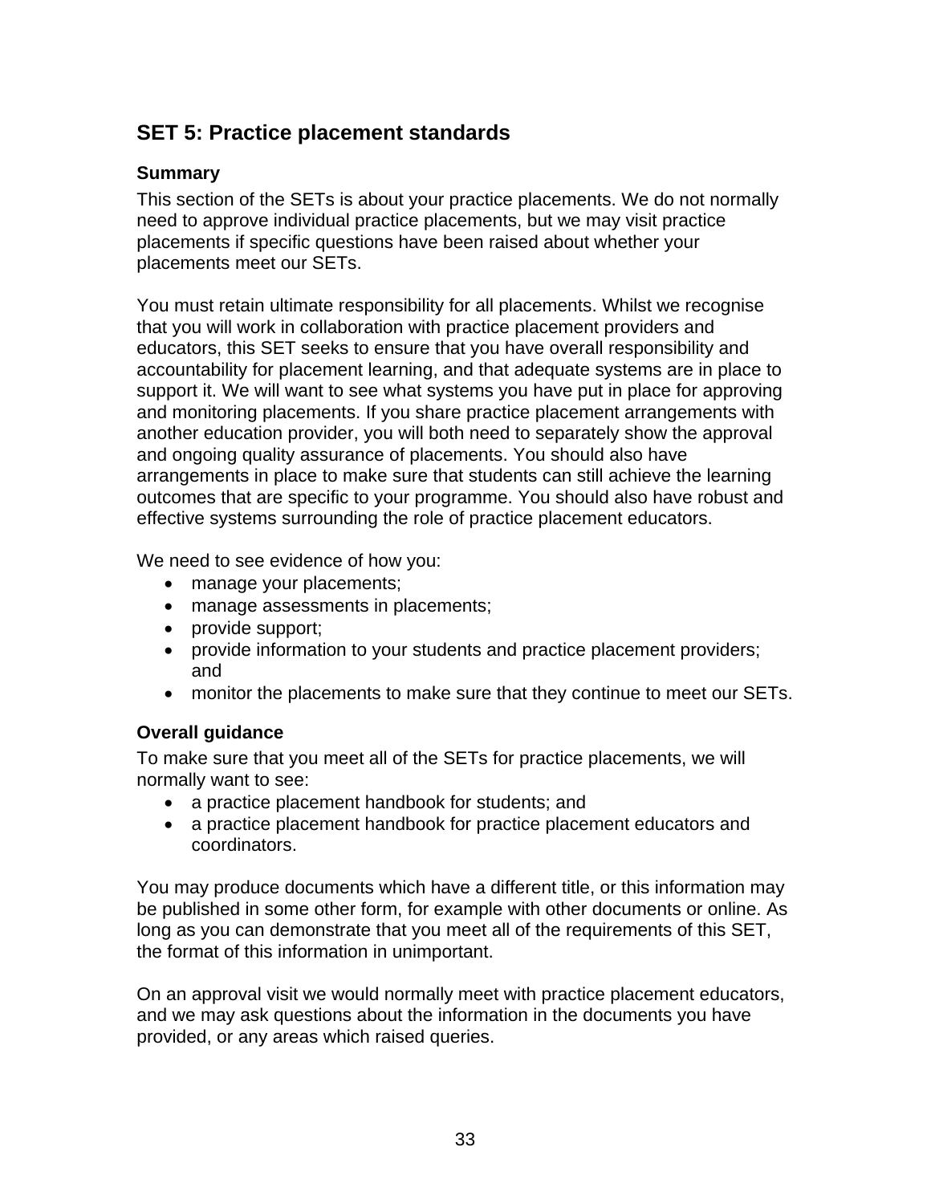## SET 5: Practice placement standards

### Summary

This section of the SETs is about your practice placements. We do not normally need to approve individual practice placements, but we may visit practice placements if specific questions have been raised about whether your placements meet our SETs.

You must retain ultimate responsibility for all placements. Whilst we recognise that you will work in collaboration with practice placement providers and educators, this SET seeks to ensure that you have overall responsibility and accountability for placement learning, and that adequate systems are in place to support it. We will want to see what systems you have put in place for approving and monitoring placements. If you share practice placement arrangements with another education provider, you will both need to separately show the approval and ongoing quality assurance of placements. You should also have arrangements in place to make sure that students can still achieve the learning outcomes that are specific to your programme. You should also have robust and effective systems surrounding the role of practice placement educators.

We need to see evidence of how you:

- manage your placements;
- manage assessments in placements;
- provide support;
- provide information to your students and practice placement providers; and
- monitor the placements to make sure that they continue to meet our SETs.

### Overall guidance

To make sure that you meet all of the SETs for practice placements, we will normally want to see:

- a practice placement handbook for students; and
- a practice placement handbook for practice placement educators and coordinators.

You may produce documents which have a different title, or this information may be published in some other form, for example with other documents or online. As long as you can demonstrate that you meet all of the requirements of this SET, the format of this information in unimportant.

On an approval visit we would normally meet with practice placement educators, and we may ask questions about the information in the documents you have provided, or any areas which raised queries.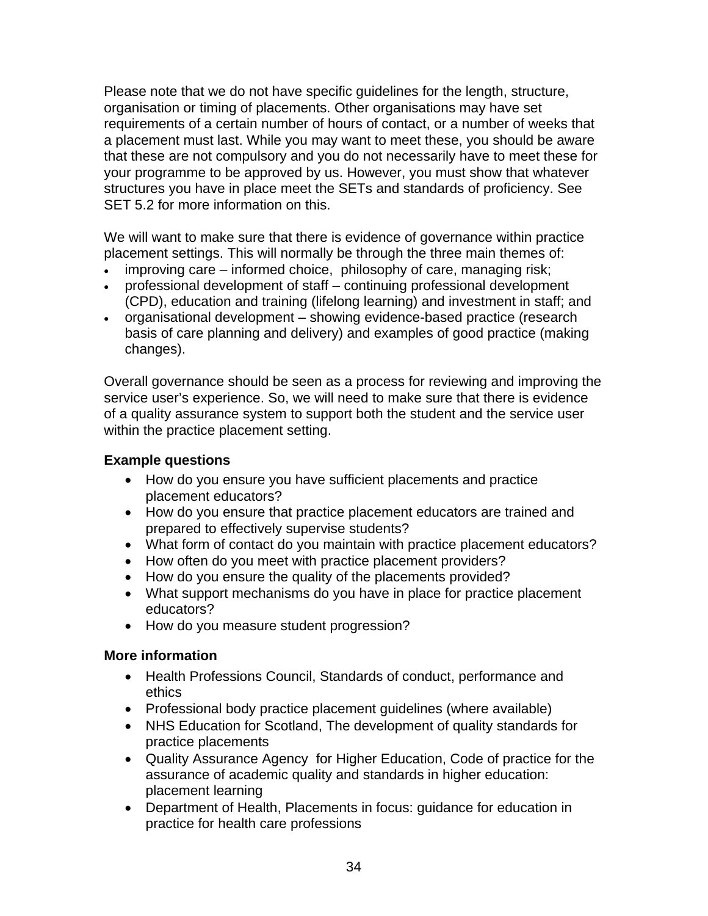Please note that we do not have specific guidelines for the length, structure, organisation or timing of placements. Other organisations may have set requirements of a certain number of hours of contact, or a number of weeks that a placement must last. While you may want to meet these, you should be aware that these are not compulsory and you do not necessarily have to meet these for your programme to be approved by us. However, you must show that whatever structures you have in place meet the SETs and standards of proficiency. See SET 5.2 for more information on this.

We will want to make sure that there is evidence of governance within practice placement settings. This will normally be through the three main themes of:

- improving care – informed choice, philosophy of care, managing risk;
- professional development of staff – continuing professional development (CPD), education and training (lifelong learning) and investment in staff; and
- organisational development – showing evidence-based practice (research basis of care planning and delivery) and examples of good practice (making changes).

Overall governance should be seen as a process for reviewing and improving the service user's experience. So, we will need to make sure that there is evidence of a quality assurance system to support both the student and the service user within the practice placement setting.

**Example questions**

- How do you ensure you have sufficient placements and practice placement educators?
- How do you ensure that practice placement educators are trained and prepared to effectively supervise students?
- What form of contact do you maintain with practice placement educators?
- How often do you meet with practice placement providers?
- How do you ensure the quality of the placements provided?
- What support mechanisms do you have in place for practice placement educators?
- How do you measure student progression?

**More information**

- Health Professions Council, Standards of conduct, performance and ethics
- Professional body practice placement guidelines (where available)
- NHS Education for Scotland, The development of quality standards for practice placements
- Quality Assurance Agency for Higher Education, Code of practice for the assurance of academic quality and standards in higher education: placement learning
- Department of Health, Placements in focus: guidance for education in practice for health care professions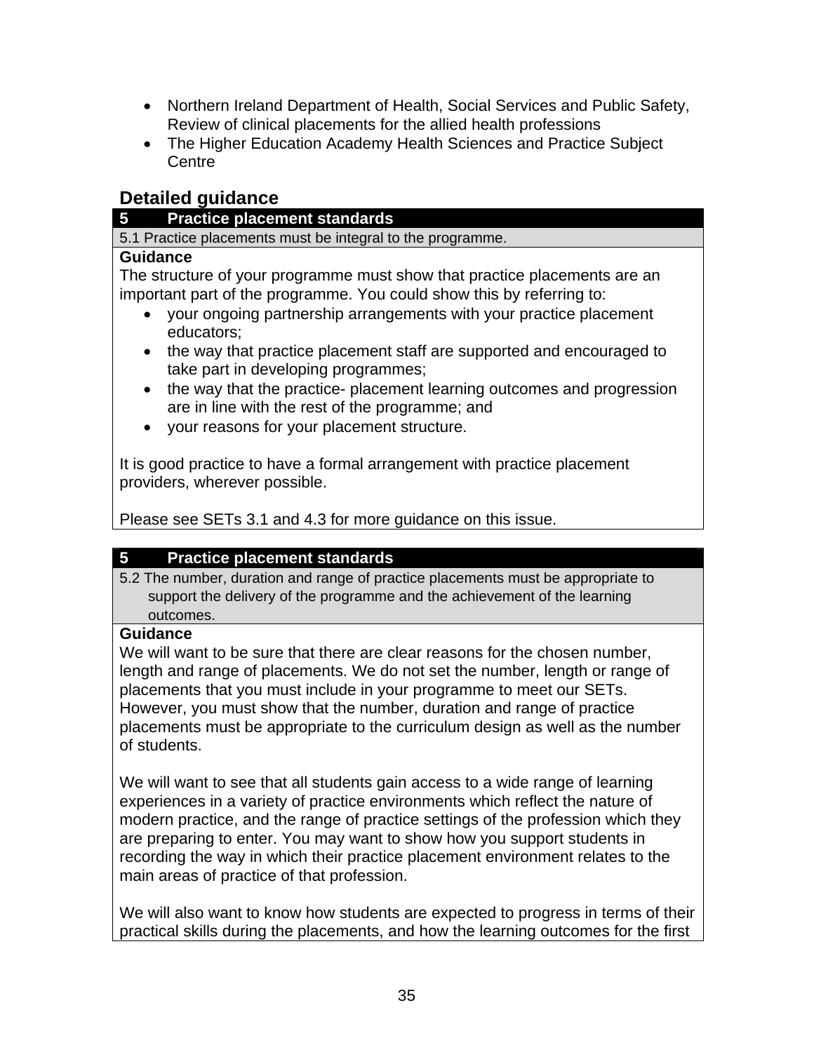- Northern Ireland Department of Health, Social Services and Public Safety, Review of clinical placements for the allied health professions
- The Higher Education Academy Health Sciences and Practice Subject Centre

## Detailed guidance

**5 Practice placement standards**

5.1 Practice placements must be integral to the programme.

**Guidance**

The structure of your programme must show that practice placements are an important part of the programme. You could show this by referring to:

- your ongoing partnership arrangements with your practice placement educators;
- the way that practice placement staff are supported and encouraged to take part in developing programmes;
- the way that the practice- placement learning outcomes and progression are in line with the rest of the programme; and
- your reasons for your placement structure.

It is good practice to have a formal arrangement with practice placement providers, wherever possible.

Please see SETs 3.1 and 4.3 for more guidance on this issue.

**5 Practice placement standards**

5.2 The number, duration and range of practice placements must be appropriate to support the delivery of the programme and the achievement of the learning outcomes.

**Guidance**

We will want to be sure that there are clear reasons for the chosen number, length and range of placements. We do not set the number, length or range of placements that you must include in your programme to meet our SETs. However, you must show that the number, duration and range of practice placements must be appropriate to the curriculum design as well as the number of students.

We will want to see that all students gain access to a wide range of learning experiences in a variety of practice environments which reflect the nature of modern practice, and the range of practice settings of the profession which they are preparing to enter. You may want to show how you support students in recording the way in which their practice placement environment relates to the main areas of practice of that profession.

We will also want to know how students are expected to progress in terms of their practical skills during the placements, and how the learning outcomes for the first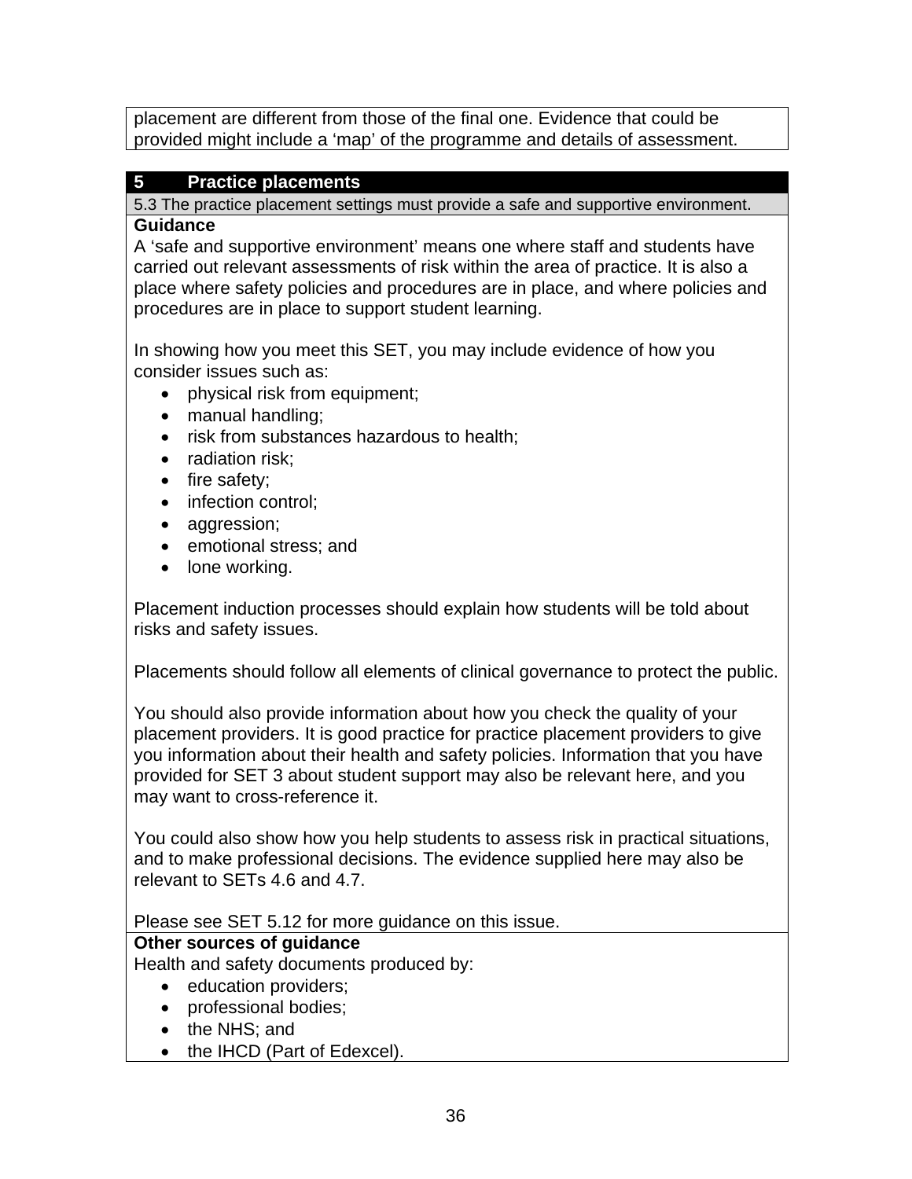placement are different from those of the final one. Evidence that could be provided might include a 'map' of the programme and details of assessment.

## 5 Practice placements

5.3 The practice placement settings must provide a safe and supportive environment.

**Guidance**

A 'safe and supportive environment' means one where staff and students have carried out relevant assessments of risk within the area of practice. It is also a place where safety policies and procedures are in place, and where policies and procedures are in place to support student learning.

In showing how you meet this SET, you may include evidence of how you consider issues such as:

- physical risk from equipment;
- manual handling;
- risk from substances hazardous to health;
- radiation risk;
- fire safety;
- infection control;
- aggression;
- emotional stress; and
- lone working.

Placement induction processes should explain how students will be told about risks and safety issues.

Placements should follow all elements of clinical governance to protect the public.

You should also provide information about how you check the quality of your placement providers. It is good practice for practice placement providers to give you information about their health and safety policies. Information that you have provided for SET 3 about student support may also be relevant here, and you may want to cross-reference it.

You could also show how you help students to assess risk in practical situations, and to make professional decisions. The evidence supplied here may also be relevant to SETs 4.6 and 4.7.

Please see SET 5.12 for more guidance on this issue.

**Other sources of guidance**

Health and safety documents produced by:

- education providers;
- professional bodies;
- the NHS; and
- the IHCD (Part of Edexcel).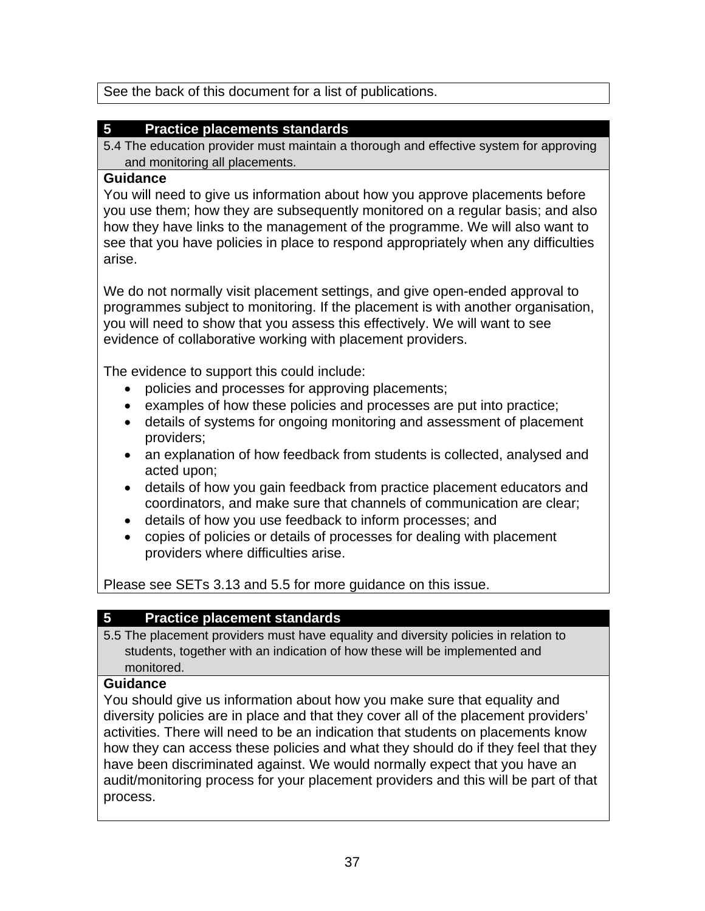See the back of this document for a list of publications.

## 5 Practice placements standards

5.4 The education provider must maintain a thorough and effective system for approving and monitoring all placements.

**Guidance**

You will need to give us information about how you approve placements before you use them; how they are subsequently monitored on a regular basis; and also how they have links to the management of the programme. We will also want to see that you have policies in place to respond appropriately when any difficulties arise.

We do not normally visit placement settings, and give open-ended approval to programmes subject to monitoring. If the placement is with another organisation, you will need to show that you assess this effectively. We will want to see evidence of collaborative working with placement providers.

The evidence to support this could include:

- policies and processes for approving placements;
- examples of how these policies and processes are put into practice;
- details of systems for ongoing monitoring and assessment of placement providers;
- an explanation of how feedback from students is collected, analysed and acted upon;
- details of how you gain feedback from practice placement educators and coordinators, and make sure that channels of communication are clear;
- details of how you use feedback to inform processes; and
- copies of policies or details of processes for dealing with placement providers where difficulties arise.

Please see SETs 3.13 and 5.5 for more guidance on this issue.

## 5 Practice placement standards

5.5 The placement providers must have equality and diversity policies in relation to students, together with an indication of how these will be implemented and monitored.

**Guidance**

You should give us information about how you make sure that equality and diversity policies are in place and that they cover all of the placement providers' activities. There will need to be an indication that students on placements know how they can access these policies and what they should do if they feel that they have been discriminated against. We would normally expect that you have an audit/monitoring process for your placement providers and this will be part of that process.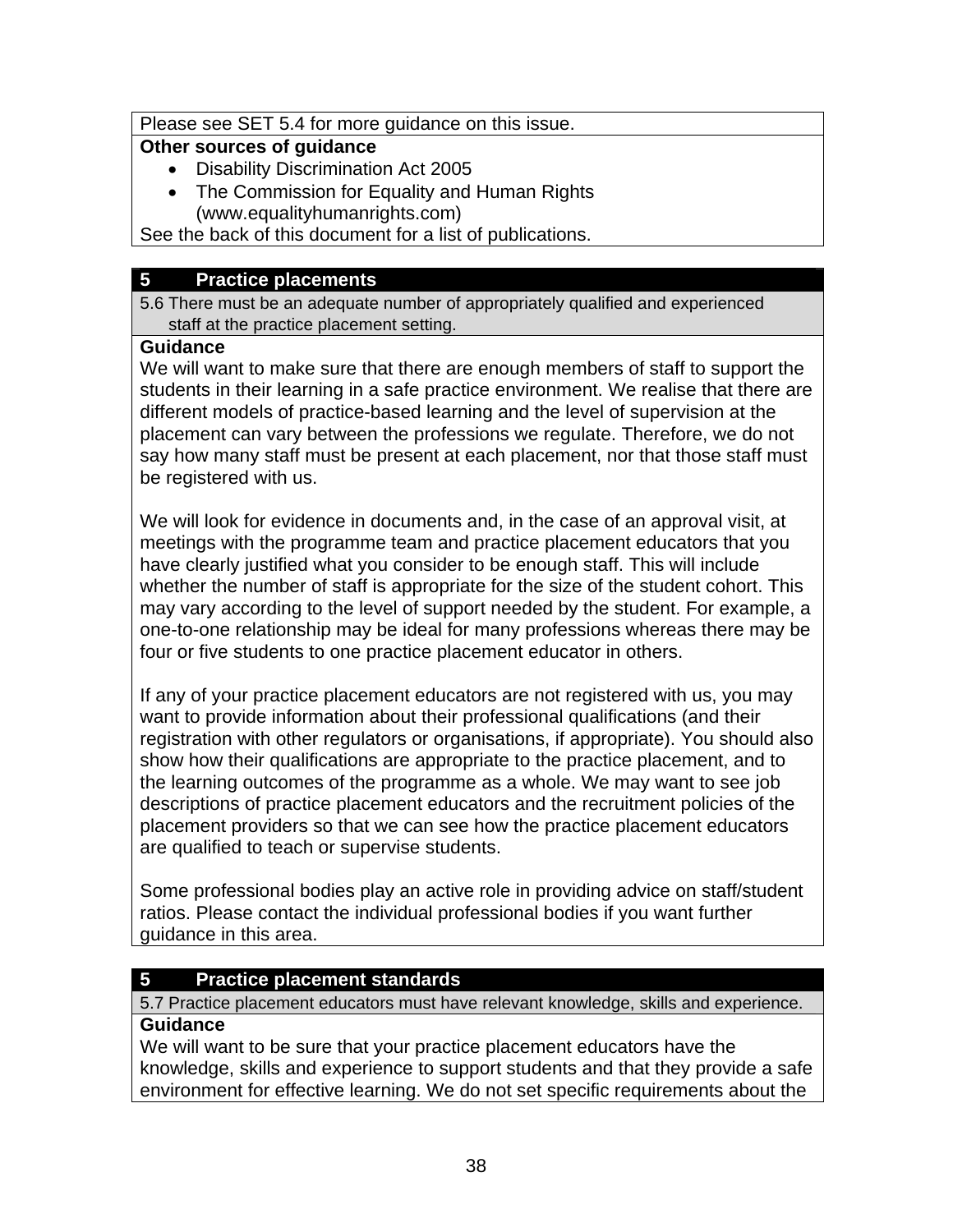Please see SET 5.4 for more guidance on this issue.

**Other sources of guidance**

- Disability Discrimination Act 2005
- The Commission for Equality and Human Rights (www.equalityhumanrights.com)

See the back of this document for a list of publications.

## 5 Practice placements

5.6 There must be an adequate number of appropriately qualified and experienced staff at the practice placement setting.

**Guidance**

We will want to make sure that there are enough members of staff to support the students in their learning in a safe practice environment. We realise that there are different models of practice-based learning and the level of supervision at the placement can vary between the professions we regulate. Therefore, we do not say how many staff must be present at each placement, nor that those staff must be registered with us.

We will look for evidence in documents and, in the case of an approval visit, at meetings with the programme team and practice placement educators that you have clearly justified what you consider to be enough staff. This will include whether the number of staff is appropriate for the size of the student cohort. This may vary according to the level of support needed by the student. For example, a one-to-one relationship may be ideal for many professions whereas there may be four or five students to one practice placement educator in others.

If any of your practice placement educators are not registered with us, you may want to provide information about their professional qualifications (and their registration with other regulators or organisations, if appropriate). You should also show how their qualifications are appropriate to the practice placement, and to the learning outcomes of the programme as a whole. We may want to see job descriptions of practice placement educators and the recruitment policies of the placement providers so that we can see how the practice placement educators are qualified to teach or supervise students.

Some professional bodies play an active role in providing advice on staff/student ratios. Please contact the individual professional bodies if you want further guidance in this area.

## 5 Practice placement standards

5.7 Practice placement educators must have relevant knowledge, skills and experience.

**Guidance**

We will want to be sure that your practice placement educators have the knowledge, skills and experience to support students and that they provide a safe environment for effective learning. We do not set specific requirements about the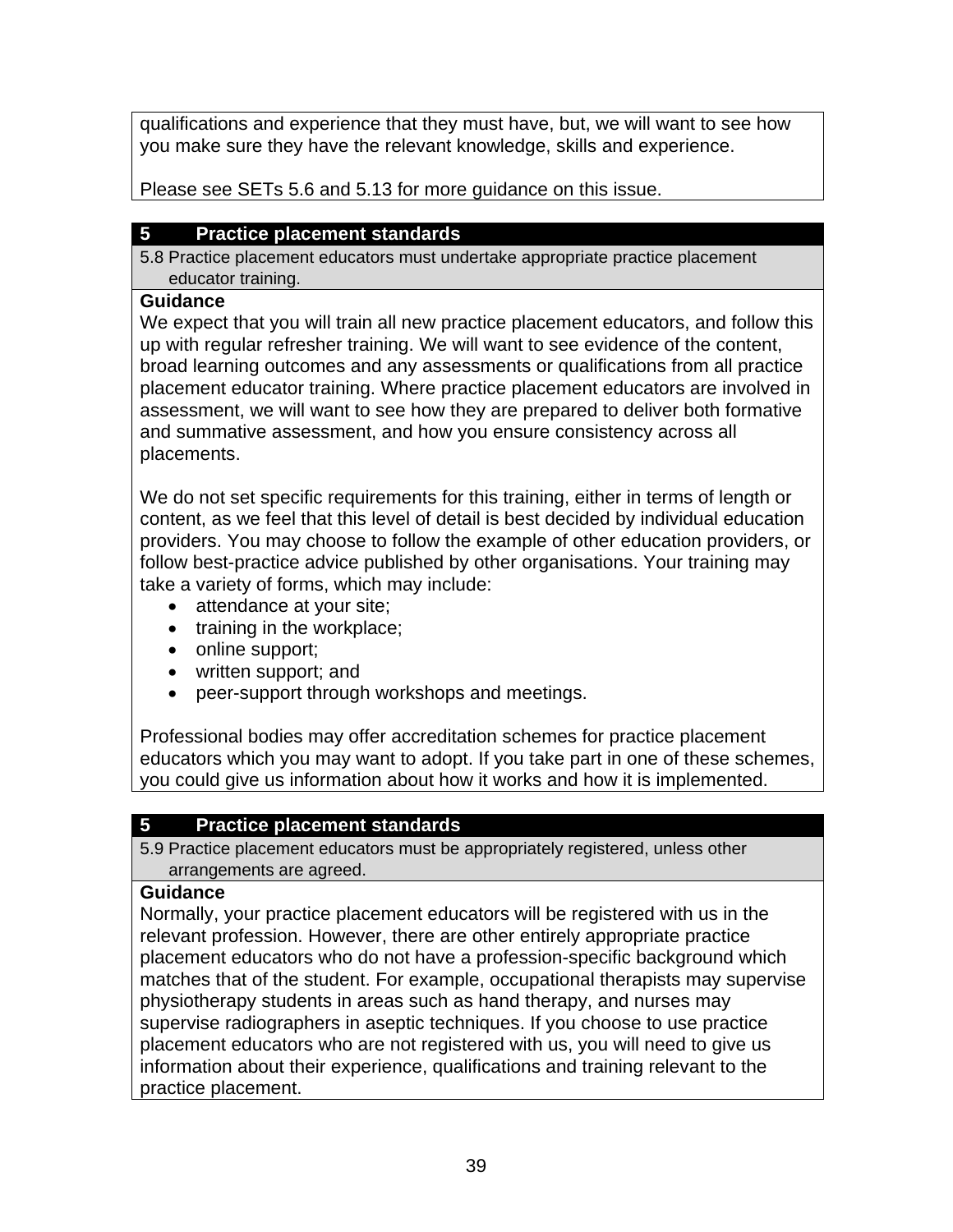qualifications and experience that they must have, but, we will want to see how you make sure they have the relevant knowledge, skills and experience.

Please see SETs 5.6 and 5.13 for more guidance on this issue.

## 5 Practice placement standards

5.8 Practice placement educators must undertake appropriate practice placement educator training.

**Guidance**

We expect that you will train all new practice placement educators, and follow this up with regular refresher training. We will want to see evidence of the content, broad learning outcomes and any assessments or qualifications from all practice placement educator training. Where practice placement educators are involved in assessment, we will want to see how they are prepared to deliver both formative and summative assessment, and how you ensure consistency across all placements.

We do not set specific requirements for this training, either in terms of length or content, as we feel that this level of detail is best decided by individual education providers. You may choose to follow the example of other education providers, or follow best-practice advice published by other organisations. Your training may take a variety of forms, which may include:

- attendance at your site;
- training in the workplace;
- online support;
- written support; and
- peer-support through workshops and meetings.

Professional bodies may offer accreditation schemes for practice placement educators which you may want to adopt. If you take part in one of these schemes, you could give us information about how it works and how it is implemented.

## 5 Practice placement standards

5.9 Practice placement educators must be appropriately registered, unless other arrangements are agreed.

**Guidance**

Normally, your practice placement educators will be registered with us in the relevant profession. However, there are other entirely appropriate practice placement educators who do not have a profession-specific background which matches that of the student. For example, occupational therapists may supervise physiotherapy students in areas such as hand therapy, and nurses may supervise radiographers in aseptic techniques. If you choose to use practice placement educators who are not registered with us, you will need to give us information about their experience, qualifications and training relevant to the practice placement.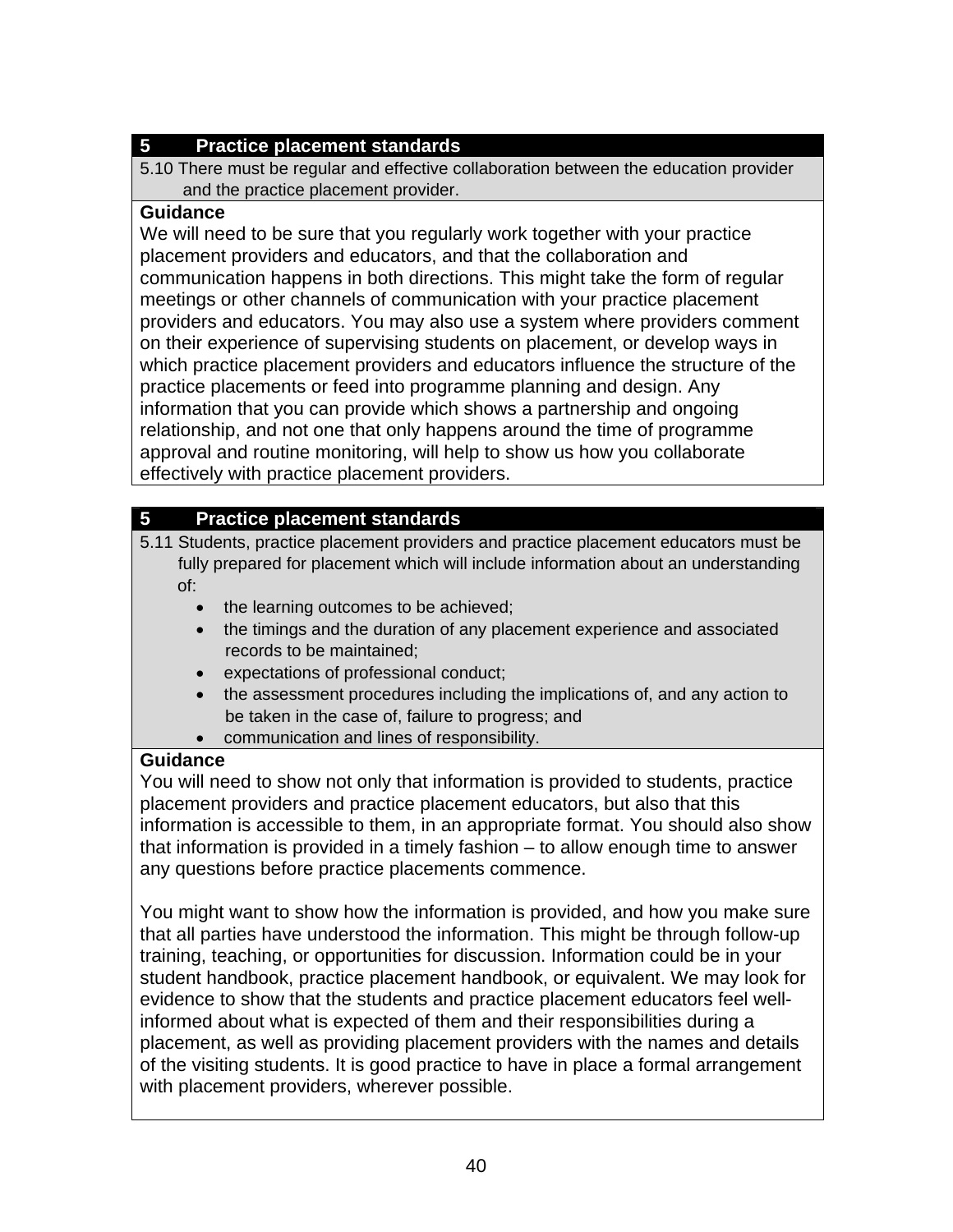## 5 Practice placement standards

**5.10 There must be regular and effective collaboration between the education provider and the practice placement provider.**

**Guidance**

We will need to be sure that you regularly work together with your practice placement providers and educators, and that the collaboration and communication happens in both directions. This might take the form of regular meetings or other channels of communication with your practice placement providers and educators. You may also use a system where providers comment on their experience of supervising students on placement, or develop ways in which practice placement providers and educators influence the structure of the practice placements or feed into programme planning and design. Any information that you can provide which shows a partnership and ongoing relationship, and not one that only happens around the time of programme approval and routine monitoring, will help to show us how you collaborate effectively with practice placement providers.

## 5 Practice placement standards

**5.11 Students, practice placement providers and practice placement educators must be fully prepared for placement which will include information about an understanding of:**

- the learning outcomes to be achieved;
- the timings and the duration of any placement experience and associated records to be maintained;
- expectations of professional conduct;
- the assessment procedures including the implications of, and any action to be taken in the case of, failure to progress; and
- communication and lines of responsibility.

**Guidance**

You will need to show not only that information is provided to students, practice placement providers and practice placement educators, but also that this information is accessible to them, in an appropriate format. You should also show that information is provided in a timely fashion – to allow enough time to answer any questions before practice placements commence.

You might want to show how the information is provided, and how you make sure that all parties have understood the information. This might be through follow-up training, teaching, or opportunities for discussion. Information could be in your student handbook, practice placement handbook, or equivalent. We may look for evidence to show that the students and practice placement educators feel well-informed about what is expected of them and their responsibilities during a placement, as well as providing placement providers with the names and details of the visiting students. It is good practice to have in place a formal arrangement with placement providers, wherever possible.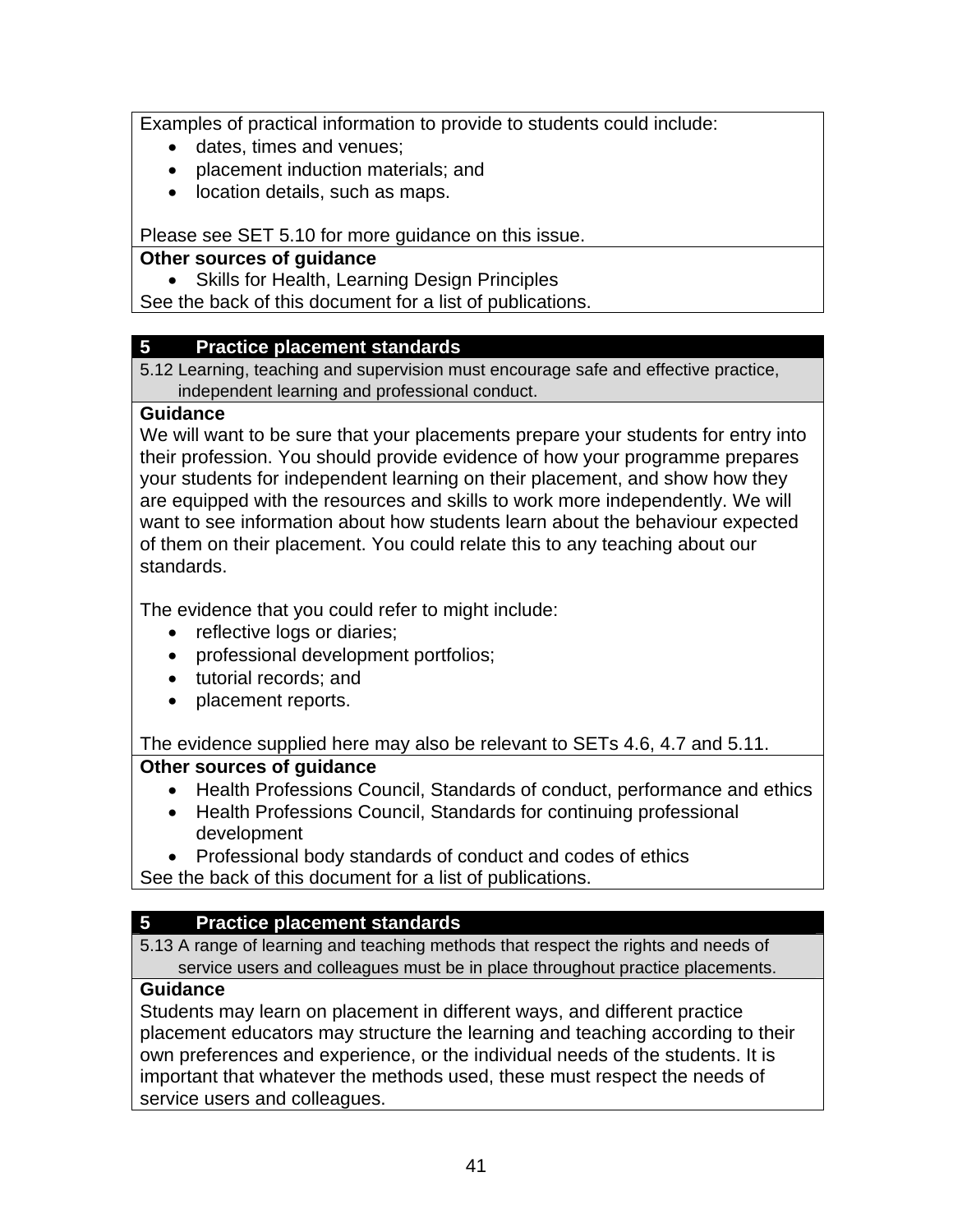Examples of practical information to provide to students could include:

- dates, times and venues;
- placement induction materials; and
- location details, such as maps.

Please see SET 5.10 for more guidance on this issue.

**Other sources of guidance**

- Skills for Health, Learning Design Principles

See the back of this document for a list of publications.

## 5 Practice placement standards

5.12 Learning, teaching and supervision must encourage safe and effective practice, independent learning and professional conduct.

**Guidance**

We will want to be sure that your placements prepare your students for entry into their profession. You should provide evidence of how your programme prepares your students for independent learning on their placement, and show how they are equipped with the resources and skills to work more independently. We will want to see information about how students learn about the behaviour expected of them on their placement. You could relate this to any teaching about our standards.

The evidence that you could refer to might include:

- reflective logs or diaries;
- professional development portfolios;
- tutorial records; and
- placement reports.

The evidence supplied here may also be relevant to SETs 4.6, 4.7 and 5.11.

**Other sources of guidance**

- Health Professions Council, Standards of conduct, performance and ethics
- Health Professions Council, Standards for continuing professional development
- Professional body standards of conduct and codes of ethics

See the back of this document for a list of publications.

## 5 Practice placement standards

5.13 A range of learning and teaching methods that respect the rights and needs of service users and colleagues must be in place throughout practice placements.

**Guidance**

Students may learn on placement in different ways, and different practice placement educators may structure the learning and teaching according to their own preferences and experience, or the individual needs of the students. It is important that whatever the methods used, these must respect the needs of service users and colleagues.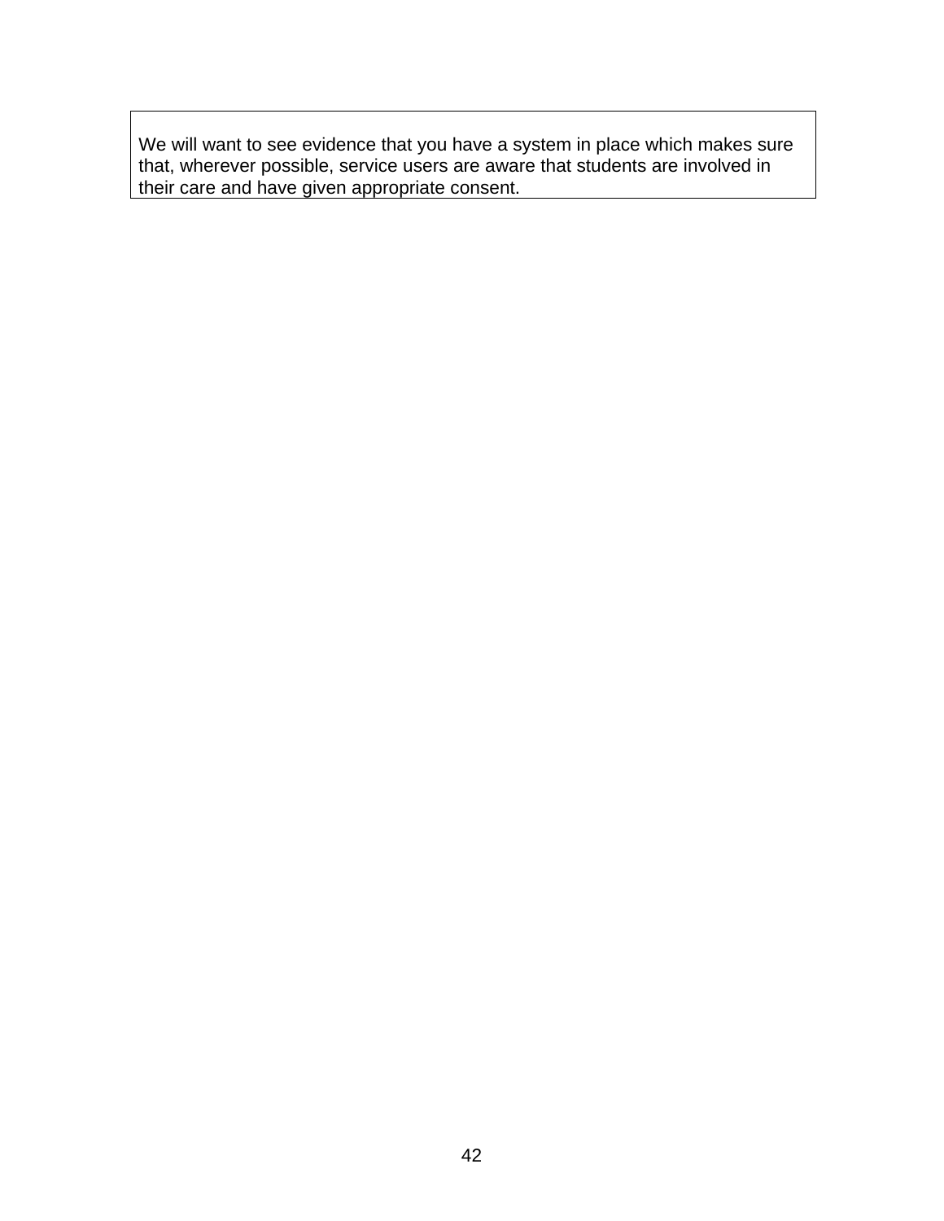| We will want to see evidence that you have a system in place which makes sure that, wherever possible, service users are aware that students are involved in their care and have given appropriate consent. |
|---|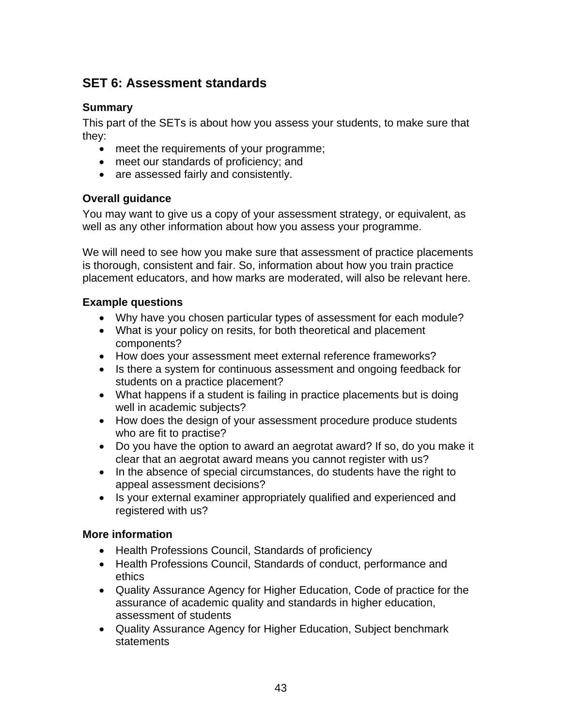## SET 6: Assessment standards

### Summary

This part of the SETs is about how you assess your students, to make sure that they:

- meet the requirements of your programme;
- meet our standards of proficiency; and
- are assessed fairly and consistently.

### Overall guidance

You may want to give us a copy of your assessment strategy, or equivalent, as well as any other information about how you assess your programme.

We will need to see how you make sure that assessment of practice placements is thorough, consistent and fair. So, information about how you train practice placement educators, and how marks are moderated, will also be relevant here.

### Example questions

- Why have you chosen particular types of assessment for each module?
- What is your policy on resits, for both theoretical and placement components?
- How does your assessment meet external reference frameworks?
- Is there a system for continuous assessment and ongoing feedback for students on a practice placement?
- What happens if a student is failing in practice placements but is doing well in academic subjects?
- How does the design of your assessment procedure produce students who are fit to practise?
- Do you have the option to award an aegrotat award? If so, do you make it clear that an aegrotat award means you cannot register with us?
- In the absence of special circumstances, do students have the right to appeal assessment decisions?
- Is your external examiner appropriately qualified and experienced and registered with us?

### More information

- Health Professions Council, Standards of proficiency
- Health Professions Council, Standards of conduct, performance and ethics
- Quality Assurance Agency for Higher Education, Code of practice for the assurance of academic quality and standards in higher education, assessment of students
- Quality Assurance Agency for Higher Education, Subject benchmark statements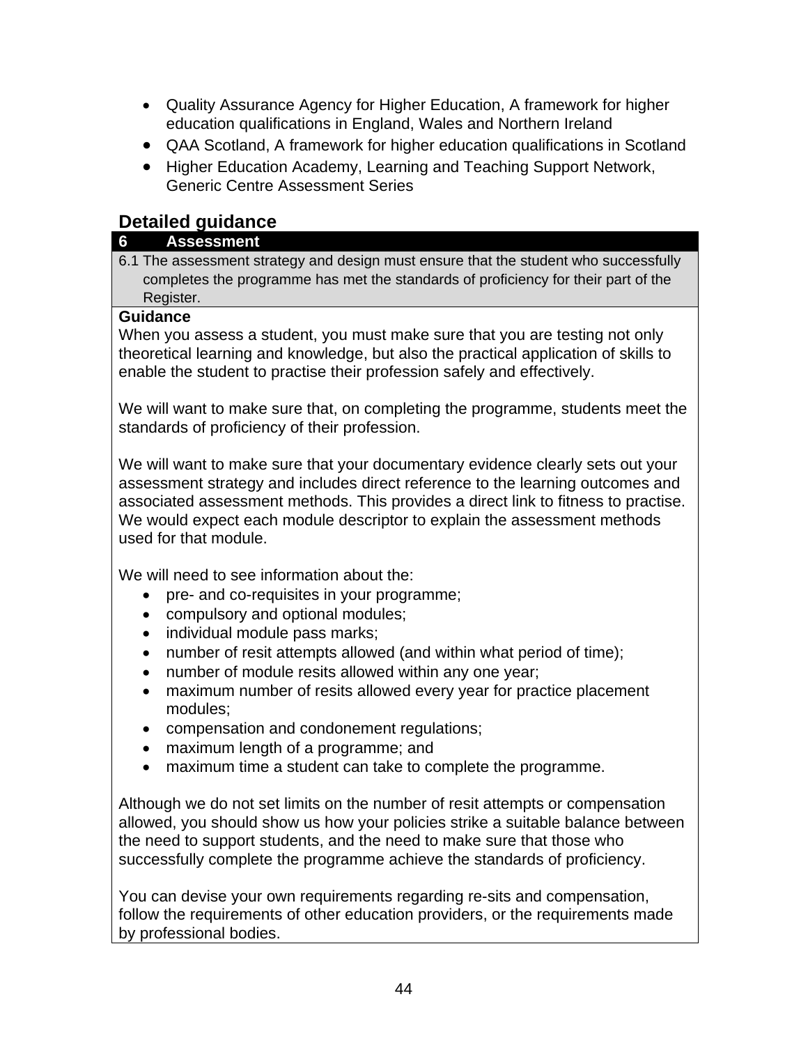- Quality Assurance Agency for Higher Education, A framework for higher education qualifications in England, Wales and Northern Ireland
- QAA Scotland, A framework for higher education qualifications in Scotland
- Higher Education Academy, Learning and Teaching Support Network, Generic Centre Assessment Series

## Detailed guidance

**6 Assessment**

6.1 The assessment strategy and design must ensure that the student who successfully completes the programme has met the standards of proficiency for their part of the Register.

**Guidance**

When you assess a student, you must make sure that you are testing not only theoretical learning and knowledge, but also the practical application of skills to enable the student to practise their profession safely and effectively.

We will want to make sure that, on completing the programme, students meet the standards of proficiency of their profession.

We will want to make sure that your documentary evidence clearly sets out your assessment strategy and includes direct reference to the learning outcomes and associated assessment methods. This provides a direct link to fitness to practise. We would expect each module descriptor to explain the assessment methods used for that module.

We will need to see information about the:

- pre- and co-requisites in your programme;
- compulsory and optional modules;
- individual module pass marks;
- number of resit attempts allowed (and within what period of time);
- number of module resits allowed within any one year;
- maximum number of resits allowed every year for practice placement modules;
- compensation and condonement regulations;
- maximum length of a programme; and
- maximum time a student can take to complete the programme.

Although we do not set limits on the number of resit attempts or compensation allowed, you should show us how your policies strike a suitable balance between the need to support students, and the need to make sure that those who successfully complete the programme achieve the standards of proficiency.

You can devise your own requirements regarding re-sits and compensation, follow the requirements of other education providers, or the requirements made by professional bodies.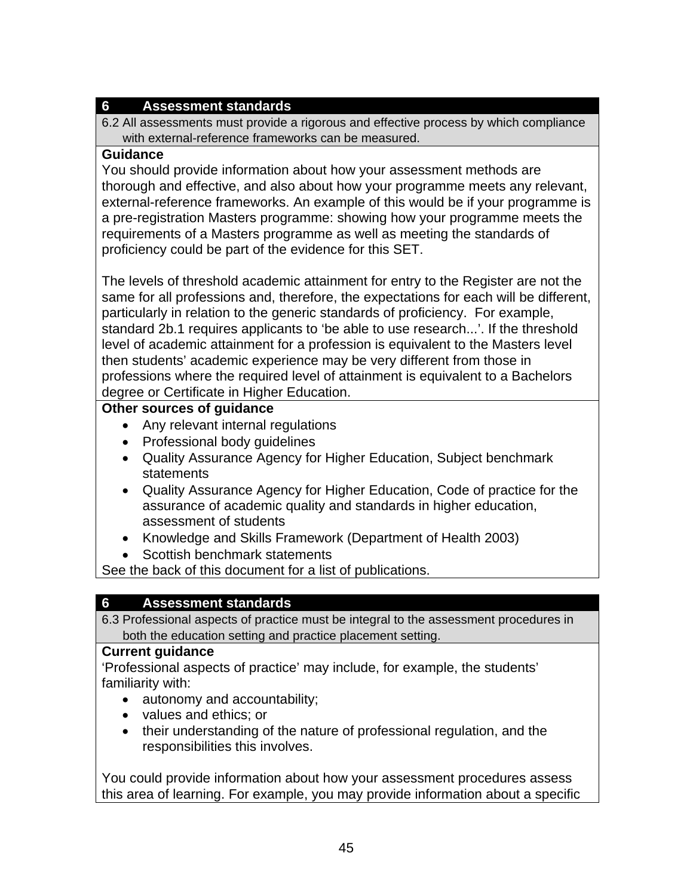## 6 Assessment standards

**6.2 All assessments must provide a rigorous and effective process by which compliance with external-reference frameworks can be measured.**

**Guidance**

You should provide information about how your assessment methods are thorough and effective, and also about how your programme meets any relevant, external-reference frameworks. An example of this would be if your programme is a pre-registration Masters programme: showing how your programme meets the requirements of a Masters programme as well as meeting the standards of proficiency could be part of the evidence for this SET.

The levels of threshold academic attainment for entry to the Register are not the same for all professions and, therefore, the expectations for each will be different, particularly in relation to the generic standards of proficiency. For example, standard 2b.1 requires applicants to 'be able to use research...'. If the threshold level of academic attainment for a profession is equivalent to the Masters level then students' academic experience may be very different from those in professions where the required level of attainment is equivalent to a Bachelors degree or Certificate in Higher Education.

**Other sources of guidance**

- Any relevant internal regulations
- Professional body guidelines
- Quality Assurance Agency for Higher Education, Subject benchmark statements
- Quality Assurance Agency for Higher Education, Code of practice for the assurance of academic quality and standards in higher education, assessment of students
- Knowledge and Skills Framework (Department of Health 2003)
- Scottish benchmark statements

See the back of this document for a list of publications.

## 6 Assessment standards

**6.3 Professional aspects of practice must be integral to the assessment procedures in both the education setting and practice placement setting.**

**Current guidance**

'Professional aspects of practice' may include, for example, the students' familiarity with:

- autonomy and accountability;
- values and ethics; or
- their understanding of the nature of professional regulation, and the responsibilities this involves.

You could provide information about how your assessment procedures assess this area of learning. For example, you may provide information about a specific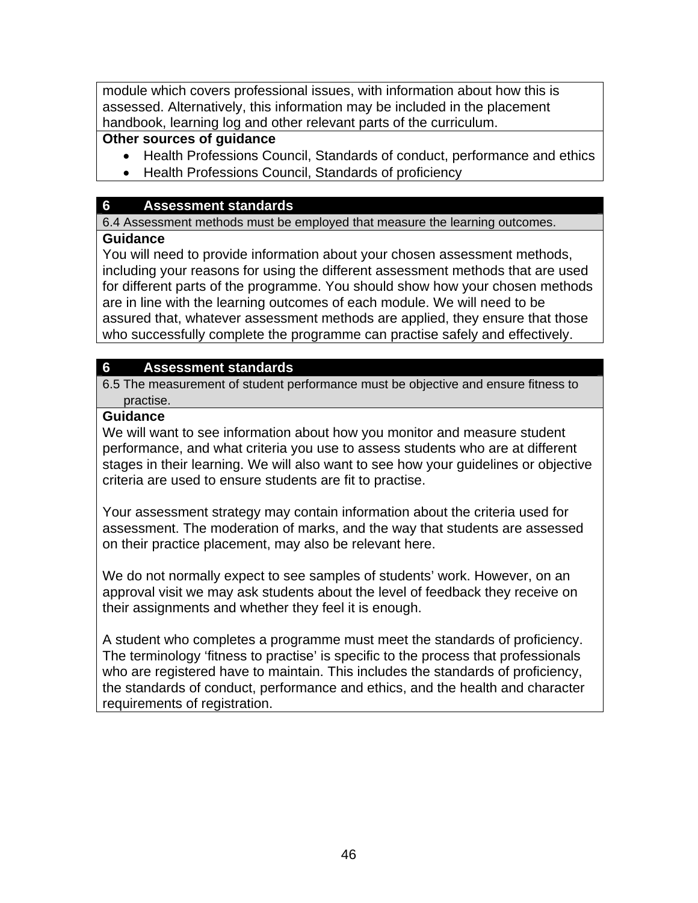module which covers professional issues, with information about how this is assessed. Alternatively, this information may be included in the placement handbook, learning log and other relevant parts of the curriculum.

**Other sources of guidance**

- Health Professions Council, Standards of conduct, performance and ethics
- Health Professions Council, Standards of proficiency

## 6 Assessment standards

6.4 Assessment methods must be employed that measure the learning outcomes.

**Guidance**

You will need to provide information about your chosen assessment methods, including your reasons for using the different assessment methods that are used for different parts of the programme. You should show how your chosen methods are in line with the learning outcomes of each module. We will need to be assured that, whatever assessment methods are applied, they ensure that those who successfully complete the programme can practise safely and effectively.

## 6 Assessment standards

6.5 The measurement of student performance must be objective and ensure fitness to practise.

**Guidance**

We will want to see information about how you monitor and measure student performance, and what criteria you use to assess students who are at different stages in their learning. We will also want to see how your guidelines or objective criteria are used to ensure students are fit to practise.

Your assessment strategy may contain information about the criteria used for assessment. The moderation of marks, and the way that students are assessed on their practice placement, may also be relevant here.

We do not normally expect to see samples of students' work. However, on an approval visit we may ask students about the level of feedback they receive on their assignments and whether they feel it is enough.

A student who completes a programme must meet the standards of proficiency. The terminology 'fitness to practise' is specific to the process that professionals who are registered have to maintain. This includes the standards of proficiency, the standards of conduct, performance and ethics, and the health and character requirements of registration.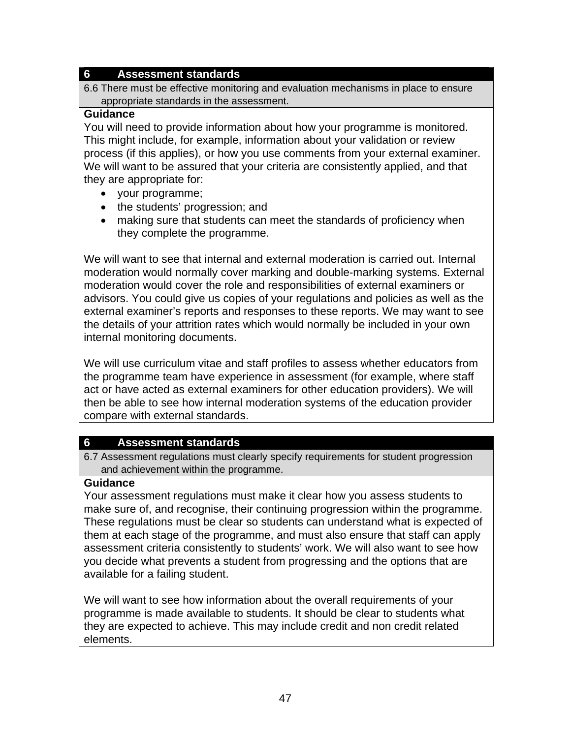## 6 Assessment standards

**6.6 There must be effective monitoring and evaluation mechanisms in place to ensure appropriate standards in the assessment.**

**Guidance**

You will need to provide information about how your programme is monitored. This might include, for example, information about your validation or review process (if this applies), or how you use comments from your external examiner. We will want to be assured that your criteria are consistently applied, and that they are appropriate for:

- your programme;
- the students' progression; and
- making sure that students can meet the standards of proficiency when they complete the programme.

We will want to see that internal and external moderation is carried out. Internal moderation would normally cover marking and double-marking systems. External moderation would cover the role and responsibilities of external examiners or advisors. You could give us copies of your regulations and policies as well as the external examiner's reports and responses to these reports. We may want to see the details of your attrition rates which would normally be included in your own internal monitoring documents.

We will use curriculum vitae and staff profiles to assess whether educators from the programme team have experience in assessment (for example, where staff act or have acted as external examiners for other education providers). We will then be able to see how internal moderation systems of the education provider compare with external standards.

## 6 Assessment standards

**6.7 Assessment regulations must clearly specify requirements for student progression and achievement within the programme.**

**Guidance**

Your assessment regulations must make it clear how you assess students to make sure of, and recognise, their continuing progression within the programme. These regulations must be clear so students can understand what is expected of them at each stage of the programme, and must also ensure that staff can apply assessment criteria consistently to students' work. We will also want to see how you decide what prevents a student from progressing and the options that are available for a failing student.

We will want to see how information about the overall requirements of your programme is made available to students. It should be clear to students what they are expected to achieve. This may include credit and non credit related elements.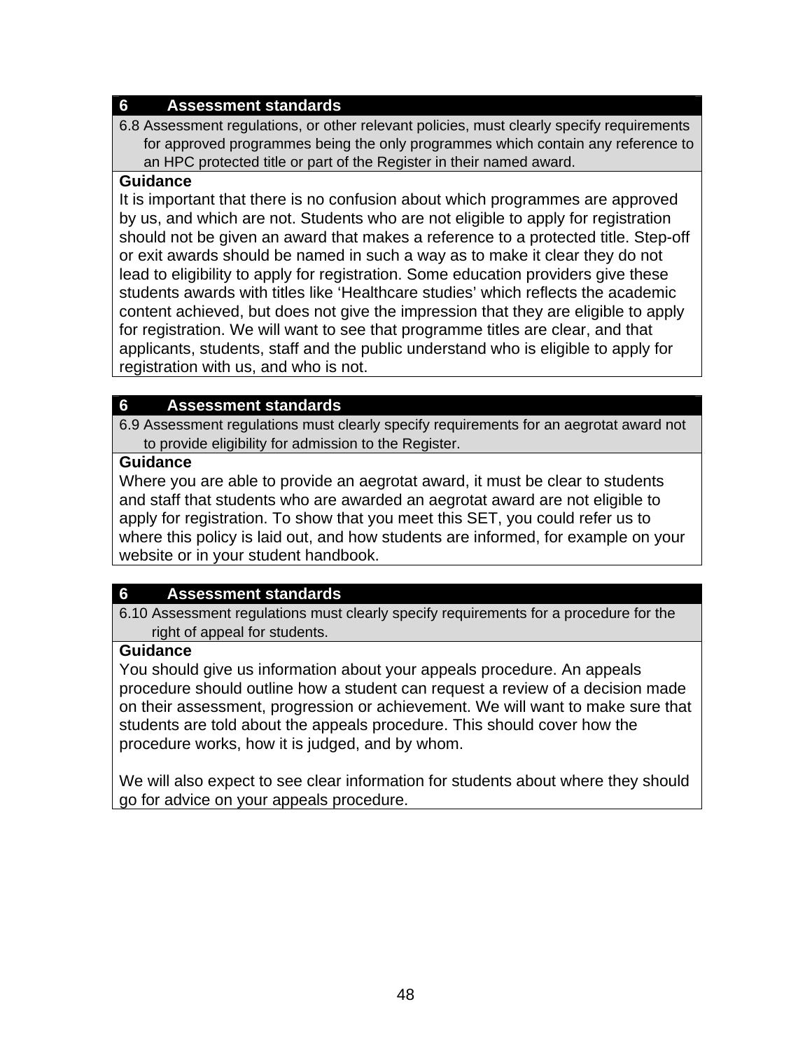| 6 Assessment standards |
|---|
| 6.8 Assessment regulations, or other relevant policies, must clearly specify requirements for approved programmes being the only programmes which contain any reference to an HPC protected title or part of the Register in their named award. |
| **Guidance**<br>It is important that there is no confusion about which programmes are approved by us, and which are not. Students who are not eligible to apply for registration should not be given an award that makes a reference to a protected title. Step-off or exit awards should be named in such a way as to make it clear they do not lead to eligibility to apply for registration. Some education providers give these students awards with titles like 'Healthcare studies' which reflects the academic content achieved, but does not give the impression that they are eligible to apply for registration. We will want to see that programme titles are clear, and that applicants, students, staff and the public understand who is eligible to apply for registration with us, and who is not. |

| 6 Assessment standards |
|---|
| 6.9 Assessment regulations must clearly specify requirements for an aegrotat award not to provide eligibility for admission to the Register. |
| **Guidance**<br>Where you are able to provide an aegrotat award, it must be clear to students and staff that students who are awarded an aegrotat award are not eligible to apply for registration. To show that you meet this SET, you could refer us to where this policy is laid out, and how students are informed, for example on your website or in your student handbook. |

| 6 Assessment standards |
|---|
| 6.10 Assessment regulations must clearly specify requirements for a procedure for the right of appeal for students. |
| **Guidance**<br>You should give us information about your appeals procedure. An appeals procedure should outline how a student can request a review of a decision made on their assessment, progression or achievement. We will want to make sure that students are told about the appeals procedure. This should cover how the procedure works, how it is judged, and by whom.<br><br>We will also expect to see clear information for students about where they should go for advice on your appeals procedure. |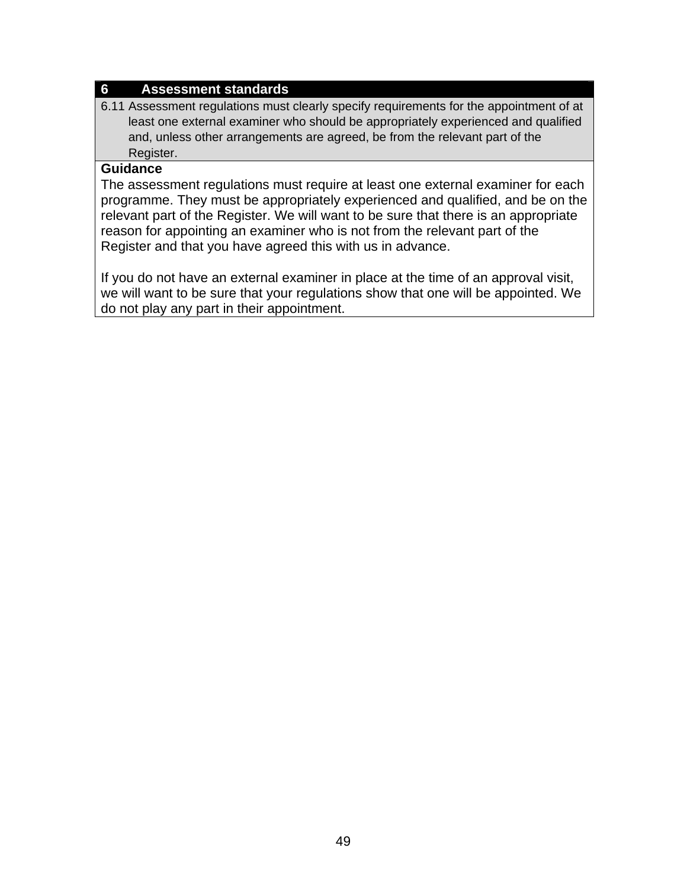| 6 Assessment standards |
| --- |
| 6.11 Assessment regulations must clearly specify requirements for the appointment of at least one external examiner who should be appropriately experienced and qualified and, unless other arrangements are agreed, be from the relevant part of the Register. |
| **Guidance**<br>The assessment regulations must require at least one external examiner for each programme. They must be appropriately experienced and qualified, and be on the relevant part of the Register. We will want to be sure that there is an appropriate reason for appointing an examiner who is not from the relevant part of the Register and that you have agreed this with us in advance.<br><br>If you do not have an external examiner in place at the time of an approval visit, we will want to be sure that your regulations show that one will be appointed. We do not play any part in their appointment. |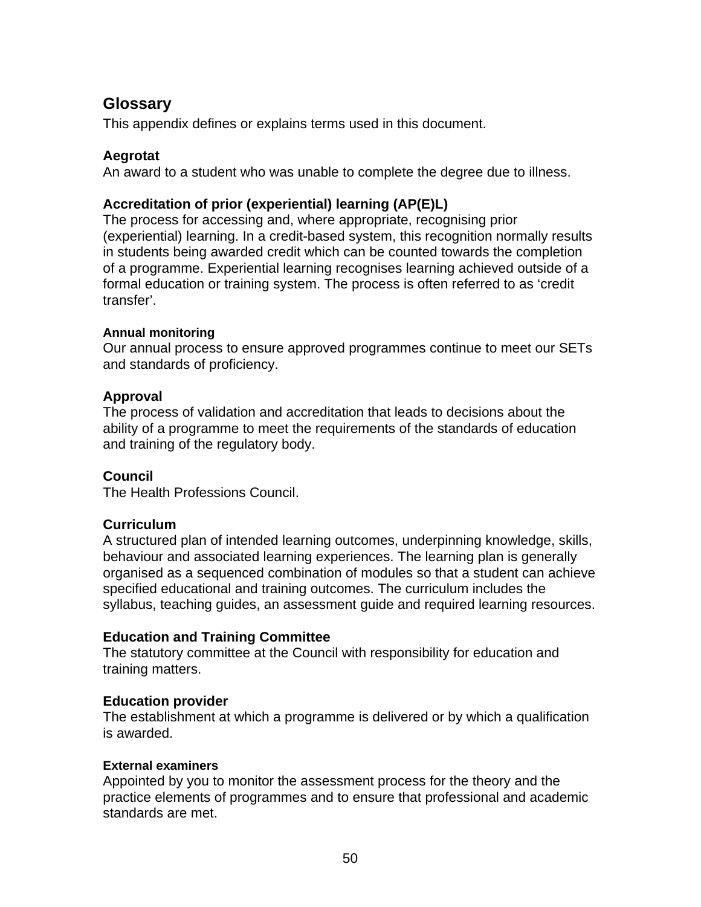## Glossary

This appendix defines or explains terms used in this document.

**Aegrotat**

An award to a student who was unable to complete the degree due to illness.

**Accreditation of prior (experiential) learning (AP(E)L)**

The process for accessing and, where appropriate, recognising prior (experiential) learning. In a credit-based system, this recognition normally results in students being awarded credit which can be counted towards the completion of a programme. Experiential learning recognises learning achieved outside of a formal education or training system. The process is often referred to as 'credit transfer'.

**Annual monitoring**

Our annual process to ensure approved programmes continue to meet our SETs and standards of proficiency.

**Approval**

The process of validation and accreditation that leads to decisions about the ability of a programme to meet the requirements of the standards of education and training of the regulatory body.

**Council**

The Health Professions Council.

**Curriculum**

A structured plan of intended learning outcomes, underpinning knowledge, skills, behaviour and associated learning experiences. The learning plan is generally organised as a sequenced combination of modules so that a student can achieve specified educational and training outcomes. The curriculum includes the syllabus, teaching guides, an assessment guide and required learning resources.

**Education and Training Committee**

The statutory committee at the Council with responsibility for education and training matters.

**Education provider**

The establishment at which a programme is delivered or by which a qualification is awarded.

**External examiners**

Appointed by you to monitor the assessment process for the theory and the practice elements of programmes and to ensure that professional and academic standards are met.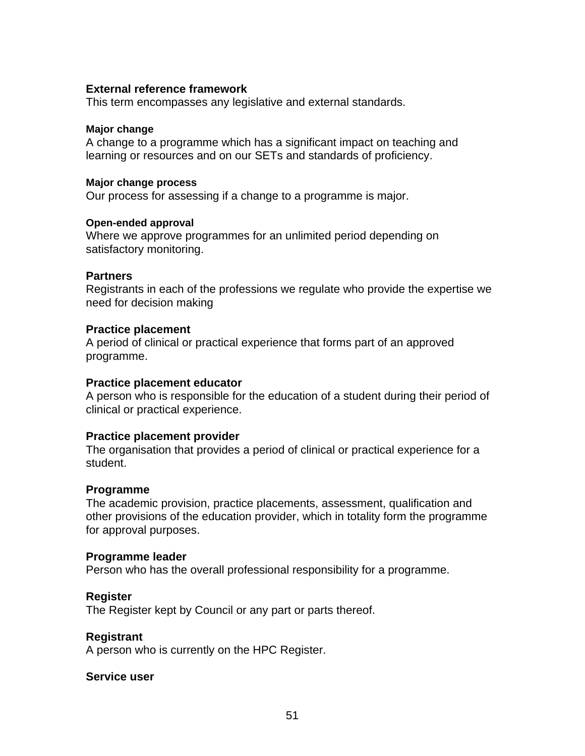**External reference framework**
This term encompasses any legislative and external standards.

**Major change**
A change to a programme which has a significant impact on teaching and learning or resources and on our SETs and standards of proficiency.

**Major change process**
Our process for assessing if a change to a programme is major.

**Open-ended approval**
Where we approve programmes for an unlimited period depending on satisfactory monitoring.

**Partners**
Registrants in each of the professions we regulate who provide the expertise we need for decision making

**Practice placement**
A period of clinical or practical experience that forms part of an approved programme.

**Practice placement educator**
A person who is responsible for the education of a student during their period of clinical or practical experience.

**Practice placement provider**
The organisation that provides a period of clinical or practical experience for a student.

**Programme**
The academic provision, practice placements, assessment, qualification and other provisions of the education provider, which in totality form the programme for approval purposes.

**Programme leader**
Person who has the overall professional responsibility for a programme.

**Register**
The Register kept by Council or any part or parts thereof.

**Registrant**
A person who is currently on the HPC Register.

**Service user**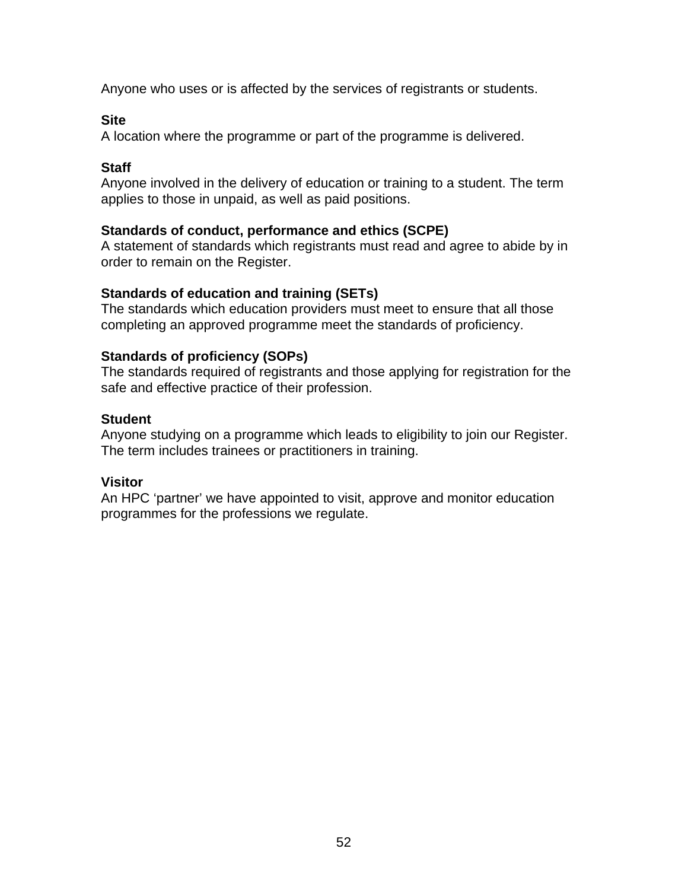Anyone who uses or is affected by the services of registrants or students.

**Site**
A location where the programme or part of the programme is delivered.

**Staff**
Anyone involved in the delivery of education or training to a student. The term applies to those in unpaid, as well as paid positions.

**Standards of conduct, performance and ethics (SCPE)**
A statement of standards which registrants must read and agree to abide by in order to remain on the Register.

**Standards of education and training (SETs)**
The standards which education providers must meet to ensure that all those completing an approved programme meet the standards of proficiency.

**Standards of proficiency (SOPs)**
The standards required of registrants and those applying for registration for the safe and effective practice of their profession.

**Student**
Anyone studying on a programme which leads to eligibility to join our Register. The term includes trainees or practitioners in training.

**Visitor**
An HPC 'partner' we have appointed to visit, approve and monitor education programmes for the professions we regulate.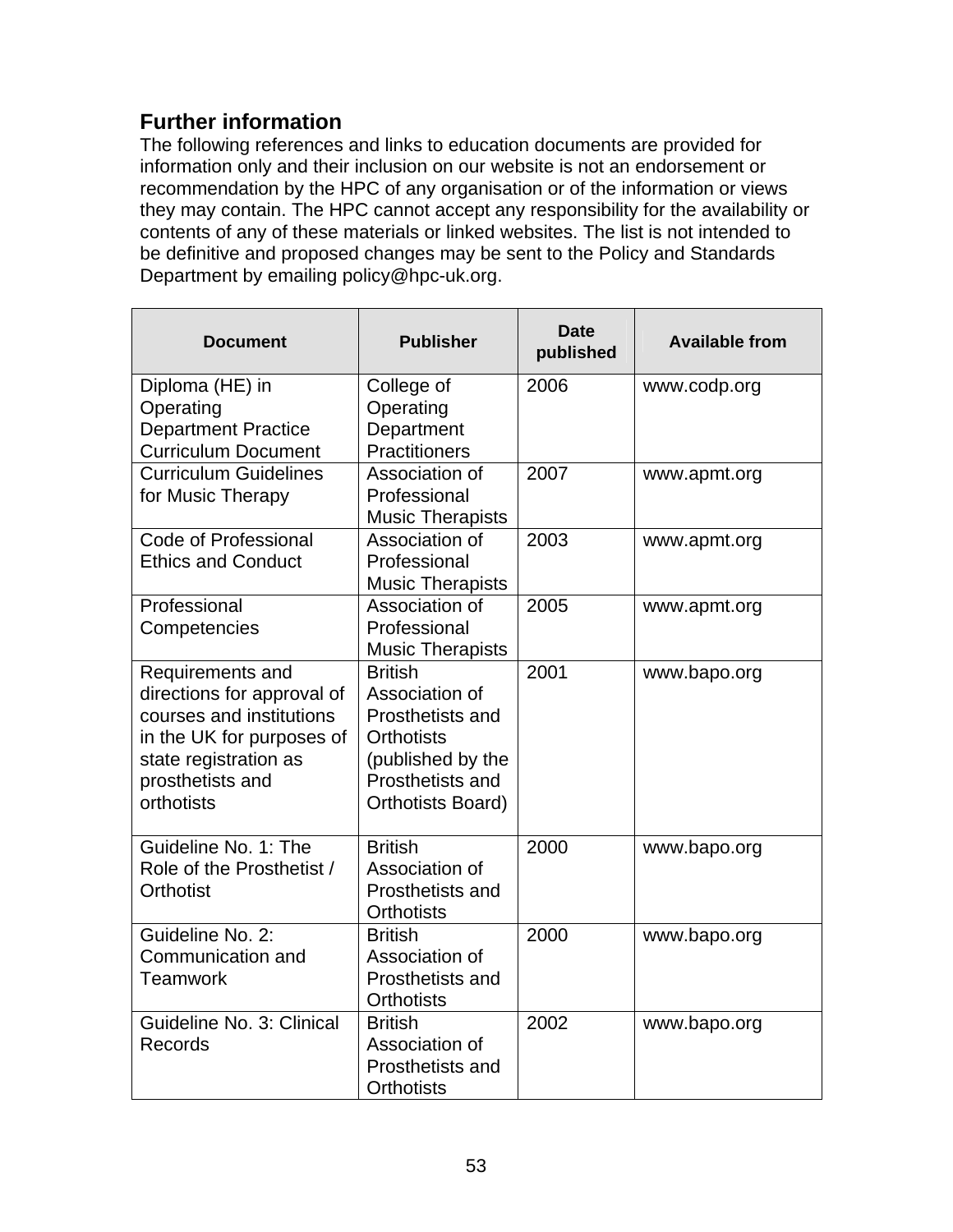## Further information

The following references and links to education documents are provided for information only and their inclusion on our website is not an endorsement or recommendation by the HPC of any organisation or of the information or views they may contain. The HPC cannot accept any responsibility for the availability or contents of any of these materials or linked websites. The list is not intended to be definitive and proposed changes may be sent to the Policy and Standards Department by emailing policy@hpc-uk.org.

| Document | Publisher | Date published | Available from |
|---|---|---|---|
| Diploma (HE) in Operating Department Practice Curriculum Document | College of Operating Department Practitioners | 2006 | www.codp.org |
| Curriculum Guidelines for Music Therapy | Association of Professional Music Therapists | 2007 | www.apmt.org |
| Code of Professional Ethics and Conduct | Association of Professional Music Therapists | 2003 | www.apmt.org |
| Professional Competencies | Association of Professional Music Therapists | 2005 | www.apmt.org |
| Requirements and directions for approval of courses and institutions in the UK for purposes of state registration as prosthetists and orthotists | British Association of Prosthetists and Orthotists (published by the Prosthetists and Orthotists Board) | 2001 | www.bapo.org |
| Guideline No. 1: The Role of the Prosthetist / Orthotist | British Association of Prosthetists and Orthotists | 2000 | www.bapo.org |
| Guideline No. 2: Communication and Teamwork | British Association of Prosthetists and Orthotists | 2000 | www.bapo.org |
| Guideline No. 3: Clinical Records | British Association of Prosthetists and Orthotists | 2002 | www.bapo.org |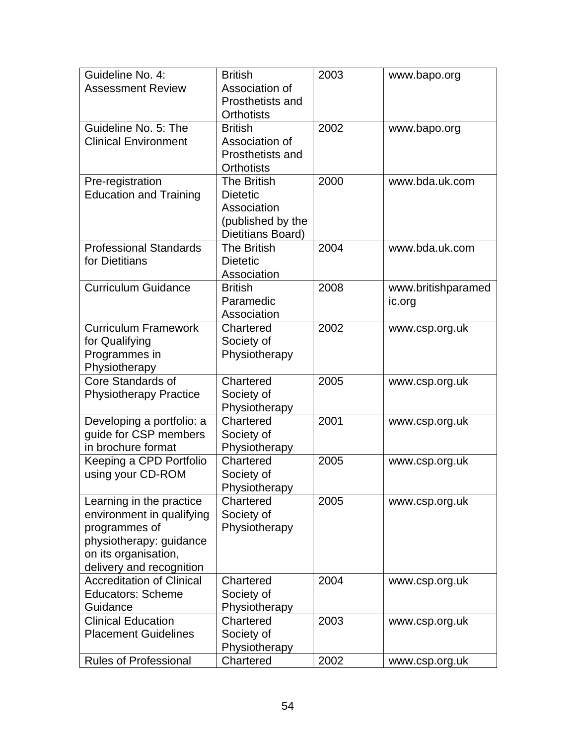| Guideline No. 4: Assessment Review | British Association of Prosthetists and Orthotists | 2003 | www.bapo.org |
|---|---|---|---|
| Guideline No. 5: The Clinical Environment | British Association of Prosthetists and Orthotists | 2002 | www.bapo.org |
| Pre-registration Education and Training | The British Dietetic Association (published by the Dietitians Board) | 2000 | www.bda.uk.com |
| Professional Standards for Dietitians | The British Dietetic Association | 2004 | www.bda.uk.com |
| Curriculum Guidance | British Paramedic Association | 2008 | www.britishparamedic.org |
| Curriculum Framework for Qualifying Programmes in Physiotherapy | Chartered Society of Physiotherapy | 2002 | www.csp.org.uk |
| Core Standards of Physiotherapy Practice | Chartered Society of Physiotherapy | 2005 | www.csp.org.uk |
| Developing a portfolio: a guide for CSP members in brochure format | Chartered Society of Physiotherapy | 2001 | www.csp.org.uk |
| Keeping a CPD Portfolio using your CD-ROM | Chartered Society of Physiotherapy | 2005 | www.csp.org.uk |
| Learning in the practice environment in qualifying programmes of physiotherapy: guidance on its organisation, delivery and recognition | Chartered Society of Physiotherapy | 2005 | www.csp.org.uk |
| Accreditation of Clinical Educators: Scheme Guidance | Chartered Society of Physiotherapy | 2004 | www.csp.org.uk |
| Clinical Education Placement Guidelines | Chartered Society of Physiotherapy | 2003 | www.csp.org.uk |
| Rules of Professional | Chartered | 2002 | www.csp.org.uk |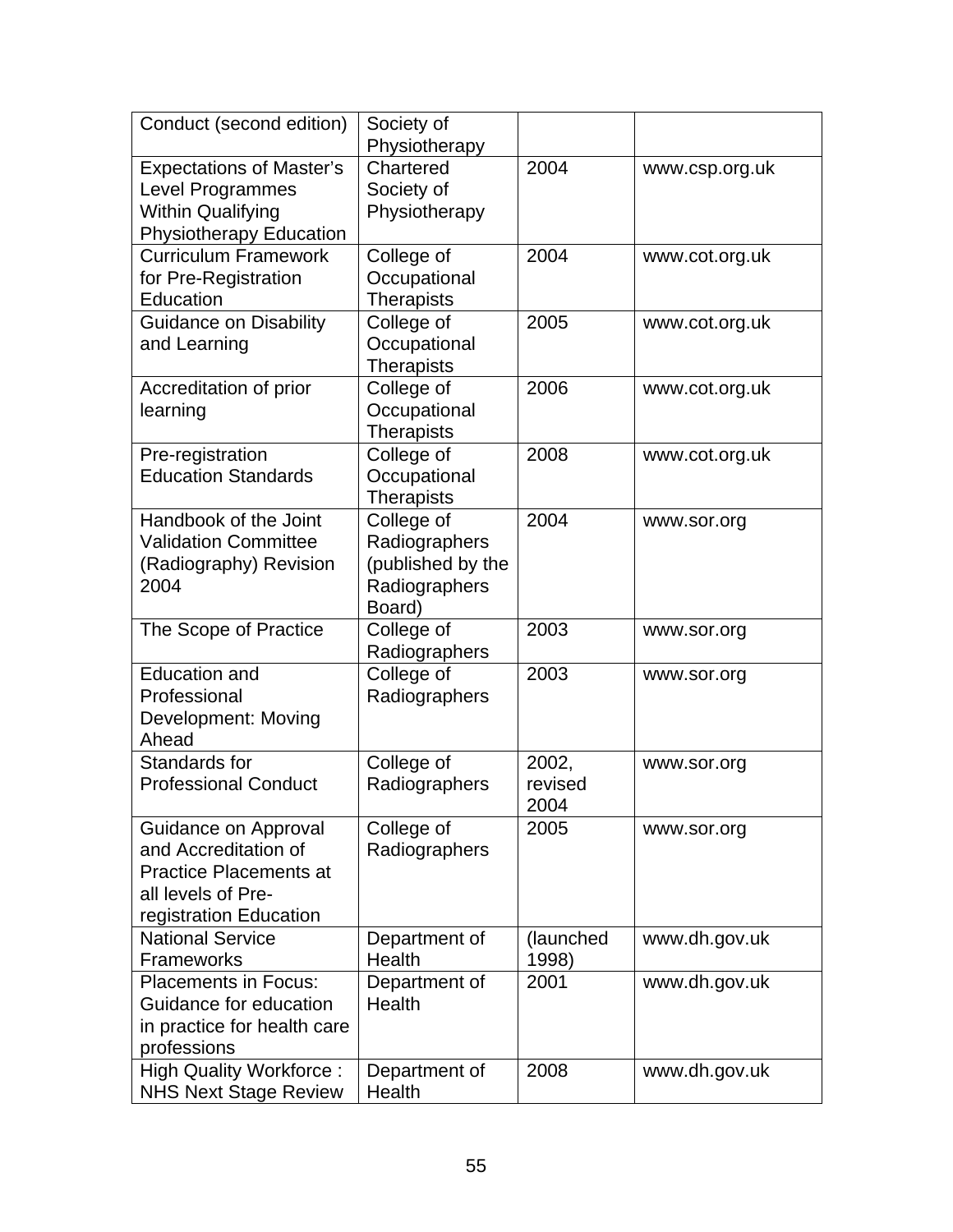| Conduct (second edition) | Society of Physiotherapy | | |
|---|---|---|---|
| Expectations of Master's Level Programmes Within Qualifying Physiotherapy Education | Chartered Society of Physiotherapy | 2004 | www.csp.org.uk |
| Curriculum Framework for Pre-Registration Education | College of Occupational Therapists | 2004 | www.cot.org.uk |
| Guidance on Disability and Learning | College of Occupational Therapists | 2005 | www.cot.org.uk |
| Accreditation of prior learning | College of Occupational Therapists | 2006 | www.cot.org.uk |
| Pre-registration Education Standards | College of Occupational Therapists | 2008 | www.cot.org.uk |
| Handbook of the Joint Validation Committee (Radiography) Revision 2004 | College of Radiographers (published by the Radiographers Board) | 2004 | www.sor.org |
| The Scope of Practice | College of Radiographers | 2003 | www.sor.org |
| Education and Professional Development: Moving Ahead | College of Radiographers | 2003 | www.sor.org |
| Standards for Professional Conduct | College of Radiographers | 2002, revised 2004 | www.sor.org |
| Guidance on Approval and Accreditation of Practice Placements at all levels of Pre-registration Education | College of Radiographers | 2005 | www.sor.org |
| National Service Frameworks | Department of Health | (launched 1998) | www.dh.gov.uk |
| Placements in Focus: Guidance for education in practice for health care professions | Department of Health | 2001 | www.dh.gov.uk |
| High Quality Workforce : NHS Next Stage Review | Department of Health | 2008 | www.dh.gov.uk |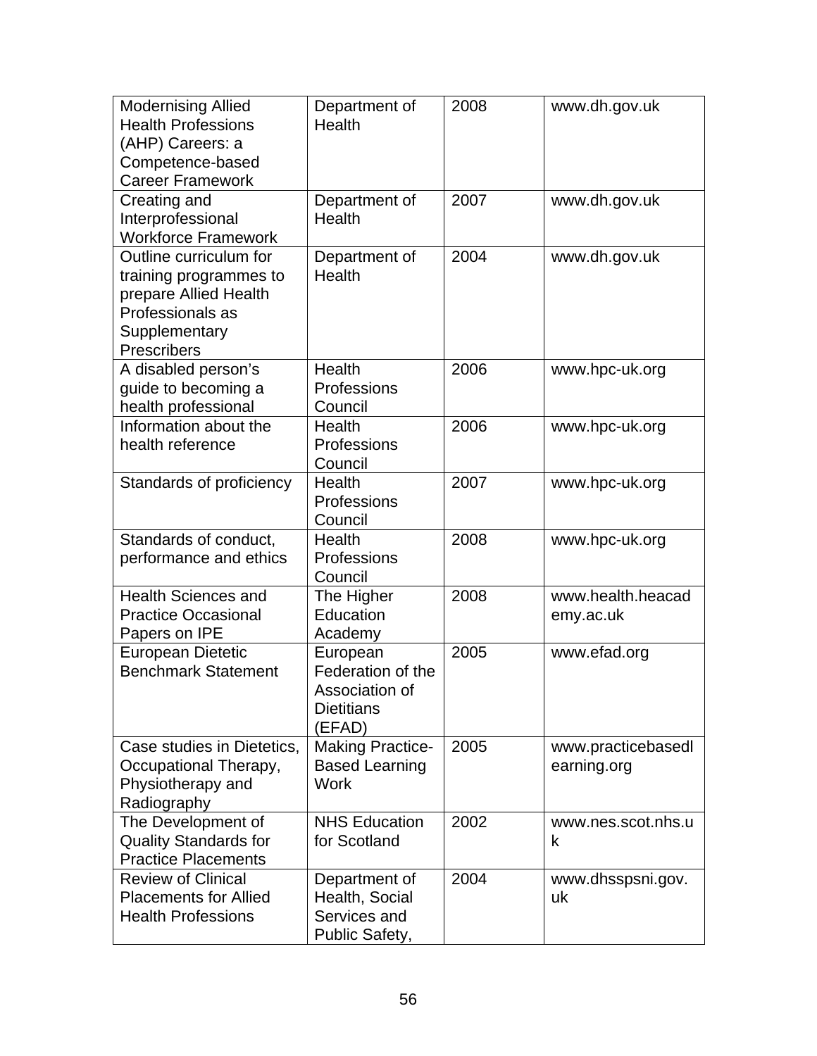| Modernising Allied Health Professions (AHP) Careers: a Competence-based Career Framework | Department of Health | 2008 | www.dh.gov.uk |
|---|---|---|---|
| Creating and Interprofessional Workforce Framework | Department of Health | 2007 | www.dh.gov.uk |
| Outline curriculum for training programmes to prepare Allied Health Professionals as Supplementary Prescribers | Department of Health | 2004 | www.dh.gov.uk |
| A disabled person's guide to becoming a health professional | Health Professions Council | 2006 | www.hpc-uk.org |
| Information about the health reference | Health Professions Council | 2006 | www.hpc-uk.org |
| Standards of proficiency | Health Professions Council | 2007 | www.hpc-uk.org |
| Standards of conduct, performance and ethics | Health Professions Council | 2008 | www.hpc-uk.org |
| Health Sciences and Practice Occasional Papers on IPE | The Higher Education Academy | 2008 | www.health.heacademy.ac.uk |
| European Dietetic Benchmark Statement | European Federation of the Association of Dietitians (EFAD) | 2005 | www.efad.org |
| Case studies in Dietetics, Occupational Therapy, Physiotherapy and Radiography | Making Practice-Based Learning Work | 2005 | www.practicebasedlearning.org |
| The Development of Quality Standards for Practice Placements | NHS Education for Scotland | 2002 | www.nes.scot.nhs.uk |
| Review of Clinical Placements for Allied Health Professions | Department of Health, Social Services and Public Safety, | 2004 | www.dhsspsni.gov.uk |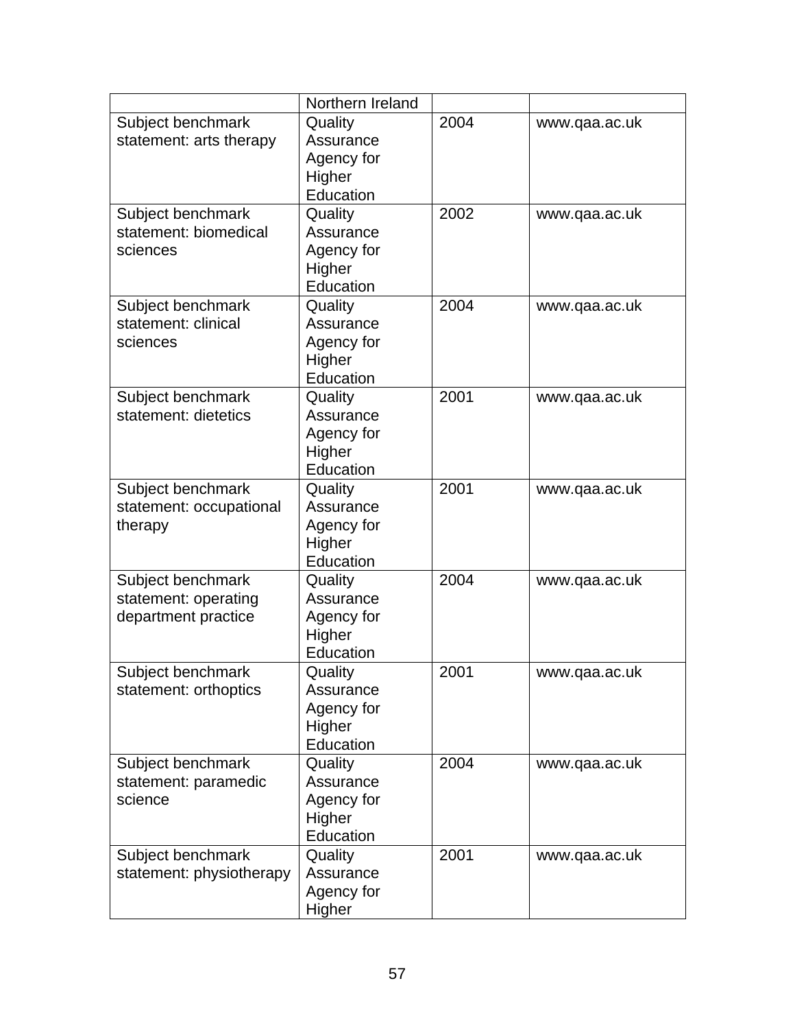| | Northern Ireland | | |
|---|---|---|---|
| Subject benchmark statement: arts therapy | Quality Assurance Agency for Higher Education | 2004 | www.qaa.ac.uk |
| Subject benchmark statement: biomedical sciences | Quality Assurance Agency for Higher Education | 2002 | www.qaa.ac.uk |
| Subject benchmark statement: clinical sciences | Quality Assurance Agency for Higher Education | 2004 | www.qaa.ac.uk |
| Subject benchmark statement: dietetics | Quality Assurance Agency for Higher Education | 2001 | www.qaa.ac.uk |
| Subject benchmark statement: occupational therapy | Quality Assurance Agency for Higher Education | 2001 | www.qaa.ac.uk |
| Subject benchmark statement: operating department practice | Quality Assurance Agency for Higher Education | 2004 | www.qaa.ac.uk |
| Subject benchmark statement: orthoptics | Quality Assurance Agency for Higher Education | 2001 | www.qaa.ac.uk |
| Subject benchmark statement: paramedic science | Quality Assurance Agency for Higher Education | 2004 | www.qaa.ac.uk |
| Subject benchmark statement: physiotherapy | Quality Assurance Agency for Higher | 2001 | www.qaa.ac.uk |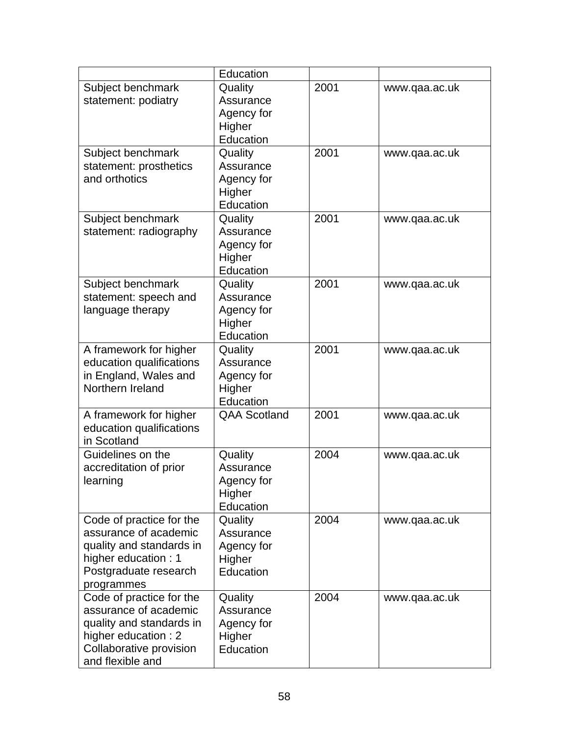| | Education | | |
|---|---|---|---|
| Subject benchmark statement: podiatry | Quality Assurance Agency for Higher Education | 2001 | www.qaa.ac.uk |
| Subject benchmark statement: prosthetics and orthotics | Quality Assurance Agency for Higher Education | 2001 | www.qaa.ac.uk |
| Subject benchmark statement: radiography | Quality Assurance Agency for Higher Education | 2001 | www.qaa.ac.uk |
| Subject benchmark statement: speech and language therapy | Quality Assurance Agency for Higher Education | 2001 | www.qaa.ac.uk |
| A framework for higher education qualifications in England, Wales and Northern Ireland | Quality Assurance Agency for Higher Education | 2001 | www.qaa.ac.uk |
| A framework for higher education qualifications in Scotland | QAA Scotland | 2001 | www.qaa.ac.uk |
| Guidelines on the accreditation of prior learning | Quality Assurance Agency for Higher Education | 2004 | www.qaa.ac.uk |
| Code of practice for the assurance of academic quality and standards in higher education : 1 Postgraduate research programmes | Quality Assurance Agency for Higher Education | 2004 | www.qaa.ac.uk |
| Code of practice for the assurance of academic quality and standards in higher education : 2 Collaborative provision and flexible and | Quality Assurance Agency for Higher Education | 2004 | www.qaa.ac.uk |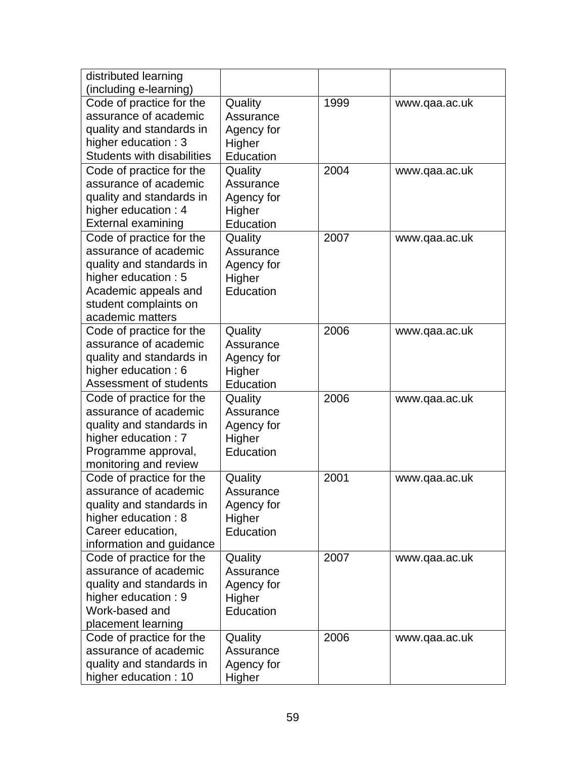| | | | |
|---|---|---|---|
| distributed learning (including e-learning) | | | |
| Code of practice for the assurance of academic quality and standards in higher education : 3 Students with disabilities | Quality Assurance Agency for Higher Education | 1999 | www.qaa.ac.uk |
| Code of practice for the assurance of academic quality and standards in higher education : 4 External examining | Quality Assurance Agency for Higher Education | 2004 | www.qaa.ac.uk |
| Code of practice for the assurance of academic quality and standards in higher education : 5 Academic appeals and student complaints on academic matters | Quality Assurance Agency for Higher Education | 2007 | www.qaa.ac.uk |
| Code of practice for the assurance of academic quality and standards in higher education : 6 Assessment of students | Quality Assurance Agency for Higher Education | 2006 | www.qaa.ac.uk |
| Code of practice for the assurance of academic quality and standards in higher education : 7 Programme approval, monitoring and review | Quality Assurance Agency for Higher Education | 2006 | www.qaa.ac.uk |
| Code of practice for the assurance of academic quality and standards in higher education : 8 Career education, information and guidance | Quality Assurance Agency for Higher Education | 2001 | www.qaa.ac.uk |
| Code of practice for the assurance of academic quality and standards in higher education : 9 Work-based and placement learning | Quality Assurance Agency for Higher Education | 2007 | www.qaa.ac.uk |
| Code of practice for the assurance of academic quality and standards in higher education : 10 | Quality Assurance Agency for Higher | 2006 | www.qaa.ac.uk |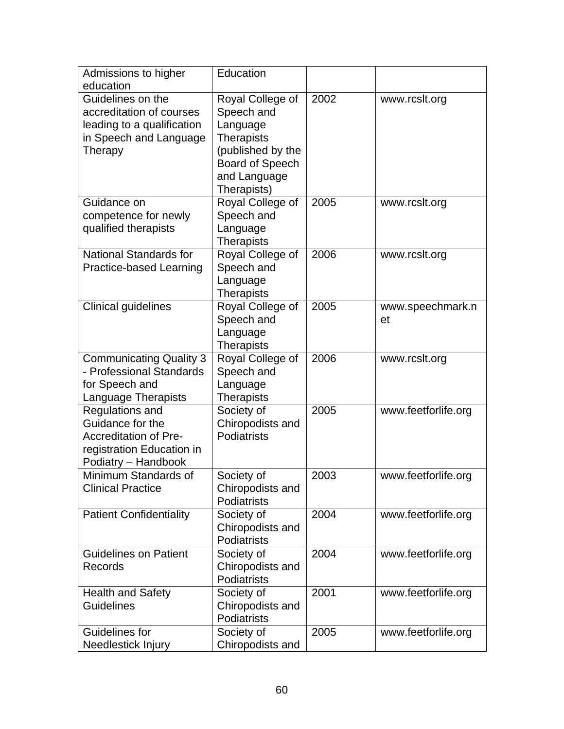| Admissions to higher education | Education | | |
|---|---|---|---|
| Guidelines on the accreditation of courses leading to a qualification in Speech and Language Therapy | Royal College of Speech and Language Therapists (published by the Board of Speech and Language Therapists) | 2002 | www.rcslt.org |
| Guidance on competence for newly qualified therapists | Royal College of Speech and Language Therapists | 2005 | www.rcslt.org |
| National Standards for Practice-based Learning | Royal College of Speech and Language Therapists | 2006 | www.rcslt.org |
| Clinical guidelines | Royal College of Speech and Language Therapists | 2005 | www.speechmark.net |
| Communicating Quality 3 - Professional Standards for Speech and Language Therapists | Royal College of Speech and Language Therapists | 2006 | www.rcslt.org |
| Regulations and Guidance for the Accreditation of Pre-registration Education in Podiatry – Handbook | Society of Chiropodists and Podiatrists | 2005 | www.feetforlife.org |
| Minimum Standards of Clinical Practice | Society of Chiropodists and Podiatrists | 2003 | www.feetforlife.org |
| Patient Confidentiality | Society of Chiropodists and Podiatrists | 2004 | www.feetforlife.org |
| Guidelines on Patient Records | Society of Chiropodists and Podiatrists | 2004 | www.feetforlife.org |
| Health and Safety Guidelines | Society of Chiropodists and Podiatrists | 2001 | www.feetforlife.org |
| Guidelines for Needlestick Injury | Society of Chiropodists and | 2005 | www.feetforlife.org |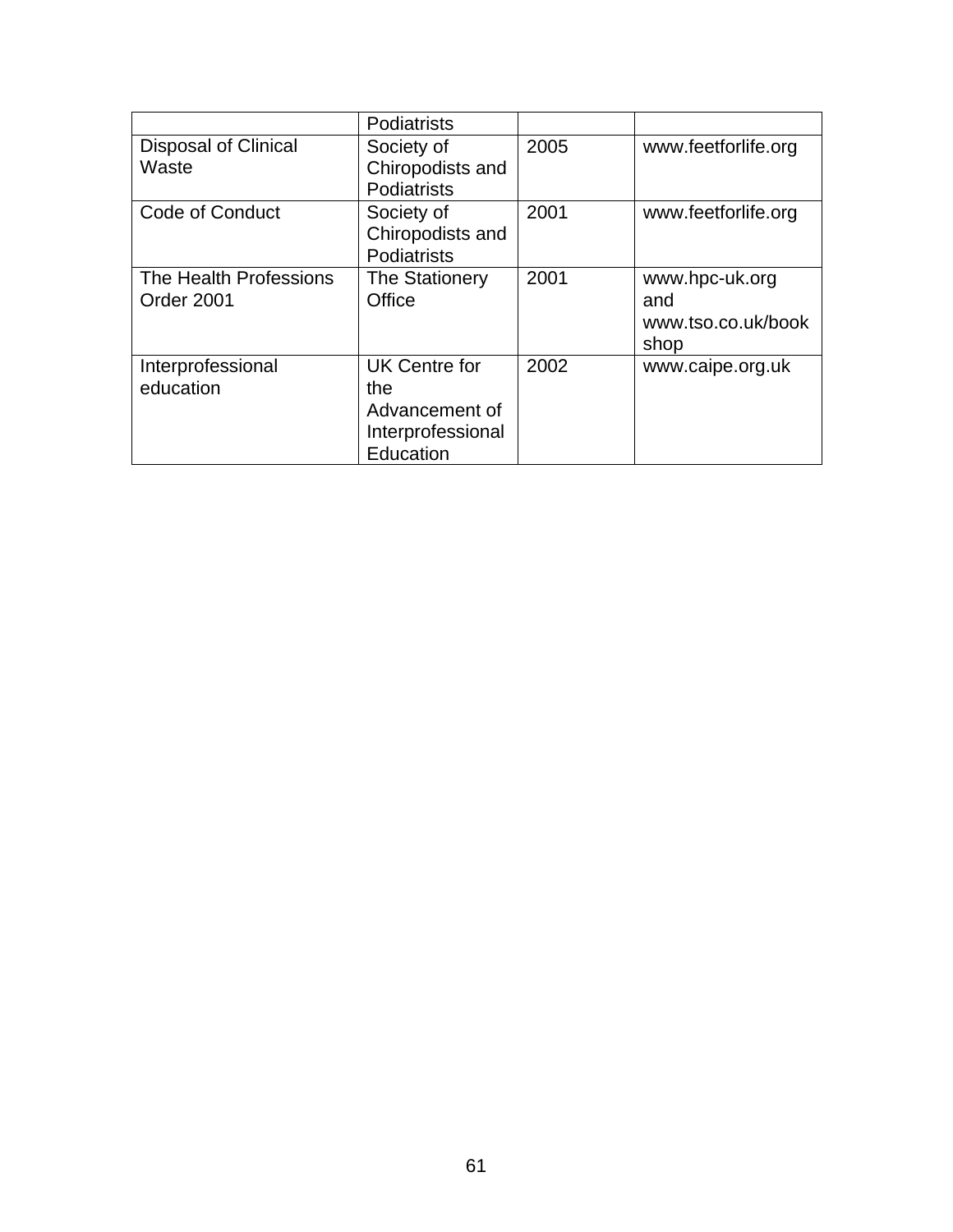| | | | |
|---|---|---|---|
| | Podiatrists | | |
| Disposal of Clinical Waste | Society of Chiropodists and Podiatrists | 2005 | www.feetforlife.org |
| Code of Conduct | Society of Chiropodists and Podiatrists | 2001 | www.feetforlife.org |
| The Health Professions Order 2001 | The Stationery Office | 2001 | www.hpc-uk.org and www.tso.co.uk/bookshop |
| Interprofessional education | UK Centre for the Advancement of Interprofessional Education | 2002 | www.caipe.org.uk |